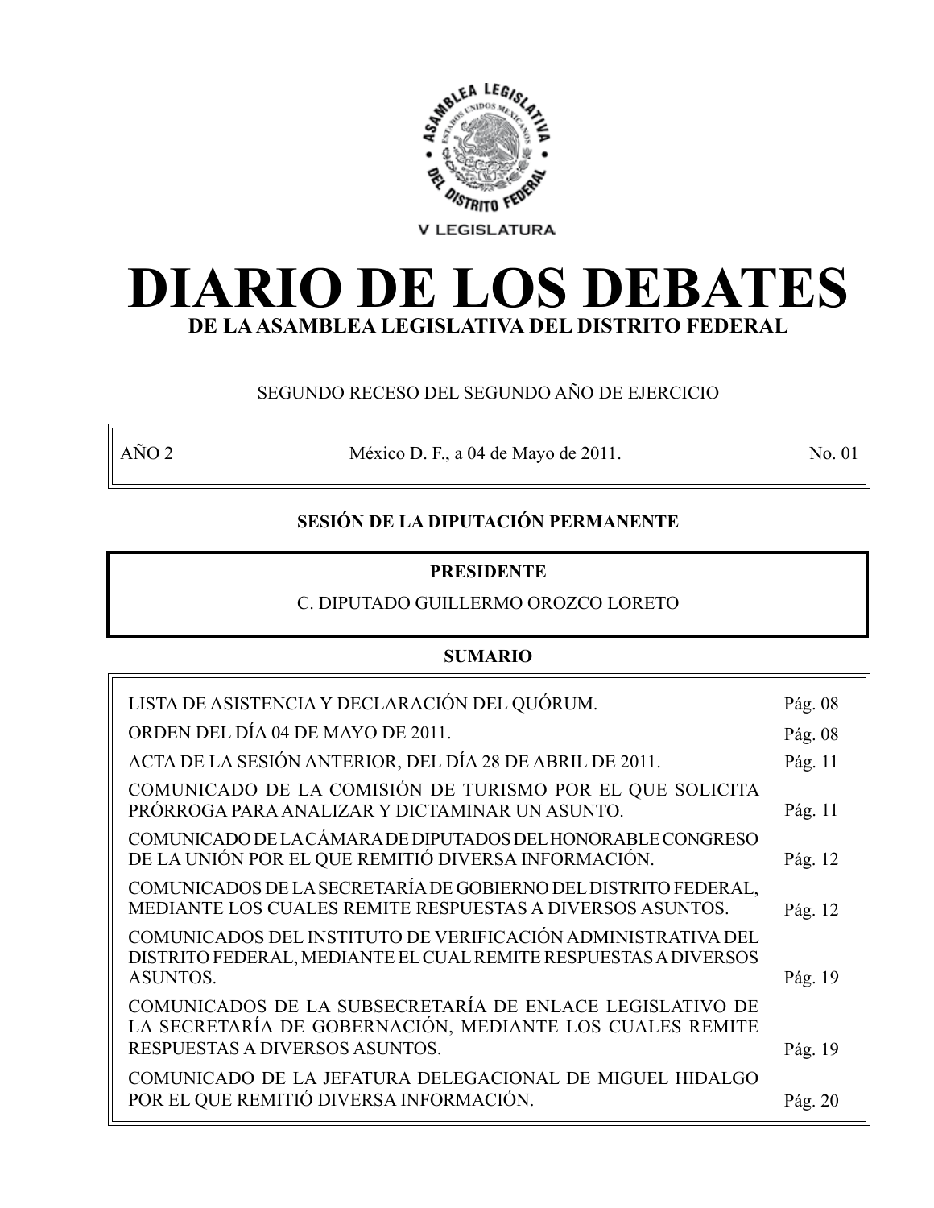V LEGISLATURA

# DIARIO DE LOS DEBATES

## DE LA ASAMBLEA LEGISLATIVA DEL DISTRITO FEDERAL

SEGUNDO RECESO DEL SEGUNDO AÑO DE EJERCICIO

| AÑO 2 | México D. F., a 04 de Mayo de 2011. | No. 01 |
|---|---|---|

### SESIÓN DE LA DIPUTACIÓN PERMANENTE

**PRESIDENTE**

C. DIPUTADO GUILLERMO OROZCO LORETO

### SUMARIO

| | |
|---|---|
| LISTA DE ASISTENCIA Y DECLARACIÓN DEL QUÓRUM. | Pág. 08 |
| ORDEN DEL DÍA 04 DE MAYO DE 2011. | Pág. 08 |
| ACTA DE LA SESIÓN ANTERIOR, DEL DÍA 28 DE ABRIL DE 2011. | Pág. 11 |
| COMUNICADO DE LA COMISIÓN DE TURISMO POR EL QUE SOLICITA PRÓRROGA PARA ANALIZAR Y DICTAMINAR UN ASUNTO. | Pág. 11 |
| COMUNICADO DE LA CÁMARA DE DIPUTADOS DEL HONORABLE CONGRESO DE LA UNIÓN POR EL QUE REMITIÓ DIVERSA INFORMACIÓN. | Pág. 12 |
| COMUNICADOS DE LA SECRETARÍA DE GOBIERNO DEL DISTRITO FEDERAL, MEDIANTE LOS CUALES REMITE RESPUESTAS A DIVERSOS ASUNTOS. | Pág. 12 |
| COMUNICADOS DEL INSTITUTO DE VERIFICACIÓN ADMINISTRATIVA DEL DISTRITO FEDERAL, MEDIANTE EL CUAL REMITE RESPUESTAS A DIVERSOS ASUNTOS. | Pág. 19 |
| COMUNICADOS DE LA SUBSECRETARÍA DE ENLACE LEGISLATIVO DE LA SECRETARÍA DE GOBERNACIÓN, MEDIANTE LOS CUALES REMITE RESPUESTAS A DIVERSOS ASUNTOS. | Pág. 19 |
| COMUNICADO DE LA JEFATURA DELEGACIONAL DE MIGUEL HIDALGO POR EL QUE REMITIÓ DIVERSA INFORMACIÓN. | Pág. 20 |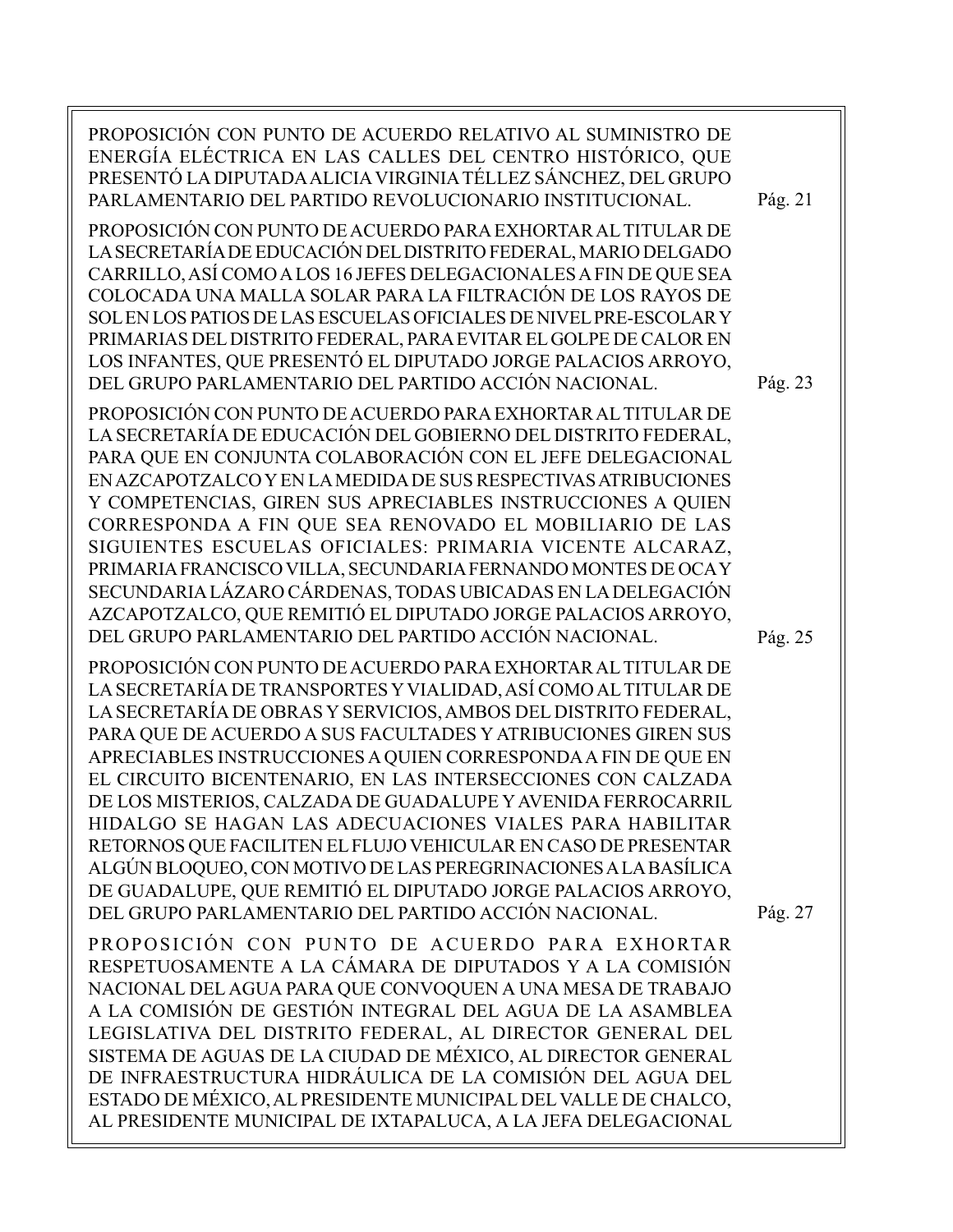PROPOSICIÓN CON PUNTO DE ACUERDO RELATIVO AL SUMINISTRO DE ENERGÍA ELÉCTRICA EN LAS CALLES DEL CENTRO HISTÓRICO, QUE PRESENTÓ LA DIPUTADA ALICIA VIRGINIA TÉLLEZ SÁNCHEZ, DEL GRUPO PARLAMENTARIO DEL PARTIDO REVOLUCIONARIO INSTITUCIONAL. Pág. 21

PROPOSICIÓN CON PUNTO DE ACUERDO PARA EXHORTAR AL TITULAR DE LA SECRETARÍA DE EDUCACIÓN DEL DISTRITO FEDERAL, MARIO DELGADO CARRILLO, ASÍ COMO A LOS 16 JEFES DELEGACIONALES A FIN DE QUE SEA COLOCADA UNA MALLA SOLAR PARA LA FILTRACIÓN DE LOS RAYOS DE SOL EN LOS PATIOS DE LAS ESCUELAS OFICIALES DE NIVEL PRE-ESCOLAR Y PRIMARIAS DEL DISTRITO FEDERAL, PARA EVITAR EL GOLPE DE CALOR EN LOS INFANTES, QUE PRESENTÓ EL DIPUTADO JORGE PALACIOS ARROYO, DEL GRUPO PARLAMENTARIO DEL PARTIDO ACCIÓN NACIONAL. Pág. 23

PROPOSICIÓN CON PUNTO DE ACUERDO PARA EXHORTAR AL TITULAR DE LA SECRETARÍA DE EDUCACIÓN DEL GOBIERNO DEL DISTRITO FEDERAL, PARA QUE EN CONJUNTA COLABORACIÓN CON EL JEFE DELEGACIONAL EN AZCAPOTZALCO Y EN LA MEDIDA DE SUS RESPECTIVAS ATRIBUCIONES Y COMPETENCIAS, GIREN SUS APRECIABLES INSTRUCCIONES A QUIEN CORRESPONDA A FIN QUE SEA RENOVADO EL MOBILIARIO DE LAS SIGUIENTES ESCUELAS OFICIALES: PRIMARIA VICENTE ALCARAZ, PRIMARIA FRANCISCO VILLA, SECUNDARIA FERNANDO MONTES DE OCA Y SECUNDARIA LÁZARO CÁRDENAS, TODAS UBICADAS EN LA DELEGACIÓN AZCAPOTZALCO, QUE REMITIÓ EL DIPUTADO JORGE PALACIOS ARROYO, DEL GRUPO PARLAMENTARIO DEL PARTIDO ACCIÓN NACIONAL. Pág. 25

PROPOSICIÓN CON PUNTO DE ACUERDO PARA EXHORTAR AL TITULAR DE LA SECRETARÍA DE TRANSPORTES Y VIALIDAD, ASÍ COMO AL TITULAR DE LA SECRETARÍA DE OBRAS Y SERVICIOS, AMBOS DEL DISTRITO FEDERAL, PARA QUE DE ACUERDO A SUS FACULTADES Y ATRIBUCIONES GIREN SUS APRECIABLES INSTRUCCIONES A QUIEN CORRESPONDA A FIN DE QUE EN EL CIRCUITO BICENTENARIO, EN LAS INTERSECCIONES CON CALZADA DE LOS MISTERIOS, CALZADA DE GUADALUPE Y AVENIDA FERROCARRIL HIDALGO SE HAGAN LAS ADECUACIONES VIALES PARA HABILITAR RETORNOS QUE FACILITEN EL FLUJO VEHICULAR EN CASO DE PRESENTAR ALGÚN BLOQUEO, CON MOTIVO DE LAS PEREGRINACIONES A LA BASÍLICA DE GUADALUPE, QUE REMITIÓ EL DIPUTADO JORGE PALACIOS ARROYO, DEL GRUPO PARLAMENTARIO DEL PARTIDO ACCIÓN NACIONAL. Pág. 27

PROPOSICIÓN CON PUNTO DE ACUERDO PARA EXHORTAR RESPETUOSAMENTE A LA CÁMARA DE DIPUTADOS Y A LA COMISIÓN NACIONAL DEL AGUA PARA QUE CONVOQUEN A UNA MESA DE TRABAJO A LA COMISIÓN DE GESTIÓN INTEGRAL DEL AGUA DE LA ASAMBLEA LEGISLATIVA DEL DISTRITO FEDERAL, AL DIRECTOR GENERAL DEL SISTEMA DE AGUAS DE LA CIUDAD DE MÉXICO, AL DIRECTOR GENERAL DE INFRAESTRUCTURA HIDRÁULICA DE LA COMISIÓN DEL AGUA DEL ESTADO DE MÉXICO, AL PRESIDENTE MUNICIPAL DEL VALLE DE CHALCO, AL PRESIDENTE MUNICIPAL DE IXTAPALUCA, A LA JEFA DELEGACIONAL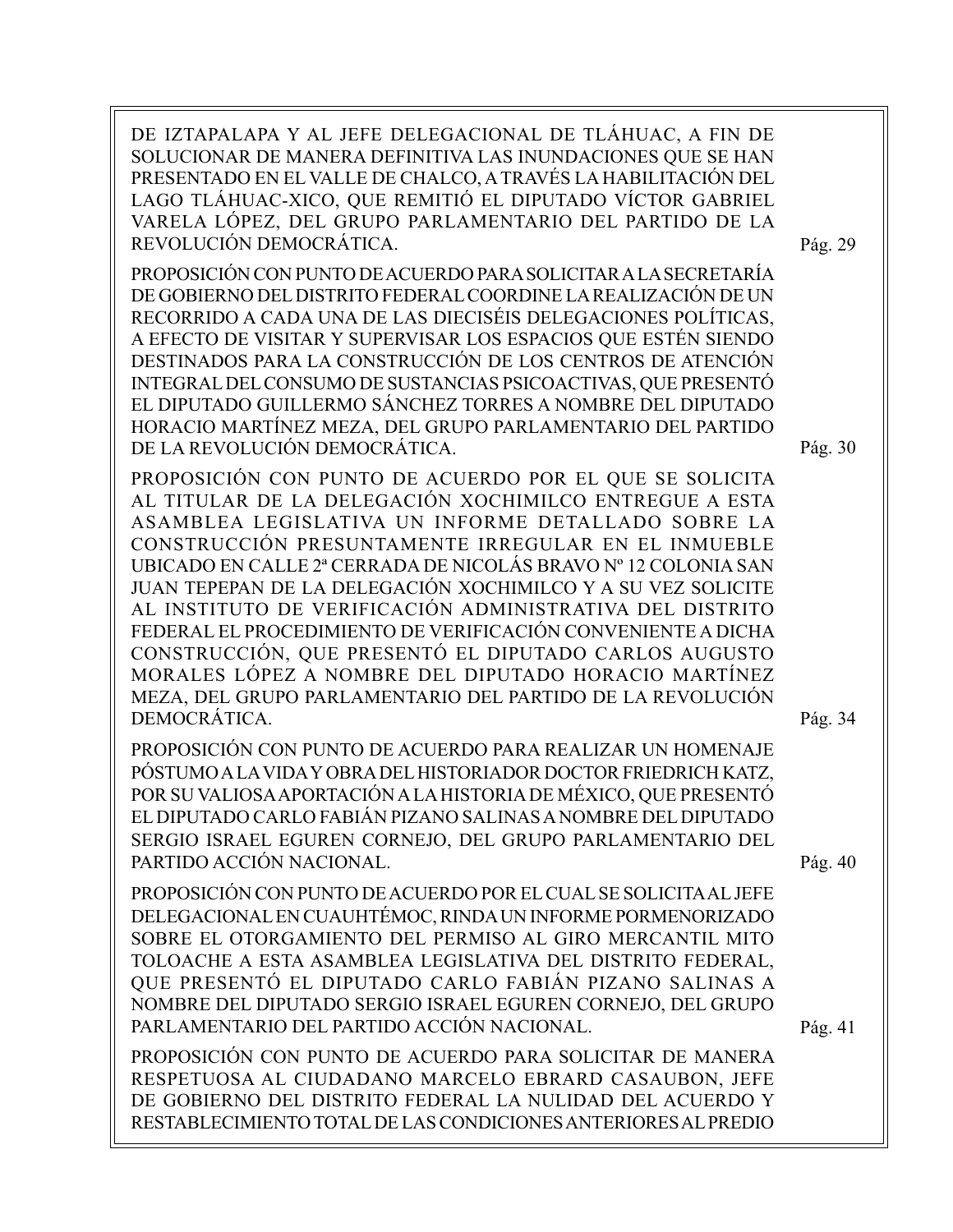DE IZTAPALAPA Y AL JEFE DELEGACIONAL DE TLÁHUAC, A FIN DE SOLUCIONAR DE MANERA DEFINITIVA LAS INUNDACIONES QUE SE HAN PRESENTADO EN EL VALLE DE CHALCO, A TRAVÉS LA HABILITACIÓN DEL LAGO TLÁHUAC-XICO, QUE REMITIÓ EL DIPUTADO VÍCTOR GABRIEL VARELA LÓPEZ, DEL GRUPO PARLAMENTARIO DEL PARTIDO DE LA REVOLUCIÓN DEMOCRÁTICA. Pág. 29

PROPOSICIÓN CON PUNTO DE ACUERDO PARA SOLICITAR A LA SECRETARÍA DE GOBIERNO DEL DISTRITO FEDERAL COORDINE LA REALIZACIÓN DE UN RECORRIDO A CADA UNA DE LAS DIECISÉIS DELEGACIONES POLÍTICAS, A EFECTO DE VISITAR Y SUPERVISAR LOS ESPACIOS QUE ESTÉN SIENDO DESTINADOS PARA LA CONSTRUCCIÓN DE LOS CENTROS DE ATENCIÓN INTEGRAL DEL CONSUMO DE SUSTANCIAS PSICOACTIVAS, QUE PRESENTÓ EL DIPUTADO GUILLERMO SÁNCHEZ TORRES A NOMBRE DEL DIPUTADO HORACIO MARTÍNEZ MEZA, DEL GRUPO PARLAMENTARIO DEL PARTIDO DE LA REVOLUCIÓN DEMOCRÁTICA. Pág. 30

PROPOSICIÓN CON PUNTO DE ACUERDO POR EL QUE SE SOLICITA AL TITULAR DE LA DELEGACIÓN XOCHIMILCO ENTREGUE A ESTA ASAMBLEA LEGISLATIVA UN INFORME DETALLADO SOBRE LA CONSTRUCCIÓN PRESUNTAMENTE IRREGULAR EN EL INMUEBLE UBICADO EN CALLE 2ª CERRADA DE NICOLÁS BRAVO Nº 12 COLONIA SAN JUAN TEPEPAN DE LA DELEGACIÓN XOCHIMILCO Y A SU VEZ SOLICITE AL INSTITUTO DE VERIFICACIÓN ADMINISTRATIVA DEL DISTRITO FEDERAL EL PROCEDIMIENTO DE VERIFICACIÓN CONVENIENTE A DICHA CONSTRUCCIÓN, QUE PRESENTÓ EL DIPUTADO CARLOS AUGUSTO MORALES LÓPEZ A NOMBRE DEL DIPUTADO HORACIO MARTÍNEZ MEZA, DEL GRUPO PARLAMENTARIO DEL PARTIDO DE LA REVOLUCIÓN DEMOCRÁTICA. Pág. 34

PROPOSICIÓN CON PUNTO DE ACUERDO PARA REALIZAR UN HOMENAJE PÓSTUMO A LA VIDA Y OBRA DEL HISTORIADOR DOCTOR FRIEDRICH KATZ, POR SU VALIOSA APORTACIÓN A LA HISTORIA DE MÉXICO, QUE PRESENTÓ EL DIPUTADO CARLO FABIÁN PIZANO SALINAS A NOMBRE DEL DIPUTADO SERGIO ISRAEL EGUREN CORNEJO, DEL GRUPO PARLAMENTARIO DEL PARTIDO ACCIÓN NACIONAL. Pág. 40

PROPOSICIÓN CON PUNTO DE ACUERDO POR EL CUAL SE SOLICITA AL JEFE DELEGACIONAL EN CUAUHTÉMOC, RINDA UN INFORME PORMENORIZADO SOBRE EL OTORGAMIENTO DEL PERMISO AL GIRO MERCANTIL MITO TOLOACHE A ESTA ASAMBLEA LEGISLATIVA DEL DISTRITO FEDERAL, QUE PRESENTÓ EL DIPUTADO CARLO FABIÁN PIZANO SALINAS A NOMBRE DEL DIPUTADO SERGIO ISRAEL EGUREN CORNEJO, DEL GRUPO PARLAMENTARIO DEL PARTIDO ACCIÓN NACIONAL. Pág. 41

PROPOSICIÓN CON PUNTO DE ACUERDO PARA SOLICITAR DE MANERA RESPETUOSA AL CIUDADANO MARCELO EBRARD CASAUBON, JEFE DE GOBIERNO DEL DISTRITO FEDERAL LA NULIDAD DEL ACUERDO Y RESTABLECIMIENTO TOTAL DE LAS CONDICIONES ANTERIORES AL PREDIO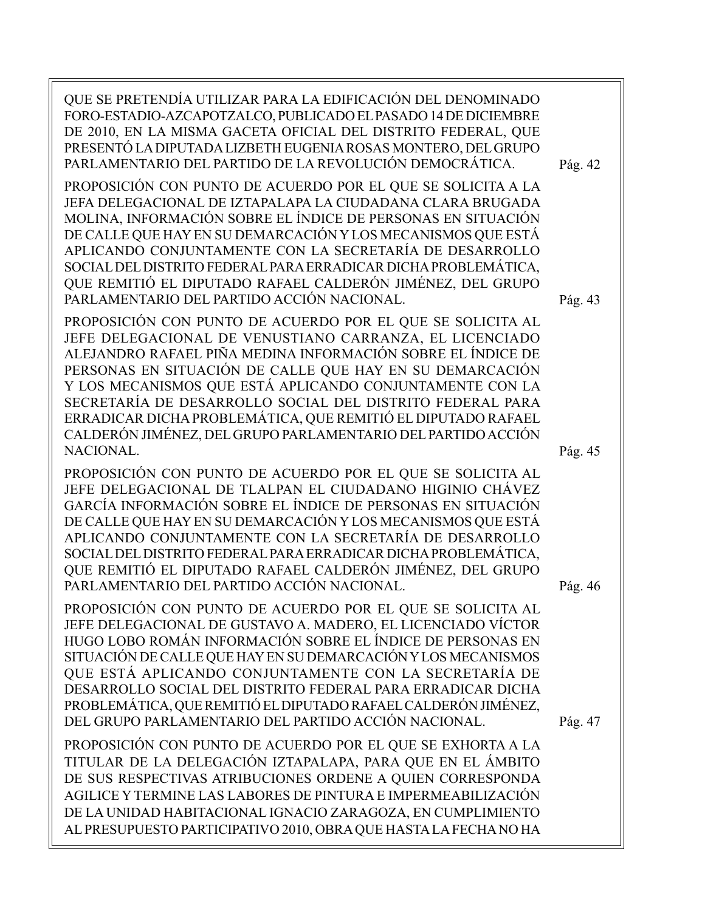QUE SE PRETENDÍA UTILIZAR PARA LA EDIFICACIÓN DEL DENOMINADO FORO-ESTADIO-AZCAPOTZALCO, PUBLICADO EL PASADO 14 DE DICIEMBRE DE 2010, EN LA MISMA GACETA OFICIAL DEL DISTRITO FEDERAL, QUE PRESENTÓ LA DIPUTADA LIZBETH EUGENIA ROSAS MONTERO, DEL GRUPO PARLAMENTARIO DEL PARTIDO DE LA REVOLUCIÓN DEMOCRÁTICA. Pág. 42

PROPOSICIÓN CON PUNTO DE ACUERDO POR EL QUE SE SOLICITA A LA JEFA DELEGACIONAL DE IZTAPALAPA LA CIUDADANA CLARA BRUGADA MOLINA, INFORMACIÓN SOBRE EL ÍNDICE DE PERSONAS EN SITUACIÓN DE CALLE QUE HAY EN SU DEMARCACIÓN Y LOS MECANISMOS QUE ESTÁ APLICANDO CONJUNTAMENTE CON LA SECRETARÍA DE DESARROLLO SOCIAL DEL DISTRITO FEDERAL PARA ERRADICAR DICHA PROBLEMÁTICA, QUE REMITIÓ EL DIPUTADO RAFAEL CALDERÓN JIMÉNEZ, DEL GRUPO PARLAMENTARIO DEL PARTIDO ACCIÓN NACIONAL. Pág. 43

PROPOSICIÓN CON PUNTO DE ACUERDO POR EL QUE SE SOLICITA AL JEFE DELEGACIONAL DE VENUSTIANO CARRANZA, EL LICENCIADO ALEJANDRO RAFAEL PIÑA MEDINA INFORMACIÓN SOBRE EL ÍNDICE DE PERSONAS EN SITUACIÓN DE CALLE QUE HAY EN SU DEMARCACIÓN Y LOS MECANISMOS QUE ESTÁ APLICANDO CONJUNTAMENTE CON LA SECRETARÍA DE DESARROLLO SOCIAL DEL DISTRITO FEDERAL PARA ERRADICAR DICHA PROBLEMÁTICA, QUE REMITIÓ EL DIPUTADO RAFAEL CALDERÓN JIMÉNEZ, DEL GRUPO PARLAMENTARIO DEL PARTIDO ACCIÓN NACIONAL. Pág. 45

PROPOSICIÓN CON PUNTO DE ACUERDO POR EL QUE SE SOLICITA AL JEFE DELEGACIONAL DE TLALPAN EL CIUDADANO HIGINIO CHÁVEZ GARCÍA INFORMACIÓN SOBRE EL ÍNDICE DE PERSONAS EN SITUACIÓN DE CALLE QUE HAY EN SU DEMARCACIÓN Y LOS MECANISMOS QUE ESTÁ APLICANDO CONJUNTAMENTE CON LA SECRETARÍA DE DESARROLLO SOCIAL DEL DISTRITO FEDERAL PARA ERRADICAR DICHA PROBLEMÁTICA, QUE REMITIÓ EL DIPUTADO RAFAEL CALDERÓN JIMÉNEZ, DEL GRUPO PARLAMENTARIO DEL PARTIDO ACCIÓN NACIONAL. Pág. 46

PROPOSICIÓN CON PUNTO DE ACUERDO POR EL QUE SE SOLICITA AL JEFE DELEGACIONAL DE GUSTAVO A. MADERO, EL LICENCIADO VÍCTOR HUGO LOBO ROMÁN INFORMACIÓN SOBRE EL ÍNDICE DE PERSONAS EN SITUACIÓN DE CALLE QUE HAY EN SU DEMARCACIÓN Y LOS MECANISMOS QUE ESTÁ APLICANDO CONJUNTAMENTE CON LA SECRETARÍA DE DESARROLLO SOCIAL DEL DISTRITO FEDERAL PARA ERRADICAR DICHA PROBLEMÁTICA, QUE REMITIÓ EL DIPUTADO RAFAEL CALDERÓN JIMÉNEZ, DEL GRUPO PARLAMENTARIO DEL PARTIDO ACCIÓN NACIONAL. Pág. 47

PROPOSICIÓN CON PUNTO DE ACUERDO POR EL QUE SE EXHORTA A LA TITULAR DE LA DELEGACIÓN IZTAPALAPA, PARA QUE EN EL ÁMBITO DE SUS RESPECTIVAS ATRIBUCIONES ORDENE A QUIEN CORRESPONDA AGILICE Y TERMINE LAS LABORES DE PINTURA E IMPERMEABILIZACIÓN DE LA UNIDAD HABITACIONAL IGNACIO ZARAGOZA, EN CUMPLIMIENTO AL PRESUPUESTO PARTICIPATIVO 2010, OBRA QUE HASTA LA FECHA NO HA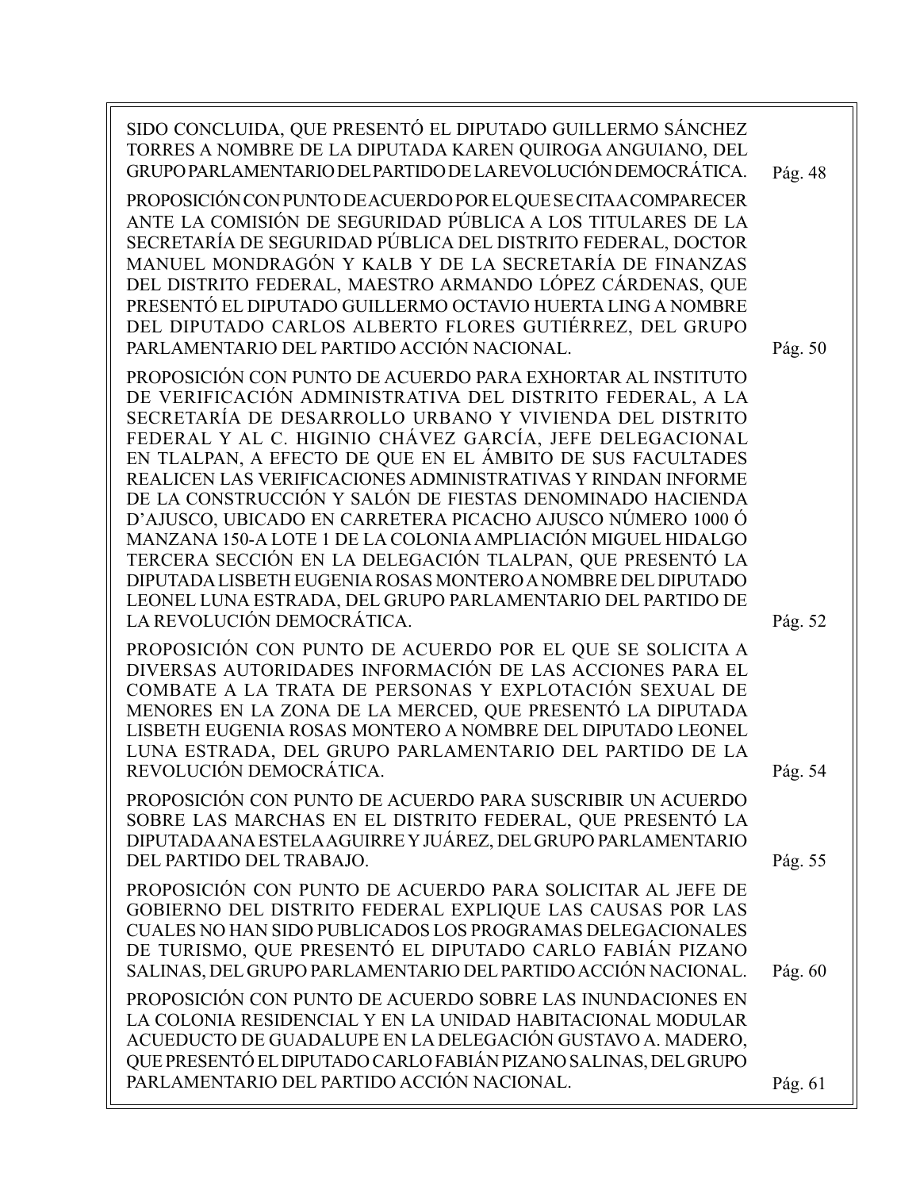SIDO CONCLUIDA, QUE PRESENTÓ EL DIPUTADO GUILLERMO SÁNCHEZ TORRES A NOMBRE DE LA DIPUTADA KAREN QUIROGA ANGUIANO, DEL GRUPO PARLAMENTARIO DEL PARTIDO DE LA REVOLUCIÓN DEMOCRÁTICA. Pág. 48

PROPOSICIÓN CON PUNTO DE ACUERDO POR EL QUE SE CITA A COMPARECER ANTE LA COMISIÓN DE SEGURIDAD PÚBLICA A LOS TITULARES DE LA SECRETARÍA DE SEGURIDAD PÚBLICA DEL DISTRITO FEDERAL, DOCTOR MANUEL MONDRAGÓN Y KALB Y DE LA SECRETARÍA DE FINANZAS DEL DISTRITO FEDERAL, MAESTRO ARMANDO LÓPEZ CÁRDENAS, QUE PRESENTÓ EL DIPUTADO GUILLERMO OCTAVIO HUERTA LING A NOMBRE DEL DIPUTADO CARLOS ALBERTO FLORES GUTIÉRREZ, DEL GRUPO PARLAMENTARIO DEL PARTIDO ACCIÓN NACIONAL. Pág. 50

PROPOSICIÓN CON PUNTO DE ACUERDO PARA EXHORTAR AL INSTITUTO DE VERIFICACIÓN ADMINISTRATIVA DEL DISTRITO FEDERAL, A LA SECRETARÍA DE DESARROLLO URBANO Y VIVIENDA DEL DISTRITO FEDERAL Y AL C. HIGINIO CHÁVEZ GARCÍA, JEFE DELEGACIONAL EN TLALPAN, A EFECTO DE QUE EN EL ÁMBITO DE SUS FACULTADES REALICEN LAS VERIFICACIONES ADMINISTRATIVAS Y RINDAN INFORME DE LA CONSTRUCCIÓN Y SALÓN DE FIESTAS DENOMINADO HACIENDA D'AJUSCO, UBICADO EN CARRETERA PICACHO AJUSCO NÚMERO 1000 Ó MANZANA 150-A LOTE 1 DE LA COLONIA AMPLIACIÓN MIGUEL HIDALGO TERCERA SECCIÓN EN LA DELEGACIÓN TLALPAN, QUE PRESENTÓ LA DIPUTADA LISBETH EUGENIA ROSAS MONTERO A NOMBRE DEL DIPUTADO LEONEL LUNA ESTRADA, DEL GRUPO PARLAMENTARIO DEL PARTIDO DE LA REVOLUCIÓN DEMOCRÁTICA. Pág. 52

PROPOSICIÓN CON PUNTO DE ACUERDO POR EL QUE SE SOLICITA A DIVERSAS AUTORIDADES INFORMACIÓN DE LAS ACCIONES PARA EL COMBATE A LA TRATA DE PERSONAS Y EXPLOTACIÓN SEXUAL DE MENORES EN LA ZONA DE LA MERCED, QUE PRESENTÓ LA DIPUTADA LISBETH EUGENIA ROSAS MONTERO A NOMBRE DEL DIPUTADO LEONEL LUNA ESTRADA, DEL GRUPO PARLAMENTARIO DEL PARTIDO DE LA REVOLUCIÓN DEMOCRÁTICA. Pág. 54

PROPOSICIÓN CON PUNTO DE ACUERDO PARA SUSCRIBIR UN ACUERDO SOBRE LAS MARCHAS EN EL DISTRITO FEDERAL, QUE PRESENTÓ LA DIPUTADA ANA ESTELA AGUIRRE Y JUÁREZ, DEL GRUPO PARLAMENTARIO DEL PARTIDO DEL TRABAJO. Pág. 55

PROPOSICIÓN CON PUNTO DE ACUERDO PARA SOLICITAR AL JEFE DE GOBIERNO DEL DISTRITO FEDERAL EXPLIQUE LAS CAUSAS POR LAS CUALES NO HAN SIDO PUBLICADOS LOS PROGRAMAS DELEGACIONALES DE TURISMO, QUE PRESENTÓ EL DIPUTADO CARLO FABIÁN PIZANO SALINAS, DEL GRUPO PARLAMENTARIO DEL PARTIDO ACCIÓN NACIONAL. Pág. 60

PROPOSICIÓN CON PUNTO DE ACUERDO SOBRE LAS INUNDACIONES EN LA COLONIA RESIDENCIAL Y EN LA UNIDAD HABITACIONAL MODULAR ACUEDUCTO DE GUADALUPE EN LA DELEGACIÓN GUSTAVO A. MADERO, QUE PRESENTÓ EL DIPUTADO CARLO FABIÁN PIZANO SALINAS, DEL GRUPO PARLAMENTARIO DEL PARTIDO ACCIÓN NACIONAL. Pág. 61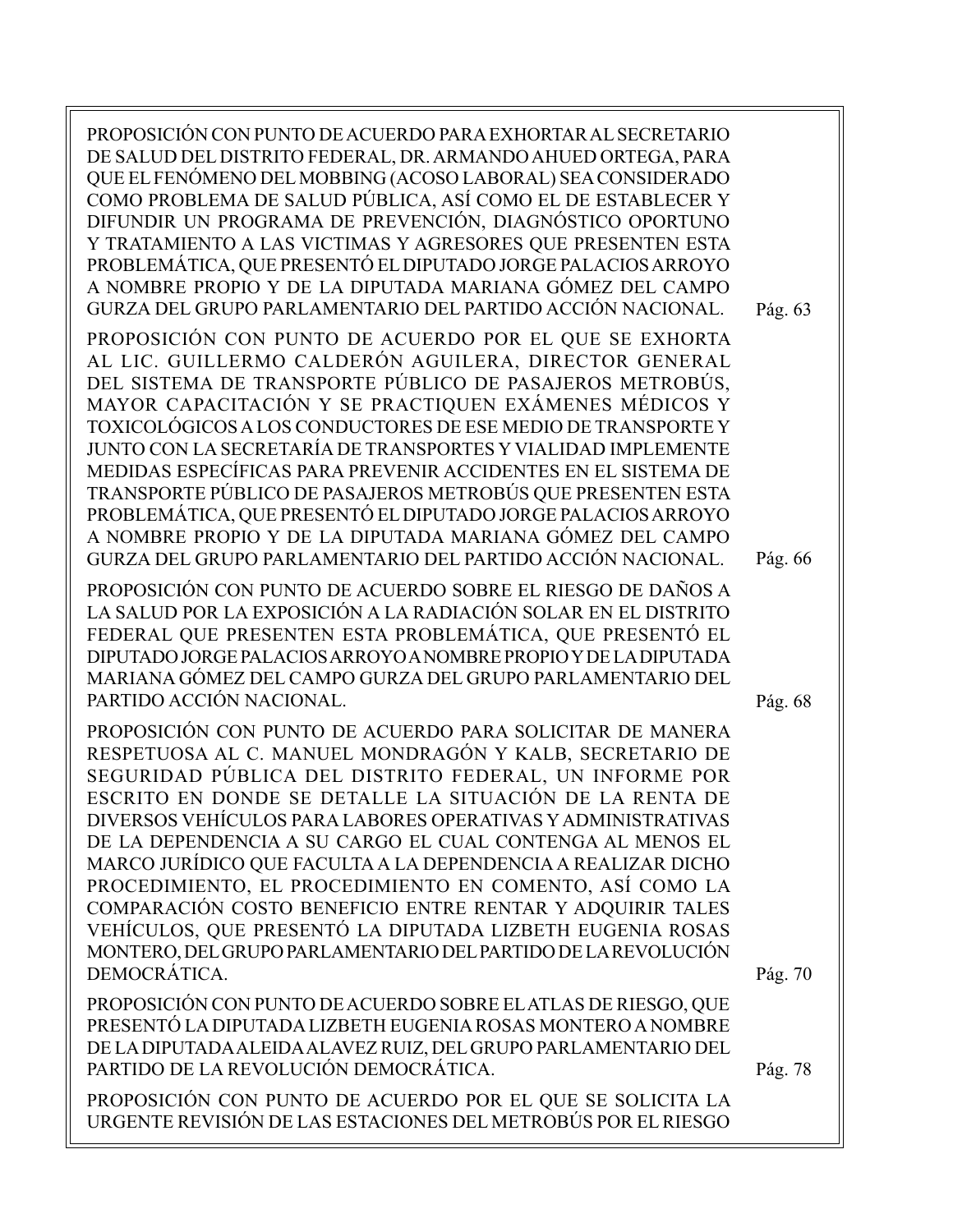PROPOSICIÓN CON PUNTO DE ACUERDO PARA EXHORTAR AL SECRETARIO DE SALUD DEL DISTRITO FEDERAL, DR. ARMANDO AHUED ORTEGA, PARA QUE EL FENÓMENO DEL MOBBING (ACOSO LABORAL) SEA CONSIDERADO COMO PROBLEMA DE SALUD PÚBLICA, ASÍ COMO EL DE ESTABLECER Y DIFUNDIR UN PROGRAMA DE PREVENCIÓN, DIAGNÓSTICO OPORTUNO Y TRATAMIENTO A LAS VICTIMAS Y AGRESORES QUE PRESENTEN ESTA PROBLEMÁTICA, QUE PRESENTÓ EL DIPUTADO JORGE PALACIOS ARROYO A NOMBRE PROPIO Y DE LA DIPUTADA MARIANA GÓMEZ DEL CAMPO GURZA DEL GRUPO PARLAMENTARIO DEL PARTIDO ACCIÓN NACIONAL. Pág. 63

PROPOSICIÓN CON PUNTO DE ACUERDO POR EL QUE SE EXHORTA AL LIC. GUILLERMO CALDERÓN AGUILERA, DIRECTOR GENERAL DEL SISTEMA DE TRANSPORTE PÚBLICO DE PASAJEROS METROBÚS, MAYOR CAPACITACIÓN Y SE PRACTIQUEN EXÁMENES MÉDICOS Y TOXICOLÓGICOS A LOS CONDUCTORES DE ESE MEDIO DE TRANSPORTE Y JUNTO CON LA SECRETARÍA DE TRANSPORTES Y VIALIDAD IMPLEMENTE MEDIDAS ESPECÍFICAS PARA PREVENIR ACCIDENTES EN EL SISTEMA DE TRANSPORTE PÚBLICO DE PASAJEROS METROBÚS QUE PRESENTEN ESTA PROBLEMÁTICA, QUE PRESENTÓ EL DIPUTADO JORGE PALACIOS ARROYO A NOMBRE PROPIO Y DE LA DIPUTADA MARIANA GÓMEZ DEL CAMPO GURZA DEL GRUPO PARLAMENTARIO DEL PARTIDO ACCIÓN NACIONAL. Pág. 66

PROPOSICIÓN CON PUNTO DE ACUERDO SOBRE EL RIESGO DE DAÑOS A LA SALUD POR LA EXPOSICIÓN A LA RADIACIÓN SOLAR EN EL DISTRITO FEDERAL QUE PRESENTEN ESTA PROBLEMÁTICA, QUE PRESENTÓ EL DIPUTADO JORGE PALACIOS ARROYO A NOMBRE PROPIO Y DE LA DIPUTADA MARIANA GÓMEZ DEL CAMPO GURZA DEL GRUPO PARLAMENTARIO DEL PARTIDO ACCIÓN NACIONAL. Pág. 68

PROPOSICIÓN CON PUNTO DE ACUERDO PARA SOLICITAR DE MANERA RESPETUOSA AL C. MANUEL MONDRAGÓN Y KALB, SECRETARIO DE SEGURIDAD PÚBLICA DEL DISTRITO FEDERAL, UN INFORME POR ESCRITO EN DONDE SE DETALLE LA SITUACIÓN DE LA RENTA DE DIVERSOS VEHÍCULOS PARA LABORES OPERATIVAS Y ADMINISTRATIVAS DE LA DEPENDENCIA A SU CARGO EL CUAL CONTENGA AL MENOS EL MARCO JURÍDICO QUE FACULTA A LA DEPENDENCIA A REALIZAR DICHO PROCEDIMIENTO, EL PROCEDIMIENTO EN COMENTO, ASÍ COMO LA COMPARACIÓN COSTO BENEFICIO ENTRE RENTAR Y ADQUIRIR TALES VEHÍCULOS, QUE PRESENTÓ LA DIPUTADA LIZBETH EUGENIA ROSAS MONTERO, DEL GRUPO PARLAMENTARIO DEL PARTIDO DE LA REVOLUCIÓN DEMOCRÁTICA. Pág. 70

PROPOSICIÓN CON PUNTO DE ACUERDO SOBRE EL ATLAS DE RIESGO, QUE PRESENTÓ LA DIPUTADA LIZBETH EUGENIA ROSAS MONTERO A NOMBRE DE LA DIPUTADA ALEIDA ALAVEZ RUIZ, DEL GRUPO PARLAMENTARIO DEL PARTIDO DE LA REVOLUCIÓN DEMOCRÁTICA. Pág. 78

PROPOSICIÓN CON PUNTO DE ACUERDO POR EL QUE SE SOLICITA LA URGENTE REVISIÓN DE LAS ESTACIONES DEL METROBÚS POR EL RIESGO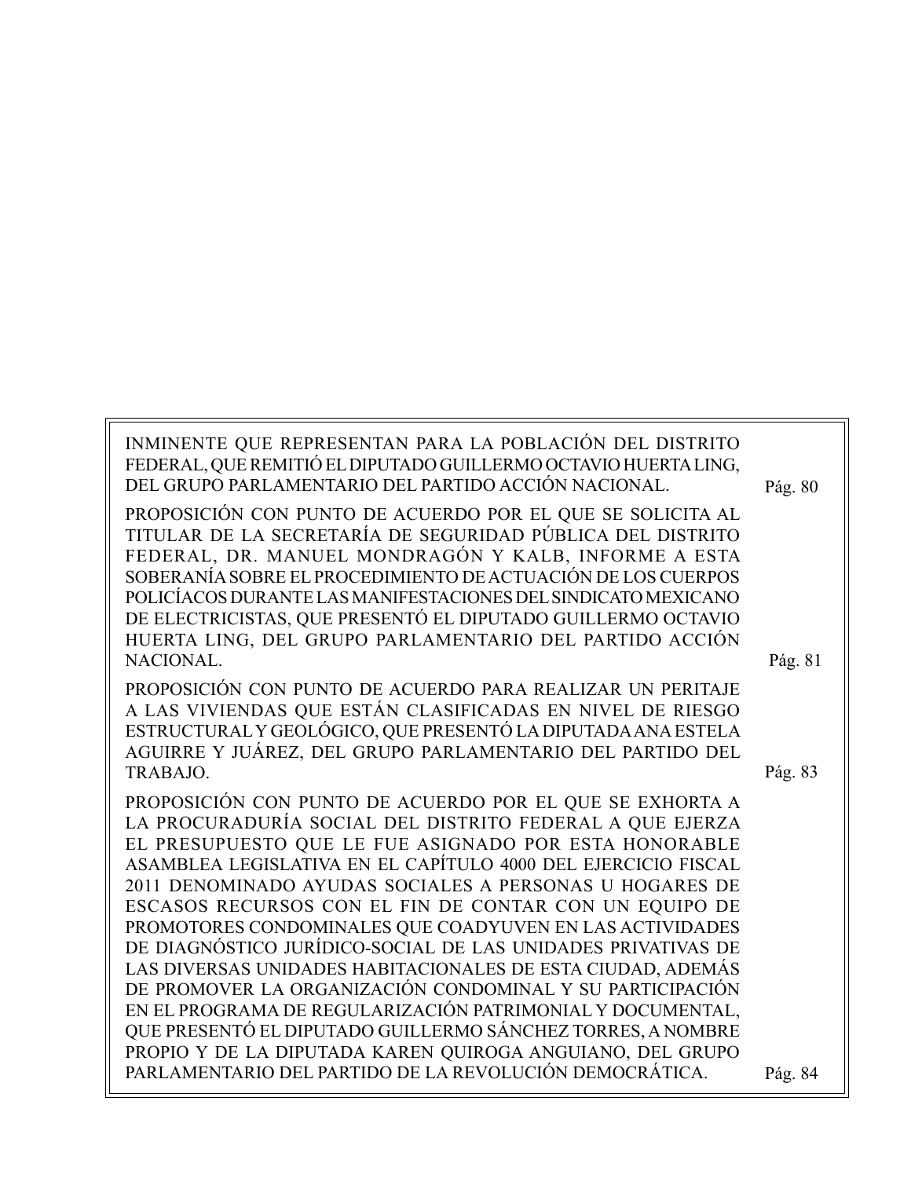INMINENTE QUE REPRESENTAN PARA LA POBLACIÓN DEL DISTRITO FEDERAL, QUE REMITIÓ EL DIPUTADO GUILLERMO OCTAVIO HUERTA LING, DEL GRUPO PARLAMENTARIO DEL PARTIDO ACCIÓN NACIONAL. Pág. 80

PROPOSICIÓN CON PUNTO DE ACUERDO POR EL QUE SE SOLICITA AL TITULAR DE LA SECRETARÍA DE SEGURIDAD PÚBLICA DEL DISTRITO FEDERAL, DR. MANUEL MONDRAGÓN Y KALB, INFORME A ESTA SOBERANÍA SOBRE EL PROCEDIMIENTO DE ACTUACIÓN DE LOS CUERPOS POLICÍACOS DURANTE LAS MANIFESTACIONES DEL SINDICATO MEXICANO DE ELECTRICISTAS, QUE PRESENTÓ EL DIPUTADO GUILLERMO OCTAVIO HUERTA LING, DEL GRUPO PARLAMENTARIO DEL PARTIDO ACCIÓN NACIONAL. Pág. 81

PROPOSICIÓN CON PUNTO DE ACUERDO PARA REALIZAR UN PERITAJE A LAS VIVIENDAS QUE ESTÁN CLASIFICADAS EN NIVEL DE RIESGO ESTRUCTURAL Y GEOLÓGICO, QUE PRESENTÓ LA DIPUTADA ANA ESTELA AGUIRRE Y JUÁREZ, DEL GRUPO PARLAMENTARIO DEL PARTIDO DEL TRABAJO. Pág. 83

PROPOSICIÓN CON PUNTO DE ACUERDO POR EL QUE SE EXHORTA A LA PROCURADURÍA SOCIAL DEL DISTRITO FEDERAL A QUE EJERZA EL PRESUPUESTO QUE LE FUE ASIGNADO POR ESTA HONORABLE ASAMBLEA LEGISLATIVA EN EL CAPÍTULO 4000 DEL EJERCICIO FISCAL 2011 DENOMINADO AYUDAS SOCIALES A PERSONAS U HOGARES DE ESCASOS RECURSOS CON EL FIN DE CONTAR CON UN EQUIPO DE PROMOTORES CONDOMINALES QUE COADYUVEN EN LAS ACTIVIDADES DE DIAGNÓSTICO JURÍDICO-SOCIAL DE LAS UNIDADES PRIVATIVAS DE LAS DIVERSAS UNIDADES HABITACIONALES DE ESTA CIUDAD, ADEMÁS DE PROMOVER LA ORGANIZACIÓN CONDOMINAL Y SU PARTICIPACIÓN EN EL PROGRAMA DE REGULARIZACIÓN PATRIMONIAL Y DOCUMENTAL, QUE PRESENTÓ EL DIPUTADO GUILLERMO SÁNCHEZ TORRES, A NOMBRE PROPIO Y DE LA DIPUTADA KAREN QUIROGA ANGUIANO, DEL GRUPO PARLAMENTARIO DEL PARTIDO DE LA REVOLUCIÓN DEMOCRÁTICA. Pág. 84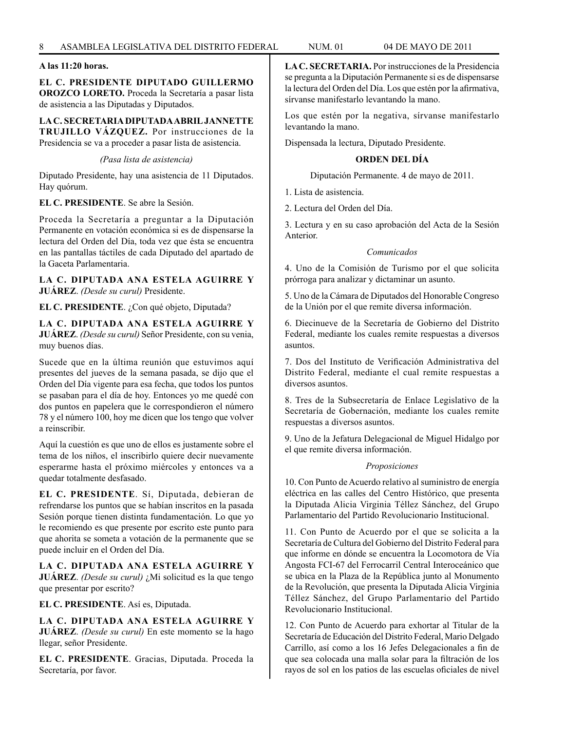**A las 11:20 horas.**

**EL C. PRESIDENTE DIPUTADO GUILLERMO OROZCO LORETO.** Proceda la Secretaría a pasar lista de asistencia a las Diputadas y Diputados.

**LA C. SECRETARIA DIPUTADA ABRIL JANNETTE TRUJILLO VÁZQUEZ.** Por instrucciones de la Presidencia se va a proceder a pasar lista de asistencia.

*(Pasa lista de asistencia)*

Diputado Presidente, hay una asistencia de 11 Diputados. Hay quórum.

**EL C. PRESIDENTE**. Se abre la Sesión.

Proceda la Secretaría a preguntar a la Diputación Permanente en votación económica si es de dispensarse la lectura del Orden del Día, toda vez que ésta se encuentra en las pantallas táctiles de cada Diputado del apartado de la Gaceta Parlamentaria.

**LA C. DIPUTADA ANA ESTELA AGUIRRE Y JUÁREZ**. *(Desde su curul)* Presidente.

**EL C. PRESIDENTE**. ¿Con qué objeto, Diputada?

**LA C. DIPUTADA ANA ESTELA AGUIRRE Y JUÁREZ**. *(Desde su curul)* Señor Presidente, con su venia, muy buenos días.

Sucede que en la última reunión que estuvimos aquí presentes del jueves de la semana pasada, se dijo que el Orden del Día vigente para esa fecha, que todos los puntos se pasaban para el día de hoy. Entonces yo me quedé con dos puntos en papelera que le correspondieron el número 78 y el número 100, hoy me dicen que los tengo que volver a reinscribir.

Aquí la cuestión es que uno de ellos es justamente sobre el tema de los niños, el inscribirlo quiere decir nuevamente esperarme hasta el próximo miércoles y entonces va a quedar totalmente desfasado.

**EL C. PRESIDENTE**. Sí, Diputada, debieran de refrendarse los puntos que se habían inscritos en la pasada Sesión porque tienen distinta fundamentación. Lo que yo le recomiendo es que presente por escrito este punto para que ahorita se someta a votación de la permanente que se puede incluir en el Orden del Día.

**LA C. DIPUTADA ANA ESTELA AGUIRRE Y JUÁREZ**. *(Desde su curul)* ¿Mi solicitud es la que tengo que presentar por escrito?

**EL C. PRESIDENTE**. Así es, Diputada.

**LA C. DIPUTADA ANA ESTELA AGUIRRE Y JUÁREZ**. *(Desde su curul)* En este momento se la hago llegar, señor Presidente.

**EL C. PRESIDENTE**. Gracias, Diputada. Proceda la Secretaría, por favor.

**LA C. SECRETARIA.** Por instrucciones de la Presidencia se pregunta a la Diputación Permanente si es de dispensarse la lectura del Orden del Día. Los que estén por la afirmativa, sírvanse manifestarlo levantando la mano.

Los que estén por la negativa, sírvanse manifestarlo levantando la mano.

Dispensada la lectura, Diputado Presidente.

## ORDEN DEL DÍA

Diputación Permanente. 4 de mayo de 2011.

1. Lista de asistencia.

2. Lectura del Orden del Día.

3. Lectura y en su caso aprobación del Acta de la Sesión Anterior.

*Comunicados*

4. Uno de la Comisión de Turismo por el que solicita prórroga para analizar y dictaminar un asunto.

5. Uno de la Cámara de Diputados del Honorable Congreso de la Unión por el que remite diversa información.

6. Diecinueve de la Secretaría de Gobierno del Distrito Federal, mediante los cuales remite respuestas a diversos asuntos.

7. Dos del Instituto de Verificación Administrativa del Distrito Federal, mediante el cual remite respuestas a diversos asuntos.

8. Tres de la Subsecretaría de Enlace Legislativo de la Secretaría de Gobernación, mediante los cuales remite respuestas a diversos asuntos.

9. Uno de la Jefatura Delegacional de Miguel Hidalgo por el que remite diversa información.

*Proposiciones*

10. Con Punto de Acuerdo relativo al suministro de energía eléctrica en las calles del Centro Histórico, que presenta la Diputada Alicia Virginia Téllez Sánchez, del Grupo Parlamentario del Partido Revolucionario Institucional.

11. Con Punto de Acuerdo por el que se solicita a la Secretaría de Cultura del Gobierno del Distrito Federal para que informe en dónde se encuentra la Locomotora de Vía Angosta FCI-67 del Ferrocarril Central Interoceánico que se ubica en la Plaza de la República junto al Monumento de la Revolución, que presenta la Diputada Alicia Virginia Téllez Sánchez, del Grupo Parlamentario del Partido Revolucionario Institucional.

12. Con Punto de Acuerdo para exhortar al Titular de la Secretaría de Educación del Distrito Federal, Mario Delgado Carrillo, así como a los 16 Jefes Delegacionales a fin de que sea colocada una malla solar para la filtración de los rayos de sol en los patios de las escuelas oficiales de nivel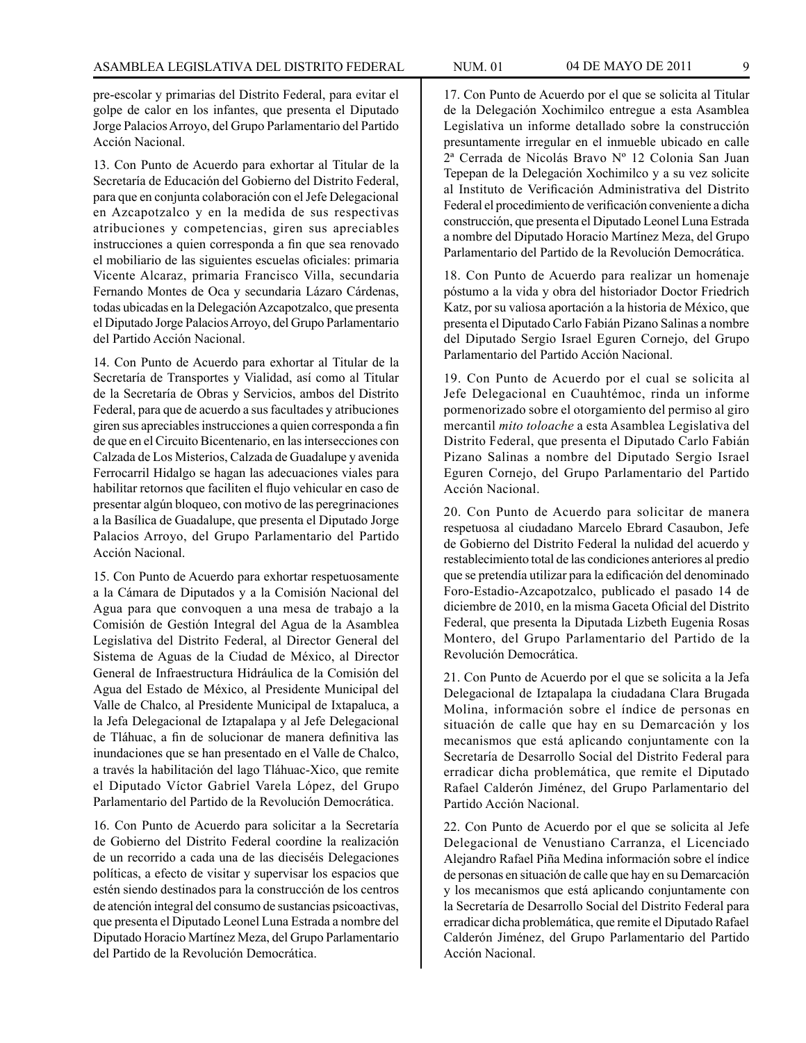pre-escolar y primarias del Distrito Federal, para evitar el golpe de calor en los infantes, que presenta el Diputado Jorge Palacios Arroyo, del Grupo Parlamentario del Partido Acción Nacional.

13. Con Punto de Acuerdo para exhortar al Titular de la Secretaría de Educación del Gobierno del Distrito Federal, para que en conjunta colaboración con el Jefe Delegacional en Azcapotzalco y en la medida de sus respectivas atribuciones y competencias, giren sus apreciables instrucciones a quien corresponda a fin que sea renovado el mobiliario de las siguientes escuelas oficiales: primaria Vicente Alcaraz, primaria Francisco Villa, secundaria Fernando Montes de Oca y secundaria Lázaro Cárdenas, todas ubicadas en la Delegación Azcapotzalco, que presenta el Diputado Jorge Palacios Arroyo, del Grupo Parlamentario del Partido Acción Nacional.

14. Con Punto de Acuerdo para exhortar al Titular de la Secretaría de Transportes y Vialidad, así como al Titular de la Secretaría de Obras y Servicios, ambos del Distrito Federal, para que de acuerdo a sus facultades y atribuciones giren sus apreciables instrucciones a quien corresponda a fin de que en el Circuito Bicentenario, en las intersecciones con Calzada de Los Misterios, Calzada de Guadalupe y avenida Ferrocarril Hidalgo se hagan las adecuaciones viales para habilitar retornos que faciliten el flujo vehicular en caso de presentar algún bloqueo, con motivo de las peregrinaciones a la Basílica de Guadalupe, que presenta el Diputado Jorge Palacios Arroyo, del Grupo Parlamentario del Partido Acción Nacional.

15. Con Punto de Acuerdo para exhortar respetuosamente a la Cámara de Diputados y a la Comisión Nacional del Agua para que convoquen a una mesa de trabajo a la Comisión de Gestión Integral del Agua de la Asamblea Legislativa del Distrito Federal, al Director General del Sistema de Aguas de la Ciudad de México, al Director General de Infraestructura Hidráulica de la Comisión del Agua del Estado de México, al Presidente Municipal del Valle de Chalco, al Presidente Municipal de Ixtapaluca, a la Jefa Delegacional de Iztapalapa y al Jefe Delegacional de Tláhuac, a fin de solucionar de manera definitiva las inundaciones que se han presentado en el Valle de Chalco, a través la habilitación del lago Tláhuac-Xico, que remite el Diputado Víctor Gabriel Varela López, del Grupo Parlamentario del Partido de la Revolución Democrática.

16. Con Punto de Acuerdo para solicitar a la Secretaría de Gobierno del Distrito Federal coordine la realización de un recorrido a cada una de las dieciséis Delegaciones políticas, a efecto de visitar y supervisar los espacios que estén siendo destinados para la construcción de los centros de atención integral del consumo de sustancias psicoactivas, que presenta el Diputado Leonel Luna Estrada a nombre del Diputado Horacio Martínez Meza, del Grupo Parlamentario del Partido de la Revolución Democrática.

17. Con Punto de Acuerdo por el que se solicita al Titular de la Delegación Xochimilco entregue a esta Asamblea Legislativa un informe detallado sobre la construcción presuntamente irregular en el inmueble ubicado en calle 2ª Cerrada de Nicolás Bravo Nº 12 Colonia San Juan Tepepan de la Delegación Xochimilco y a su vez solicite al Instituto de Verificación Administrativa del Distrito Federal el procedimiento de verificación conveniente a dicha construcción, que presenta el Diputado Leonel Luna Estrada a nombre del Diputado Horacio Martínez Meza, del Grupo Parlamentario del Partido de la Revolución Democrática.

18. Con Punto de Acuerdo para realizar un homenaje póstumo a la vida y obra del historiador Doctor Friedrich Katz, por su valiosa aportación a la historia de México, que presenta el Diputado Carlo Fabián Pizano Salinas a nombre del Diputado Sergio Israel Eguren Cornejo, del Grupo Parlamentario del Partido Acción Nacional.

19. Con Punto de Acuerdo por el cual se solicita al Jefe Delegacional en Cuauhtémoc, rinda un informe pormenorizado sobre el otorgamiento del permiso al giro mercantil *mito toloache* a esta Asamblea Legislativa del Distrito Federal, que presenta el Diputado Carlo Fabián Pizano Salinas a nombre del Diputado Sergio Israel Eguren Cornejo, del Grupo Parlamentario del Partido Acción Nacional.

20. Con Punto de Acuerdo para solicitar de manera respetuosa al ciudadano Marcelo Ebrard Casaubon, Jefe de Gobierno del Distrito Federal la nulidad del acuerdo y restablecimiento total de las condiciones anteriores al predio que se pretendía utilizar para la edificación del denominado Foro-Estadio-Azcapotzalco, publicado el pasado 14 de diciembre de 2010, en la misma Gaceta Oficial del Distrito Federal, que presenta la Diputada Lizbeth Eugenia Rosas Montero, del Grupo Parlamentario del Partido de la Revolución Democrática.

21. Con Punto de Acuerdo por el que se solicita a la Jefa Delegacional de Iztapalapa la ciudadana Clara Brugada Molina, información sobre el índice de personas en situación de calle que hay en su Demarcación y los mecanismos que está aplicando conjuntamente con la Secretaría de Desarrollo Social del Distrito Federal para erradicar dicha problemática, que remite el Diputado Rafael Calderón Jiménez, del Grupo Parlamentario del Partido Acción Nacional.

22. Con Punto de Acuerdo por el que se solicita al Jefe Delegacional de Venustiano Carranza, el Licenciado Alejandro Rafael Piña Medina información sobre el índice de personas en situación de calle que hay en su Demarcación y los mecanismos que está aplicando conjuntamente con la Secretaría de Desarrollo Social del Distrito Federal para erradicar dicha problemática, que remite el Diputado Rafael Calderón Jiménez, del Grupo Parlamentario del Partido Acción Nacional.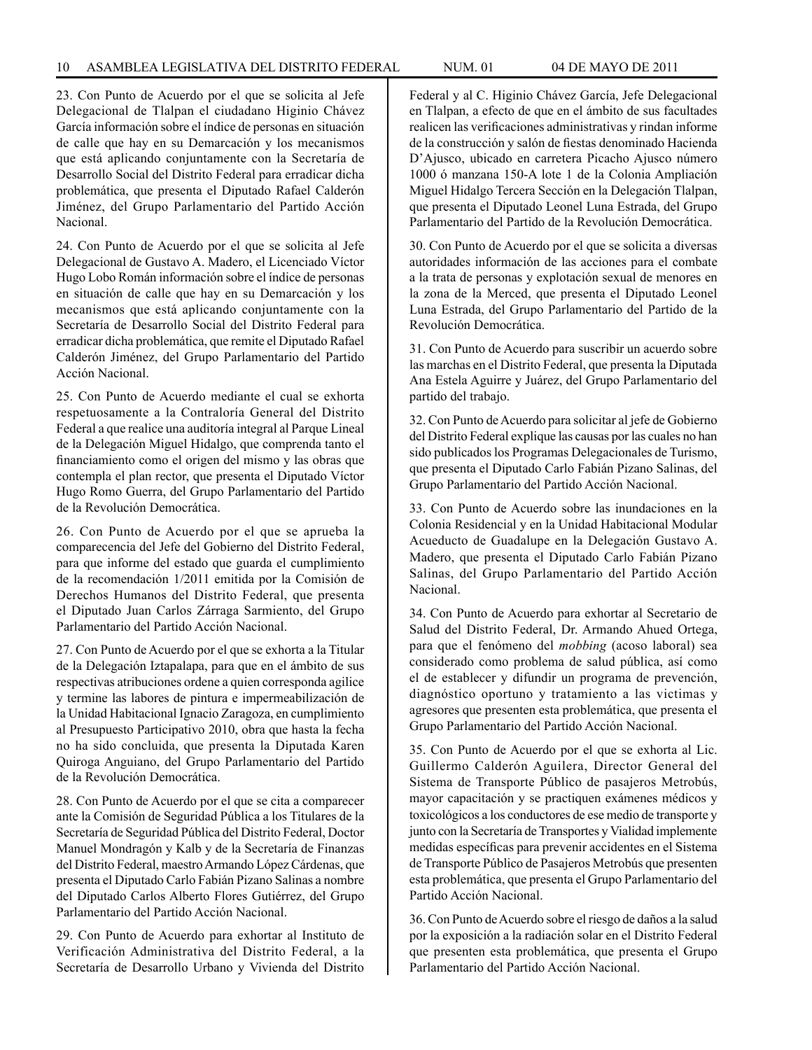23. Con Punto de Acuerdo por el que se solicita al Jefe Delegacional de Tlalpan el ciudadano Higinio Chávez García información sobre el índice de personas en situación de calle que hay en su Demarcación y los mecanismos que está aplicando conjuntamente con la Secretaría de Desarrollo Social del Distrito Federal para erradicar dicha problemática, que presenta el Diputado Rafael Calderón Jiménez, del Grupo Parlamentario del Partido Acción Nacional.

24. Con Punto de Acuerdo por el que se solicita al Jefe Delegacional de Gustavo A. Madero, el Licenciado Víctor Hugo Lobo Román información sobre el índice de personas en situación de calle que hay en su Demarcación y los mecanismos que está aplicando conjuntamente con la Secretaría de Desarrollo Social del Distrito Federal para erradicar dicha problemática, que remite el Diputado Rafael Calderón Jiménez, del Grupo Parlamentario del Partido Acción Nacional.

25. Con Punto de Acuerdo mediante el cual se exhorta respetuosamente a la Contraloría General del Distrito Federal a que realice una auditoría integral al Parque Lineal de la Delegación Miguel Hidalgo, que comprenda tanto el financiamiento como el origen del mismo y las obras que contempla el plan rector, que presenta el Diputado Víctor Hugo Romo Guerra, del Grupo Parlamentario del Partido de la Revolución Democrática.

26. Con Punto de Acuerdo por el que se aprueba la comparecencia del Jefe del Gobierno del Distrito Federal, para que informe del estado que guarda el cumplimiento de la recomendación 1/2011 emitida por la Comisión de Derechos Humanos del Distrito Federal, que presenta el Diputado Juan Carlos Zárraga Sarmiento, del Grupo Parlamentario del Partido Acción Nacional.

27. Con Punto de Acuerdo por el que se exhorta a la Titular de la Delegación Iztapalapa, para que en el ámbito de sus respectivas atribuciones ordene a quien corresponda agilice y termine las labores de pintura e impermeabilización de la Unidad Habitacional Ignacio Zaragoza, en cumplimiento al Presupuesto Participativo 2010, obra que hasta la fecha no ha sido concluida, que presenta la Diputada Karen Quiroga Anguiano, del Grupo Parlamentario del Partido de la Revolución Democrática.

28. Con Punto de Acuerdo por el que se cita a comparecer ante la Comisión de Seguridad Pública a los Titulares de la Secretaría de Seguridad Pública del Distrito Federal, Doctor Manuel Mondragón y Kalb y de la Secretaría de Finanzas del Distrito Federal, maestro Armando López Cárdenas, que presenta el Diputado Carlo Fabián Pizano Salinas a nombre del Diputado Carlos Alberto Flores Gutiérrez, del Grupo Parlamentario del Partido Acción Nacional.

29. Con Punto de Acuerdo para exhortar al Instituto de Verificación Administrativa del Distrito Federal, a la Secretaría de Desarrollo Urbano y Vivienda del Distrito Federal y al C. Higinio Chávez García, Jefe Delegacional en Tlalpan, a efecto de que en el ámbito de sus facultades realicen las verificaciones administrativas y rindan informe de la construcción y salón de fiestas denominado Hacienda D'Ajusco, ubicado en carretera Picacho Ajusco número 1000 ó manzana 150-A lote 1 de la Colonia Ampliación Miguel Hidalgo Tercera Sección en la Delegación Tlalpan, que presenta el Diputado Leonel Luna Estrada, del Grupo Parlamentario del Partido de la Revolución Democrática.

30. Con Punto de Acuerdo por el que se solicita a diversas autoridades información de las acciones para el combate a la trata de personas y explotación sexual de menores en la zona de la Merced, que presenta el Diputado Leonel Luna Estrada, del Grupo Parlamentario del Partido de la Revolución Democrática.

31. Con Punto de Acuerdo para suscribir un acuerdo sobre las marchas en el Distrito Federal, que presenta la Diputada Ana Estela Aguirre y Juárez, del Grupo Parlamentario del partido del trabajo.

32. Con Punto de Acuerdo para solicitar al jefe de Gobierno del Distrito Federal explique las causas por las cuales no han sido publicados los Programas Delegacionales de Turismo, que presenta el Diputado Carlo Fabián Pizano Salinas, del Grupo Parlamentario del Partido Acción Nacional.

33. Con Punto de Acuerdo sobre las inundaciones en la Colonia Residencial y en la Unidad Habitacional Modular Acueducto de Guadalupe en la Delegación Gustavo A. Madero, que presenta el Diputado Carlo Fabián Pizano Salinas, del Grupo Parlamentario del Partido Acción Nacional.

34. Con Punto de Acuerdo para exhortar al Secretario de Salud del Distrito Federal, Dr. Armando Ahued Ortega, para que el fenómeno del *mobbing* (acoso laboral) sea considerado como problema de salud pública, así como el de establecer y difundir un programa de prevención, diagnóstico oportuno y tratamiento a las victimas y agresores que presenten esta problemática, que presenta el Grupo Parlamentario del Partido Acción Nacional.

35. Con Punto de Acuerdo por el que se exhorta al Lic. Guillermo Calderón Aguilera, Director General del Sistema de Transporte Público de pasajeros Metrobús, mayor capacitación y se practiquen exámenes médicos y toxicológicos a los conductores de ese medio de transporte y junto con la Secretaría de Transportes y Vialidad implemente medidas específicas para prevenir accidentes en el Sistema de Transporte Público de Pasajeros Metrobús que presenten esta problemática, que presenta el Grupo Parlamentario del Partido Acción Nacional.

36. Con Punto de Acuerdo sobre el riesgo de daños a la salud por la exposición a la radiación solar en el Distrito Federal que presenten esta problemática, que presenta el Grupo Parlamentario del Partido Acción Nacional.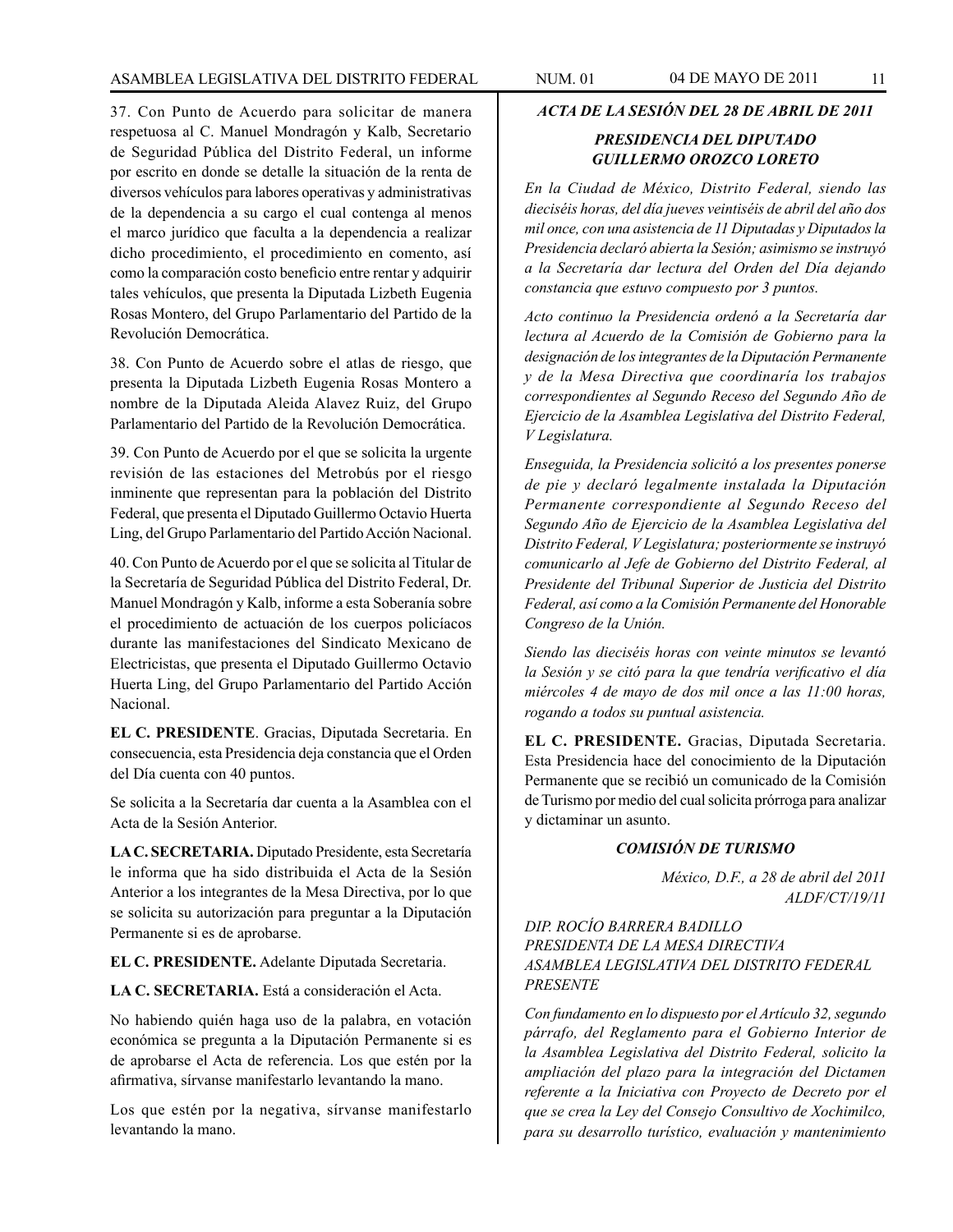37. Con Punto de Acuerdo para solicitar de manera respetuosa al C. Manuel Mondragón y Kalb, Secretario de Seguridad Pública del Distrito Federal, un informe por escrito en donde se detalle la situación de la renta de diversos vehículos para labores operativas y administrativas de la dependencia a su cargo el cual contenga al menos el marco jurídico que faculta a la dependencia a realizar dicho procedimiento, el procedimiento en comento, así como la comparación costo beneficio entre rentar y adquirir tales vehículos, que presenta la Diputada Lizbeth Eugenia Rosas Montero, del Grupo Parlamentario del Partido de la Revolución Democrática.

38. Con Punto de Acuerdo sobre el atlas de riesgo, que presenta la Diputada Lizbeth Eugenia Rosas Montero a nombre de la Diputada Aleida Alavez Ruiz, del Grupo Parlamentario del Partido de la Revolución Democrática.

39. Con Punto de Acuerdo por el que se solicita la urgente revisión de las estaciones del Metrobús por el riesgo inminente que representan para la población del Distrito Federal, que presenta el Diputado Guillermo Octavio Huerta Ling, del Grupo Parlamentario del Partido Acción Nacional.

40. Con Punto de Acuerdo por el que se solicita al Titular de la Secretaría de Seguridad Pública del Distrito Federal, Dr. Manuel Mondragón y Kalb, informe a esta Soberanía sobre el procedimiento de actuación de los cuerpos policíacos durante las manifestaciones del Sindicato Mexicano de Electricistas, que presenta el Diputado Guillermo Octavio Huerta Ling, del Grupo Parlamentario del Partido Acción Nacional.

**EL C. PRESIDENTE**. Gracias, Diputada Secretaria. En consecuencia, esta Presidencia deja constancia que el Orden del Día cuenta con 40 puntos.

Se solicita a la Secretaría dar cuenta a la Asamblea con el Acta de la Sesión Anterior.

**LA C. SECRETARIA.** Diputado Presidente, esta Secretaría le informa que ha sido distribuida el Acta de la Sesión Anterior a los integrantes de la Mesa Directiva, por lo que se solicita su autorización para preguntar a la Diputación Permanente si es de aprobarse.

**EL C. PRESIDENTE.** Adelante Diputada Secretaria.

**LA C. SECRETARIA.** Está a consideración el Acta.

No habiendo quién haga uso de la palabra, en votación económica se pregunta a la Diputación Permanente si es de aprobarse el Acta de referencia. Los que estén por la afirmativa, sírvanse manifestarlo levantando la mano.

Los que estén por la negativa, sírvanse manifestarlo levantando la mano.

***ACTA DE LA SESIÓN DEL 28 DE ABRIL DE 2011***

***PRESIDENCIA DEL DIPUTADO GUILLERMO OROZCO LORETO***

*En la Ciudad de México, Distrito Federal, siendo las dieciséis horas, del día jueves veintiséis de abril del año dos mil once, con una asistencia de 11 Diputadas y Diputados la Presidencia declaró abierta la Sesión; asimismo se instruyó a la Secretaría dar lectura del Orden del Día dejando constancia que estuvo compuesto por 3 puntos.*

*Acto continuo la Presidencia ordenó a la Secretaría dar lectura al Acuerdo de la Comisión de Gobierno para la designación de los integrantes de la Diputación Permanente y de la Mesa Directiva que coordinaría los trabajos correspondientes al Segundo Receso del Segundo Año de Ejercicio de la Asamblea Legislativa del Distrito Federal, V Legislatura.*

*Enseguida, la Presidencia solicitó a los presentes ponerse de pie y declaró legalmente instalada la Diputación Permanente correspondiente al Segundo Receso del Segundo Año de Ejercicio de la Asamblea Legislativa del Distrito Federal, V Legislatura; posteriormente se instruyó comunicarlo al Jefe de Gobierno del Distrito Federal, al Presidente del Tribunal Superior de Justicia del Distrito Federal, así como a la Comisión Permanente del Honorable Congreso de la Unión.*

*Siendo las dieciséis horas con veinte minutos se levantó la Sesión y se citó para la que tendría verificativo el día miércoles 4 de mayo de dos mil once a las 11:00 horas, rogando a todos su puntual asistencia.*

**EL C. PRESIDENTE.** Gracias, Diputada Secretaria. Esta Presidencia hace del conocimiento de la Diputación Permanente que se recibió un comunicado de la Comisión de Turismo por medio del cual solicita prórroga para analizar y dictaminar un asunto.

***COMISIÓN DE TURISMO***

*México, D.F., a 28 de abril del 2011*
*ALDF/CT/19/11*

*DIP. ROCÍO BARRERA BADILLO*
*PRESIDENTA DE LA MESA DIRECTIVA*
*ASAMBLEA LEGISLATIVA DEL DISTRITO FEDERAL*
*PRESENTE*

*Con fundamento en lo dispuesto por el Artículo 32, segundo párrafo, del Reglamento para el Gobierno Interior de la Asamblea Legislativa del Distrito Federal, solicito la ampliación del plazo para la integración del Dictamen referente a la Iniciativa con Proyecto de Decreto por el que se crea la Ley del Consejo Consultivo de Xochimilco, para su desarrollo turístico, evaluación y mantenimiento*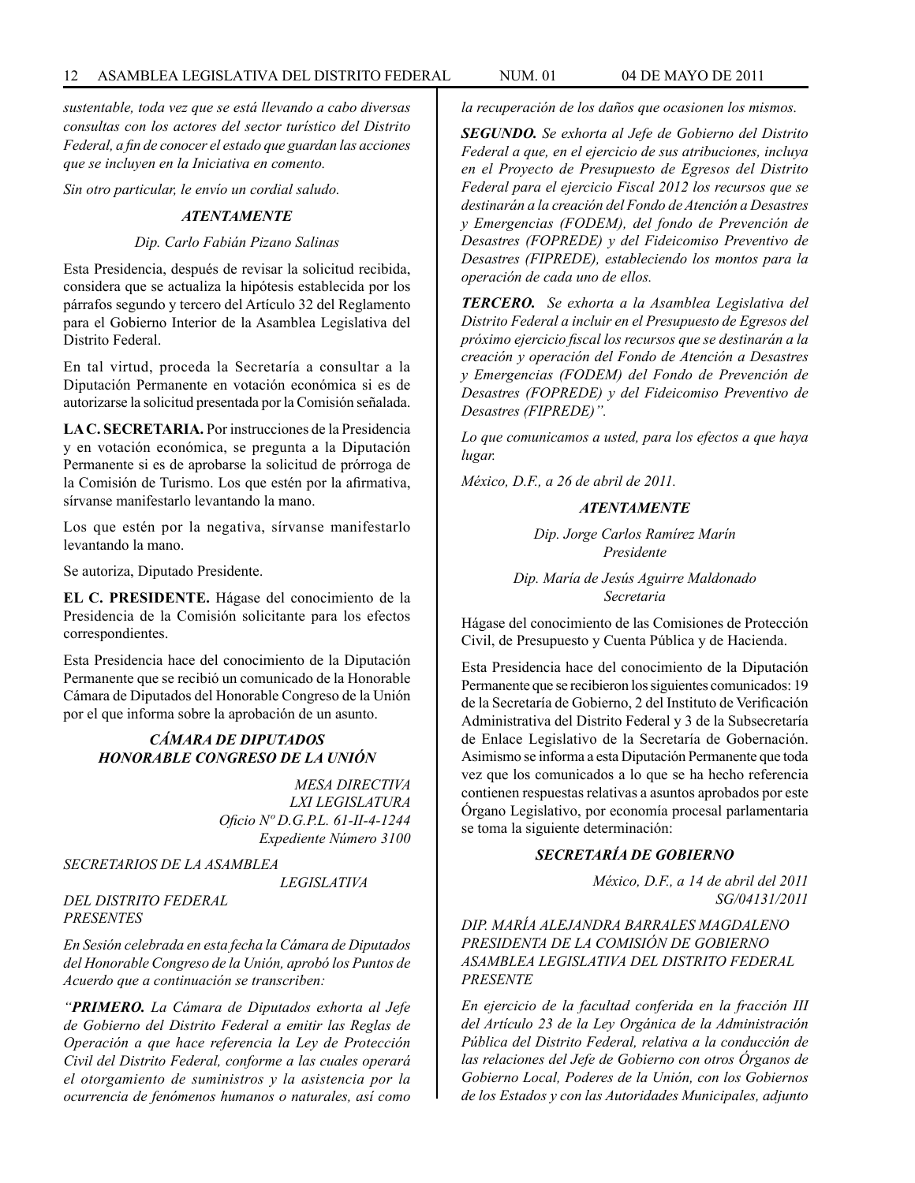*sustentable, toda vez que se está llevando a cabo diversas consultas con los actores del sector turístico del Distrito Federal, a fin de conocer el estado que guardan las acciones que se incluyen en la Iniciativa en comento.*

*Sin otro particular, le envío un cordial saludo.*

***ATENTAMENTE***

*Dip. Carlo Fabián Pizano Salinas*

Esta Presidencia, después de revisar la solicitud recibida, considera que se actualiza la hipótesis establecida por los párrafos segundo y tercero del Artículo 32 del Reglamento para el Gobierno Interior de la Asamblea Legislativa del Distrito Federal.

En tal virtud, proceda la Secretaría a consultar a la Diputación Permanente en votación económica si es de autorizarse la solicitud presentada por la Comisión señalada.

**LA C. SECRETARIA.** Por instrucciones de la Presidencia y en votación económica, se pregunta a la Diputación Permanente si es de aprobarse la solicitud de prórroga de la Comisión de Turismo. Los que estén por la afirmativa, sírvanse manifestarlo levantando la mano.

Los que estén por la negativa, sírvanse manifestarlo levantando la mano.

Se autoriza, Diputado Presidente.

**EL C. PRESIDENTE.** Hágase del conocimiento de la Presidencia de la Comisión solicitante para los efectos correspondientes.

Esta Presidencia hace del conocimiento de la Diputación Permanente que se recibió un comunicado de la Honorable Cámara de Diputados del Honorable Congreso de la Unión por el que informa sobre la aprobación de un asunto.

***CÁMARA DE DIPUTADOS***
***HONORABLE CONGRESO DE LA UNIÓN***

*MESA DIRECTIVA*
*LXI LEGISLATURA*
*Oficio Nº D.G.P.L. 61-II-4-1244*
*Expediente Número 3100*

*SECRETARIOS DE LA ASAMBLEA LEGISLATIVA DEL DISTRITO FEDERAL*
*PRESENTES*

*En Sesión celebrada en esta fecha la Cámara de Diputados del Honorable Congreso de la Unión, aprobó los Puntos de Acuerdo que a continuación se transcriben:*

*"**PRIMERO.** La Cámara de Diputados exhorta al Jefe de Gobierno del Distrito Federal a emitir las Reglas de Operación a que hace referencia la Ley de Protección Civil del Distrito Federal, conforme a las cuales operará el otorgamiento de suministros y la asistencia por la ocurrencia de fenómenos humanos o naturales, así como la recuperación de los daños que ocasionen los mismos.*

***SEGUNDO.** Se exhorta al Jefe de Gobierno del Distrito Federal a que, en el ejercicio de sus atribuciones, incluya en el Proyecto de Presupuesto de Egresos del Distrito Federal para el ejercicio Fiscal 2012 los recursos que se destinarán a la creación del Fondo de Atención a Desastres y Emergencias (FODEM), del fondo de Prevención de Desastres (FOPREDE) y del Fideicomiso Preventivo de Desastres (FIPREDE), estableciendo los montos para la operación de cada uno de ellos.*

***TERCERO.** Se exhorta a la Asamblea Legislativa del Distrito Federal a incluir en el Presupuesto de Egresos del próximo ejercicio fiscal los recursos que se destinarán a la creación y operación del Fondo de Atención a Desastres y Emergencias (FODEM) del Fondo de Prevención de Desastres (FOPREDE) y del Fideicomiso Preventivo de Desastres (FIPREDE)".*

*Lo que comunicamos a usted, para los efectos a que haya lugar.*

*México, D.F., a 26 de abril de 2011.*

***ATENTAMENTE***

*Dip. Jorge Carlos Ramírez Marín*
*Presidente*

*Dip. María de Jesús Aguirre Maldonado*
*Secretaria*

Hágase del conocimiento de las Comisiones de Protección Civil, de Presupuesto y Cuenta Pública y de Hacienda.

Esta Presidencia hace del conocimiento de la Diputación Permanente que se recibieron los siguientes comunicados: 19 de la Secretaría de Gobierno, 2 del Instituto de Verificación Administrativa del Distrito Federal y 3 de la Subsecretaría de Enlace Legislativo de la Secretaría de Gobernación. Asimismo se informa a esta Diputación Permanente que toda vez que los comunicados a lo que se ha hecho referencia contienen respuestas relativas a asuntos aprobados por este Órgano Legislativo, por economía procesal parlamentaria se toma la siguiente determinación:

***SECRETARÍA DE GOBIERNO***

*México, D.F., a 14 de abril del 2011*
*SG/04131/2011*

*DIP. MARÍA ALEJANDRA BARRALES MAGDALENO*
*PRESIDENTA DE LA COMISIÓN DE GOBIERNO*
*ASAMBLEA LEGISLATIVA DEL DISTRITO FEDERAL*
*PRESENTE*

*En ejercicio de la facultad conferida en la fracción III del Artículo 23 de la Ley Orgánica de la Administración Pública del Distrito Federal, relativa a la conducción de las relaciones del Jefe de Gobierno con otros Órganos de Gobierno Local, Poderes de la Unión, con los Gobiernos de los Estados y con las Autoridades Municipales, adjunto*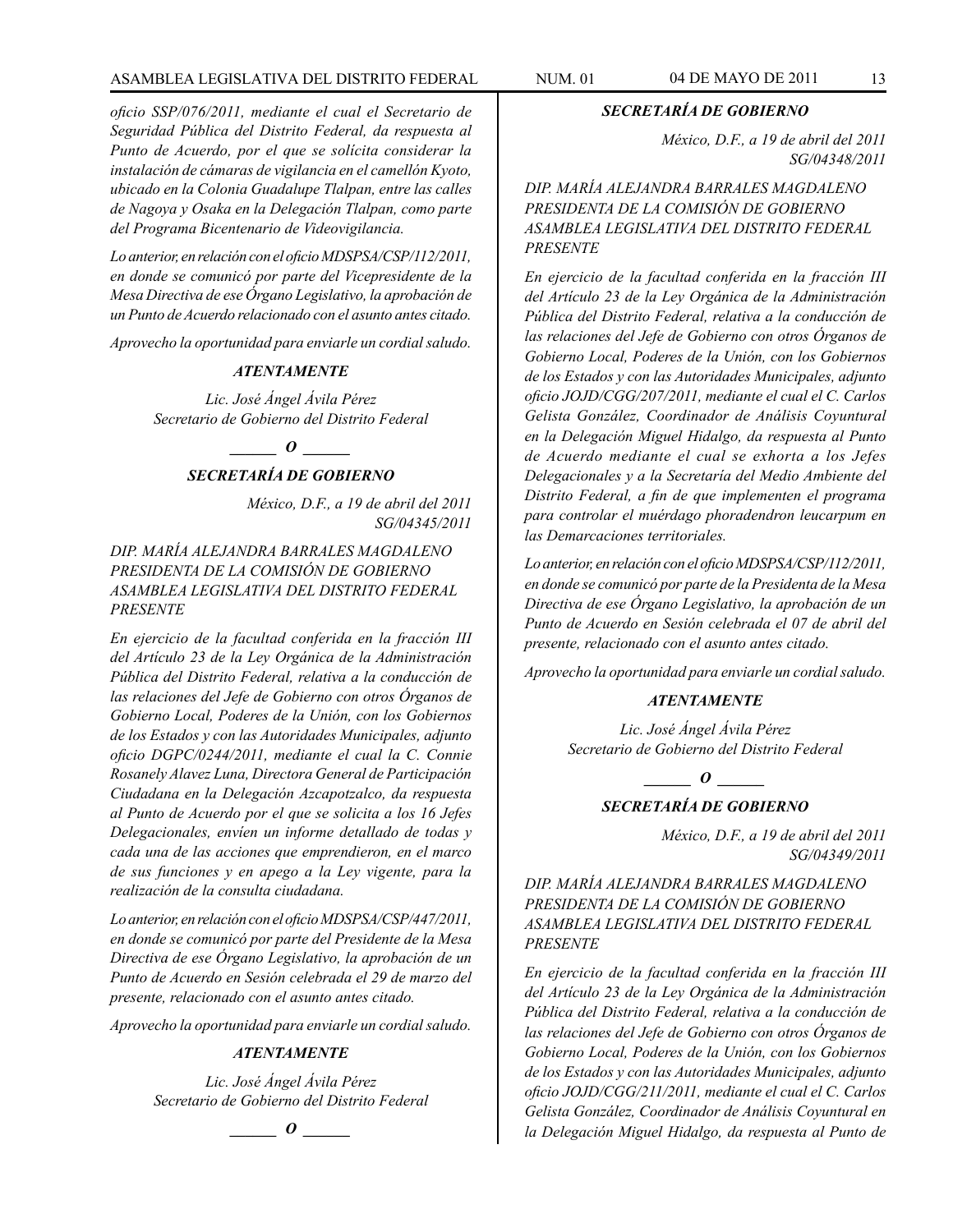*oficio SSP/076/2011, mediante el cual el Secretario de Seguridad Pública del Distrito Federal, da respuesta al Punto de Acuerdo, por el que se solícita considerar la instalación de cámaras de vigilancia en el camellón Kyoto, ubicado en la Colonia Guadalupe Tlalpan, entre las calles de Nagoya y Osaka en la Delegación Tlalpan, como parte del Programa Bicentenario de Videovigilancia.*

*Lo anterior, en relación con el oficio MDSPSA/CSP/112/2011, en donde se comunicó por parte del Vicepresidente de la Mesa Directiva de ese Órgano Legislativo, la aprobación de un Punto de Acuerdo relacionado con el asunto antes citado.*

*Aprovecho la oportunidad para enviarle un cordial saludo.*

***ATENTAMENTE***

*Lic. José Ángel Ávila Pérez*
*Secretario de Gobierno del Distrito Federal*

**_____ O _____**

***SECRETARÍA DE GOBIERNO***

*México, D.F., a 19 de abril del 2011*
*SG/04345/2011*

*DIP. MARÍA ALEJANDRA BARRALES MAGDALENO*
*PRESIDENTA DE LA COMISIÓN DE GOBIERNO*
*ASAMBLEA LEGISLATIVA DEL DISTRITO FEDERAL*
*PRESENTE*

*En ejercicio de la facultad conferida en la fracción III del Artículo 23 de la Ley Orgánica de la Administración Pública del Distrito Federal, relativa a la conducción de las relaciones del Jefe de Gobierno con otros Órganos de Gobierno Local, Poderes de la Unión, con los Gobiernos de los Estados y con las Autoridades Municipales, adjunto oficio DGPC/0244/2011, mediante el cual la C. Connie Rosanely Alavez Luna, Directora General de Participación Ciudadana en la Delegación Azcapotzalco, da respuesta al Punto de Acuerdo por el que se solicita a los 16 Jefes Delegacionales, envíen un informe detallado de todas y cada una de las acciones que emprendieron, en el marco de sus funciones y en apego a la Ley vigente, para la realización de la consulta ciudadana.*

*Lo anterior, en relación con el oficio MDSPSA/CSP/447/2011, en donde se comunicó por parte del Presidente de la Mesa Directiva de ese Órgano Legislativo, la aprobación de un Punto de Acuerdo en Sesión celebrada el 29 de marzo del presente, relacionado con el asunto antes citado.*

*Aprovecho la oportunidad para enviarle un cordial saludo.*

***ATENTAMENTE***

*Lic. José Ángel Ávila Pérez*
*Secretario de Gobierno del Distrito Federal*

**_____ O _____**

***SECRETARÍA DE GOBIERNO***

*México, D.F., a 19 de abril del 2011*
*SG/04348/2011*

*DIP. MARÍA ALEJANDRA BARRALES MAGDALENO*
*PRESIDENTA DE LA COMISIÓN DE GOBIERNO*
*ASAMBLEA LEGISLATIVA DEL DISTRITO FEDERAL*
*PRESENTE*

*En ejercicio de la facultad conferida en la fracción III del Artículo 23 de la Ley Orgánica de la Administración Pública del Distrito Federal, relativa a la conducción de las relaciones del Jefe de Gobierno con otros Órganos de Gobierno Local, Poderes de la Unión, con los Gobiernos de los Estados y con las Autoridades Municipales, adjunto oficio JOJD/CGG/207/2011, mediante el cual el C. Carlos Gelista González, Coordinador de Análisis Coyuntural en la Delegación Miguel Hidalgo, da respuesta al Punto de Acuerdo mediante el cual se exhorta a los Jefes Delegacionales y a la Secretaría del Medio Ambiente del Distrito Federal, a fin de que implementen el programa para controlar el muérdago phoradendron leucarpum en las Demarcaciones territoriales.*

*Lo anterior, en relación con el oficio MDSPSA/CSP/112/2011, en donde se comunicó por parte de la Presidenta de la Mesa Directiva de ese Órgano Legislativo, la aprobación de un Punto de Acuerdo en Sesión celebrada el 07 de abril del presente, relacionado con el asunto antes citado.*

*Aprovecho la oportunidad para enviarle un cordial saludo.*

***ATENTAMENTE***

*Lic. José Ángel Ávila Pérez*
*Secretario de Gobierno del Distrito Federal*

**_____ O _____**

***SECRETARÍA DE GOBIERNO***

*México, D.F., a 19 de abril del 2011*
*SG/04349/2011*

*DIP. MARÍA ALEJANDRA BARRALES MAGDALENO*
*PRESIDENTA DE LA COMISIÓN DE GOBIERNO*
*ASAMBLEA LEGISLATIVA DEL DISTRITO FEDERAL*
*PRESENTE*

*En ejercicio de la facultad conferida en la fracción III del Artículo 23 de la Ley Orgánica de la Administración Pública del Distrito Federal, relativa a la conducción de las relaciones del Jefe de Gobierno con otros Órganos de Gobierno Local, Poderes de la Unión, con los Gobiernos de los Estados y con las Autoridades Municipales, adjunto oficio JOJD/CGG/211/2011, mediante el cual el C. Carlos Gelista González, Coordinador de Análisis Coyuntural en la Delegación Miguel Hidalgo, da respuesta al Punto de*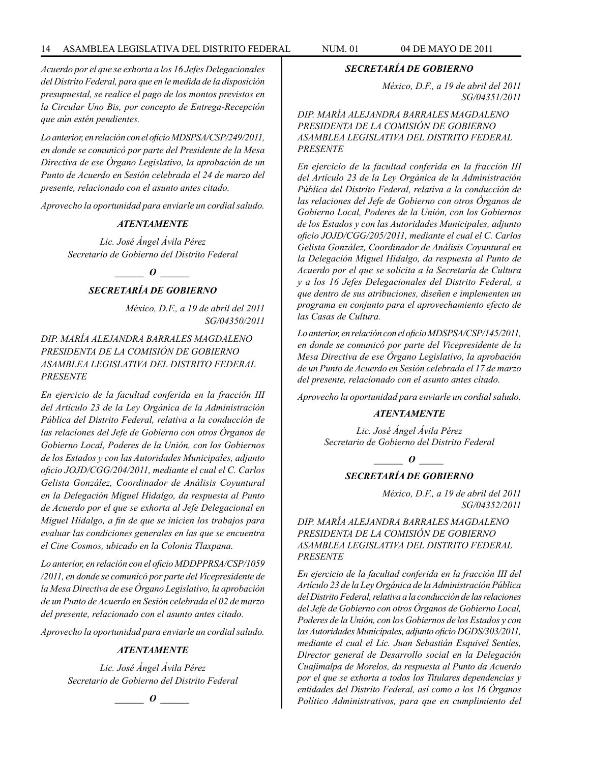*Acuerdo por el que se exhorta a los 16 Jefes Delegacionales del Distrito Federal, para que en la medida de la disposición presupuestal, se realice el pago de los montos previstos en la Circular Uno Bis, por concepto de Entrega-Recepción que aún estén pendientes.*

*Lo anterior, en relación con el oficio MDSPSA/CSP/249/2011, en donde se comunicó por parte del Presidente de la Mesa Directiva de ese Órgano Legislativo, la aprobación de un Punto de Acuerdo en Sesión celebrada el 24 de marzo del presente, relacionado con el asunto antes citado.*

*Aprovecho la oportunidad para enviarle un cordial saludo.*

***ATENTAMENTE***

*Lic. José Ángel Ávila Pérez*
*Secretario de Gobierno del Distrito Federal*

***\_\_\_\_\_\_ O \_\_\_\_\_\_***

***SECRETARÍA DE GOBIERNO***

*México, D.F., a 19 de abril del 2011*
*SG/04350/2011*

*DIP. MARÍA ALEJANDRA BARRALES MAGDALENO*
*PRESIDENTA DE LA COMISIÓN DE GOBIERNO*
*ASAMBLEA LEGISLATIVA DEL DISTRITO FEDERAL*
*PRESENTE*

*En ejercicio de la facultad conferida en la fracción III del Artículo 23 de la Ley Orgánica de la Administración Pública del Distrito Federal, relativa a la conducción de las relaciones del Jefe de Gobierno con otros Órganos de Gobierno Local, Poderes de la Unión, con los Gobiernos de los Estados y con las Autoridades Municipales, adjunto oficio JOJD/CGG/204/2011, mediante el cual el C. Carlos Gelista González, Coordinador de Análisis Coyuntural en la Delegación Miguel Hidalgo, da respuesta al Punto de Acuerdo por el que se exhorta al Jefe Delegacional en Miguel Hidalgo, a fin de que se inicien los trabajos para evaluar las condiciones generales en las que se encuentra el Cine Cosmos, ubicado en la Colonia Tlaxpana.*

*Lo anterior, en relación con el oficio MDDPPRSA/CSP/1059 /2011, en donde se comunicó por parte del Vicepresidente de la Mesa Directiva de ese Órgano Legislativo, la aprobación de un Punto de Acuerdo en Sesión celebrada el 02 de marzo del presente, relacionado con el asunto antes citado.*

*Aprovecho la oportunidad para enviarle un cordial saludo.*

***ATENTAMENTE***

*Lic. José Ángel Ávila Pérez*
*Secretario de Gobierno del Distrito Federal*

***\_\_\_\_\_\_ O \_\_\_\_\_\_***

***SECRETARÍA DE GOBIERNO***

*México, D.F., a 19 de abril del 2011*
*SG/04351/2011*

*DIP. MARÍA ALEJANDRA BARRALES MAGDALENO*
*PRESIDENTA DE LA COMISIÓN DE GOBIERNO*
*ASAMBLEA LEGISLATIVA DEL DISTRITO FEDERAL*
*PRESENTE*

*En ejercicio de la facultad conferida en la fracción III del Artículo 23 de la Ley Orgánica de la Administración Pública del Distrito Federal, relativa a la conducción de las relaciones del Jefe de Gobierno con otros Órganos de Gobierno Local, Poderes de la Unión, con los Gobiernos de los Estados y con las Autoridades Municipales, adjunto oficio JOJD/CGG/205/2011, mediante el cual el C. Carlos Gelista González, Coordinador de Análisis Coyuntural en la Delegación Miguel Hidalgo, da respuesta al Punto de Acuerdo por el que se solicita a la Secretaría de Cultura y a los 16 Jefes Delegacionales del Distrito Federal, a que dentro de sus atribuciones, diseñen e implementen un programa en conjunto para el aprovechamiento efecto de las Casas de Cultura.*

*Lo anterior, en relación con el oficio MDSPSA/CSP/145/2011, en donde se comunicó por parte del Vicepresidente de la Mesa Directiva de ese Órgano Legislativo, la aprobación de un Punto de Acuerdo en Sesión celebrada el 17 de marzo del presente, relacionado con el asunto antes citado.*

*Aprovecho la oportunidad para enviarle un cordial saludo.*

***ATENTAMENTE***

*Lic. José Ángel Ávila Pérez*
*Secretario de Gobierno del Distrito Federal*

***\_\_\_\_\_\_ O \_\_\_\_\_***

***SECRETARÍA DE GOBIERNO***

*México, D.F., a 19 de abril del 2011*
*SG/04352/2011*

*DIP. MARÍA ALEJANDRA BARRALES MAGDALENO*
*PRESIDENTA DE LA COMISIÓN DE GOBIERNO*
*ASAMBLEA LEGISLATIVA DEL DISTRITO FEDERAL*
*PRESENTE*

*En ejercicio de la facultad conferida en la fracción III del Artículo 23 de la Ley Orgánica de la Administración Pública del Distrito Federal, relativa a la conducción de las relaciones del Jefe de Gobierno con otros Órganos de Gobierno Local, Poderes de la Unión, con los Gobiernos de los Estados y con las Autoridades Municipales, adjunto oficio DGDS/303/2011, mediante el cual el Lic. Juan Sebastián Esquivel Sentíes, Director general de Desarrollo social en la Delegación Cuajimalpa de Morelos, da respuesta al Punto da Acuerdo por el que se exhorta a todos los Titulares dependencias y entidades del Distrito Federal, así como a los 16 Órganos Político Administrativos, para que en cumplimiento del*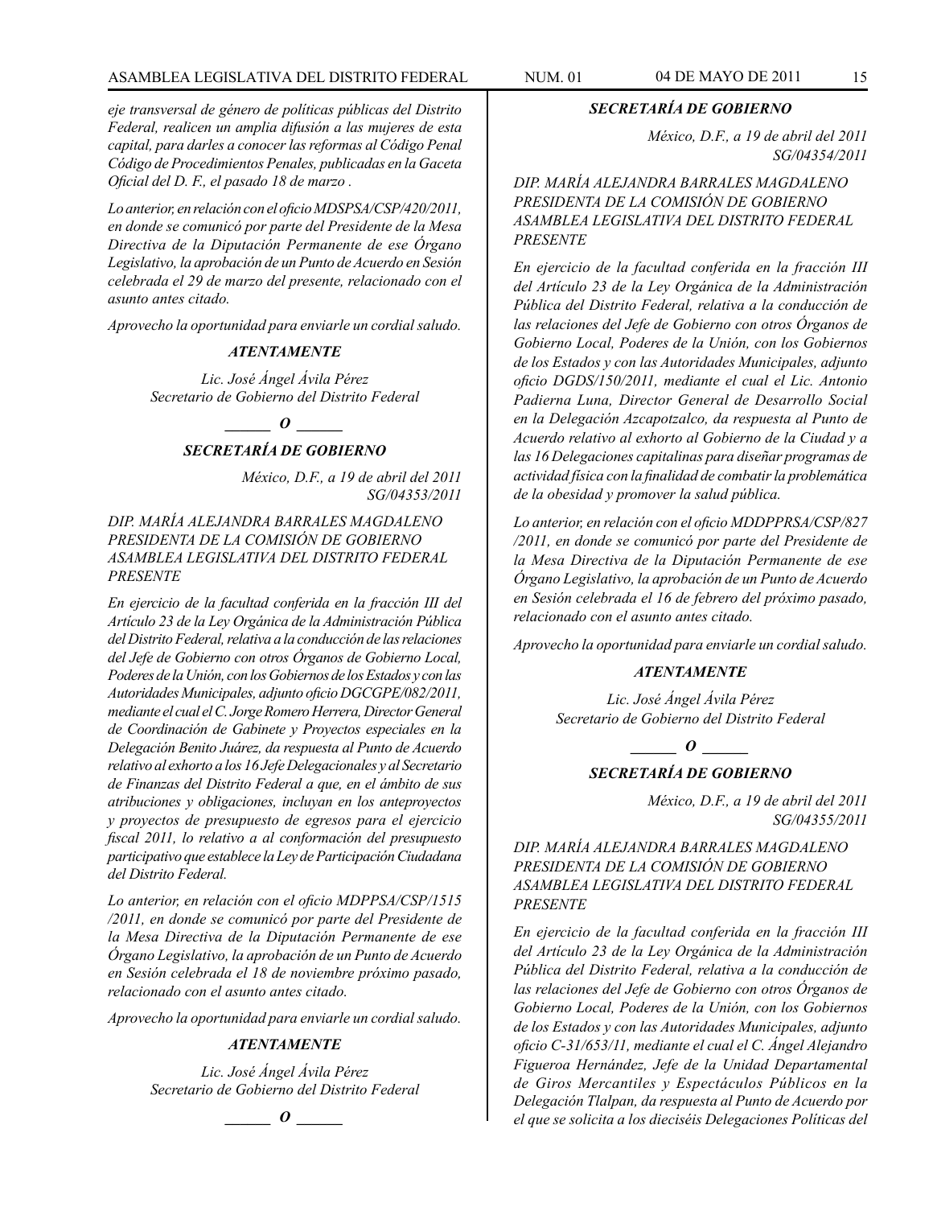*eje transversal de género de políticas públicas del Distrito Federal, realicen un amplia difusión a las mujeres de esta capital, para darles a conocer las reformas al Código Penal Código de Procedimientos Penales, publicadas en la Gaceta Oficial del D. F., el pasado 18 de marzo .*

*Lo anterior, en relación con el oficio MDSPSA/CSP/420/2011, en donde se comunicó por parte del Presidente de la Mesa Directiva de la Diputación Permanente de ese Órgano Legislativo, la aprobación de un Punto de Acuerdo en Sesión celebrada el 29 de marzo del presente, relacionado con el asunto antes citado.*

*Aprovecho la oportunidad para enviarle un cordial saludo.*

***ATENTAMENTE***

*Lic. José Ángel Ávila Pérez*
*Secretario de Gobierno del Distrito Federal*

***\_\_\_\_\_\_ O \_\_\_\_\_\_***

***SECRETARÍA DE GOBIERNO***

*México, D.F., a 19 de abril del 2011*
*SG/04353/2011*

*DIP. MARÍA ALEJANDRA BARRALES MAGDALENO*
*PRESIDENTA DE LA COMISIÓN DE GOBIERNO*
*ASAMBLEA LEGISLATIVA DEL DISTRITO FEDERAL*
*PRESENTE*

*En ejercicio de la facultad conferida en la fracción III del Artículo 23 de la Ley Orgánica de la Administración Pública del Distrito Federal, relativa a la conducción de las relaciones del Jefe de Gobierno con otros Órganos de Gobierno Local, Poderes de la Unión, con los Gobiernos de los Estados y con las Autoridades Municipales, adjunto oficio DGCGPE/082/2011, mediante el cual el C. Jorge Romero Herrera, Director General de Coordinación de Gabinete y Proyectos especiales en la Delegación Benito Juárez, da respuesta al Punto de Acuerdo relativo al exhorto a los 16 Jefe Delegacionales y al Secretario de Finanzas del Distrito Federal a que, en el ámbito de sus atribuciones y obligaciones, incluyan en los anteproyectos y proyectos de presupuesto de egresos para el ejercicio fiscal 2011, lo relativo a al conformación del presupuesto participativo que establece la Ley de Participación Ciudadana del Distrito Federal.*

*Lo anterior, en relación con el oficio MDPPSA/CSP/1515 /2011, en donde se comunicó por parte del Presidente de la Mesa Directiva de la Diputación Permanente de ese Órgano Legislativo, la aprobación de un Punto de Acuerdo en Sesión celebrada el 18 de noviembre próximo pasado, relacionado con el asunto antes citado.*

*Aprovecho la oportunidad para enviarle un cordial saludo.*

***ATENTAMENTE***

*Lic. José Ángel Ávila Pérez*
*Secretario de Gobierno del Distrito Federal*

***\_\_\_\_\_\_ O \_\_\_\_\_\_***

***SECRETARÍA DE GOBIERNO***

*México, D.F., a 19 de abril del 2011*
*SG/04354/2011*

*DIP. MARÍA ALEJANDRA BARRALES MAGDALENO*
*PRESIDENTA DE LA COMISIÓN DE GOBIERNO*
*ASAMBLEA LEGISLATIVA DEL DISTRITO FEDERAL*
*PRESENTE*

*En ejercicio de la facultad conferida en la fracción III del Artículo 23 de la Ley Orgánica de la Administración Pública del Distrito Federal, relativa a la conducción de las relaciones del Jefe de Gobierno con otros Órganos de Gobierno Local, Poderes de la Unión, con los Gobiernos de los Estados y con las Autoridades Municipales, adjunto oficio DGDS/150/2011, mediante el cual el Lic. Antonio Padierna Luna, Director General de Desarrollo Social en la Delegación Azcapotzalco, da respuesta al Punto de Acuerdo relativo al exhorto al Gobierno de la Ciudad y a las 16 Delegaciones capitalinas para diseñar programas de actividad física con la finalidad de combatir la problemática de la obesidad y promover la salud pública.*

*Lo anterior, en relación con el oficio MDDPPRSA/CSP/827 /2011, en donde se comunicó por parte del Presidente de la Mesa Directiva de la Diputación Permanente de ese Órgano Legislativo, la aprobación de un Punto de Acuerdo en Sesión celebrada el 16 de febrero del próximo pasado, relacionado con el asunto antes citado.*

*Aprovecho la oportunidad para enviarle un cordial saludo.*

***ATENTAMENTE***

*Lic. José Ángel Ávila Pérez*
*Secretario de Gobierno del Distrito Federal*

***\_\_\_\_\_\_ O \_\_\_\_\_\_***

***SECRETARÍA DE GOBIERNO***

*México, D.F., a 19 de abril del 2011*
*SG/04355/2011*

*DIP. MARÍA ALEJANDRA BARRALES MAGDALENO*
*PRESIDENTA DE LA COMISIÓN DE GOBIERNO*
*ASAMBLEA LEGISLATIVA DEL DISTRITO FEDERAL*
*PRESENTE*

*En ejercicio de la facultad conferida en la fracción III del Artículo 23 de la Ley Orgánica de la Administración Pública del Distrito Federal, relativa a la conducción de las relaciones del Jefe de Gobierno con otros Órganos de Gobierno Local, Poderes de la Unión, con los Gobiernos de los Estados y con las Autoridades Municipales, adjunto oficio C-31/653/11, mediante el cual el C. Ángel Alejandro Figueroa Hernández, Jefe de la Unidad Departamental de Giros Mercantiles y Espectáculos Públicos en la Delegación Tlalpan, da respuesta al Punto de Acuerdo por el que se solicita a los dieciséis Delegaciones Políticas del*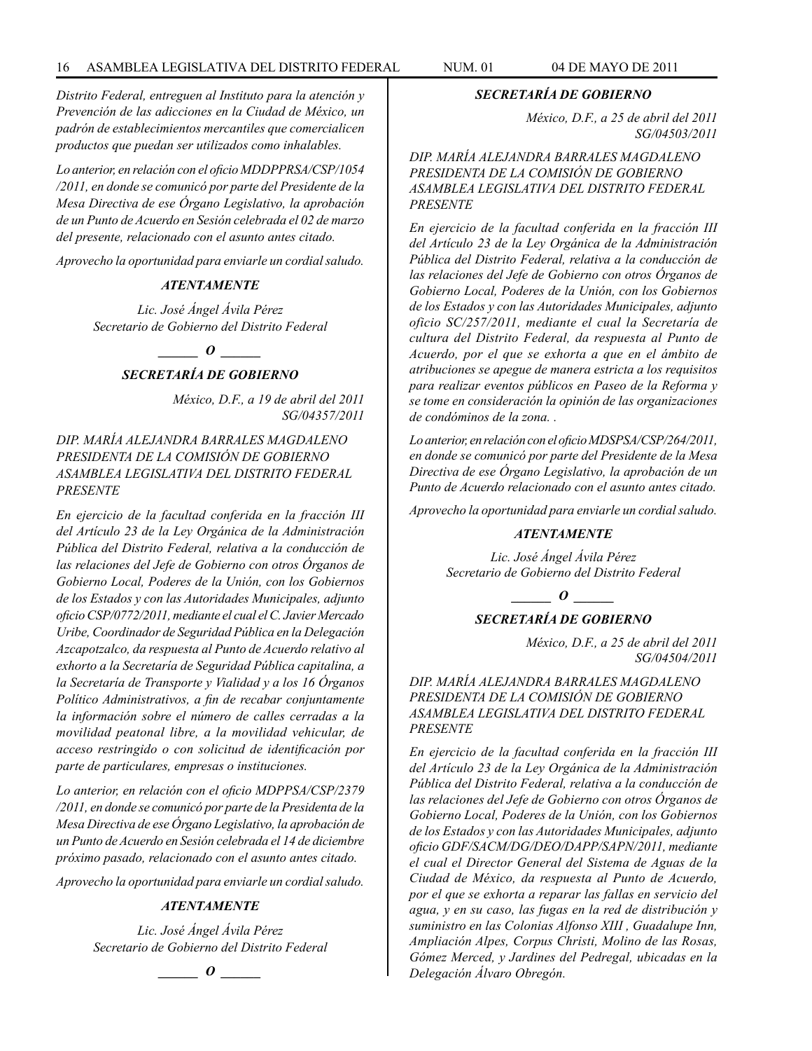*Distrito Federal, entreguen al Instituto para la atención y Prevención de las adicciones en la Ciudad de México, un padrón de establecimientos mercantiles que comercialicen productos que puedan ser utilizados como inhalables.*

*Lo anterior, en relación con el oficio MDDPPRSA/CSP/1054 /2011, en donde se comunicó por parte del Presidente de la Mesa Directiva de ese Órgano Legislativo, la aprobación de un Punto de Acuerdo en Sesión celebrada el 02 de marzo del presente, relacionado con el asunto antes citado.*

*Aprovecho la oportunidad para enviarle un cordial saludo.*

***ATENTAMENTE***

*Lic. José Ángel Ávila Pérez*
*Secretario de Gobierno del Distrito Federal*

***\_\_\_\_\_\_ O \_\_\_\_\_\_***

***SECRETARÍA DE GOBIERNO***

*México, D.F., a 19 de abril del 2011*
*SG/04357/2011*

*DIP. MARÍA ALEJANDRA BARRALES MAGDALENO*
*PRESIDENTA DE LA COMISIÓN DE GOBIERNO*
*ASAMBLEA LEGISLATIVA DEL DISTRITO FEDERAL*
*PRESENTE*

*En ejercicio de la facultad conferida en la fracción III del Artículo 23 de la Ley Orgánica de la Administración Pública del Distrito Federal, relativa a la conducción de las relaciones del Jefe de Gobierno con otros Órganos de Gobierno Local, Poderes de la Unión, con los Gobiernos de los Estados y con las Autoridades Municipales, adjunto oficio CSP/0772/2011, mediante el cual el C. Javier Mercado Uribe, Coordinador de Seguridad Pública en la Delegación Azcapotzalco, da respuesta al Punto de Acuerdo relativo al exhorto a la Secretaría de Seguridad Pública capitalina, a la Secretaría de Transporte y Vialidad y a los 16 Órganos Político Administrativos, a fin de recabar conjuntamente la información sobre el número de calles cerradas a la movilidad peatonal libre, a la movilidad vehicular, de acceso restringido o con solicitud de identificación por parte de particulares, empresas o instituciones.*

*Lo anterior, en relación con el oficio MDPPSA/CSP/2379 /2011, en donde se comunicó por parte de la Presidenta de la Mesa Directiva de ese Órgano Legislativo, la aprobación de un Punto de Acuerdo en Sesión celebrada el 14 de diciembre próximo pasado, relacionado con el asunto antes citado.*

*Aprovecho la oportunidad para enviarle un cordial saludo.*

***ATENTAMENTE***

*Lic. José Ángel Ávila Pérez*
*Secretario de Gobierno del Distrito Federal*

***\_\_\_\_\_\_ O \_\_\_\_\_\_***

***SECRETARÍA DE GOBIERNO***

*México, D.F., a 25 de abril del 2011*
*SG/04503/2011*

*DIP. MARÍA ALEJANDRA BARRALES MAGDALENO*
*PRESIDENTA DE LA COMISIÓN DE GOBIERNO*
*ASAMBLEA LEGISLATIVA DEL DISTRITO FEDERAL*
*PRESENTE*

*En ejercicio de la facultad conferida en la fracción III del Artículo 23 de la Ley Orgánica de la Administración Pública del Distrito Federal, relativa a la conducción de las relaciones del Jefe de Gobierno con otros Órganos de Gobierno Local, Poderes de la Unión, con los Gobiernos de los Estados y con las Autoridades Municipales, adjunto oficio SC/257/2011, mediante el cual la Secretaría de cultura del Distrito Federal, da respuesta al Punto de Acuerdo, por el que se exhorta a que en el ámbito de atribuciones se apegue de manera estricta a los requisitos para realizar eventos públicos en Paseo de la Reforma y se tome en consideración la opinión de las organizaciones de condóminos de la zona. .*

*Lo anterior, en relación con el oficio MDSPSA/CSP/264/2011, en donde se comunicó por parte del Presidente de la Mesa Directiva de ese Órgano Legislativo, la aprobación de un Punto de Acuerdo relacionado con el asunto antes citado.*

*Aprovecho la oportunidad para enviarle un cordial saludo.*

***ATENTAMENTE***

*Lic. José Ángel Ávila Pérez*
*Secretario de Gobierno del Distrito Federal*

***\_\_\_\_\_\_ O \_\_\_\_\_\_***

***SECRETARÍA DE GOBIERNO***

*México, D.F., a 25 de abril del 2011*
*SG/04504/2011*

*DIP. MARÍA ALEJANDRA BARRALES MAGDALENO*
*PRESIDENTA DE LA COMISIÓN DE GOBIERNO*
*ASAMBLEA LEGISLATIVA DEL DISTRITO FEDERAL*
*PRESENTE*

*En ejercicio de la facultad conferida en la fracción III del Artículo 23 de la Ley Orgánica de la Administración Pública del Distrito Federal, relativa a la conducción de las relaciones del Jefe de Gobierno con otros Órganos de Gobierno Local, Poderes de la Unión, con los Gobiernos de los Estados y con las Autoridades Municipales, adjunto oficio GDF/SACM/DG/DEO/DAPP/SAPN/2011, mediante el cual el Director General del Sistema de Aguas de la Ciudad de México, da respuesta al Punto de Acuerdo, por el que se exhorta a reparar las fallas en servicio del agua, y en su caso, las fugas en la red de distribución y suministro en las Colonias Alfonso XIII , Guadalupe Inn, Ampliación Alpes, Corpus Christi, Molino de las Rosas, Gómez Merced, y Jardines del Pedregal, ubicadas en la Delegación Álvaro Obregón.*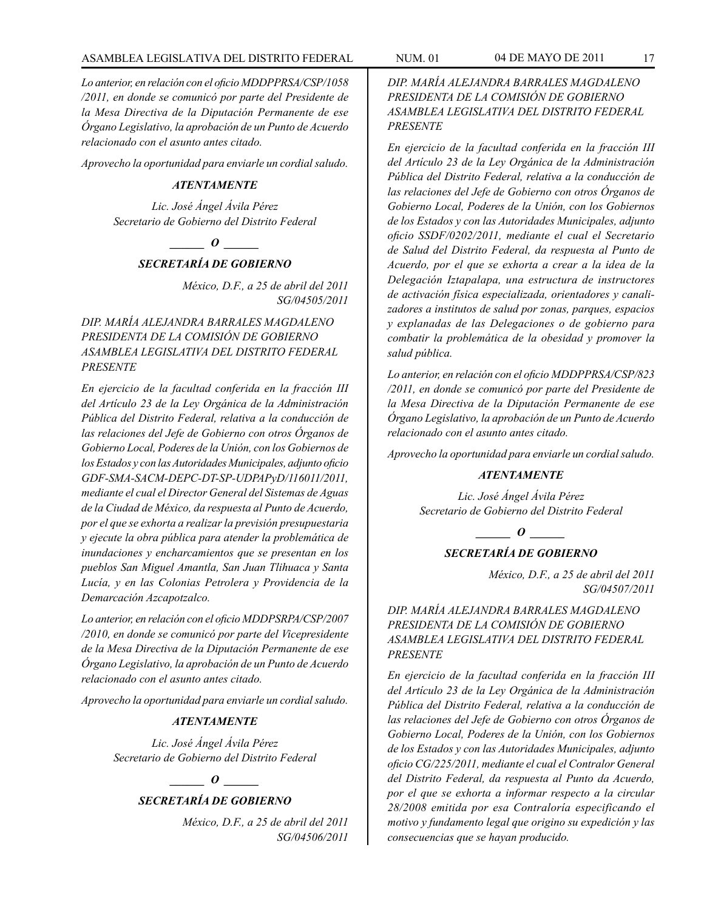*Lo anterior, en relación con el oficio MDDPPRSA/CSP/1058 /2011, en donde se comunicó por parte del Presidente de la Mesa Directiva de la Diputación Permanente de ese Órgano Legislativo, la aprobación de un Punto de Acuerdo relacionado con el asunto antes citado.*

*Aprovecho la oportunidad para enviarle un cordial saludo.*

***ATENTAMENTE***

*Lic. José Ángel Ávila Pérez*
*Secretario de Gobierno del Distrito Federal*

***\_\_\_\_\_\_ O \_\_\_\_\_\_***

***SECRETARÍA DE GOBIERNO***

*México, D.F., a 25 de abril del 2011*
*SG/04505/2011*

*DIP. MARÍA ALEJANDRA BARRALES MAGDALENO*
*PRESIDENTA DE LA COMISIÓN DE GOBIERNO*
*ASAMBLEA LEGISLATIVA DEL DISTRITO FEDERAL*
*PRESENTE*

*En ejercicio de la facultad conferida en la fracción III del Artículo 23 de la Ley Orgánica de la Administración Pública del Distrito Federal, relativa a la conducción de las relaciones del Jefe de Gobierno con otros Órganos de Gobierno Local, Poderes de la Unión, con los Gobiernos de los Estados y con las Autoridades Municipales, adjunto oficio GDF-SMA-SACM-DEPC-DT-SP-UDPAPyD/116011/2011, mediante el cual el Director General del Sistemas de Aguas de la Ciudad de México, da respuesta al Punto de Acuerdo, por el que se exhorta a realizar la previsión presupuestaria y ejecute la obra pública para atender la problemática de inundaciones y encharcamientos que se presentan en los pueblos San Miguel Amantla, San Juan Tlihuaca y Santa Lucía, y en las Colonias Petrolera y Providencia de la Demarcación Azcapotzalco.*

*Lo anterior, en relación con el oficio MDDPSRPA/CSP/2007 /2010, en donde se comunicó por parte del Vicepresidente de la Mesa Directiva de la Diputación Permanente de ese Órgano Legislativo, la aprobación de un Punto de Acuerdo relacionado con el asunto antes citado.*

*Aprovecho la oportunidad para enviarle un cordial saludo.*

***ATENTAMENTE***

*Lic. José Ángel Ávila Pérez*
*Secretario de Gobierno del Distrito Federal*

***\_\_\_\_\_\_ O \_\_\_\_\_\_***

***SECRETARÍA DE GOBIERNO***

*México, D.F., a 25 de abril del 2011*
*SG/04506/2011*

*DIP. MARÍA ALEJANDRA BARRALES MAGDALENO*
*PRESIDENTA DE LA COMISIÓN DE GOBIERNO*
*ASAMBLEA LEGISLATIVA DEL DISTRITO FEDERAL*
*PRESENTE*

*En ejercicio de la facultad conferida en la fracción III del Artículo 23 de la Ley Orgánica de la Administración Pública del Distrito Federal, relativa a la conducción de las relaciones del Jefe de Gobierno con otros Órganos de Gobierno Local, Poderes de la Unión, con los Gobiernos de los Estados y con las Autoridades Municipales, adjunto oficio SSDF/0202/2011, mediante el cual el Secretario de Salud del Distrito Federal, da respuesta al Punto de Acuerdo, por el que se exhorta a crear a la idea de la Delegación Iztapalapa, una estructura de instructores de activación física especializada, orientadores y canalizadores a institutos de salud por zonas, parques, espacios y explanadas de las Delegaciones o de gobierno para combatir la problemática de la obesidad y promover la salud pública.*

*Lo anterior, en relación con el oficio MDDPPRSA/CSP/823 /2011, en donde se comunicó por parte del Presidente de la Mesa Directiva de la Diputación Permanente de ese Órgano Legislativo, la aprobación de un Punto de Acuerdo relacionado con el asunto antes citado.*

*Aprovecho la oportunidad para enviarle un cordial saludo.*

***ATENTAMENTE***

*Lic. José Ángel Ávila Pérez*
*Secretario de Gobierno del Distrito Federal*

***\_\_\_\_\_\_ O \_\_\_\_\_\_***

***SECRETARÍA DE GOBIERNO***

*México, D.F., a 25 de abril del 2011*
*SG/04507/2011*

*DIP. MARÍA ALEJANDRA BARRALES MAGDALENO*
*PRESIDENTA DE LA COMISIÓN DE GOBIERNO*
*ASAMBLEA LEGISLATIVA DEL DISTRITO FEDERAL*
*PRESENTE*

*En ejercicio de la facultad conferida en la fracción III del Artículo 23 de la Ley Orgánica de la Administración Pública del Distrito Federal, relativa a la conducción de las relaciones del Jefe de Gobierno con otros Órganos de Gobierno Local, Poderes de la Unión, con los Gobiernos de los Estados y con las Autoridades Municipales, adjunto oficio CG/225/2011, mediante el cual el Contralor General del Distrito Federal, da respuesta al Punto da Acuerdo, por el que se exhorta a informar respecto a la circular 28/2008 emitida por esa Contraloría especificando el motivo y fundamento legal que origino su expedición y las consecuencias que se hayan producido.*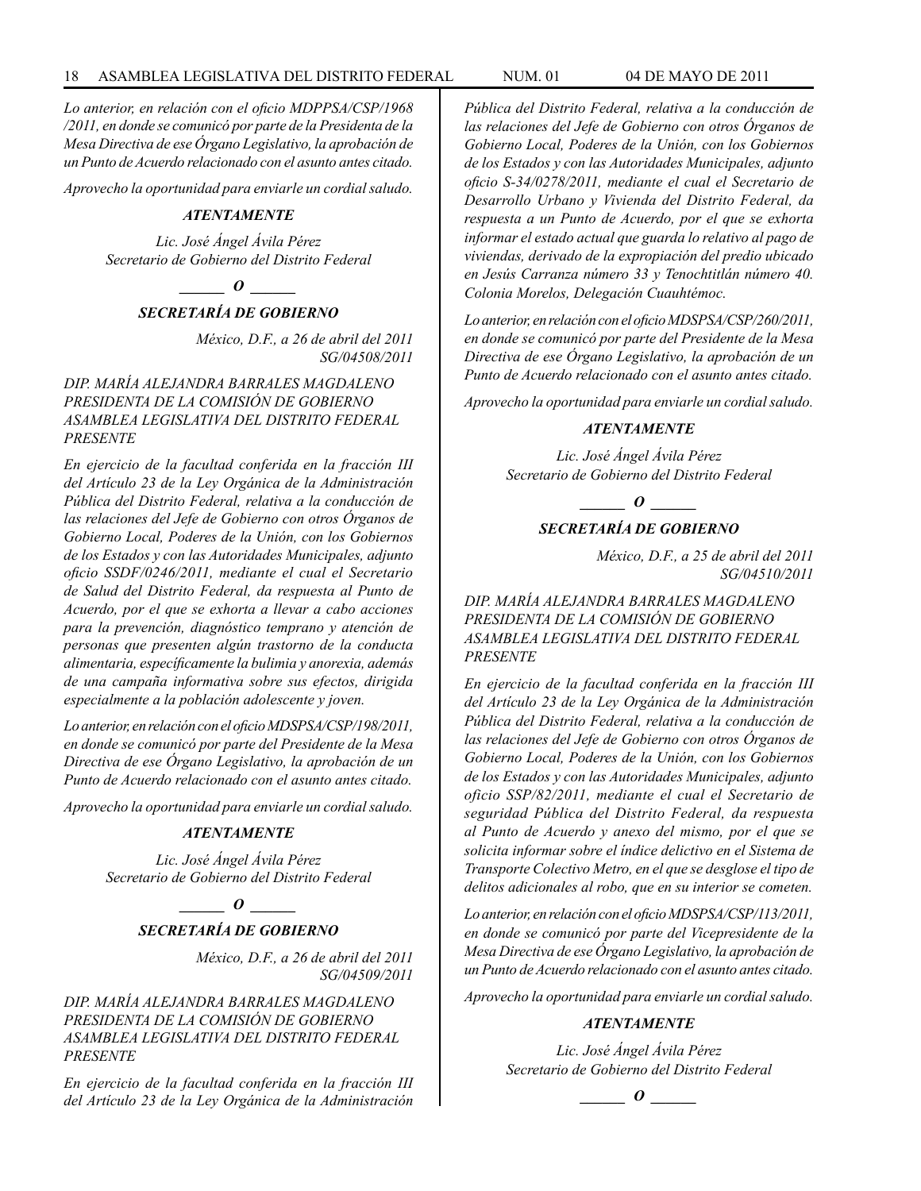*Lo anterior, en relación con el oficio MDPPSA/CSP/1968 /2011, en donde se comunicó por parte de la Presidenta de la Mesa Directiva de ese Órgano Legislativo, la aprobación de un Punto de Acuerdo relacionado con el asunto antes citado.*

*Aprovecho la oportunidad para enviarle un cordial saludo.*

***ATENTAMENTE***

*Lic. José Ángel Ávila Pérez*
*Secretario de Gobierno del Distrito Federal*

***\_\_\_\_\_\_ O \_\_\_\_\_\_***

***SECRETARÍA DE GOBIERNO***

*México, D.F., a 26 de abril del 2011*
*SG/04508/2011*

*DIP. MARÍA ALEJANDRA BARRALES MAGDALENO*
*PRESIDENTA DE LA COMISIÓN DE GOBIERNO*
*ASAMBLEA LEGISLATIVA DEL DISTRITO FEDERAL*
*PRESENTE*

*En ejercicio de la facultad conferida en la fracción III del Artículo 23 de la Ley Orgánica de la Administración Pública del Distrito Federal, relativa a la conducción de las relaciones del Jefe de Gobierno con otros Órganos de Gobierno Local, Poderes de la Unión, con los Gobiernos de los Estados y con las Autoridades Municipales, adjunto oficio SSDF/0246/2011, mediante el cual el Secretario de Salud del Distrito Federal, da respuesta al Punto de Acuerdo, por el que se exhorta a llevar a cabo acciones para la prevención, diagnóstico temprano y atención de personas que presenten algún trastorno de la conducta alimentaria, específicamente la bulimia y anorexia, además de una campaña informativa sobre sus efectos, dirigida especialmente a la población adolescente y joven.*

*Lo anterior, en relación con el oficio MDSPSA/CSP/198/2011, en donde se comunicó por parte del Presidente de la Mesa Directiva de ese Órgano Legislativo, la aprobación de un Punto de Acuerdo relacionado con el asunto antes citado.*

*Aprovecho la oportunidad para enviarle un cordial saludo.*

***ATENTAMENTE***

*Lic. José Ángel Ávila Pérez*
*Secretario de Gobierno del Distrito Federal*

***\_\_\_\_\_\_ O \_\_\_\_\_\_***

***SECRETARÍA DE GOBIERNO***

*México, D.F., a 26 de abril del 2011*
*SG/04509/2011*

*DIP. MARÍA ALEJANDRA BARRALES MAGDALENO*
*PRESIDENTA DE LA COMISIÓN DE GOBIERNO*
*ASAMBLEA LEGISLATIVA DEL DISTRITO FEDERAL*
*PRESENTE*

*En ejercicio de la facultad conferida en la fracción III del Artículo 23 de la Ley Orgánica de la Administración Pública del Distrito Federal, relativa a la conducción de las relaciones del Jefe de Gobierno con otros Órganos de Gobierno Local, Poderes de la Unión, con los Gobiernos de los Estados y con las Autoridades Municipales, adjunto oficio S-34/0278/2011, mediante el cual el Secretario de Desarrollo Urbano y Vivienda del Distrito Federal, da respuesta a un Punto de Acuerdo, por el que se exhorta informar el estado actual que guarda lo relativo al pago de viviendas, derivado de la expropiación del predio ubicado en Jesús Carranza número 33 y Tenochtitlán número 40. Colonia Morelos, Delegación Cuauhtémoc.*

*Lo anterior, en relación con el oficio MDSPSA/CSP/260/2011, en donde se comunicó por parte del Presidente de la Mesa Directiva de ese Órgano Legislativo, la aprobación de un Punto de Acuerdo relacionado con el asunto antes citado.*

*Aprovecho la oportunidad para enviarle un cordial saludo.*

***ATENTAMENTE***

*Lic. José Ángel Ávila Pérez*
*Secretario de Gobierno del Distrito Federal*

***\_\_\_\_\_\_ O \_\_\_\_\_\_***

***SECRETARÍA DE GOBIERNO***

*México, D.F., a 25 de abril del 2011*
*SG/04510/2011*

*DIP. MARÍA ALEJANDRA BARRALES MAGDALENO*
*PRESIDENTA DE LA COMISIÓN DE GOBIERNO*
*ASAMBLEA LEGISLATIVA DEL DISTRITO FEDERAL*
*PRESENTE*

*En ejercicio de la facultad conferida en la fracción III del Artículo 23 de la Ley Orgánica de la Administración Pública del Distrito Federal, relativa a la conducción de las relaciones del Jefe de Gobierno con otros Órganos de Gobierno Local, Poderes de la Unión, con los Gobiernos de los Estados y con las Autoridades Municipales, adjunto oficio SSP/82/2011, mediante el cual el Secretario de seguridad Pública del Distrito Federal, da respuesta al Punto de Acuerdo y anexo del mismo, por el que se solicita informar sobre el índice delictivo en el Sistema de Transporte Colectivo Metro, en el que se desglose el tipo de delitos adicionales al robo, que en su interior se cometen.*

*Lo anterior, en relación con el oficio MDSPSA/CSP/113/2011, en donde se comunicó por parte del Vicepresidente de la Mesa Directiva de ese Órgano Legislativo, la aprobación de un Punto de Acuerdo relacionado con el asunto antes citado.*

*Aprovecho la oportunidad para enviarle un cordial saludo.*

***ATENTAMENTE***

*Lic. José Ángel Ávila Pérez*
*Secretario de Gobierno del Distrito Federal*

***\_\_\_\_\_\_ O \_\_\_\_\_\_***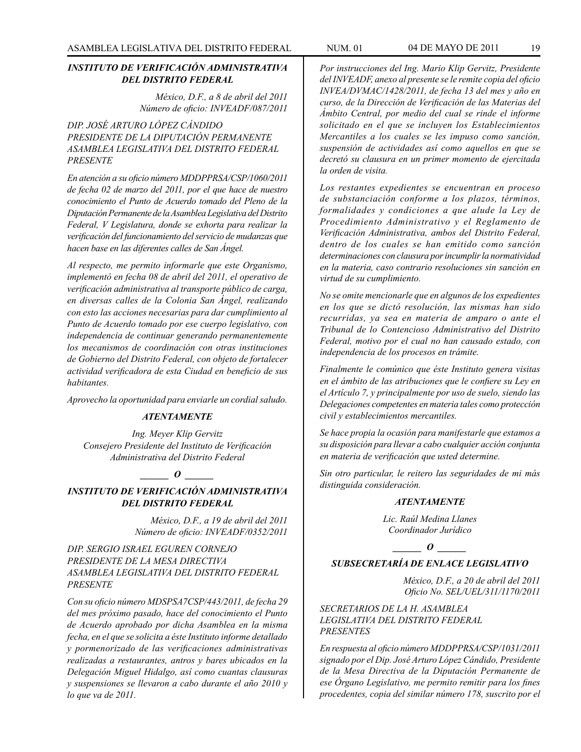***INSTITUTO DE VERIFICACIÓN ADMINISTRATIVA DEL DISTRITO FEDERAL***

*México, D.F., a 8 de abril del 2011*
*Número de oficio: INVEADF/087/2011*

*DIP. JOSÉ ARTURO LÓPEZ CÁNDIDO*
*PRESIDENTE DE LA DIPUTACIÓN PERMANENTE*
*ASAMBLEA LEGISLATIVA DEL DISTRITO FEDERAL*
*PRESENTE*

*En atención a su oficio número MDDPPRSA/CSP/1060/2011 de fecha 02 de marzo del 2011, por el que hace de nuestro conocimiento el Punto de Acuerdo tomado del Pleno de la Diputación Permanente de la Asamblea Legislativa del Distrito Federal, V Legislatura, donde se exhorta para realizar la verificación del funcionamiento del servicio de mudanzas que hacen base en las diferentes calles de San Ángel.*

*Al respecto, me permito informarle que este Organismo, implementó en fecha 08 de abril del 2011, el operativo de verificación administrativa al transporte público de carga, en diversas calles de la Colonia San Ángel, realizando con esto las acciones necesarias para dar cumplimiento al Punto de Acuerdo tomado por ese cuerpo legislativo, con independencia de continuar generando permanentemente los mecanismos de coordinación con otras instituciones de Gobierno del Distrito Federal, con objeto de fortalecer actividad verificadora de esta Ciudad en beneficio de sus habitantes.*

*Aprovecho la oportunidad para enviarle un cordial saludo.*

***ATENTAMENTE***

*Ing. Meyer Klip Gervitz*
*Consejero Presidente del Instituto de Verificación Administrativa del Distrito Federal*

***______ O ______***

***INSTITUTO DE VERIFICACIÓN ADMINISTRATIVA DEL DISTRITO FEDERAL***

*México, D.F., a 19 de abril del 2011*
*Número de oficio: INVEADF/0352/2011*

*DIP. SERGIO ISRAEL EGUREN CORNEJO*
*PRESIDENTE DE LA MESA DIRECTIVA*
*ASAMBLEA LEGISLATIVA DEL DISTRITO FEDERAL*
*PRESENTE*

*Con su oficio número MDSPSA7CSP/443/2011, de fecha 29 del mes próximo pasado, hace del conocimiento el Punto de Acuerdo aprobado por dicha Asamblea en la misma fecha, en el que se solicita a éste Instituto informe detallado y pormenorizado de las verificaciones administrativas realizadas a restaurantes, antros y bares ubicados en la Delegación Miguel Hidalgo, así como cuantas clausuras y suspensiones se llevaron a cabo durante el año 2010 y lo que va de 2011.*

*Por instrucciones del Ing. Mario Klip Gervitz, Presidente del INVEADF, anexo al presente se le remite copia del oficio INVEA/DVMAC/1428/2011, de fecha 13 del mes y año en curso, de la Dirección de Verificación de las Materias del Ámbito Central, por medio del cual se rinde el informe solicitado en el que se incluyen los Establecimientos Mercantiles a los cuales se les impuso como sanción, suspensión de actividades así como aquellos en que se decretó su clausura en un primer momento de ejercitada la orden de visita.*

*Los restantes expedientes se encuentran en proceso de substanciación conforme a los plazos, términos, formalidades y condiciones a que alude la Ley de Procedimiento Administrativo y el Reglamento de Verificación Administrativa, ambos del Distrito Federal, dentro de los cuales se han emitido como sanción determinaciones con clausura por incumplir la normatividad en la materia, caso contrario resoluciones sin sanción en virtud de su cumplimiento.*

*No se omite mencionarle que en algunos de los expedientes en los que se dictó resolución, las mismas han sido recurridas, ya sea en materia de amparo o ante el Tribunal de lo Contencioso Administrativo del Distrito Federal, motivo por el cual no han causado estado, con independencia de los procesos en trámite.*

*Finalmente le comúnico que éste Instituto genera visitas en el ámbito de las atribuciones que le confiere su Ley en el Artículo 7, y principalmente por uso de suelo, siendo las Delegaciones competentes en materia tales como protección civil y establecimientos mercantiles.*

*Se hace propia la ocasión para manifestarle que estamos a su disposición para llevar a cabo cualquier acción conjunta en materia de verificación que usted determine.*

*Sin otro particular, le reitero las seguridades de mi más distinguida consideración.*

***ATENTAMENTE***

*Lic. Raúl Medina Llanes*
*Coordinador Jurídico*

***______ O ______***

***SUBSECRETARÍA DE ENLACE LEGISLATIVO***

*México, D.F., a 20 de abril del 2011*
*Oficio No. SEL/UEL/311/1170/2011*

*SECRETARIOS DE LA H. ASAMBLEA LEGISLATIVA DEL DISTRITO FEDERAL*
*PRESENTES*

*En respuesta al oficio número MDDPPRSA/CSP/1031/2011 signado por el Dip. José Arturo López Cándido, Presidente de la Mesa Directiva de la Diputación Permanente de ese Órgano Legislativo, me permito remitir para los fines procedentes, copia del similar número 178, suscrito por el*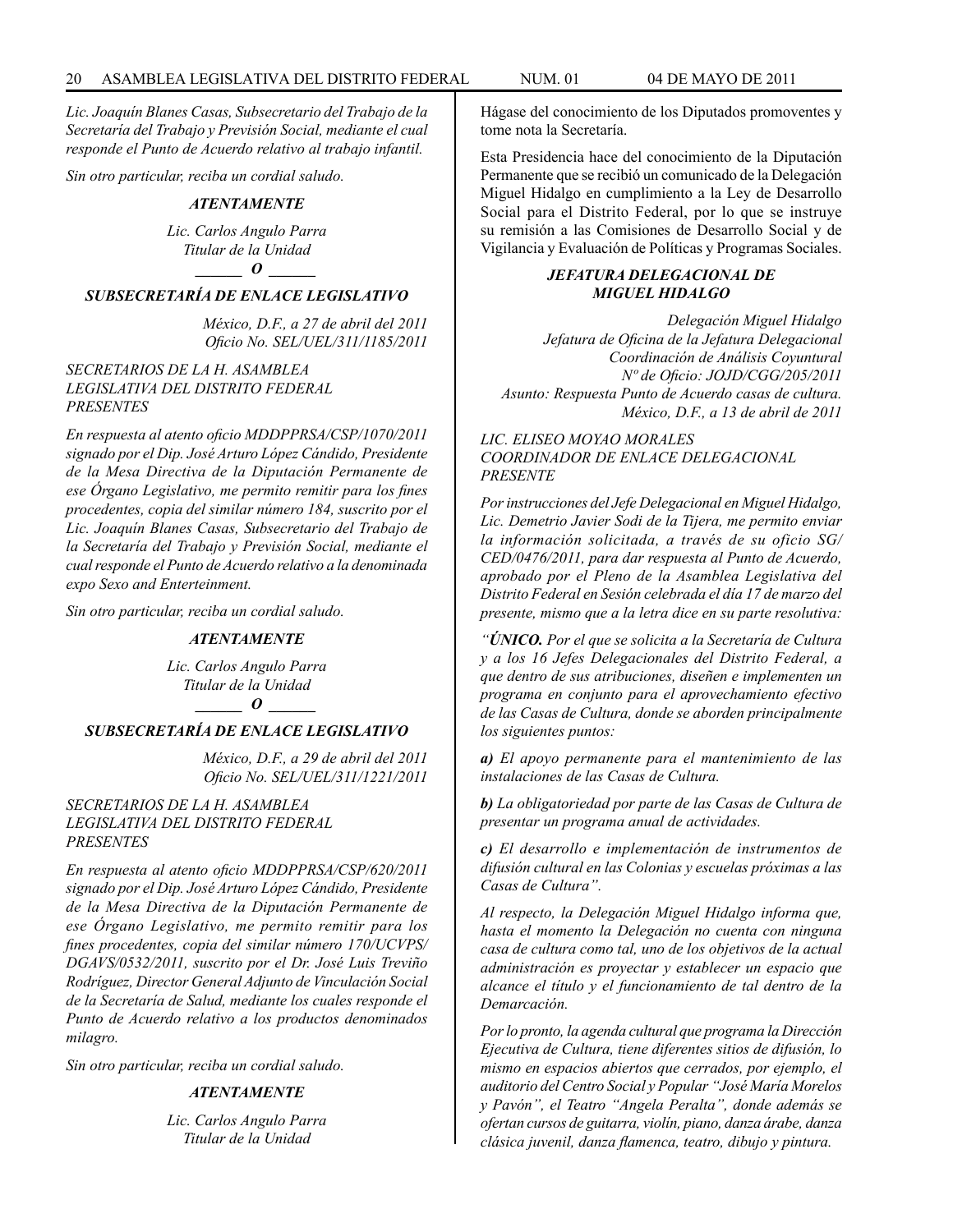*Lic. Joaquín Blanes Casas, Subsecretario del Trabajo de la Secretaría del Trabajo y Previsión Social, mediante el cual responde el Punto de Acuerdo relativo al trabajo infantil.*

*Sin otro particular, reciba un cordial saludo.*

***ATENTAMENTE***

*Lic. Carlos Angulo Parra*
*Titular de la Unidad*

***______ O ______***

***SUBSECRETARÍA DE ENLACE LEGISLATIVO***

*México, D.F., a 27 de abril del 2011*
*Oficio No. SEL/UEL/311/1185/2011*

*SECRETARIOS DE LA H. ASAMBLEA LEGISLATIVA DEL DISTRITO FEDERAL*
*PRESENTES*

*En respuesta al atento oficio MDDPPRSA/CSP/1070/2011 signado por el Dip. José Arturo López Cándido, Presidente de la Mesa Directiva de la Diputación Permanente de ese Órgano Legislativo, me permito remitir para los fines procedentes, copia del similar número 184, suscrito por el Lic. Joaquín Blanes Casas, Subsecretario del Trabajo de la Secretaría del Trabajo y Previsión Social, mediante el cual responde el Punto de Acuerdo relativo a la denominada expo Sexo and Enterteinment.*

*Sin otro particular, reciba un cordial saludo.*

***ATENTAMENTE***

*Lic. Carlos Angulo Parra*
*Titular de la Unidad*

***______ O ______***

***SUBSECRETARÍA DE ENLACE LEGISLATIVO***

*México, D.F., a 29 de abril del 2011*
*Oficio No. SEL/UEL/311/1221/2011*

*SECRETARIOS DE LA H. ASAMBLEA LEGISLATIVA DEL DISTRITO FEDERAL*
*PRESENTES*

*En respuesta al atento oficio MDDPPRSA/CSP/620/2011 signado por el Dip. José Arturo López Cándido, Presidente de la Mesa Directiva de la Diputación Permanente de ese Órgano Legislativo, me permito remitir para los fines procedentes, copia del similar número 170/UCVPS/DGAVS/0532/2011, suscrito por el Dr. José Luis Treviño Rodríguez, Director General Adjunto de Vinculación Social de la Secretaría de Salud, mediante los cuales responde el Punto de Acuerdo relativo a los productos denominados milagro.*

*Sin otro particular, reciba un cordial saludo.*

***ATENTAMENTE***

*Lic. Carlos Angulo Parra*
*Titular de la Unidad*

Hágase del conocimiento de los Diputados promoventes y tome nota la Secretaría.

Esta Presidencia hace del conocimiento de la Diputación Permanente que se recibió un comunicado de la Delegación Miguel Hidalgo en cumplimiento a la Ley de Desarrollo Social para el Distrito Federal, por lo que se instruye su remisión a las Comisiones de Desarrollo Social y de Vigilancia y Evaluación de Políticas y Programas Sociales.

***JEFATURA DELEGACIONAL DE MIGUEL HIDALGO***

*Delegación Miguel Hidalgo*
*Jefatura de Oficina de la Jefatura Delegacional*
*Coordinación de Análisis Coyuntural*
*Nº de Oficio: JOJD/CGG/205/2011*
*Asunto: Respuesta Punto de Acuerdo casas de cultura.*
*México, D.F., a 13 de abril de 2011*

*LIC. ELISEO MOYAO MORALES*
*COORDINADOR DE ENLACE DELEGACIONAL*
*PRESENTE*

*Por instrucciones del Jefe Delegacional en Miguel Hidalgo, Lic. Demetrio Javier Sodi de la Tijera, me permito enviar la información solicitada, a través de su oficio SG/CED/0476/2011, para dar respuesta al Punto de Acuerdo, aprobado por el Pleno de la Asamblea Legislativa del Distrito Federal en Sesión celebrada el día 17 de marzo del presente, mismo que a la letra dice en su parte resolutiva:*

*“**ÚNICO.** Por el que se solicita a la Secretaría de Cultura y a los 16 Jefes Delegacionales del Distrito Federal, a que dentro de sus atribuciones, diseñen e implementen un programa en conjunto para el aprovechamiento efectivo de las Casas de Cultura, donde se aborden principalmente los siguientes puntos:*

***a)** El apoyo permanente para el mantenimiento de las instalaciones de las Casas de Cultura.*

***b)** La obligatoriedad por parte de las Casas de Cultura de presentar un programa anual de actividades.*

***c)** El desarrollo e implementación de instrumentos de difusión cultural en las Colonias y escuelas próximas a las Casas de Cultura”.*

*Al respecto, la Delegación Miguel Hidalgo informa que, hasta el momento la Delegación no cuenta con ninguna casa de cultura como tal, uno de los objetivos de la actual administración es proyectar y establecer un espacio que alcance el título y el funcionamiento de tal dentro de la Demarcación.*

*Por lo pronto, la agenda cultural que programa la Dirección Ejecutiva de Cultura, tiene diferentes sitios de difusión, lo mismo en espacios abiertos que cerrados, por ejemplo, el auditorio del Centro Social y Popular “José María Morelos y Pavón”, el Teatro “Angela Peralta”, donde además se ofertan cursos de guitarra, violín, piano, danza árabe, danza clásica juvenil, danza flamenca, teatro, dibujo y pintura.*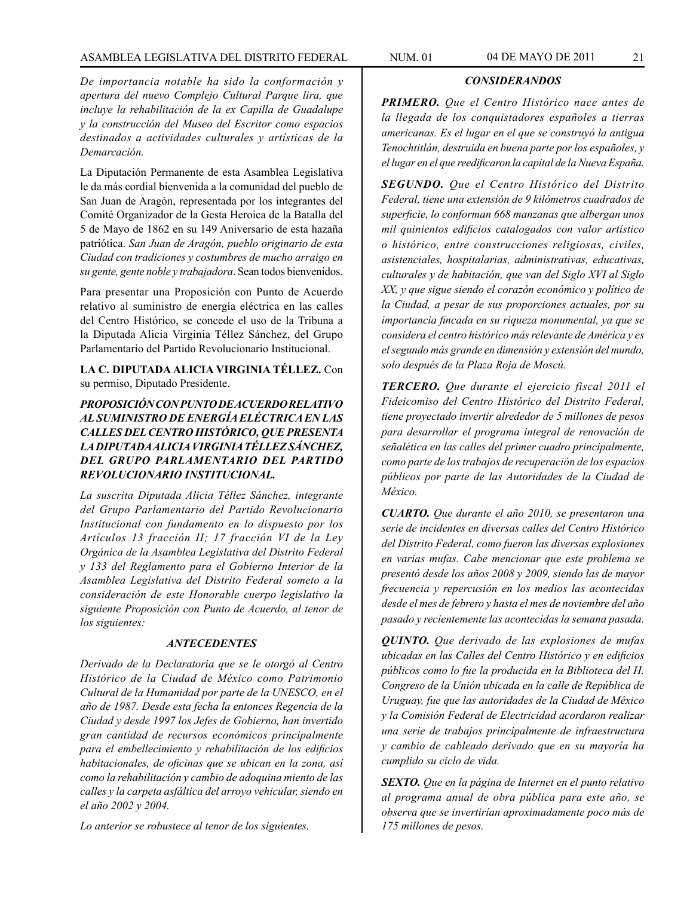*De importancia notable ha sido la conformación y apertura del nuevo Complejo Cultural Parque lira, que incluye la rehabilitación de la ex Capilla de Guadalupe y la construcción del Museo del Escritor como espacios destinados a actividades culturales y artísticas de la Demarcación.*

La Diputación Permanente de esta Asamblea Legislativa le da más cordial bienvenida a la comunidad del pueblo de San Juan de Aragón, representada por los integrantes del Comité Organizador de la Gesta Heroica de la Batalla del 5 de Mayo de 1862 en su 149 Aniversario de esta hazaña patriótica. *San Juan de Aragón, pueblo originario de esta Ciudad con tradiciones y costumbres de mucho arraigo en su gente, gente noble y trabajadora*. Sean todos bienvenidos.

Para presentar una Proposición con Punto de Acuerdo relativo al suministro de energía eléctrica en las calles del Centro Histórico, se concede el uso de la Tribuna a la Diputada Alicia Virginia Téllez Sánchez, del Grupo Parlamentario del Partido Revolucionario Institucional.

**LA C. DIPUTADA ALICIA VIRGINIA TÉLLEZ.** Con su permiso, Diputado Presidente.

***PROPOSICIÓN CON PUNTO DE ACUERDO RELATIVO AL SUMINISTRO DE ENERGÍA ELÉCTRICA EN LAS CALLES DEL CENTRO HISTÓRICO, QUE PRESENTA LA DIPUTADA ALICIA VIRGINIA TÉLLEZ SÁNCHEZ, DEL GRUPO PARLAMENTARIO DEL PARTIDO REVOLUCIONARIO INSTITUCIONAL.***

*La suscrita Diputada Alicia Téllez Sánchez, integrante del Grupo Parlamentario del Partido Revolucionario Institucional con fundamento en lo dispuesto por los Artículos 13 fracción II; 17 fracción VI de la Ley Orgánica de la Asamblea Legislativa del Distrito Federal y 133 del Reglamento para el Gobierno Interior de la Asamblea Legislativa del Distrito Federal someto a la consideración de este Honorable cuerpo legislativo la siguiente Proposición con Punto de Acuerdo, al tenor de los siguientes:*

***ANTECEDENTES***

*Derivado de la Declaratoria que se le otorgó al Centro Histórico de la Ciudad de México como Patrimonio Cultural de la Humanidad por parte de la UNESCO, en el año de 1987. Desde esta fecha la entonces Regencia de la Ciudad y desde 1997 los Jefes de Gobierno, han invertido gran cantidad de recursos económicos principalmente para el embellecimiento y rehabilitación de los edificios habitacionales, de oficinas que se ubican en la zona, así como la rehabilitación y cambio de adoquina miento de las calles y la carpeta asfáltica del arroyo vehicular, siendo en el año 2002 y 2004.*

*Lo anterior se robustece al tenor de los siguientes.*

***CONSIDERANDOS***

***PRIMERO.*** *Que el Centro Histórico nace antes de la llegada de los conquistadores españoles a tierras americanas. Es el lugar en el que se construyó la antigua Tenochtitlán, destruida en buena parte por los españoles, y el lugar en el que reedificaron la capital de la Nueva España.*

***SEGUNDO.*** *Que el Centro Histórico del Distrito Federal, tiene una extensión de 9 kilómetros cuadrados de superficie, lo conforman 668 manzanas que albergan unos mil quinientos edificios catalogados con valor artístico o histórico, entre construcciones religiosas, civiles, asistenciales, hospitalarias, administrativas, educativas, culturales y de habitación, que van del Siglo XVI al Siglo XX, y que sigue siendo el corazón económico y político de la Ciudad, a pesar de sus proporciones actuales, por su importancia fincada en su riqueza monumental, ya que se considera el centro histórico más relevante de América y es el segundo más grande en dimensión y extensión del mundo, solo después de la Plaza Roja de Moscú.*

***TERCERO.*** *Que durante el ejercicio fiscal 2011 el Fideicomiso del Centro Histórico del Distrito Federal, tiene proyectado invertir alrededor de 5 millones de pesos para desarrollar el programa integral de renovación de señalética en las calles del primer cuadro principalmente, como parte de los trabajos de recuperación de los espacios públicos por parte de las Autoridades de la Ciudad de México.*

***CUARTO.*** *Que durante el año 2010, se presentaron una serie de incidentes en diversas calles del Centro Histórico del Distrito Federal, como fueron las diversas explosiones en varias mufas. Cabe mencionar que este problema se presentó desde los años 2008 y 2009, siendo las de mayor frecuencia y repercusión en los medios las acontecidas desde el mes de febrero y hasta el mes de noviembre del año pasado y recientemente las acontecidas la semana pasada.*

***QUINTO.*** *Que derivado de las explosiones de mufas ubicadas en las Calles del Centro Histórico y en edificios públicos como lo fue la producida en la Biblioteca del H. Congreso de la Unión ubicada en la calle de República de Uruguay, fue que las autoridades de la Ciudad de México y la Comisión Federal de Electricidad acordaron realizar una serie de trabajos principalmente de infraestructura y cambio de cableado derivado que en su mayoría ha cumplido su ciclo de vida.*

***SEXTO.*** *Que en la página de Internet en el punto relativo al programa anual de obra pública para este año, se observa que se invertirían aproximadamente poco más de 175 millones de pesos.*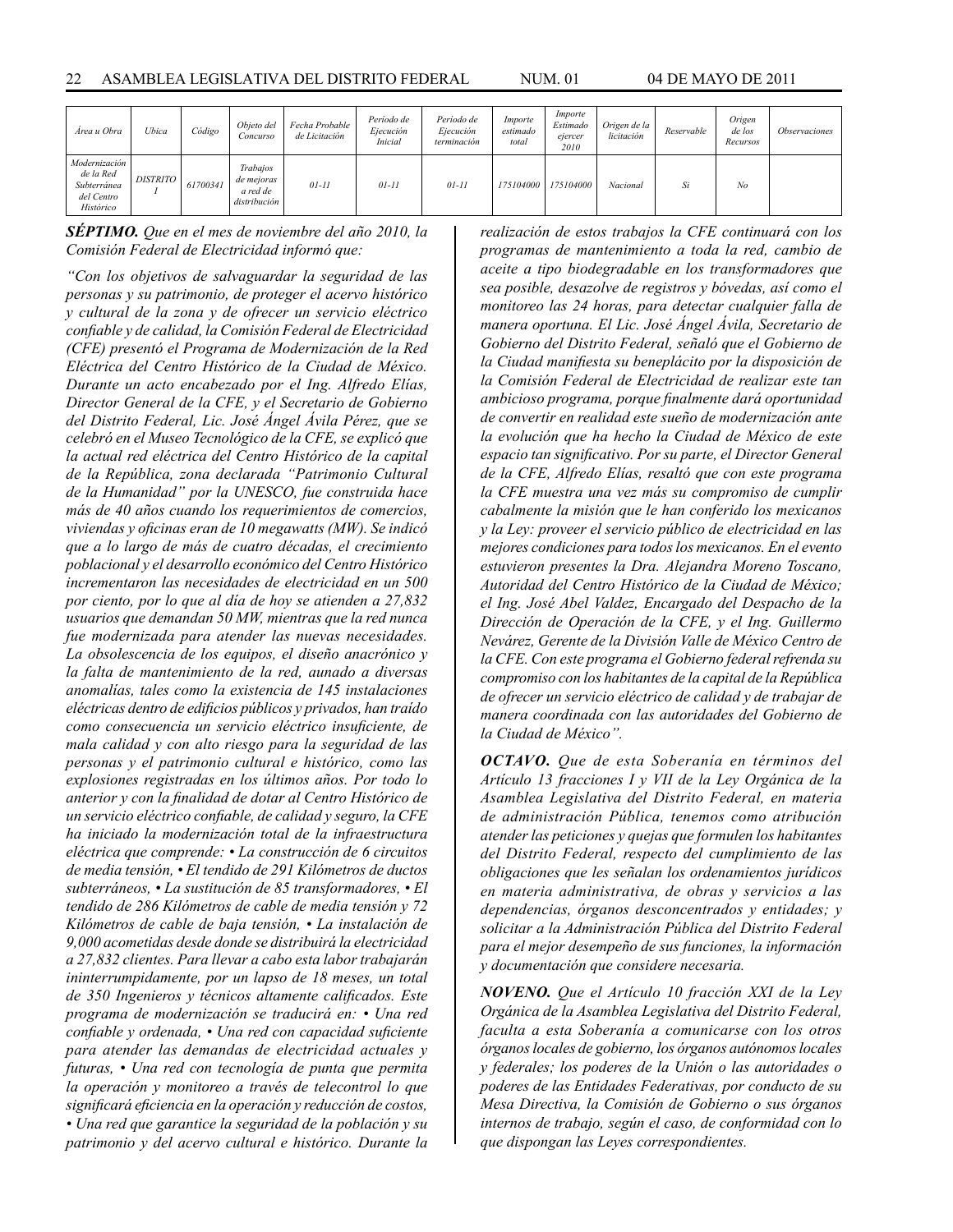| *Área u Obra* | *Ubica* | *Código* | *Objeto del Concurso* | *Fecha Probable de Licitación* | *Periodo de Ejecución Inicial* | *Periodo de Ejecución terminación* | *Importe estimado total* | *Importe Estimado ejercer 2010* | *Origen de la licitación* | *Reservable* | *Origen de los Recursos* | *Observaciones* |
|---|---|---|---|---|---|---|---|---|---|---|---|---|
| *Modernización de la Red Subterránea del Centro Histórico* | *DISTRITO I* | *61700341* | *Trabajos de mejoras a red de distribución* | *01-11* | *01-11* | *01-11* | *175104000* | *175104000* | *Nacional* | *Si* | *No* | |

***SÉPTIMO.*** *Que en el mes de noviembre del año 2010, la Comisión Federal de Electricidad informó que:*

*"Con los objetivos de salvaguardar la seguridad de las personas y su patrimonio, de proteger el acervo histórico y cultural de la zona y de ofrecer un servicio eléctrico confiable y de calidad, la Comisión Federal de Electricidad (CFE) presentó el Programa de Modernización de la Red Eléctrica del Centro Histórico de la Ciudad de México. Durante un acto encabezado por el Ing. Alfredo Elías, Director General de la CFE, y el Secretario de Gobierno del Distrito Federal, Lic. José Ángel Ávila Pérez, que se celebró en el Museo Tecnológico de la CFE, se explicó que la actual red eléctrica del Centro Histórico de la capital de la República, zona declarada "Patrimonio Cultural de la Humanidad" por la UNESCO, fue construida hace más de 40 años cuando los requerimientos de comercios, viviendas y oficinas eran de 10 megawatts (MW). Se indicó que a lo largo de más de cuatro décadas, el crecimiento poblacional y el desarrollo económico del Centro Histórico incrementaron las necesidades de electricidad en un 500 por ciento, por lo que al día de hoy se atienden a 27,832 usuarios que demandan 50 MW, mientras que la red nunca fue modernizada para atender las nuevas necesidades. La obsolescencia de los equipos, el diseño anacrónico y la falta de mantenimiento de la red, aunado a diversas anomalías, tales como la existencia de 145 instalaciones eléctricas dentro de edificios públicos y privados, han traído como consecuencia un servicio eléctrico insuficiente, de mala calidad y con alto riesgo para la seguridad de las personas y el patrimonio cultural e histórico, como las explosiones registradas en los últimos años. Por todo lo anterior y con la finalidad de dotar al Centro Histórico de un servicio eléctrico confiable, de calidad y seguro, la CFE ha iniciado la modernización total de la infraestructura eléctrica que comprende: • La construcción de 6 circuitos de media tensión, • El tendido de 291 Kilómetros de ductos subterráneos, • La sustitución de 85 transformadores, • El tendido de 286 Kilómetros de cable de media tensión y 72 Kilómetros de cable de baja tensión, • La instalación de 9,000 acometidas desde donde se distribuirá la electricidad a 27,832 clientes. Para llevar a cabo esta labor trabajarán ininterrumpidamente, por un lapso de 18 meses, un total de 350 Ingenieros y técnicos altamente calificados. Este programa de modernización se traducirá en: • Una red confiable y ordenada, • Una red con capacidad suficiente para atender las demandas de electricidad actuales y futuras, • Una red con tecnología de punta que permita la operación y monitoreo a través de telecontrol lo que significará eficiencia en la operación y reducción de costos, • Una red que garantice la seguridad de la población y su patrimonio y del acervo cultural e histórico. Durante la realización de estos trabajos la CFE continuará con los programas de mantenimiento a toda la red, cambio de aceite a tipo biodegradable en los transformadores que sea posible, desazolve de registros y bóvedas, así como el monitoreo las 24 horas, para detectar cualquier falla de manera oportuna. El Lic. José Ángel Ávila, Secretario de Gobierno del Distrito Federal, señaló que el Gobierno de la Ciudad manifiesta su beneplácito por la disposición de la Comisión Federal de Electricidad de realizar este tan ambicioso programa, porque finalmente dará oportunidad de convertir en realidad este sueño de modernización ante la evolución que ha hecho la Ciudad de México de este espacio tan significativo. Por su parte, el Director General de la CFE, Alfredo Elías, resaltó que con este programa la CFE muestra una vez más su compromiso de cumplir cabalmente la misión que le han conferido los mexicanos y la Ley: proveer el servicio público de electricidad en las mejores condiciones para todos los mexicanos. En el evento estuvieron presentes la Dra. Alejandra Moreno Toscano, Autoridad del Centro Histórico de la Ciudad de México; el Ing. José Abel Valdez, Encargado del Despacho de la Dirección de Operación de la CFE, y el Ing. Guillermo Nevárez, Gerente de la División Valle de México Centro de la CFE. Con este programa el Gobierno federal refrenda su compromiso con los habitantes de la capital de la República de ofrecer un servicio eléctrico de calidad y de trabajar de manera coordinada con las autoridades del Gobierno de la Ciudad de México".*

***OCTAVO.*** *Que de esta Soberanía en términos del Artículo 13 fracciones I y VII de la Ley Orgánica de la Asamblea Legislativa del Distrito Federal, en materia de administración Pública, tenemos como atribución atender las peticiones y quejas que formulen los habitantes del Distrito Federal, respecto del cumplimiento de las obligaciones que les señalan los ordenamientos jurídicos en materia administrativa, de obras y servicios a las dependencias, órganos desconcentrados y entidades; y solicitar a la Administración Pública del Distrito Federal para el mejor desempeño de sus funciones, la información y documentación que considere necesaria.*

***NOVENO.*** *Que el Artículo 10 fracción XXI de la Ley Orgánica de la Asamblea Legislativa del Distrito Federal, faculta a esta Soberanía a comunicarse con los otros órganos locales de gobierno, los órganos autónomos locales y federales; los poderes de la Unión o las autoridades o poderes de las Entidades Federativas, por conducto de su Mesa Directiva, la Comisión de Gobierno o sus órganos internos de trabajo, según el caso, de conformidad con lo que dispongan las Leyes correspondientes.*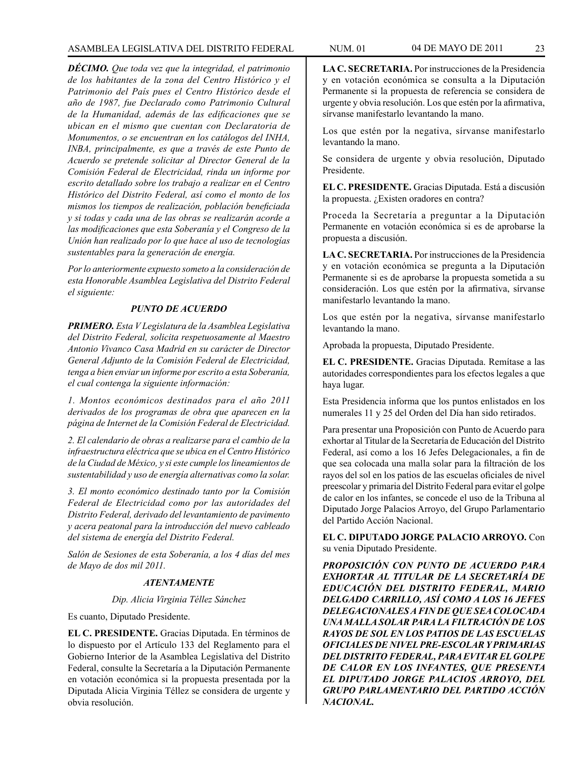*__DÉCIMO.__ Que toda vez que la integridad, el patrimonio de los habitantes de la zona del Centro Histórico y el Patrimonio del País pues el Centro Histórico desde el año de 1987, fue Declarado como Patrimonio Cultural de la Humanidad, además de las edificaciones que se ubican en el mismo que cuentan con Declaratoria de Monumentos, o se encuentran en los catálogos del INHA, INBA, principalmente, es que a través de este Punto de Acuerdo se pretende solicitar al Director General de la Comisión Federal de Electricidad, rinda un informe por escrito detallado sobre los trabajo a realizar en el Centro Histórico del Distrito Federal, así como el monto de los mismos los tiempos de realización, población beneficiada y si todas y cada una de las obras se realizarán acorde a las modificaciones que esta Soberanía y el Congreso de la Unión han realizado por lo que hace al uso de tecnologías sustentables para la generación de energía.*

*Por lo anteriormente expuesto someto a la consideración de esta Honorable Asamblea Legislativa del Distrito Federal el siguiente:*

***PUNTO DE ACUERDO***

*__PRIMERO.__ Esta V Legislatura de la Asamblea Legislativa del Distrito Federal, solicita respetuosamente al Maestro Antonio Vivanco Casa Madrid en su carácter de Director General Adjunto de la Comisión Federal de Electricidad, tenga a bien enviar un informe por escrito a esta Soberanía, el cual contenga la siguiente información:*

*1. Montos económicos destinados para el año 2011 derivados de los programas de obra que aparecen en la página de Internet de la Comisión Federal de Electricidad.*

*2. El calendario de obras a realizarse para el cambio de la infraestructura eléctrica que se ubica en el Centro Histórico de la Ciudad de México, y si este cumple los lineamientos de sustentabilidad y uso de energía alternativas como la solar.*

*3. El monto económico destinado tanto por la Comisión Federal de Electricidad como por las autoridades del Distrito Federal, derivado del levantamiento de pavimento y acera peatonal para la introducción del nuevo cableado del sistema de energía del Distrito Federal.*

*Salón de Sesiones de esta Soberanía, a los 4 días del mes de Mayo de dos mil 2011.*

***ATENTAMENTE***

*Dip. Alicia Virginia Téllez Sánchez*

Es cuanto, Diputado Presidente.

**EL C. PRESIDENTE.** Gracias Diputada. En términos de lo dispuesto por el Artículo 133 del Reglamento para el Gobierno Interior de la Asamblea Legislativa del Distrito Federal, consulte la Secretaría a la Diputación Permanente en votación económica si la propuesta presentada por la Diputada Alicia Virginia Téllez se considera de urgente y obvia resolución.

**LA C. SECRETARIA.** Por instrucciones de la Presidencia y en votación económica se consulta a la Diputación Permanente si la propuesta de referencia se considera de urgente y obvia resolución. Los que estén por la afirmativa, sírvanse manifestarlo levantando la mano.

Los que estén por la negativa, sírvanse manifestarlo levantando la mano.

Se considera de urgente y obvia resolución, Diputado Presidente.

**EL C. PRESIDENTE.** Gracias Diputada. Está a discusión la propuesta. ¿Existen oradores en contra?

Proceda la Secretaría a preguntar a la Diputación Permanente en votación económica si es de aprobarse la propuesta a discusión.

**LA C. SECRETARIA.** Por instrucciones de la Presidencia y en votación económica se pregunta a la Diputación Permanente si es de aprobarse la propuesta sometida a su consideración. Los que estén por la afirmativa, sírvanse manifestarlo levantando la mano.

Los que estén por la negativa, sírvanse manifestarlo levantando la mano.

Aprobada la propuesta, Diputado Presidente.

**EL C. PRESIDENTE.** Gracias Diputada. Remítase a las autoridades correspondientes para los efectos legales a que haya lugar.

Esta Presidencia informa que los puntos enlistados en los numerales 11 y 25 del Orden del Día han sido retirados.

Para presentar una Proposición con Punto de Acuerdo para exhortar al Titular de la Secretaría de Educación del Distrito Federal, así como a los 16 Jefes Delegacionales, a fin de que sea colocada una malla solar para la filtración de los rayos del sol en los patios de las escuelas oficiales de nivel preescolar y primaria del Distrito Federal para evitar el golpe de calor en los infantes, se concede el uso de la Tribuna al Diputado Jorge Palacios Arroyo, del Grupo Parlamentario del Partido Acción Nacional.

**EL C. DIPUTADO JORGE PALACIO ARROYO.** Con su venia Diputado Presidente.

***PROPOSICIÓN CON PUNTO DE ACUERDO PARA EXHORTAR AL TITULAR DE LA SECRETARÍA DE EDUCACIÓN DEL DISTRITO FEDERAL, MARIO DELGADO CARRILLO, ASÍ COMO A LOS 16 JEFES DELEGACIONALES A FIN DE QUE SEA COLOCADA UNA MALLA SOLAR PARA LA FILTRACIÓN DE LOS RAYOS DE SOL EN LOS PATIOS DE LAS ESCUELAS OFICIALES DE NIVEL PRE-ESCOLAR Y PRIMARIAS DEL DISTRITO FEDERAL, PARA EVITAR EL GOLPE DE CALOR EN LOS INFANTES, QUE PRESENTA EL DIPUTADO JORGE PALACIOS ARROYO, DEL GRUPO PARLAMENTARIO DEL PARTIDO ACCIÓN NACIONAL.***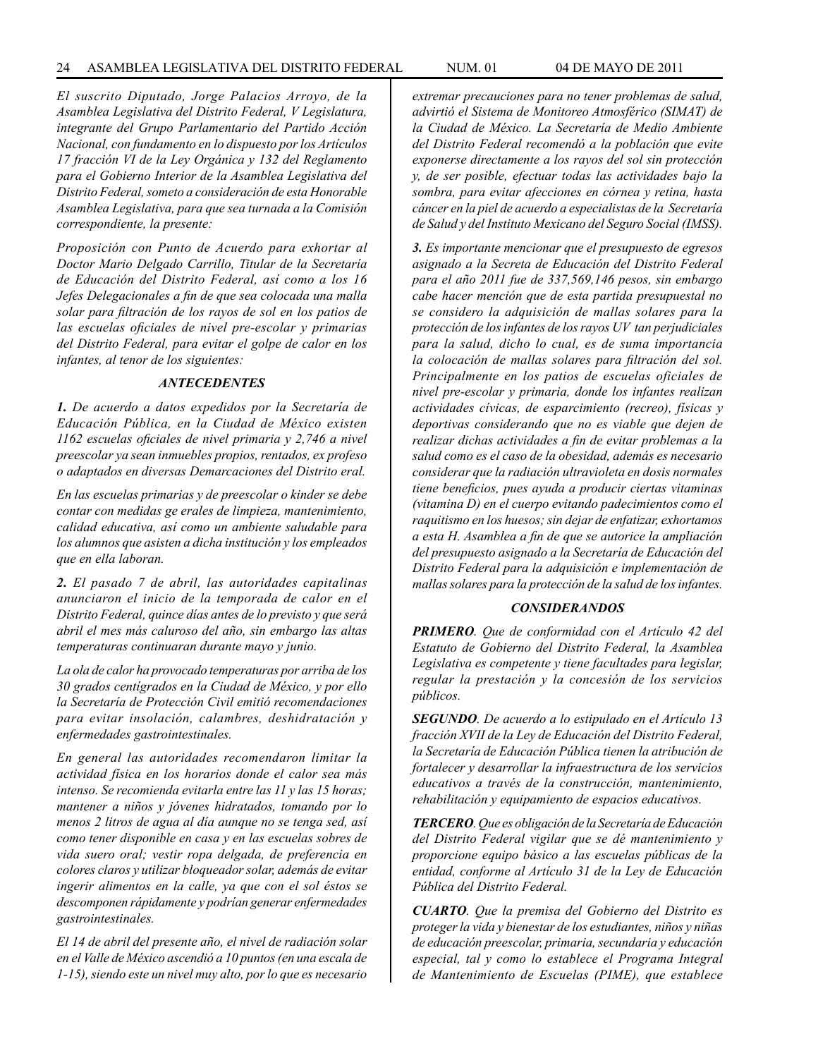*El suscrito Diputado, Jorge Palacios Arroyo, de la Asamblea Legislativa del Distrito Federal, V Legislatura, integrante del Grupo Parlamentario del Partido Acción Nacional, con fundamento en lo dispuesto por los Artículos 17 fracción VI de la Ley Orgánica y 132 del Reglamento para el Gobierno Interior de la Asamblea Legislativa del Distrito Federal, someto a consideración de esta Honorable Asamblea Legislativa, para que sea turnada a la Comisión correspondiente, la presente:*

*Proposición con Punto de Acuerdo para exhortar al Doctor Mario Delgado Carrillo, Titular de la Secretaría de Educación del Distrito Federal, así como a los 16 Jefes Delegacionales a fin de que sea colocada una malla solar para filtración de los rayos de sol en los patios de las escuelas oficiales de nivel pre-escolar y primarias del Distrito Federal, para evitar el golpe de calor en los infantes, al tenor de los siguientes:*

### *ANTECEDENTES*

***1.** De acuerdo a datos expedidos por la Secretaría de Educación Pública, en la Ciudad de México existen 1162 escuelas oficiales de nivel primaria y 2,746 a nivel preescolar ya sean inmuebles propios, rentados, ex profeso o adaptados en diversas Demarcaciones del Distrito eral.*

*En las escuelas primarias y de preescolar o kinder se debe contar con medidas ge erales de limpieza, mantenimiento, calidad educativa, así como un ambiente saludable para los alumnos que asisten a dicha institución y los empleados que en ella laboran.*

***2.** El pasado 7 de abril, las autoridades capitalinas anunciaron el inicio de la temporada de calor en el Distrito Federal, quince días antes de lo previsto y que será abril el mes más caluroso del año, sin embargo las altas temperaturas continuaran durante mayo y junio.*

*La ola de calor ha provocado temperaturas por arriba de los 30 grados centígrados en la Ciudad de México, y por ello la Secretaría de Protección Civil emitió recomendaciones para evitar insolación, calambres, deshidratación y enfermedades gastrointestinales.*

*En general las autoridades recomendaron limitar la actividad física en los horarios donde el calor sea más intenso. Se recomienda evitarla entre las 11 y las 15 horas; mantener a niños y jóvenes hidratados, tomando por lo menos 2 litros de agua al día aunque no se tenga sed, así como tener disponible en casa y en las escuelas sobres de vida suero oral; vestir ropa delgada, de preferencia en colores claros y utilizar bloqueador solar, además de evitar ingerir alimentos en la calle, ya que con el sol éstos se descomponen rápidamente y podrían generar enfermedades gastrointestinales.*

*El 14 de abril del presente año, el nivel de radiación solar en el Valle de México ascendió a 10 puntos (en una escala de 1-15), siendo este un nivel muy alto, por lo que es necesario extremar precauciones para no tener problemas de salud, advirtió el Sistema de Monitoreo Atmosférico (SIMAT) de la Ciudad de México. La Secretaría de Medio Ambiente del Distrito Federal recomendó a la población que evite exponerse directamente a los rayos del sol sin protección y, de ser posible, efectuar todas las actividades bajo la sombra, para evitar afecciones en córnea y retina, hasta cáncer en la piel de acuerdo a especialistas de la Secretaría de Salud y del Instituto Mexicano del Seguro Social (IMSS).*

***3.** Es importante mencionar que el presupuesto de egresos asignado a la Secreta de Educación del Distrito Federal para el año 2011 fue de 337,569,146 pesos, sin embargo cabe hacer mención que de esta partida presupuestal no se considero la adquisición de mallas solares para la protección de los infantes de los rayos UV tan perjudiciales para la salud, dicho lo cual, es de suma importancia la colocación de mallas solares para filtración del sol. Principalmente en los patios de escuelas oficiales de nivel pre-escolar y primaria, donde los infantes realizan actividades cívicas, de esparcimiento (recreo), físicas y deportivas considerando que no es viable que dejen de realizar dichas actividades a fin de evitar problemas a la salud como es el caso de la obesidad, además es necesario considerar que la radiación ultravioleta en dosis normales tiene beneficios, pues ayuda a producir ciertas vitaminas (vitamina D) en el cuerpo evitando padecimientos como el raquitismo en los huesos; sin dejar de enfatizar, exhortamos a esta H. Asamblea a fin de que se autorice la ampliación del presupuesto asignado a la Secretaría de Educación del Distrito Federal para la adquisición e implementación de mallas solares para la protección de la salud de los infantes.*

### *CONSIDERANDOS*

***PRIMERO**. Que de conformidad con el Artículo 42 del Estatuto de Gobierno del Distrito Federal, la Asamblea Legislativa es competente y tiene facultades para legislar, regular la prestación y la concesión de los servicios públicos.*

***SEGUNDO**. De acuerdo a lo estipulado en el Artículo 13 fracción XVII de la Ley de Educación del Distrito Federal, la Secretaría de Educación Pública tienen la atribución de fortalecer y desarrollar la infraestructura de los servicios educativos a través de la construcción, mantenimiento, rehabilitación y equipamiento de espacios educativos.*

***TERCERO**. Que es obligación de la Secretaría de Educación del Distrito Federal vigilar que se dé mantenimiento y proporcione equipo básico a las escuelas públicas de la entidad, conforme al Artículo 31 de la Ley de Educación Pública del Distrito Federal.*

***CUARTO**. Que la premisa del Gobierno del Distrito es proteger la vida y bienestar de los estudiantes, niños y niñas de educación preescolar, primaria, secundaria y educación especial, tal y como lo establece el Programa Integral de Mantenimiento de Escuelas (PIME), que establece*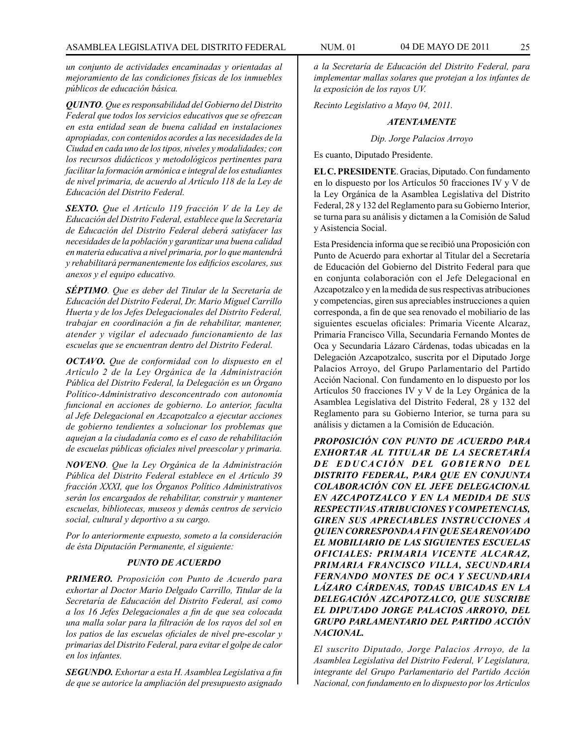*un conjunto de actividades encaminadas y orientadas al mejoramiento de las condiciones físicas de los inmuebles públicos de educación básica.*

***QUINTO****. Que es responsabilidad del Gobierno del Distrito Federal que todos los servicios educativos que se ofrezcan en esta entidad sean de buena calidad en instalaciones apropiadas, con contenidos acordes a las necesidades de la Ciudad en cada uno de los tipos, niveles y modalidades; con los recursos didácticos y metodológicos pertinentes para facilitar la formación armónica e integral de los estudiantes de nivel primaria, de acuerdo al Artículo 118 de la Ley de Educación del Distrito Federal.*

***SEXTO.*** *Que el Artículo 119 fracción V de la Ley de Educación del Distrito Federal, establece que la Secretaría de Educación del Distrito Federal deberá satisfacer las necesidades de la población y garantizar una buena calidad en materia educativa a nivel primaria, por lo que mantendrá y rehabilitará permanentemente los edificios escolares, sus anexos y el equipo educativo.*

***SÉPTIMO****. Que es deber del Titular de la Secretaría de Educación del Distrito Federal, Dr. Mario Miguel Carrillo Huerta y de los Jefes Delegacionales del Distrito Federal, trabajar en coordinación a fin de rehabilitar, mantener, atender y vigilar el adecuado funcionamiento de las escuelas que se encuentran dentro del Distrito Federal.*

***OCTAVO.*** *Que de conformidad con lo dispuesto en el Artículo 2 de la Ley Orgánica de la Administración Pública del Distrito Federal, la Delegación es un Órgano Político-Administrativo desconcentrado con autonomía funcional en acciones de gobierno. Lo anterior, faculta al Jefe Delegacional en Azcapotzalco a ejecutar acciones de gobierno tendientes a solucionar los problemas que aquejan a la ciudadanía como es el caso de rehabilitación de escuelas públicas oficiales nivel preescolar y primaria.*

***NOVENO****. Que la Ley Orgánica de la Administración Pública del Distrito Federal establece en el Artículo 39 fracción XXXI, que los Órganos Político Administrativos serán los encargados de rehabilitar, construir y mantener escuelas, bibliotecas, museos y demás centros de servicio social, cultural y deportivo a su cargo.*

*Por lo anteriormente expuesto, someto a la consideración de ésta Diputación Permanente, el siguiente:*

***PUNTO DE ACUERDO***

***PRIMERO.*** *Proposición con Punto de Acuerdo para exhortar al Doctor Mario Delgado Carrillo, Titular de la Secretaría de Educación del Distrito Federal, así como a los 16 Jefes Delegacionales a fin de que sea colocada una malla solar para la filtración de los rayos del sol en los patios de las escuelas oficiales de nivel pre-escolar y primarias del Distrito Federal, para evitar el golpe de calor en los infantes.*

***SEGUNDO.*** *Exhortar a esta H. Asamblea Legislativa a fin de que se autorice la ampliación del presupuesto asignado a la Secretaría de Educación del Distrito Federal, para implementar mallas solares que protejan a los infantes de la exposición de los rayos UV.*

*Recinto Legislativo a Mayo 04, 2011.*

***ATENTAMENTE***

*Dip. Jorge Palacios Arroyo*

Es cuanto, Diputado Presidente.

**EL C. PRESIDENTE**. Gracias, Diputado. Con fundamento en lo dispuesto por los Artículos 50 fracciones IV y V de la Ley Orgánica de la Asamblea Legislativa del Distrito Federal, 28 y 132 del Reglamento para su Gobierno Interior, se turna para su análisis y dictamen a la Comisión de Salud y Asistencia Social.

Esta Presidencia informa que se recibió una Proposición con Punto de Acuerdo para exhortar al Titular del a Secretaría de Educación del Gobierno del Distrito Federal para que en conjunta colaboración con el Jefe Delegacional en Azcapotzalco y en la medida de sus respectivas atribuciones y competencias, giren sus apreciables instrucciones a quien corresponda, a fin de que sea renovado el mobiliario de las siguientes escuelas oficiales: Primaria Vicente Alcaraz, Primaria Francisco Villa, Secundaria Fernando Montes de Oca y Secundaria Lázaro Cárdenas, todas ubicadas en la Delegación Azcapotzalco, suscrita por el Diputado Jorge Palacios Arroyo, del Grupo Parlamentario del Partido Acción Nacional. Con fundamento en lo dispuesto por los Artículos 50 fracciones IV y V de la Ley Orgánica de la Asamblea Legislativa del Distrito Federal, 28 y 132 del Reglamento para su Gobierno Interior, se turna para su análisis y dictamen a la Comisión de Educación.

***PROPOSICIÓN CON PUNTO DE ACUERDO PARA EXHORTAR AL TITULAR DE LA SECRETARÍA DE EDUCACIÓN DEL GOBIERNO DEL DISTRITO FEDERAL, PARA QUE EN CONJUNTA COLABORACIÓN CON EL JEFE DELEGACIONAL EN AZCAPOTZALCO Y EN LA MEDIDA DE SUS RESPECTIVAS ATRIBUCIONES Y COMPETENCIAS, GIREN SUS APRECIABLES INSTRUCCIONES A QUIEN CORRESPONDA A FIN QUE SEA RENOVADO EL MOBILIARIO DE LAS SIGUIENTES ESCUELAS OFICIALES: PRIMARIA VICENTE ALCARAZ, PRIMARIA FRANCISCO VILLA, SECUNDARIA FERNANDO MONTES DE OCA Y SECUNDARIA LÁZARO CÁRDENAS, TODAS UBICADAS EN LA DELEGACIÓN AZCAPOTZALCO, QUE SUSCRIBE EL DIPUTADO JORGE PALACIOS ARROYO, DEL GRUPO PARLAMENTARIO DEL PARTIDO ACCIÓN NACIONAL.***

*El suscrito Diputado, Jorge Palacios Arroyo, de la Asamblea Legislativa del Distrito Federal, V Legislatura, integrante del Grupo Parlamentario del Partido Acción Nacional, con fundamento en lo dispuesto por los Artículos*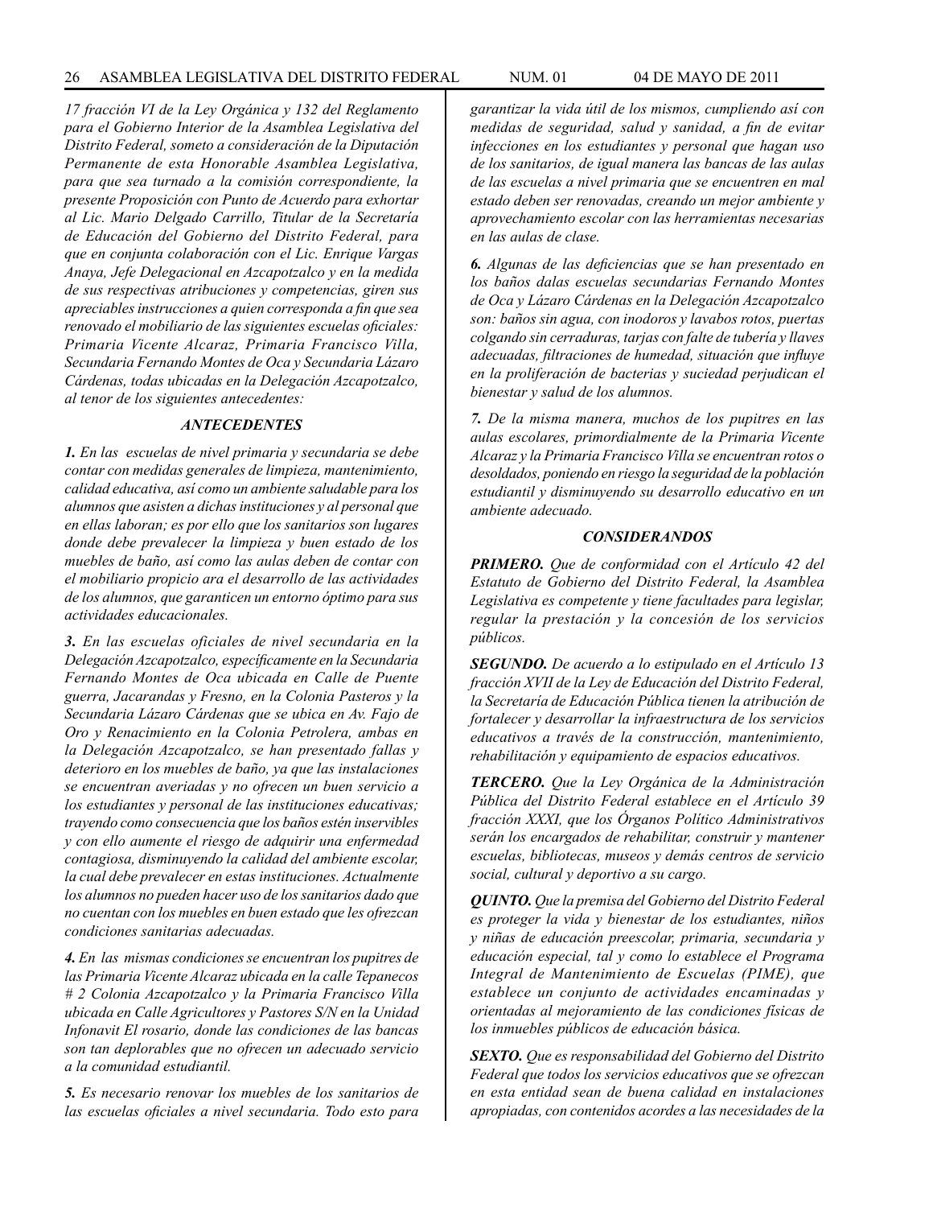*17 fracción VI de la Ley Orgánica y 132 del Reglamento para el Gobierno Interior de la Asamblea Legislativa del Distrito Federal, someto a consideración de la Diputación Permanente de esta Honorable Asamblea Legislativa, para que sea turnado a la comisión correspondiente, la presente Proposición con Punto de Acuerdo para exhortar al Lic. Mario Delgado Carrillo, Titular de la Secretaría de Educación del Gobierno del Distrito Federal, para que en conjunta colaboración con el Lic. Enrique Vargas Anaya, Jefe Delegacional en Azcapotzalco y en la medida de sus respectivas atribuciones y competencias, giren sus apreciables instrucciones a quien corresponda a fin que sea renovado el mobiliario de las siguientes escuelas oficiales: Primaria Vicente Alcaraz, Primaria Francisco Villa, Secundaria Fernando Montes de Oca y Secundaria Lázaro Cárdenas, todas ubicadas en la Delegación Azcapotzalco, al tenor de los siguientes antecedentes:*

### *ANTECEDENTES*

***1.*** *En las escuelas de nivel primaria y secundaria se debe contar con medidas generales de limpieza, mantenimiento, calidad educativa, así como un ambiente saludable para los alumnos que asisten a dichas instituciones y al personal que en ellas laboran; es por ello que los sanitarios son lugares donde debe prevalecer la limpieza y buen estado de los muebles de baño, así como las aulas deben de contar con el mobiliario propicio ara el desarrollo de las actividades de los alumnos, que garanticen un entorno óptimo para sus actividades educacionales.*

***3.*** *En las escuelas oficiales de nivel secundaria en la Delegación Azcapotzalco, específicamente en la Secundaria Fernando Montes de Oca ubicada en Calle de Puente guerra, Jacarandas y Fresno, en la Colonia Pasteros y la Secundaria Lázaro Cárdenas que se ubica en Av. Fajo de Oro y Renacimiento en la Colonia Petrolera, ambas en la Delegación Azcapotzalco, se han presentado fallas y deterioro en los muebles de baño, ya que las instalaciones se encuentran averiadas y no ofrecen un buen servicio a los estudiantes y personal de las instituciones educativas; trayendo como consecuencia que los baños estén inservibles y con ello aumente el riesgo de adquirir una enfermedad contagiosa, disminuyendo la calidad del ambiente escolar, la cual debe prevalecer en estas instituciones. Actualmente los alumnos no pueden hacer uso de los sanitarios dado que no cuentan con los muebles en buen estado que les ofrezcan condiciones sanitarias adecuadas.*

***4.*** *En las mismas condiciones se encuentran los pupitres de las Primaria Vicente Alcaraz ubicada en la calle Tepanecos # 2 Colonia Azcapotzalco y la Primaria Francisco Villa ubicada en Calle Agricultores y Pastores S/N en la Unidad Infonavit El rosario, donde las condiciones de las bancas son tan deplorables que no ofrecen un adecuado servicio a la comunidad estudiantil.*

***5.*** *Es necesario renovar los muebles de los sanitarios de las escuelas oficiales a nivel secundaria. Todo esto para garantizar la vida útil de los mismos, cumpliendo así con medidas de seguridad, salud y sanidad, a fin de evitar infecciones en los estudiantes y personal que hagan uso de los sanitarios, de igual manera las bancas de las aulas de las escuelas a nivel primaria que se encuentren en mal estado deben ser renovadas, creando un mejor ambiente y aprovechamiento escolar con las herramientas necesarias en las aulas de clase.*

***6.*** *Algunas de las deficiencias que se han presentado en los baños dalas escuelas secundarias Fernando Montes de Oca y Lázaro Cárdenas en la Delegación Azcapotzalco son: baños sin agua, con inodoros y lavabos rotos, puertas colgando sin cerraduras, tarjas con falte de tubería y llaves adecuadas, filtraciones de humedad, situación que influye en la proliferación de bacterias y suciedad perjudican el bienestar y salud de los alumnos.*

***7.*** *De la misma manera, muchos de los pupitres en las aulas escolares, primordialmente de la Primaria Vicente Alcaraz y la Primaria Francisco Villa se encuentran rotos o desoldados, poniendo en riesgo la seguridad de la población estudiantil y disminuyendo su desarrollo educativo en un ambiente adecuado.*

### *CONSIDERANDOS*

***PRIMERO.*** *Que de conformidad con el Artículo 42 del Estatuto de Gobierno del Distrito Federal, la Asamblea Legislativa es competente y tiene facultades para legislar, regular la prestación y la concesión de los servicios públicos.*

***SEGUNDO.*** *De acuerdo a lo estipulado en el Artículo 13 fracción XVII de la Ley de Educación del Distrito Federal, la Secretaría de Educación Pública tienen la atribución de fortalecer y desarrollar la infraestructura de los servicios educativos a través de la construcción, mantenimiento, rehabilitación y equipamiento de espacios educativos.*

***TERCERO.*** *Que la Ley Orgánica de la Administración Pública del Distrito Federal establece en el Artículo 39 fracción XXXI, que los Órganos Político Administrativos serán los encargados de rehabilitar, construir y mantener escuelas, bibliotecas, museos y demás centros de servicio social, cultural y deportivo a su cargo.*

***QUINTO.*** *Que la premisa del Gobierno del Distrito Federal es proteger la vida y bienestar de los estudiantes, niños y niñas de educación preescolar, primaria, secundaria y educación especial, tal y como lo establece el Programa Integral de Mantenimiento de Escuelas (PIME), que establece un conjunto de actividades encaminadas y orientadas al mejoramiento de las condiciones físicas de los inmuebles públicos de educación básica.*

***SEXTO.*** *Que es responsabilidad del Gobierno del Distrito Federal que todos los servicios educativos que se ofrezcan en esta entidad sean de buena calidad en instalaciones apropiadas, con contenidos acordes a las necesidades de la*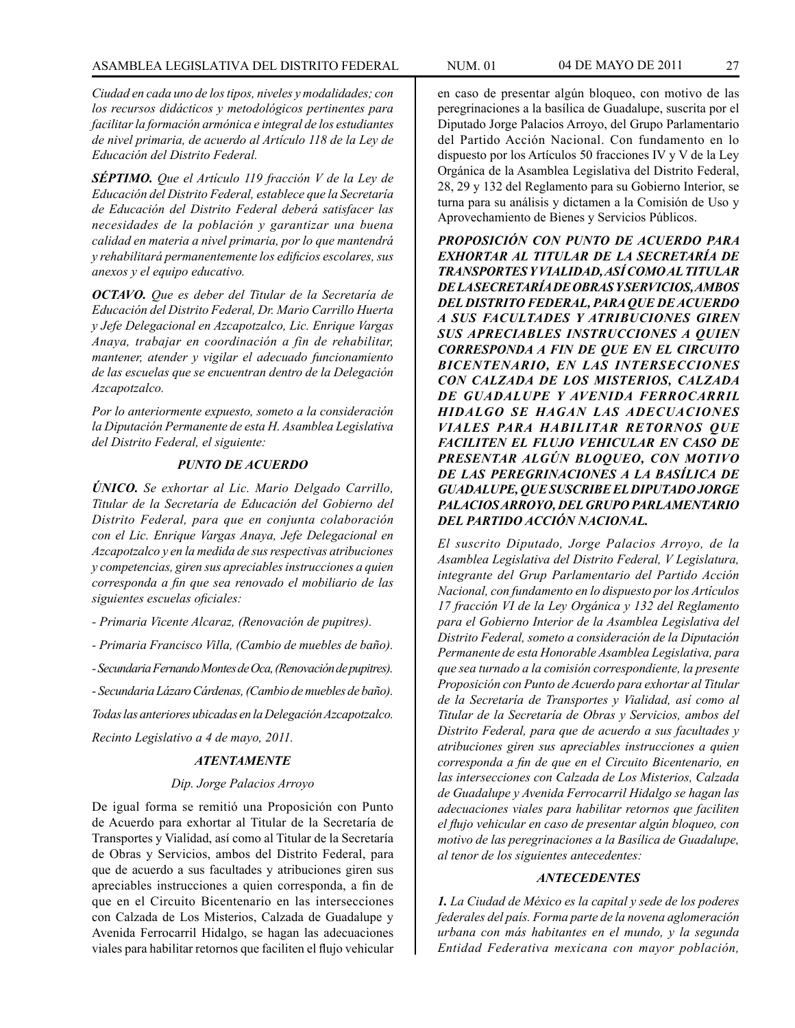*Ciudad en cada uno de los tipos, niveles y modalidades; con los recursos didácticos y metodológicos pertinentes para facilitar la formación armónica e integral de los estudiantes de nivel primaria, de acuerdo al Artículo 118 de la Ley de Educación del Distrito Federal.*

***SÉPTIMO.*** *Que el Artículo 119 fracción V de la Ley de Educación del Distrito Federal, establece que la Secretaría de Educación del Distrito Federal deberá satisfacer las necesidades de la población y garantizar una buena calidad en materia a nivel primaria, por lo que mantendrá y rehabilitará permanentemente los edificios escolares, sus anexos y el equipo educativo.*

***OCTAVO.*** *Que es deber del Titular de la Secretaría de Educación del Distrito Federal, Dr. Mario Carrillo Huerta y Jefe Delegacional en Azcapotzalco, Lic. Enrique Vargas Anaya, trabajar en coordinación a fin de rehabilitar, mantener, atender y vigilar el adecuado funcionamiento de las escuelas que se encuentran dentro de la Delegación Azcapotzalco.*

*Por lo anteriormente expuesto, someto a la consideración la Diputación Permanente de esta H. Asamblea Legislativa del Distrito Federal, el siguiente:*

***PUNTO DE ACUERDO***

***ÚNICO.*** *Se exhortar al Lic. Mario Delgado Carrillo, Titular de la Secretaría de Educación del Gobierno del Distrito Federal, para que en conjunta colaboración con el Lic. Enrique Vargas Anaya, Jefe Delegacional en Azcapotzalco y en la medida de sus respectivas atribuciones y competencias, giren sus apreciables instrucciones a quien corresponda a fin que sea renovado el mobiliario de las siguientes escuelas oficiales:*

*- Primaria Vicente Alcaraz, (Renovación de pupitres).*

*- Primaria Francisco Villa, (Cambio de muebles de baño).*

*- Secundaria Fernando Montes de Oca, (Renovación de pupitres).*

*- Secundaria Lázaro Cárdenas, (Cambio de muebles de baño).*

*Todas las anteriores ubicadas en la Delegación Azcapotzalco.*

*Recinto Legislativo a 4 de mayo, 2011.*

***ATENTAMENTE***

*Dip. Jorge Palacios Arroyo*

De igual forma se remitió una Proposición con Punto de Acuerdo para exhortar al Titular de la Secretaría de Transportes y Vialidad, así como al Titular de la Secretaría de Obras y Servicios, ambos del Distrito Federal, para que de acuerdo a sus facultades y atribuciones giren sus apreciables instrucciones a quien corresponda, a fin de que en el Circuito Bicentenario en las intersecciones con Calzada de Los Misterios, Calzada de Guadalupe y Avenida Ferrocarril Hidalgo, se hagan las adecuaciones viales para habilitar retornos que faciliten el flujo vehicular en caso de presentar algún bloqueo, con motivo de las peregrinaciones a la basílica de Guadalupe, suscrita por el Diputado Jorge Palacios Arroyo, del Grupo Parlamentario del Partido Acción Nacional. Con fundamento en lo dispuesto por los Artículos 50 fracciones IV y V de la Ley Orgánica de la Asamblea Legislativa del Distrito Federal, 28, 29 y 132 del Reglamento para su Gobierno Interior, se turna para su análisis y dictamen a la Comisión de Uso y Aprovechamiento de Bienes y Servicios Públicos.

***PROPOSICIÓN CON PUNTO DE ACUERDO PARA EXHORTAR AL TITULAR DE LA SECRETARÍA DE TRANSPORTES Y VIALIDAD, ASÍ COMO AL TITULAR DE LA SECRETARÍA DE OBRAS Y SERVICIOS, AMBOS DEL DISTRITO FEDERAL, PARA QUE DE ACUERDO A SUS FACULTADES Y ATRIBUCIONES GIREN SUS APRECIABLES INSTRUCCIONES A QUIEN CORRESPONDA A FIN DE QUE EN EL CIRCUITO BICENTENARIO, EN LAS INTERSECCIONES CON CALZADA DE LOS MISTERIOS, CALZADA DE GUADALUPE Y AVENIDA FERROCARRIL HIDALGO SE HAGAN LAS ADECUACIONES VIALES PARA HABILITAR RETORNOS QUE FACILITEN EL FLUJO VEHICULAR EN CASO DE PRESENTAR ALGÚN BLOQUEO, CON MOTIVO DE LAS PEREGRINACIONES A LA BASÍLICA DE GUADALUPE, QUE SUSCRIBE EL DIPUTADO JORGE PALACIOS ARROYO, DEL GRUPO PARLAMENTARIO DEL PARTIDO ACCIÓN NACIONAL.***

*El suscrito Diputado, Jorge Palacios Arroyo, de la Asamblea Legislativa del Distrito Federal, V Legislatura, integrante del Grup Parlamentario del Partido Acción Nacional, con fundamento en lo dispuesto por los Artículos 17 fracción VI de la Ley Orgánica y 132 del Reglamento para el Gobierno Interior de la Asamblea Legislativa del Distrito Federal, someto a consideración de la Diputación Permanente de esta Honorable Asamblea Legislativa, para que sea turnado a la comisión correspondiente, la presente Proposición con Punto de Acuerdo para exhortar al Titular de la Secretaría de Transportes y Vialidad, así como al Titular de la Secretaría de Obras y Servicios, ambos del Distrito Federal, para que de acuerdo a sus facultades y atribuciones giren sus apreciables instrucciones a quien corresponda a fin de que en el Circuito Bicentenario, en las intersecciones con Calzada de Los Misterios, Calzada de Guadalupe y Avenida Ferrocarril Hidalgo se hagan las adecuaciones viales para habilitar retornos que faciliten el flujo vehicular en caso de presentar algún bloqueo, con motivo de las peregrinaciones a la Basílica de Guadalupe, al tenor de los siguientes antecedentes:*

***ANTECEDENTES***

***1.*** *La Ciudad de México es la capital y sede de los poderes federales del país. Forma parte de la novena aglomeración urbana con más habitantes en el mundo, y la segunda Entidad Federativa mexicana con mayor población,*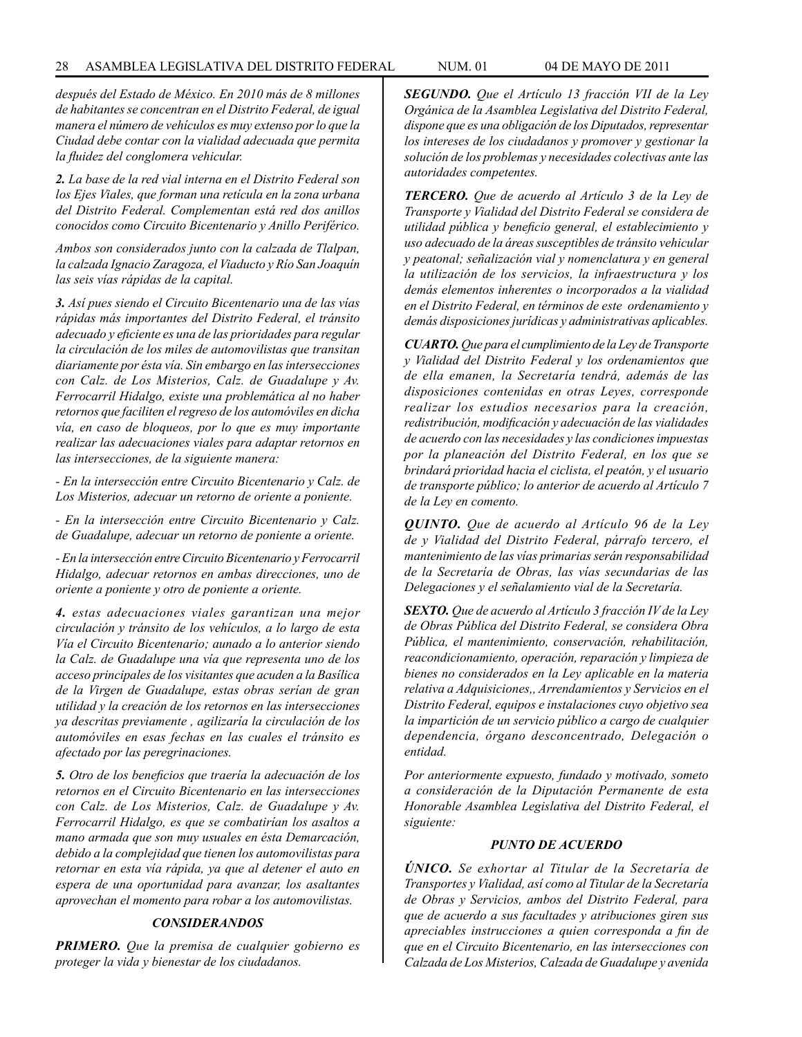*después del Estado de México. En 2010 más de 8 millones de habitantes se concentran en el Distrito Federal, de igual manera el número de vehículos es muy extenso por lo que la Ciudad debe contar con la vialidad adecuada que permita la fluidez del conglomera vehicular.*

***2.** La base de la red vial interna en el Distrito Federal son los Ejes Viales, que forman una retícula en la zona urbana del Distrito Federal. Complementan está red dos anillos conocidos como Circuito Bicentenario y Anillo Periférico.*

*Ambos son considerados junto con la calzada de Tlalpan, la calzada Ignacio Zaragoza, el Viaducto y Río San Joaquín las seis vías rápidas de la capital.*

***3.** Así pues siendo el Circuito Bicentenario una de las vías rápidas más importantes del Distrito Federal, el tránsito adecuado y eficiente es una de las prioridades para regular la circulación de los miles de automovilistas que transitan diariamente por ésta vía. Sin embargo en las intersecciones con Calz. de Los Misterios, Calz. de Guadalupe y Av. Ferrocarril Hidalgo, existe una problemática al no haber retornos que faciliten el regreso de los automóviles en dicha vía, en caso de bloqueos, por lo que es muy importante realizar las adecuaciones viales para adaptar retornos en las intersecciones, de la siguiente manera:*

*- En la intersección entre Circuito Bicentenario y Calz. de Los Misterios, adecuar un retorno de oriente a poniente.*

*- En la intersección entre Circuito Bicentenario y Calz. de Guadalupe, adecuar un retorno de poniente a oriente.*

*- En la intersección entre Circuito Bicentenario y Ferrocarril Hidalgo, adecuar retornos en ambas direcciones, uno de oriente a poniente y otro de poniente a oriente.*

***4.** estas adecuaciones viales garantizan una mejor circulación y tránsito de los vehículos, a lo largo de esta Vía el Circuito Bicentenario; aunado a lo anterior siendo la Calz. de Guadalupe una vía que representa uno de los acceso principales de los visitantes que acuden a la Basílica de la Virgen de Guadalupe, estas obras serían de gran utilidad y la creación de los retornos en las intersecciones ya descritas previamente , agilizaría la circulación de los automóviles en esas fechas en las cuales el tránsito es afectado por las peregrinaciones.*

***5.** Otro de los beneficios que traería la adecuación de los retornos en el Circuito Bicentenario en las intersecciones con Calz. de Los Misterios, Calz. de Guadalupe y Av. Ferrocarril Hidalgo, es que se combatirían los asaltos a mano armada que son muy usuales en ésta Demarcación, debido a la complejidad que tienen los automovilistas para retornar en esta vía rápida, ya que al detener el auto en espera de una oportunidad para avanzar, los asaltantes aprovechan el momento para robar a los automovilistas.*

### *CONSIDERANDOS*

***PRIMERO.** Que la premisa de cualquier gobierno es proteger la vida y bienestar de los ciudadanos.*

***SEGUNDO.** Que el Artículo 13 fracción VII de la Ley Orgánica de la Asamblea Legislativa del Distrito Federal, dispone que es una obligación de los Diputados, representar los intereses de los ciudadanos y promover y gestionar la solución de los problemas y necesidades colectivas ante las autoridades competentes.*

***TERCERO.** Que de acuerdo al Artículo 3 de la Ley de Transporte y Vialidad del Distrito Federal se considera de utilidad pública y beneficio general, el establecimiento y uso adecuado de la áreas susceptibles de tránsito vehicular y peatonal; señalización vial y nomenclatura y en general la utilización de los servicios, la infraestructura y los demás elementos inherentes o incorporados a la vialidad en el Distrito Federal, en términos de este ordenamiento y demás disposiciones jurídicas y administrativas aplicables.*

***CUARTO.** Que para el cumplimiento de la Ley de Transporte y Vialidad del Distrito Federal y los ordenamientos que de ella emanen, la Secretaría tendrá, además de las disposiciones contenidas en otras Leyes, corresponde realizar los estudios necesarios para la creación, redistribución, modificación y adecuación de las vialidades de acuerdo con las necesidades y las condiciones impuestas por la planeación del Distrito Federal, en los que se brindará prioridad hacia el ciclista, el peatón, y el usuario de transporte público; lo anterior de acuerdo al Artículo 7 de la Ley en comento.*

***QUINTO.** Que de acuerdo al Artículo 96 de la Ley de y Vialidad del Distrito Federal, párrafo tercero, el mantenimiento de las vías primarias serán responsabilidad de la Secretaría de Obras, las vías secundarias de las Delegaciones y el señalamiento vial de la Secretaría.*

***SEXTO.** Que de acuerdo al Artículo 3 fracción IV de la Ley de Obras Pública del Distrito Federal, se considera Obra Pública, el mantenimiento, conservación, rehabilitación, reacondicionamiento, operación, reparación y limpieza de bienes no considerados en la Ley aplicable en la materia relativa a Adquisiciones,, Arrendamientos y Servicios en el Distrito Federal, equipos e instalaciones cuyo objetivo sea la impartición de un servicio público a cargo de cualquier dependencia, órgano desconcentrado, Delegación o entidad.*

*Por anteriormente expuesto, fundado y motivado, someto a consideración de la Diputación Permanente de esta Honorable Asamblea Legislativa del Distrito Federal, el siguiente:*

### *PUNTO DE ACUERDO*

***ÚNICO.** Se exhortar al Titular de la Secretaría de Transportes y Vialidad, así como al Titular de la Secretaría de Obras y Servicios, ambos del Distrito Federal, para que de acuerdo a sus facultades y atribuciones giren sus apreciables instrucciones a quien corresponda a fin de que en el Circuito Bicentenario, en las intersecciones con Calzada de Los Misterios, Calzada de Guadalupe y avenida*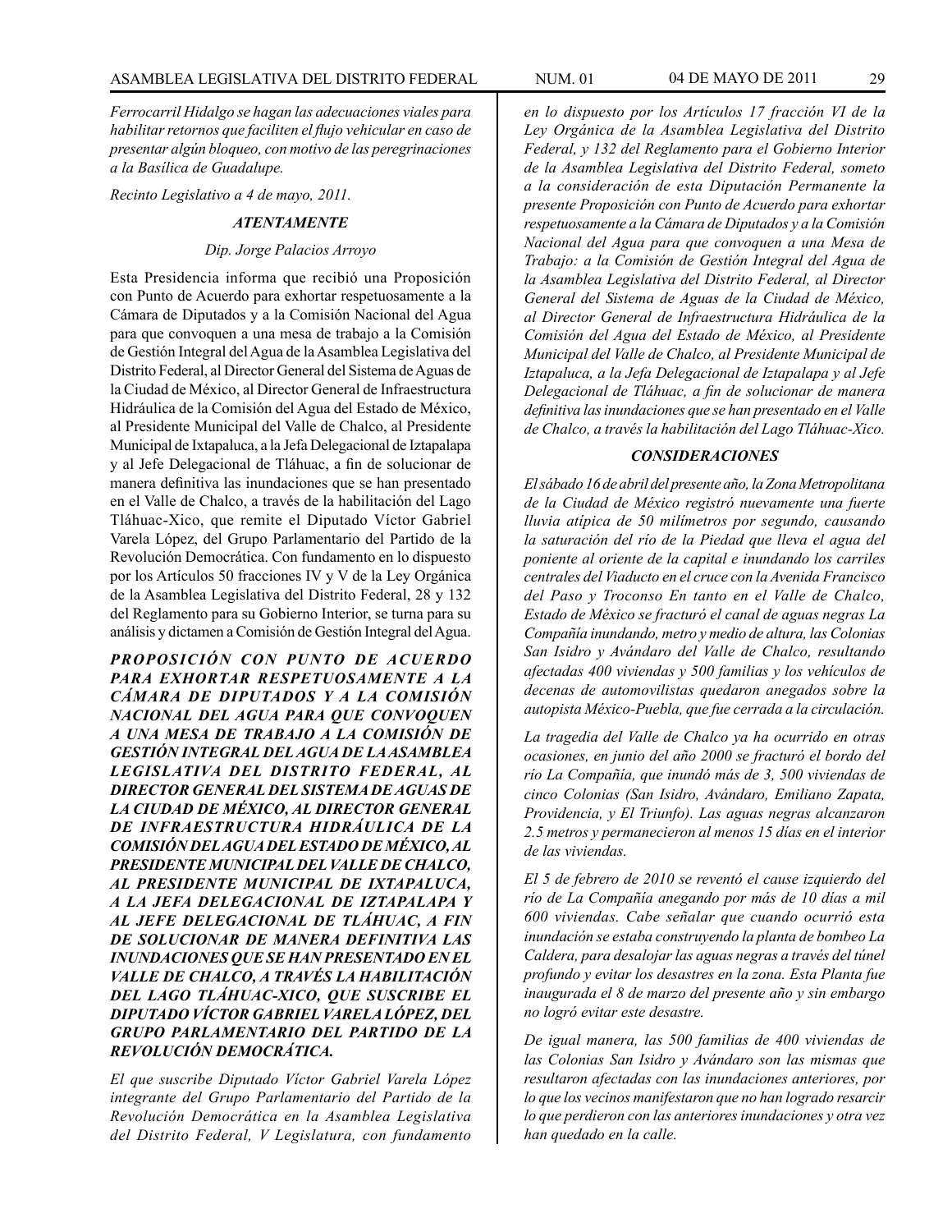*Ferrocarril Hidalgo se hagan las adecuaciones viales para habilitar retornos que faciliten el flujo vehicular en caso de presentar algún bloqueo, con motivo de las peregrinaciones a la Basílica de Guadalupe.*

*Recinto Legislativo a 4 de mayo, 2011.*

***ATENTAMENTE***

*Dip. Jorge Palacios Arroyo*

Esta Presidencia informa que recibió una Proposición con Punto de Acuerdo para exhortar respetuosamente a la Cámara de Diputados y a la Comisión Nacional del Agua para que convoquen a una mesa de trabajo a la Comisión de Gestión Integral del Agua de la Asamblea Legislativa del Distrito Federal, al Director General del Sistema de Aguas de la Ciudad de México, al Director General de Infraestructura Hidráulica de la Comisión del Agua del Estado de México, al Presidente Municipal del Valle de Chalco, al Presidente Municipal de Ixtapaluca, a la Jefa Delegacional de Iztapalapa y al Jefe Delegacional de Tláhuac, a fin de solucionar de manera definitiva las inundaciones que se han presentado en el Valle de Chalco, a través de la habilitación del Lago Tláhuac-Xico, que remite el Diputado Víctor Gabriel Varela López, del Grupo Parlamentario del Partido de la Revolución Democrática. Con fundamento en lo dispuesto por los Artículos 50 fracciones IV y V de la Ley Orgánica de la Asamblea Legislativa del Distrito Federal, 28 y 132 del Reglamento para su Gobierno Interior, se turna para su análisis y dictamen a Comisión de Gestión Integral del Agua.

***PROPOSICIÓN CON PUNTO DE ACUERDO PARA EXHORTAR RESPETUOSAMENTE A LA CÁMARA DE DIPUTADOS Y A LA COMISIÓN NACIONAL DEL AGUA PARA QUE CONVOQUEN A UNA MESA DE TRABAJO A LA COMISIÓN DE GESTIÓN INTEGRAL DEL AGUA DE LA ASAMBLEA LEGISLATIVA DEL DISTRITO FEDERAL, AL DIRECTOR GENERAL DEL SISTEMA DE AGUAS DE LA CIUDAD DE MÉXICO, AL DIRECTOR GENERAL DE INFRAESTRUCTURA HIDRÁULICA DE LA COMISIÓN DEL AGUA DEL ESTADO DE MÉXICO, AL PRESIDENTE MUNICIPAL DEL VALLE DE CHALCO, AL PRESIDENTE MUNICIPAL DE IXTAPALUCA, A LA JEFA DELEGACIONAL DE IZTAPALAPA Y AL JEFE DELEGACIONAL DE TLÁHUAC, A FIN DE SOLUCIONAR DE MANERA DEFINITIVA LAS INUNDACIONES QUE SE HAN PRESENTADO EN EL VALLE DE CHALCO, A TRAVÉS LA HABILITACIÓN DEL LAGO TLÁHUAC-XICO, QUE SUSCRIBE EL DIPUTADO VÍCTOR GABRIEL VARELA LÓPEZ, DEL GRUPO PARLAMENTARIO DEL PARTIDO DE LA REVOLUCIÓN DEMOCRÁTICA.***

*El que suscribe Diputado Víctor Gabriel Varela López integrante del Grupo Parlamentario del Partido de la Revolución Democrática en la Asamblea Legislativa del Distrito Federal, V Legislatura, con fundamento en lo dispuesto por los Artículos 17 fracción VI de la Ley Orgánica de la Asamblea Legislativa del Distrito Federal, y 132 del Reglamento para el Gobierno Interior de la Asamblea Legislativa del Distrito Federal, someto a la consideración de esta Diputación Permanente la presente Proposición con Punto de Acuerdo para exhortar respetuosamente a la Cámara de Diputados y a la Comisión Nacional del Agua para que convoquen a una Mesa de Trabajo: a la Comisión de Gestión Integral del Agua de la Asamblea Legislativa del Distrito Federal, al Director General del Sistema de Aguas de la Ciudad de México, al Director General de Infraestructura Hidráulica de la Comisión del Agua del Estado de México, al Presidente Municipal del Valle de Chalco, al Presidente Municipal de Iztapaluca, a la Jefa Delegacional de Iztapalapa y al Jefe Delegacional de Tláhuac, a fin de solucionar de manera definitiva las inundaciones que se han presentado en el Valle de Chalco, a través la habilitación del Lago Tláhuac-Xico.*

***CONSIDERACIONES***

*El sábado 16 de abril del presente año, la Zona Metropolitana de la Ciudad de México registró nuevamente una fuerte lluvia atípica de 50 milímetros por segundo, causando la saturación del río de la Piedad que lleva el agua del poniente al oriente de la capital e inundando los carriles centrales del Viaducto en el cruce con la Avenida Francisco del Paso y Troconso En tanto en el Valle de Chalco, Estado de México se fracturó el canal de aguas negras La Compañía inundando, metro y medio de altura, las Colonias San Isidro y Avándaro del Valle de Chalco, resultando afectadas 400 viviendas y 500 familias y los vehículos de decenas de automovilistas quedaron anegados sobre la autopista México-Puebla, que fue cerrada a la circulación.*

*La tragedia del Valle de Chalco ya ha ocurrido en otras ocasiones, en junio del año 2000 se fracturó el bordo del río La Compañía, que inundó más de 3, 500 viviendas de cinco Colonias (San Isidro, Avándaro, Emiliano Zapata, Providencia, y El Triunfo). Las aguas negras alcanzaron 2.5 metros y permanecieron al menos 15 días en el interior de las viviendas.*

*El 5 de febrero de 2010 se reventó el cause izquierdo del río de La Compañía anegando por más de 10 días a mil 600 viviendas. Cabe señalar que cuando ocurrió esta inundación se estaba construyendo la planta de bombeo La Caldera, para desalojar las aguas negras a través del túnel profundo y evitar los desastres en la zona. Esta Planta fue inaugurada el 8 de marzo del presente año y sin embargo no logró evitar este desastre.*

*De igual manera, las 500 familias de 400 viviendas de las Colonias San Isidro y Avándaro son las mismas que resultaron afectadas con las inundaciones anteriores, por lo que los vecinos manifestaron que no han logrado resarcir lo que perdieron con las anteriores inundaciones y otra vez han quedado en la calle.*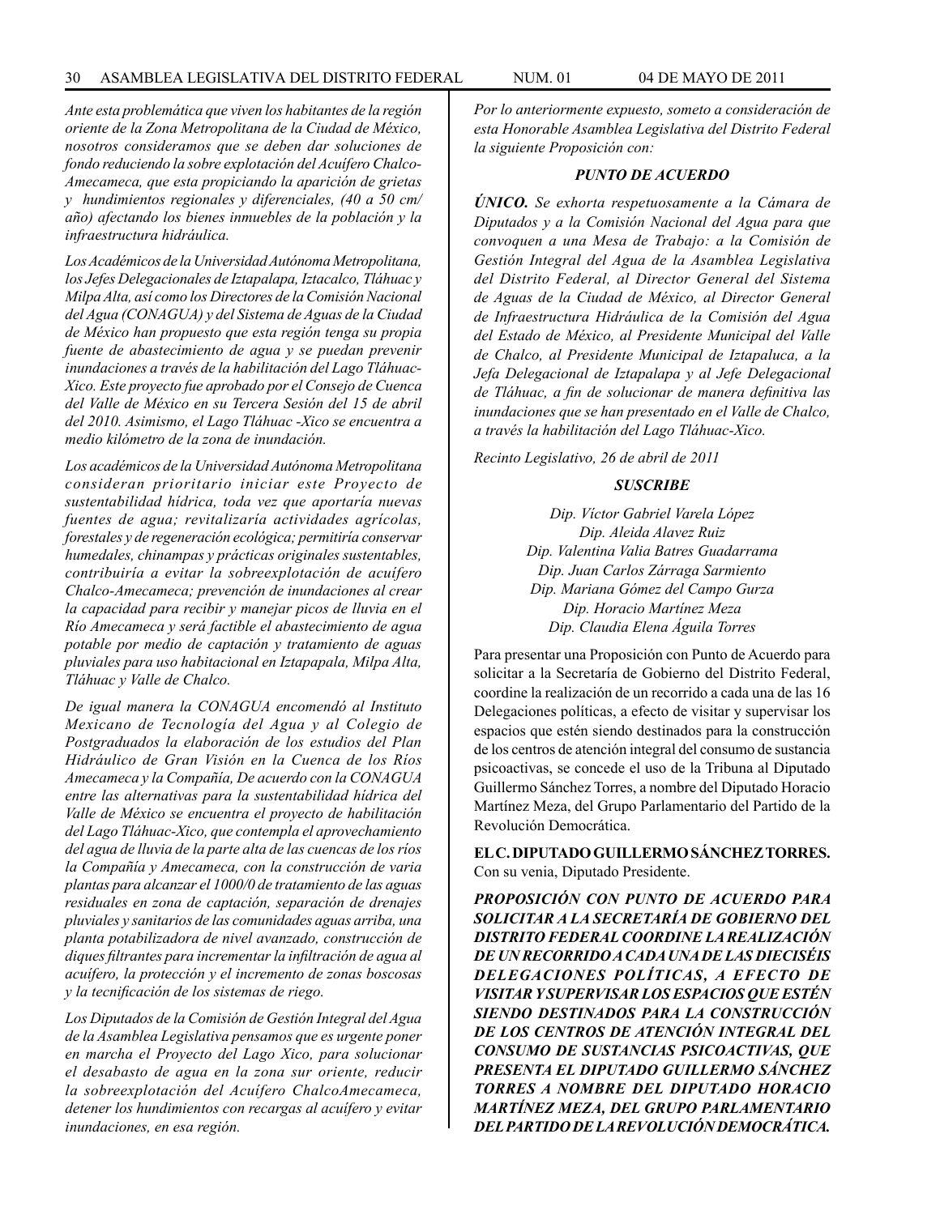*Ante esta problemática que viven los habitantes de la región oriente de la Zona Metropolitana de la Ciudad de México, nosotros consideramos que se deben dar soluciones de fondo reduciendo la sobre explotación del Acuífero Chalco-Amecameca, que esta propiciando la aparición de grietas y hundimientos regionales y diferenciales, (40 a 50 cm/año) afectando los bienes inmuebles de la población y la infraestructura hidráulica.*

*Los Académicos de la Universidad Autónoma Metropolitana, los Jefes Delegacionales de Iztapalapa, Iztacalco, Tláhuac y Milpa Alta, así como los Directores de la Comisión Nacional del Agua (CONAGUA) y del Sistema de Aguas de la Ciudad de México han propuesto que esta región tenga su propia fuente de abastecimiento de agua y se puedan prevenir inundaciones a través de la habilitación del Lago Tláhuac-Xico. Este proyecto fue aprobado por el Consejo de Cuenca del Valle de México en su Tercera Sesión del 15 de abril del 2010. Asimismo, el Lago Tláhuac -Xico se encuentra a medio kilómetro de la zona de inundación.*

*Los académicos de la Universidad Autónoma Metropolitana consideran prioritario iniciar este Proyecto de sustentabilidad hídrica, toda vez que aportaría nuevas fuentes de agua; revitalizaría actividades agrícolas, forestales y de regeneración ecológica; permitiría conservar humedales, chinampas y prácticas originales sustentables, contribuiría a evitar la sobreexplotación de acuífero Chalco-Amecameca; prevención de inundaciones al crear la capacidad para recibir y manejar picos de lluvia en el Río Amecameca y será factible el abastecimiento de agua potable por medio de captación y tratamiento de aguas pluviales para uso habitacional en Iztapapala, Milpa Alta, Tláhuac y Valle de Chalco.*

*De igual manera la CONAGUA encomendó al Instituto Mexicano de Tecnología del Agua y al Colegio de Postgraduados la elaboración de los estudios del Plan Hidráulico de Gran Visión en la Cuenca de los Ríos Amecameca y la Compañía, De acuerdo con la CONAGUA entre las alternativas para la sustentabilidad hídrica del Valle de México se encuentra el proyecto de habilitación del Lago Tláhuac-Xico, que contempla el aprovechamiento del agua de lluvia de la parte alta de las cuencas de los ríos la Compañía y Amecameca, con la construcción de varia plantas para alcanzar el 1000/0 de tratamiento de las aguas residuales en zona de captación, separación de drenajes pluviales y sanitarios de las comunidades aguas arriba, una planta potabilizadora de nivel avanzado, construcción de diques filtrantes para incrementar la infiltración de agua al acuífero, la protección y el incremento de zonas boscosas y la tecnificación de los sistemas de riego.*

*Los Diputados de la Comisión de Gestión Integral del Agua de la Asamblea Legislativa pensamos que es urgente poner en marcha el Proyecto del Lago Xico, para solucionar el desabasto de agua en la zona sur oriente, reducir la sobreexplotación del Acuífero ChalcoAmecameca, detener los hundimientos con recargas al acuífero y evitar inundaciones, en esa región.*

*Por lo anteriormente expuesto, someto a consideración de esta Honorable Asamblea Legislativa del Distrito Federal la siguiente Proposición con:*

***PUNTO DE ACUERDO***

***ÚNICO.** Se exhorta respetuosamente a la Cámara de Diputados y a la Comisión Nacional del Agua para que convoquen a una Mesa de Trabajo: a la Comisión de Gestión Integral del Agua de la Asamblea Legislativa del Distrito Federal, al Director General del Sistema de Aguas de la Ciudad de México, al Director General de Infraestructura Hidráulica de la Comisión del Agua del Estado de México, al Presidente Municipal del Valle de Chalco, al Presidente Municipal de Iztapaluca, a la Jefa Delegacional de Iztapalapa y al Jefe Delegacional de Tláhuac, a fin de solucionar de manera definitiva las inundaciones que se han presentado en el Valle de Chalco, a través la habilitación del Lago Tláhuac-Xico.*

*Recinto Legislativo, 26 de abril de 2011*

***SUSCRIBE***

*Dip. Víctor Gabriel Varela López*
*Dip. Aleida Alavez Ruiz*
*Dip. Valentina Valia Batres Guadarrama*
*Dip. Juan Carlos Zárraga Sarmiento*
*Dip. Mariana Gómez del Campo Gurza*
*Dip. Horacio Martínez Meza*
*Dip. Claudia Elena Águila Torres*

Para presentar una Proposición con Punto de Acuerdo para solicitar a la Secretaría de Gobierno del Distrito Federal, coordine la realización de un recorrido a cada una de las 16 Delegaciones políticas, a efecto de visitar y supervisar los espacios que estén siendo destinados para la construcción de los centros de atención integral del consumo de sustancia psicoactivas, se concede el uso de la Tribuna al Diputado Guillermo Sánchez Torres, a nombre del Diputado Horacio Martínez Meza, del Grupo Parlamentario del Partido de la Revolución Democrática.

**EL C. DIPUTADO GUILLERMO SÁNCHEZ TORRES.** Con su venia, Diputado Presidente.

***PROPOSICIÓN CON PUNTO DE ACUERDO PARA SOLICITAR A LA SECRETARÍA DE GOBIERNO DEL DISTRITO FEDERAL COORDINE LA REALIZACIÓN DE UN RECORRIDO A CADA UNA DE LAS DIECISÉIS DELEGACIONES POLÍTICAS, A EFECTO DE VISITAR Y SUPERVISAR LOS ESPACIOS QUE ESTÉN SIENDO DESTINADOS PARA LA CONSTRUCCIÓN DE LOS CENTROS DE ATENCIÓN INTEGRAL DEL CONSUMO DE SUSTANCIAS PSICOACTIVAS, QUE PRESENTA EL DIPUTADO GUILLERMO SÁNCHEZ TORRES A NOMBRE DEL DIPUTADO HORACIO MARTÍNEZ MEZA, DEL GRUPO PARLAMENTARIO DEL PARTIDO DE LA REVOLUCIÓN DEMOCRÁTICA.***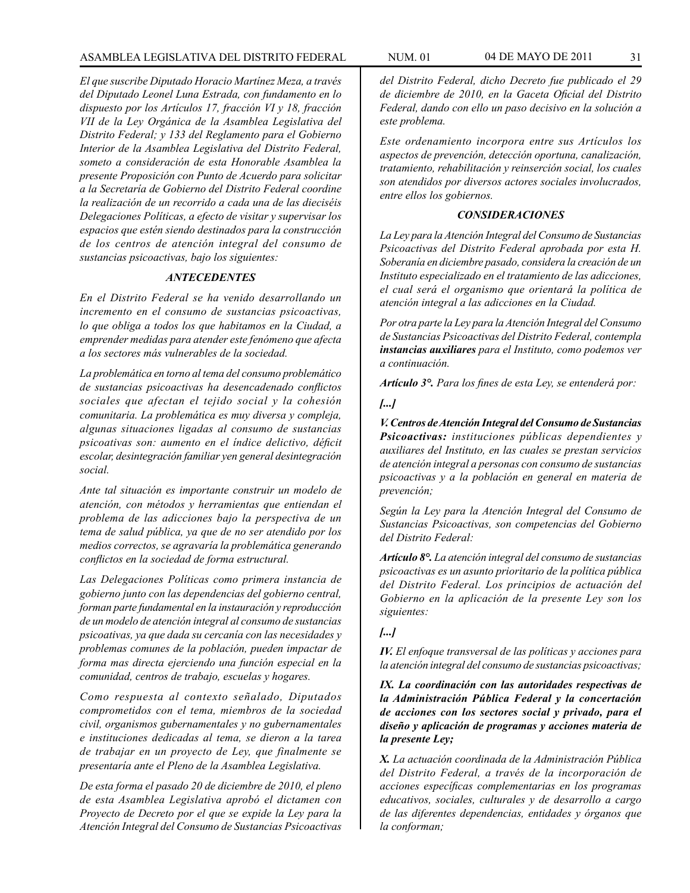*El que suscribe Diputado Horacio Martínez Meza, a través del Diputado Leonel Luna Estrada, con fundamento en lo dispuesto por los Artículos 17, fracción VI y 18, fracción VII de la Ley Orgánica de la Asamblea Legislativa del Distrito Federal; y 133 del Reglamento para el Gobierno Interior de la Asamblea Legislativa del Distrito Federal, someto a consideración de esta Honorable Asamblea la presente Proposición con Punto de Acuerdo para solicitar a la Secretaría de Gobierno del Distrito Federal coordine la realización de un recorrido a cada una de las dieciséis Delegaciones Políticas, a efecto de visitar y supervisar los espacios que estén siendo destinados para la construcción de los centros de atención integral del consumo de sustancias psicoactivas, bajo los siguientes:*

### *ANTECEDENTES*

*En el Distrito Federal se ha venido desarrollando un incremento en el consumo de sustancias psicoactivas, lo que obliga a todos los que habitamos en la Ciudad, a emprender medidas para atender este fenómeno que afecta a los sectores más vulnerables de la sociedad.*

*La problemática en torno al tema del consumo problemático de sustancias psicoactivas ha desencadenado conflictos sociales que afectan el tejido social y la cohesión comunitaria. La problemática es muy diversa y compleja, algunas situaciones ligadas al consumo de sustancias psicoativas son: aumento en el índice delictivo, déficit escolar, desintegración familiar yen general desintegración social.*

*Ante tal situación es importante construir un modelo de atención, con métodos y herramientas que entiendan el problema de las adicciones bajo la perspectiva de un tema de salud pública, ya que de no ser atendido por los medios correctos, se agravaría la problemática generando conflictos en la sociedad de forma estructural.*

*Las Delegaciones Políticas como primera instancia de gobierno junto con las dependencias del gobierno central, forman parte fundamental en la instauración y reproducción de un modelo de atención integral al consumo de sustancias psicoativas, ya que dada su cercanía con las necesidades y problemas comunes de la población, pueden impactar de forma mas directa ejerciendo una función especial en la comunidad, centros de trabajo, escuelas y hogares.*

*Como respuesta al contexto señalado, Diputados comprometidos con el tema, miembros de la sociedad civil, organismos gubernamentales y no gubernamentales e instituciones dedicadas al tema, se dieron a la tarea de trabajar en un proyecto de Ley, que finalmente se presentaría ante el Pleno de la Asamblea Legislativa.*

*De esta forma el pasado 20 de diciembre de 2010, el pleno de esta Asamblea Legislativa aprobó el dictamen con Proyecto de Decreto por el que se expide la Ley para la Atención Integral del Consumo de Sustancias Psicoactivas del Distrito Federal, dicho Decreto fue publicado el 29 de diciembre de 2010, en la Gaceta Oficial del Distrito Federal, dando con ello un paso decisivo en la solución a este problema.*

*Este ordenamiento incorpora entre sus Artículos los aspectos de prevención, detección oportuna, canalización, tratamiento, rehabilitación y reinserción social, los cuales son atendidos por diversos actores sociales involucrados, entre ellos los gobiernos.*

### *CONSIDERACIONES*

*La Ley para la Atención Integral del Consumo de Sustancias Psicoactivas del Distrito Federal aprobada por esta H. Soberanía en diciembre pasado, considera la creación de un Instituto especializado en el tratamiento de las adicciones, el cual será el organismo que orientará la política de atención integral a las adicciones en la Ciudad.*

*Por otra parte la Ley para la Atención Integral del Consumo de Sustancias Psicoactivas del Distrito Federal, contempla **instancias auxiliares** para el Instituto, como podemos ver a continuación.*

***Artículo 3°.** Para los fines de esta Ley, se entenderá por:*

***[...]***

***V. Centros de Atención Integral del Consumo de Sustancias Psicoactivas:** instituciones públicas dependientes y auxiliares del Instituto, en las cuales se prestan servicios de atención integral a personas con consumo de sustancias psicoactivas y a la población en general en materia de prevención;*

*Según la Ley para la Atención Integral del Consumo de Sustancias Psicoactivas, son competencias del Gobierno del Distrito Federal:*

***Artículo 8°.** La atención integral del consumo de sustancias psicoactivas es un asunto prioritario de la política pública del Distrito Federal. Los principios de actuación del Gobierno en la aplicación de la presente Ley son los siguientes:*

***[...]***

***IV.** El enfoque transversal de las políticas y acciones para la atención integral del consumo de sustancias psicoactivas;*

***IX. La coordinación con las autoridades respectivas de la Administración Pública Federal y la concertación de acciones con los sectores social y privado, para el diseño y aplicación de programas y acciones materia de la presente Ley;***

***X.** La actuación coordinada de la Administración Pública del Distrito Federal, a través de la incorporación de acciones específicas complementarias en los programas educativos, sociales, culturales y de desarrollo a cargo de las diferentes dependencias, entidades y órganos que la conforman;*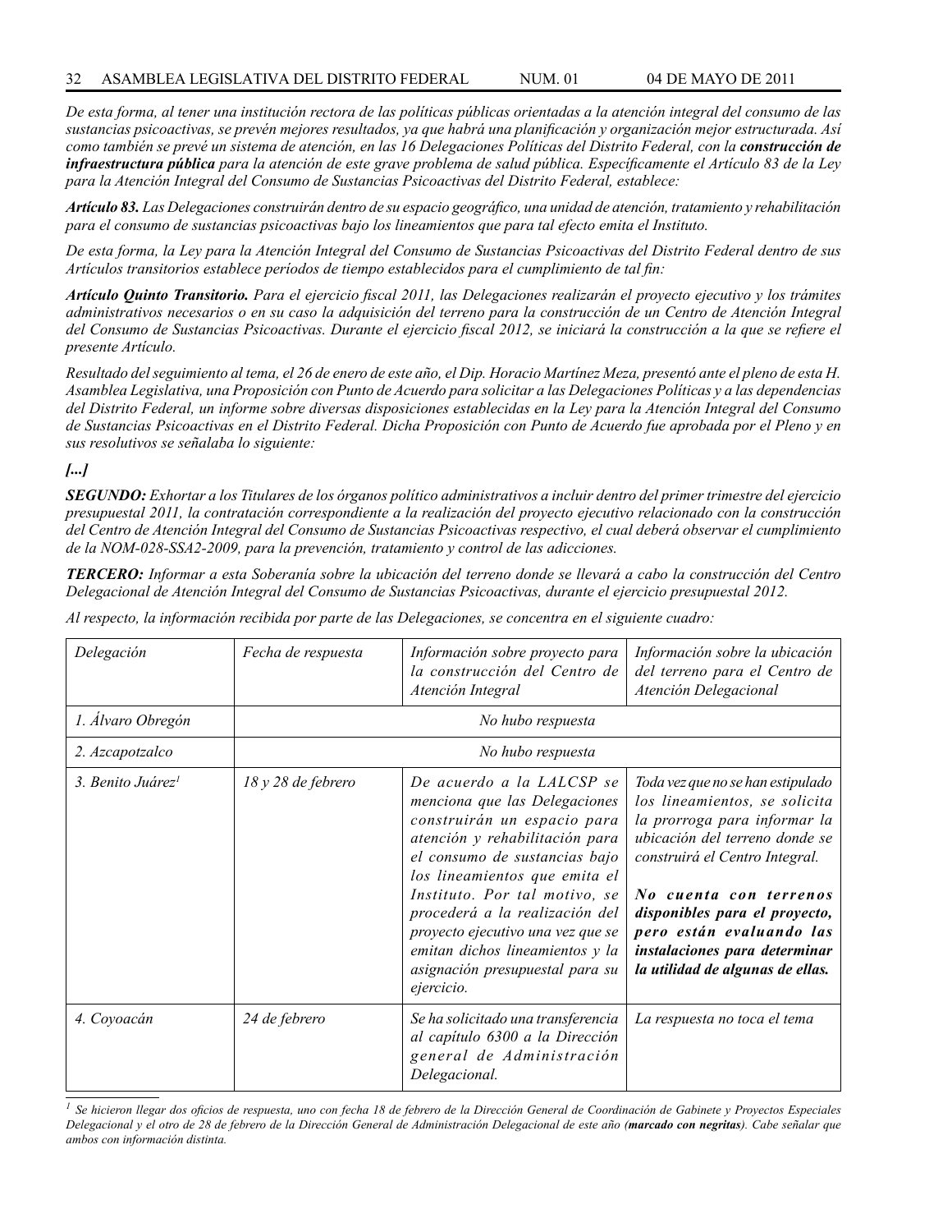*De esta forma, al tener una institución rectora de las políticas públicas orientadas a la atención integral del consumo de las sustancias psicoactivas, se prevén mejores resultados, ya que habrá una planificación y organización mejor estructurada. Así como también se prevé un sistema de atención, en las 16 Delegaciones Políticas del Distrito Federal, con la* ***construcción de infraestructura pública*** *para la atención de este grave problema de salud pública. Específicamente el Artículo 83 de la Ley para la Atención Integral del Consumo de Sustancias Psicoactivas del Distrito Federal, establece:*

***Artículo 83.*** *Las Delegaciones construirán dentro de su espacio geográfico, una unidad de atención, tratamiento y rehabilitación para el consumo de sustancias psicoactivas bajo los lineamientos que para tal efecto emita el Instituto.*

*De esta forma, la Ley para la Atención Integral del Consumo de Sustancias Psicoactivas del Distrito Federal dentro de sus Artículos transitorios establece períodos de tiempo establecidos para el cumplimiento de tal fin:*

***Artículo Quinto Transitorio.*** *Para el ejercicio fiscal 2011, las Delegaciones realizarán el proyecto ejecutivo y los trámites administrativos necesarios o en su caso la adquisición del terreno para la construcción de un Centro de Atención Integral del Consumo de Sustancias Psicoactivas. Durante el ejercicio fiscal 2012, se iniciará la construcción a la que se refiere el presente Artículo.*

*Resultado del seguimiento al tema, el 26 de enero de este año, el Dip. Horacio Martínez Meza, presentó ante el pleno de esta H. Asamblea Legislativa, una Proposición con Punto de Acuerdo para solicitar a las Delegaciones Políticas y a las dependencias del Distrito Federal, un informe sobre diversas disposiciones establecidas en la Ley para la Atención Integral del Consumo de Sustancias Psicoactivas en el Distrito Federal. Dicha Proposición con Punto de Acuerdo fue aprobada por el Pleno y en sus resolutivos se señalaba lo siguiente:*

***[...]***

***SEGUNDO:*** *Exhortar a los Titulares de los órganos político administrativos a incluir dentro del primer trimestre del ejercicio presupuestal 2011, la contratación correspondiente a la realización del proyecto ejecutivo relacionado con la construcción del Centro de Atención Integral del Consumo de Sustancias Psicoactivas respectivo, el cual deberá observar el cumplimiento de la NOM-028-SSA2-2009, para la prevención, tratamiento y control de las adicciones.*

***TERCERO:*** *Informar a esta Soberanía sobre la ubicación del terreno donde se llevará a cabo la construcción del Centro Delegacional de Atención Integral del Consumo de Sustancias Psicoactivas, durante el ejercicio presupuestal 2012.*

*Al respecto, la información recibida por parte de las Delegaciones, se concentra en el siguiente cuadro:*

| *Delegación* | *Fecha de respuesta* | *Información sobre proyecto para la construcción del Centro de Atención Integral* | *Información sobre la ubicación del terreno para el Centro de Atención Delegacional* |
|---|---|---|---|
| *1. Álvaro Obregón* | *No hubo respuesta* | | |
| *2. Azcapotzalco* | *No hubo respuesta* | | |
| *3. Benito Juárez*[1] | *18 y 28 de febrero* | *De acuerdo a la LALCSP se menciona que las Delegaciones construirán un espacio para atención y rehabilitación para el consumo de sustancias bajo los lineamientos que emita el Instituto. Por tal motivo, se procederá a la realización del proyecto ejecutivo una vez que se emitan dichos lineamientos y la asignación presupuestal para su ejercicio.* | *Toda vez que no se han estipulado los lineamientos, se solicita la prorroga para informar la ubicación del terreno donde se construirá el Centro Integral.* ***No cuenta con terrenos disponibles para el proyecto, pero están evaluando las instalaciones para determinar la utilidad de algunas de ellas.*** |
| *4. Coyoacán* | *24 de febrero* | *Se ha solicitado una transferencia al capítulo 6300 a la Dirección general de Administración Delegacional.* | *La respuesta no toca el tema* |

*[1] Se hicieron llegar dos oficios de respuesta, uno con fecha 18 de febrero de la Dirección General de Coordinación de Gabinete y Proyectos Especiales Delegacional y el otro de 28 de febrero de la Dirección General de Administración Delegacional de este año (**marcado con negritas**). Cabe señalar que ambos con información distinta.*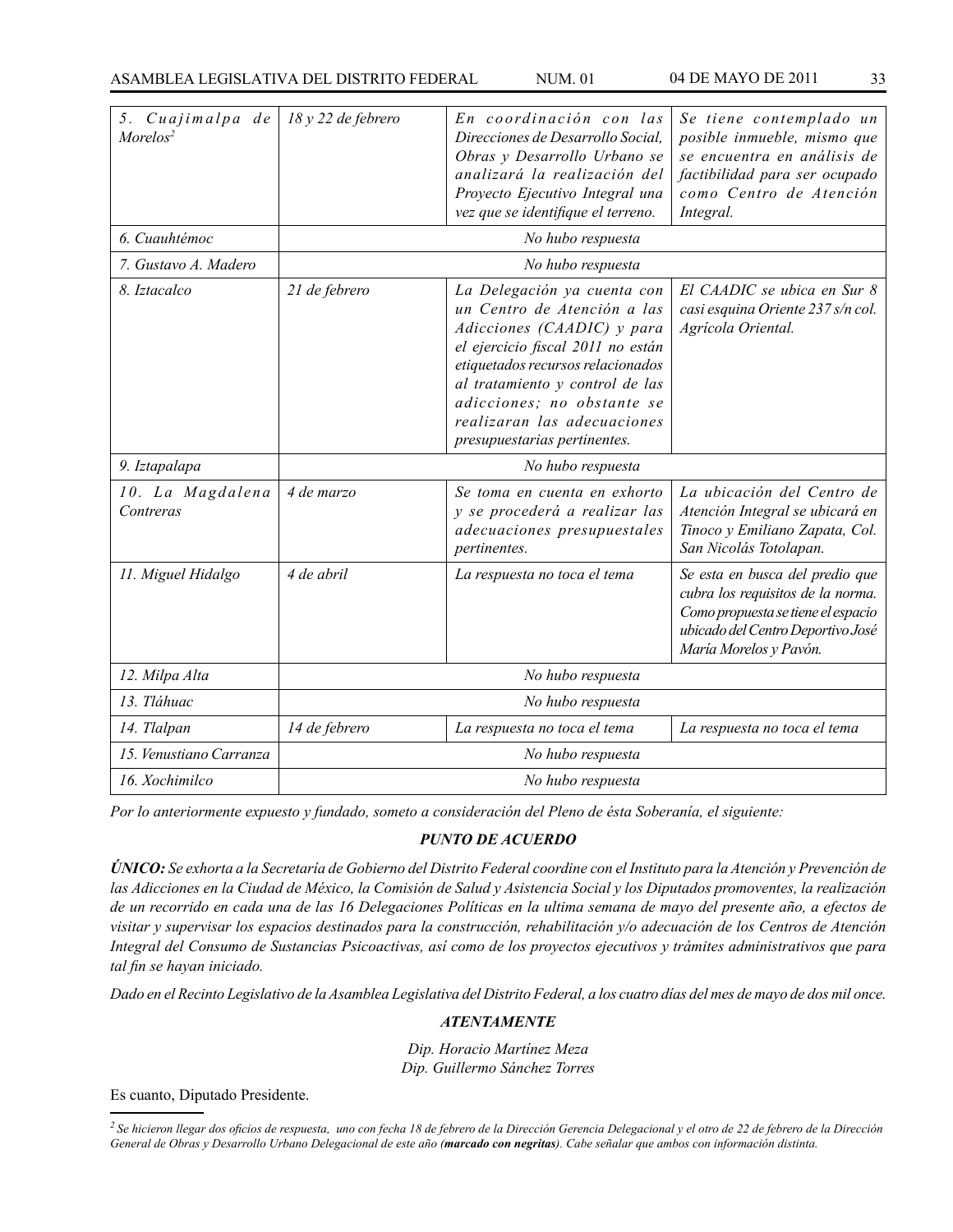| | | | |
|---|---|---|---|
| *5. Cuajimalpa de Morelos*[2] | *18 y 22 de febrero* | *En coordinación con las Direcciones de Desarrollo Social, Obras y Desarrollo Urbano se analizará la realización del Proyecto Ejecutivo Integral una vez que se identifique el terreno.* | *Se tiene contemplado un posible inmueble, mismo que se encuentra en análisis de factibilidad para ser ocupado como Centro de Atención Integral.* |
| *6. Cuauhtémoc* | *No hubo respuesta* | | |
| *7. Gustavo A. Madero* | *No hubo respuesta* | | |
| *8. Iztacalco* | *21 de febrero* | *La Delegación ya cuenta con un Centro de Atención a las Adicciones (CAADIC) y para el ejercicio fiscal 2011 no están etiquetados recursos relacionados al tratamiento y control de las adicciones; no obstante se realizaran las adecuaciones presupuestarias pertinentes.* | *El CAADIC se ubica en Sur 8 casi esquina Oriente 237 s/n col. Agrícola Oriental.* |
| *9. Iztapalapa* | *No hubo respuesta* | | |
| *10. La Magdalena Contreras* | *4 de marzo* | *Se toma en cuenta en exhorto y se procederá a realizar las adecuaciones presupuestales pertinentes.* | *La ubicación del Centro de Atención Integral se ubicará en Tinoco y Emiliano Zapata, Col. San Nicolás Totolapan.* |
| *11. Miguel Hidalgo* | *4 de abril* | *La respuesta no toca el tema* | *Se esta en busca del predio que cubra los requisitos de la norma. Como propuesta se tiene el espacio ubicado del Centro Deportivo José María Morelos y Pavón.* |
| *12. Milpa Alta* | *No hubo respuesta* | | |
| *13. Tláhuac* | *No hubo respuesta* | | |
| *14. Tlalpan* | *14 de febrero* | *La respuesta no toca el tema* | *La respuesta no toca el tema* |
| *15. Venustiano Carranza* | *No hubo respuesta* | | |
| *16. Xochimilco* | *No hubo respuesta* | | |

*Por lo anteriormente expuesto y fundado, someto a consideración del Pleno de ésta Soberanía, el siguiente:*

***PUNTO DE ACUERDO***

***ÚNICO:*** *Se exhorta a la Secretaría de Gobierno del Distrito Federal coordine con el Instituto para la Atención y Prevención de las Adicciones en la Ciudad de México, la Comisión de Salud y Asistencia Social y los Diputados promoventes, la realización de un recorrido en cada una de las 16 Delegaciones Políticas en la ultima semana de mayo del presente año, a efectos de visitar y supervisar los espacios destinados para la construcción, rehabilitación y/o adecuación de los Centros de Atención Integral del Consumo de Sustancias Psicoactivas, así como de los proyectos ejecutivos y trámites administrativos que para tal fin se hayan iniciado.*

*Dado en el Recinto Legislativo de la Asamblea Legislativa del Distrito Federal, a los cuatro días del mes de mayo de dos mil once.*

***ATENTAMENTE***

*Dip. Horacio Martínez Meza*
*Dip. Guillermo Sánchez Torres*

Es cuanto, Diputado Presidente.

---

[2] *Se hicieron llegar dos oficios de respuesta, uno con fecha 18 de febrero de la Dirección Gerencia Delegacional y el otro de 22 de febrero de la Dirección General de Obras y Desarrollo Urbano Delegacional de este año (**marcado con negritas**). Cabe señalar que ambos con información distinta.*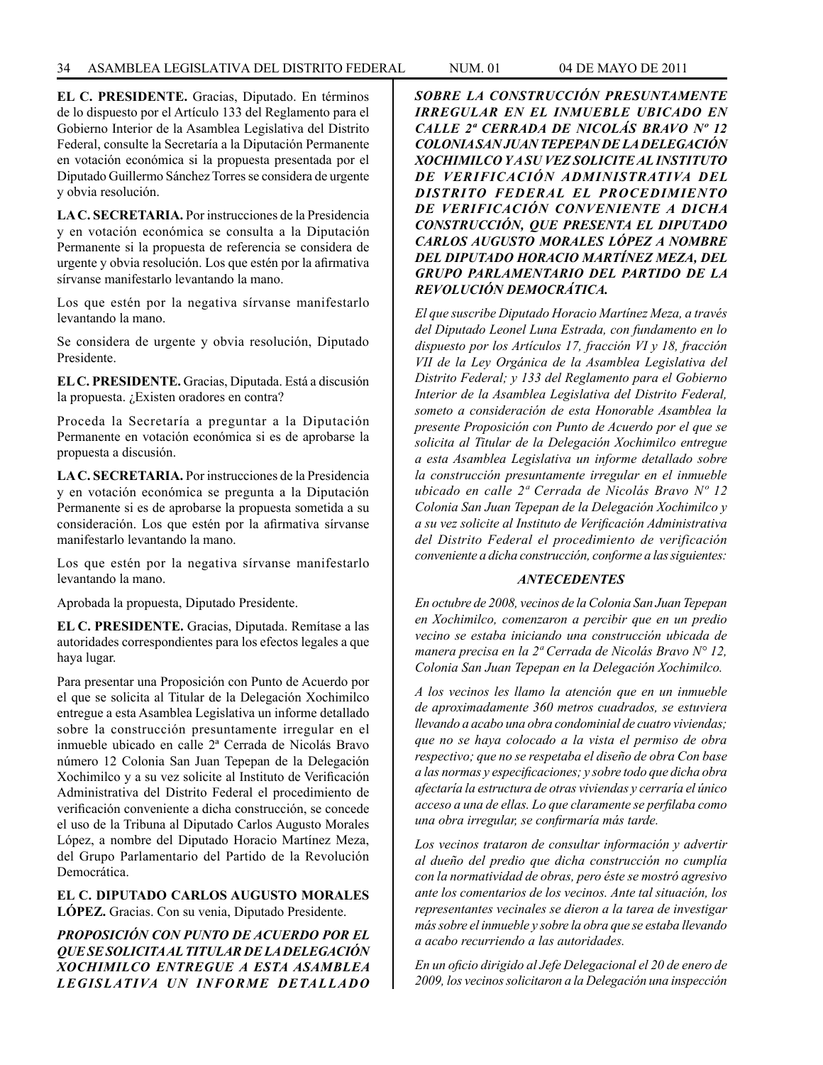**EL C. PRESIDENTE.** Gracias, Diputado. En términos de lo dispuesto por el Artículo 133 del Reglamento para el Gobierno Interior de la Asamblea Legislativa del Distrito Federal, consulte la Secretaría a la Diputación Permanente en votación económica si la propuesta presentada por el Diputado Guillermo Sánchez Torres se considera de urgente y obvia resolución.

**LA C. SECRETARIA.** Por instrucciones de la Presidencia y en votación económica se consulta a la Diputación Permanente si la propuesta de referencia se considera de urgente y obvia resolución. Los que estén por la afirmativa sírvanse manifestarlo levantando la mano.

Los que estén por la negativa sírvanse manifestarlo levantando la mano.

Se considera de urgente y obvia resolución, Diputado Presidente.

**EL C. PRESIDENTE.** Gracias, Diputada. Está a discusión la propuesta. ¿Existen oradores en contra?

Proceda la Secretaría a preguntar a la Diputación Permanente en votación económica si es de aprobarse la propuesta a discusión.

**LA C. SECRETARIA.** Por instrucciones de la Presidencia y en votación económica se pregunta a la Diputación Permanente si es de aprobarse la propuesta sometida a su consideración. Los que estén por la afirmativa sírvanse manifestarlo levantando la mano.

Los que estén por la negativa sírvanse manifestarlo levantando la mano.

Aprobada la propuesta, Diputado Presidente.

**EL C. PRESIDENTE.** Gracias, Diputada. Remítase a las autoridades correspondientes para los efectos legales a que haya lugar.

Para presentar una Proposición con Punto de Acuerdo por el que se solicita al Titular de la Delegación Xochimilco entregue a esta Asamblea Legislativa un informe detallado sobre la construcción presuntamente irregular en el inmueble ubicado en calle 2ª Cerrada de Nicolás Bravo número 12 Colonia San Juan Tepepan de la Delegación Xochimilco y a su vez solicite al Instituto de Verificación Administrativa del Distrito Federal el procedimiento de verificación conveniente a dicha construcción, se concede el uso de la Tribuna al Diputado Carlos Augusto Morales López, a nombre del Diputado Horacio Martínez Meza, del Grupo Parlamentario del Partido de la Revolución Democrática.

**EL C. DIPUTADO CARLOS AUGUSTO MORALES LÓPEZ.** Gracias. Con su venia, Diputado Presidente.

***PROPOSICIÓN CON PUNTO DE ACUERDO POR EL QUE SE SOLICITA AL TITULAR DE LA DELEGACIÓN XOCHIMILCO ENTREGUE A ESTA ASAMBLEA LEGISLATIVA UN INFORME DETALLADO SOBRE LA CONSTRUCCIÓN PRESUNTAMENTE IRREGULAR EN EL INMUEBLE UBICADO EN CALLE 2ª CERRADA DE NICOLÁS BRAVO Nº 12 COLONIA SAN JUAN TEPEPAN DE LA DELEGACIÓN XOCHIMILCO Y A SU VEZ SOLICITE AL INSTITUTO DE VERIFICACIÓN ADMINISTRATIVA DEL DISTRITO FEDERAL EL PROCEDIMIENTO DE VERIFICACIÓN CONVENIENTE A DICHA CONSTRUCCIÓN, QUE PRESENTA EL DIPUTADO CARLOS AUGUSTO MORALES LÓPEZ A NOMBRE DEL DIPUTADO HORACIO MARTÍNEZ MEZA, DEL GRUPO PARLAMENTARIO DEL PARTIDO DE LA REVOLUCIÓN DEMOCRÁTICA.***

*El que suscribe Diputado Horacio Martínez Meza, a través del Diputado Leonel Luna Estrada, con fundamento en lo dispuesto por los Artículos 17, fracción VI y 18, fracción VII de la Ley Orgánica de la Asamblea Legislativa del Distrito Federal; y 133 del Reglamento para el Gobierno Interior de la Asamblea Legislativa del Distrito Federal, someto a consideración de esta Honorable Asamblea la presente Proposición con Punto de Acuerdo por el que se solicita al Titular de la Delegación Xochimilco entregue a esta Asamblea Legislativa un informe detallado sobre la construcción presuntamente irregular en el inmueble ubicado en calle 2ª Cerrada de Nicolás Bravo Nº 12 Colonia San Juan Tepepan de la Delegación Xochimilco y a su vez solicite al Instituto de Verificación Administrativa del Distrito Federal el procedimiento de verificación conveniente a dicha construcción, conforme a las siguientes:*

***ANTECEDENTES***

*En octubre de 2008, vecinos de la Colonia San Juan Tepepan en Xochimilco, comenzaron a percibir que en un predio vecino se estaba iniciando una construcción ubicada de manera precisa en la 2ª Cerrada de Nicolás Bravo N° 12, Colonia San Juan Tepepan en la Delegación Xochimilco.*

*A los vecinos les llamo la atención que en un inmueble de aproximadamente 360 metros cuadrados, se estuviera llevando a acabo una obra condominial de cuatro viviendas; que no se haya colocado a la vista el permiso de obra respectivo; que no se respetaba el diseño de obra Con base a las normas y especificaciones; y sobre todo que dicha obra afectaría la estructura de otras viviendas y cerraría el único acceso a una de ellas. Lo que claramente se perfilaba como una obra irregular, se confirmaría más tarde.*

*Los vecinos trataron de consultar información y advertir al dueño del predio que dicha construcción no cumplía con la normatividad de obras, pero éste se mostró agresivo ante los comentarios de los vecinos. Ante tal situación, los representantes vecinales se dieron a la tarea de investigar más sobre el inmueble y sobre la obra que se estaba llevando a acabo recurriendo a las autoridades.*

*En un oficio dirigido al Jefe Delegacional el 20 de enero de 2009, los vecinos solicitaron a la Delegación una inspección*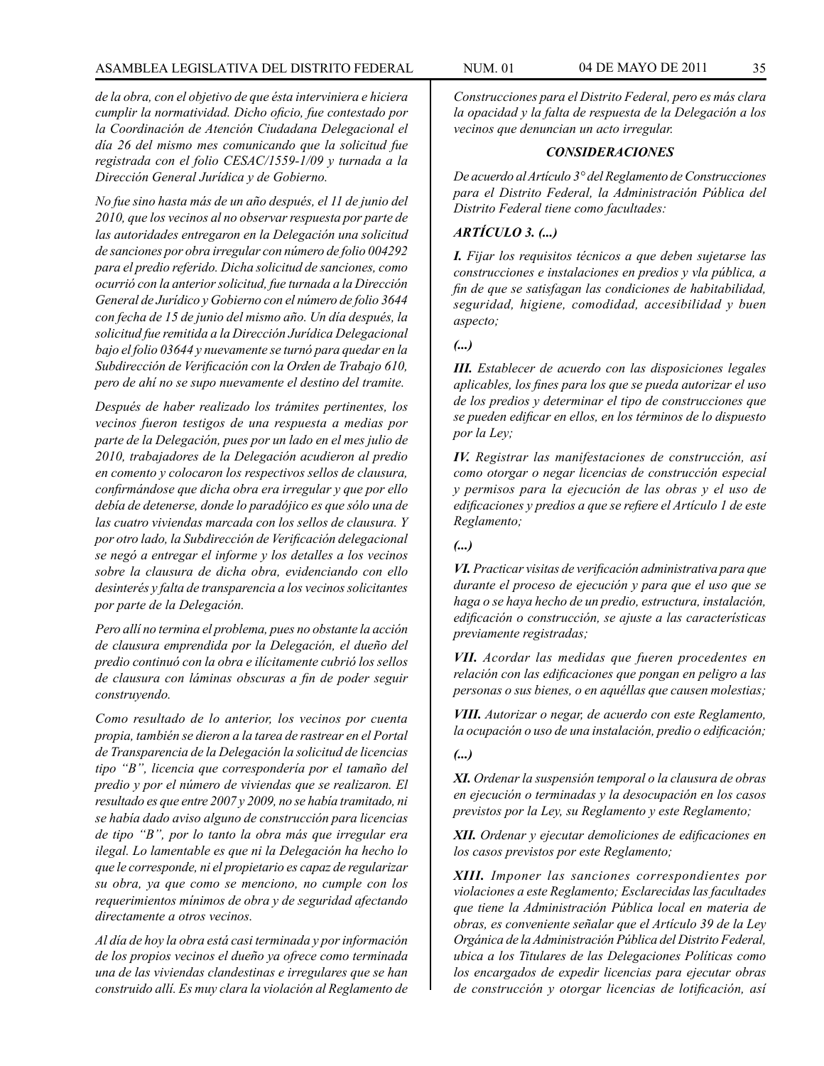*de la obra, con el objetivo de que ésta interviniera e hiciera cumplir la normatividad. Dicho oficio, fue contestado por la Coordinación de Atención Ciudadana Delegacional el día 26 del mismo mes comunicando que la solicitud fue registrada con el folio CESAC/1559-1/09 y turnada a la Dirección General Jurídica y de Gobierno.*

*No fue sino hasta más de un año después, el 11 de junio del 2010, que los vecinos al no observar respuesta por parte de las autoridades entregaron en la Delegación una solicitud de sanciones por obra irregular con número de folio 004292 para el predio referido. Dicha solicitud de sanciones, como ocurrió con la anterior solicitud, fue turnada a la Dirección General de Jurídico y Gobierno con el número de folio 3644 con fecha de 15 de junio del mismo año. Un día después, la solicitud fue remitida a la Dirección Jurídica Delegacional bajo el folio 03644 y nuevamente se turnó para quedar en la Subdirección de Verificación con la Orden de Trabajo 610, pero de ahí no se supo nuevamente el destino del tramite.*

*Después de haber realizado los trámites pertinentes, los vecinos fueron testigos de una respuesta a medias por parte de la Delegación, pues por un lado en el mes julio de 2010, trabajadores de la Delegación acudieron al predio en comento y colocaron los respectivos sellos de clausura, confirmándose que dicha obra era irregular y que por ello debía de detenerse, donde lo paradójico es que sólo una de las cuatro viviendas marcada con los sellos de clausura. Y por otro lado, la Subdirección de Verificación delegacional se negó a entregar el informe y los detalles a los vecinos sobre la clausura de dicha obra, evidenciando con ello desinterés y falta de transparencia a los vecinos solicitantes por parte de la Delegación.*

*Pero allí no termina el problema, pues no obstante la acción de clausura emprendida por la Delegación, el dueño del predio continuó con la obra e ilícitamente cubrió los sellos de clausura con láminas obscuras a fin de poder seguir construyendo.*

*Como resultado de lo anterior, los vecinos por cuenta propia, también se dieron a la tarea de rastrear en el Portal de Transparencia de la Delegación la solicitud de licencias tipo "B", licencia que correspondería por el tamaño del predio y por el número de viviendas que se realizaron. El resultado es que entre 2007 y 2009, no se había tramitado, ni se había dado aviso alguno de construcción para licencias de tipo "B", por lo tanto la obra más que irregular era ilegal. Lo lamentable es que ni la Delegación ha hecho lo que le corresponde, ni el propietario es capaz de regularizar su obra, ya que como se menciono, no cumple con los requerimientos mínimos de obra y de seguridad afectando directamente a otros vecinos.*

*Al día de hoy la obra está casi terminada y por información de los propios vecinos el dueño ya ofrece como terminada una de las viviendas clandestinas e irregulares que se han construido allí. Es muy clara la violación al Reglamento de Construcciones para el Distrito Federal, pero es más clara la opacidad y la falta de respuesta de la Delegación a los vecinos que denuncian un acto irregular.*

### *CONSIDERACIONES*

*De acuerdo al Artículo 3° del Reglamento de Construcciones para el Distrito Federal, la Administración Pública del Distrito Federal tiene como facultades:*

***ARTÍCULO 3. (...)***

***I.** Fijar los requisitos técnicos a que deben sujetarse las construcciones e instalaciones en predios y vla pública, a fin de que se satisfagan las condiciones de habitabilidad, seguridad, higiene, comodidad, accesibilidad y buen aspecto;*

***(...)***

***III.** Establecer de acuerdo con las disposiciones legales aplicables, los fines para los que se pueda autorizar el uso de los predios y determinar el tipo de construcciones que se pueden edificar en ellos, en los términos de lo dispuesto por la Ley;*

***IV.** Registrar las manifestaciones de construcción, así como otorgar o negar licencias de construcción especial y permisos para la ejecución de las obras y el uso de edificaciones y predios a que se refiere el Artículo 1 de este Reglamento;*

***(...)***

***VI.** Practicar visitas de verificación administrativa para que durante el proceso de ejecución y para que el uso que se haga o se haya hecho de un predio, estructura, instalación, edificación o construcción, se ajuste a las características previamente registradas;*

***VII.** Acordar las medidas que fueren procedentes en relación con las edificaciones que pongan en peligro a las personas o sus bienes, o en aquéllas que causen molestias;*

***VIII.** Autorizar o negar, de acuerdo con este Reglamento, la ocupación o uso de una instalación, predio o edificación;*

***(...)***

***XI.** Ordenar la suspensión temporal o la clausura de obras en ejecución o terminadas y la desocupación en los casos previstos por la Ley, su Reglamento y este Reglamento;*

***XII.** Ordenar y ejecutar demoliciones de edificaciones en los casos previstos por este Reglamento;*

***XIII.** Imponer las sanciones correspondientes por violaciones a este Reglamento; Esclarecidas las facultades que tiene la Administración Pública local en materia de obras, es conveniente señalar que el Artículo 39 de la Ley Orgánica de la Administración Pública del Distrito Federal, ubica a los Titulares de las Delegaciones Políticas como los encargados de expedir licencias para ejecutar obras de construcción y otorgar licencias de lotificación, así*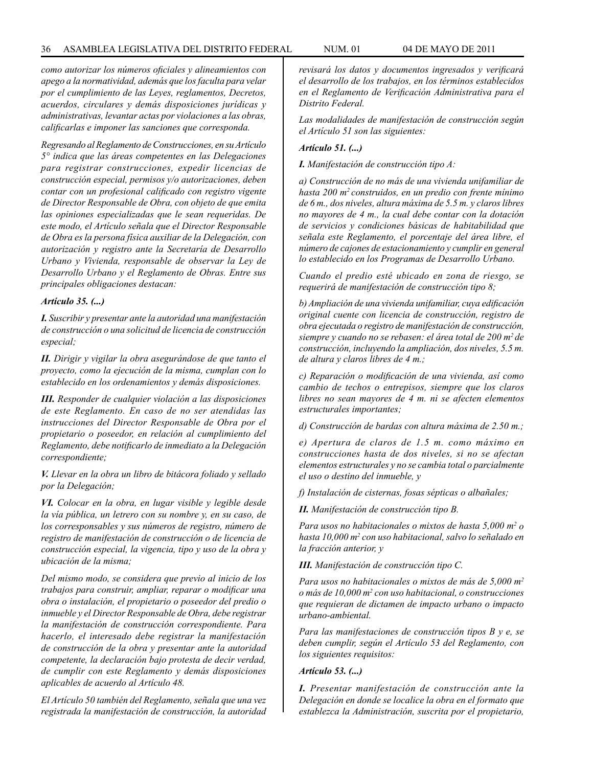*como autorizar los números oficiales y alineamientos con apego a la normatividad, además que los faculta para velar por el cumplimiento de las Leyes, reglamentos, Decretos, acuerdos, circulares y demás disposiciones jurídicas y administrativas, levantar actas por violaciones a las obras, calificarlas e imponer las sanciones que corresponda.*

*Regresando al Reglamento de Construcciones, en su Artículo 5° indica que las áreas competentes en las Delegaciones para registrar construcciones, expedir licencias de construcción especial, permisos y/o autorizaciones, deben contar con un profesional calificado con registro vigente de Director Responsable de Obra, con objeto de que emita las opiniones especializadas que le sean requeridas. De este modo, el Artículo señala que el Director Responsable de Obra es la persona física auxiliar de la Delegación, con autorización y registro ante la Secretaría de Desarrollo Urbano y Vivienda, responsable de observar la Ley de Desarrollo Urbano y el Reglamento de Obras. Entre sus principales obligaciones destacan:*

***Artículo 35. (...)***

***I.** Suscribir y presentar ante la autoridad una manifestación de construcción o una solicitud de licencia de construcción especial;*

***II.** Dirigir y vigilar la obra asegurándose de que tanto el proyecto, como la ejecución de la misma, cumplan con lo establecido en los ordenamientos y demás disposiciones.*

***III.** Responder de cualquier violación a las disposiciones de este Reglamento. En caso de no ser atendidas las instrucciones del Director Responsable de Obra por el propietario o poseedor, en relación al cumplimiento del Reglamento, debe notificarlo de inmediato a la Delegación correspondiente;*

***V.** Llevar en la obra un libro de bitácora foliado y sellado por la Delegación;*

***VI.** Colocar en la obra, en lugar visible y legible desde la vía pública, un letrero con su nombre y, en su caso, de los corresponsables y sus números de registro, número de registro de manifestación de construcción o de licencia de construcción especial, la vigencia, tipo y uso de la obra y ubicación de la misma;*

*Del mismo modo, se considera que previo al inicio de los trabajos para construir, ampliar, reparar o modificar una obra o instalación, el propietario o poseedor del predio o inmueble y el Director Responsable de Obra, debe registrar la manifestación de construcción correspondiente. Para hacerlo, el interesado debe registrar la manifestación de construcción de la obra y presentar ante la autoridad competente, la declaración bajo protesta de decir verdad, de cumplir con este Reglamento y demás disposiciones aplicables de acuerdo al Artículo 48.*

*El Artículo 50 también del Reglamento, señala que una vez registrada la manifestación de construcción, la autoridad revisará los datos y documentos ingresados y verificará el desarrollo de los trabajos, en los términos establecidos en el Reglamento de Verificación Administrativa para el Distrito Federal.*

*Las modalidades de manifestación de construcción según el Artículo 51 son las siguientes:*

***Artículo 51. (...)***

***I.** Manifestación de construcción tipo A:*

*a) Construcción de no más de una vivienda unifamiliar de hasta 200 m$^2$ construidos, en un predio con frente mínimo de 6 m., dos niveles, altura máxima de 5.5 m. y claros libres no mayores de 4 m., la cual debe contar con la dotación de servicios y condiciones básicas de habitabilidad que señala este Reglamento, el porcentaje del área libre, el número de cajones de estacionamiento y cumplir en general lo establecido en los Programas de Desarrollo Urbano.*

*Cuando el predio esté ubicado en zona de riesgo, se requerirá de manifestación de construcción tipo 8;*

*b) Ampliación de una vivienda unifamiliar, cuya edificación original cuente con licencia de construcción, registro de obra ejecutada o registro de manifestación de construcción, siempre y cuando no se rebasen: el área total de 200 m$^2$ de construcción, incluyendo la ampliación, dos niveles, 5.5 m. de altura y claros libres de 4 m.;*

*c) Reparación o modificación de una vivienda, así como cambio de techos o entrepisos, siempre que los claros libres no sean mayores de 4 m. ni se afecten elementos estructurales importantes;*

*d) Construcción de bardas con altura máxima de 2.50 m.;*

*e) Apertura de claros de 1.5 m. como máximo en construcciones hasta de dos niveles, si no se afectan elementos estructurales y no se cambia total o parcialmente el uso o destino del inmueble, y*

*f) Instalación de cisternas, fosas sépticas o albañales;*

***II.** Manifestación de construcción tipo B.*

*Para usos no habitacionales o mixtos de hasta 5,000 m$^2$ o hasta 10,000 m$^2$ con uso habitacional, salvo lo señalado en la fracción anterior, y*

***III.** Manifestación de construcción tipo C.*

*Para usos no habitacionales o mixtos de más de 5,000 m$^2$ o más de 10,000 m$^2$ con uso habitacional, o construcciones que requieran de dictamen de impacto urbano o impacto urbano-ambiental.*

*Para las manifestaciones de construcción tipos B y e, se deben cumplir, según el Artículo 53 del Reglamento, con los siguientes requisitos:*

***Artículo 53. (...)***

***I.** Presentar manifestación de construcción ante la Delegación en donde se localice la obra en el formato que establezca la Administración, suscrita por el propietario,*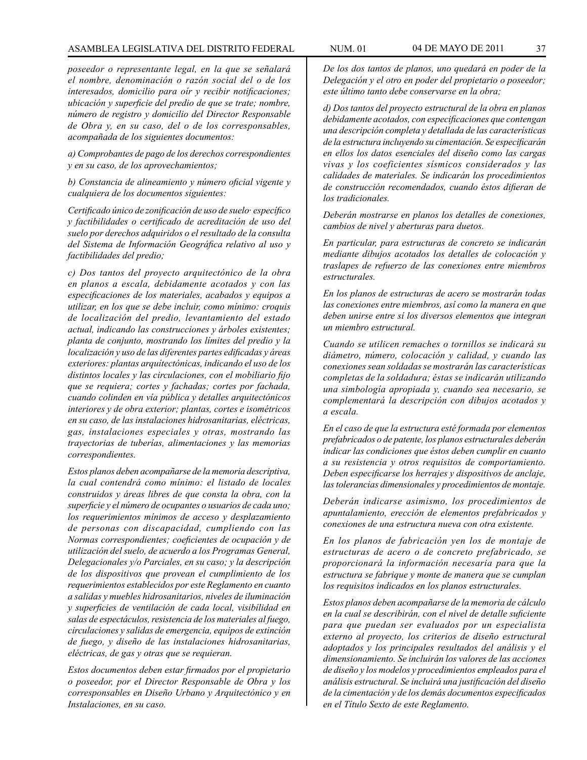*poseedor o representante legal, en la que se señalará el nombre, denominación o razón social del o de los interesados, domicilio para oír y recibir notificaciones; ubicación y superficie del predio de que se trate; nombre, número de registro y domicilio del Director Responsable de Obra y, en su caso, del o de los corresponsables, acompañada de los siguientes documentos:*

*a) Comprobantes de pago de los derechos correspondientes y en su caso, de los aprovechamientos;*

*b) Constancia de alineamiento y número oficial vigente y cualquiera de los documentos siguientes:*

*Certificado único de zonificación de uso de suelo· específico y factibilidades o certificado de acreditación de uso del suelo por derechos adquiridos o el resultado de la consulta del Sistema de Información Geográfica relativo al uso y factibilidades del predio;*

*c) Dos tantos del proyecto arquitectónico de la obra en planos a escala, debidamente acotados y con las especificaciones de los materiales, acabados y equipos a utilizar, en los que se debe incluir, como mínimo: croquis de localización del predio, levantamiento del estado actual, indicando las construcciones y árboles existentes; planta de conjunto, mostrando los límites del predio y la localización y uso de las diferentes partes edificadas y áreas exteriores: plantas arquitectónicas, indicando el uso de los distintos locales y las circulaciones, con el mobiliario fijo que se requiera; cortes y fachadas; cortes por fachada, cuando colinden en vía pública y detalles arquitectónicos interiores y de obra exterior; plantas, cortes e isométricos en su caso, de las instalaciones hidrosanitarias, eléctricas, gas, instalaciones especiales y otras, mostrando las trayectorias de tuberías, alimentaciones y las memorias correspondientes.*

*Estos planos deben acompañarse de la memoria descriptiva, la cual contendrá como mínimo: el listado de locales construidos y áreas libres de que consta la obra, con la superficie y el número de ocupantes o usuarios de cada uno; los requerimientos mínimos de acceso y desplazamiento de personas con discapacidad, cumpliendo con las Normas correspondientes; coeficientes de ocupación y de utilización del suelo, de acuerdo a los Programas General, Delegacionales y/o Parciales, en su caso; y la descripción de los dispositivos que provean el cumplimiento de los requerimientos establecidos por este Reglamento en cuanto a salidas y muebles hidrosanitarios, niveles de iluminación y superficies de ventilación de cada local, visibilidad en salas de espectáculos, resistencia de los materiales al fuego, circulaciones y salidas de emergencia, equipos de extinción de fuego, y diseño de las instalaciones hidrosanitarias, eléctricas, de gas y otras que se requieran.*

*Estos documentos deben estar firmados por el propietario o poseedor, por el Director Responsable de Obra y los corresponsables en Diseño Urbano y Arquitectónico y en Instalaciones, en su caso.*

*De los dos tantos de planos, uno quedará en poder de la Delegación y el otro en poder del propietario o poseedor; este último tanto debe conservarse en la obra;*

*d) Dos tantos del proyecto estructural de la obra en planos debidamente acotados, con especificaciones que contengan una descripción completa y detallada de las características de la estructura incluyendo su cimentación. Se especificarán en ellos los datos esenciales del diseño como las cargas vivas y los coeficientes sísmicos considerados y las calidades de materiales. Se indicarán los procedimientos de construcción recomendados, cuando éstos difieran de los tradicionales.*

*Deberán mostrarse en planos los detalles de conexiones, cambios de nivel y aberturas para duetos.*

*En particular, para estructuras de concreto se indicarán mediante dibujos acotados los detalles de colocación y traslapes de refuerzo de las conexiones entre miembros estructurales.*

*En los planos de estructuras de acero se mostrarán todas las conexiones entre miembros, así como la manera en que deben unirse entre sí los diversos elementos que integran un miembro estructural.*

*Cuando se utilicen remaches o tornillos se indicará su diámetro, número, colocación y calidad, y cuando las conexiones sean soldadas se mostrarán las características completas de la soldadura; éstas se indicarán utilizando una simbología apropiada y, cuando sea necesario, se complementará la descripción con dibujos acotados y a escala.*

*En el caso de que la estructura esté formada por elementos prefabricados o de patente, los planos estructurales deberán indicar las condiciones que éstos deben cumplir en cuanto a su resistencia y otros requisitos de comportamiento. Deben especificarse los herrajes y dispositivos de anclaje, las tolerancias dimensionales y procedimientos de montaje.*

*Deberán indicarse asimismo, los procedimientos de apuntalamiento, erección de elementos prefabricados y conexiones de una estructura nueva con otra existente.*

*En los planos de fabricación yen los de montaje de estructuras de acero o de concreto prefabricado, se proporcionará la información necesaria para que la estructura se fabrique y monte de manera que se cumplan los requisitos indicados en los planos estructurales.*

*Estos planos deben acompañarse de la memoria de cálculo en la cual se describirán, con el nivel de detalle suficiente para que puedan ser evaluados por un especialista externo al proyecto, los criterios de diseño estructural adoptados y los principales resultados del análisis y el dimensionamiento. Se incluirán los valores de las acciones de diseño y los modelos y procedimientos empleados para el análisis estructural. Se incluirá una justificación del diseño de la cimentación y de los demás documentos especificados en el Título Sexto de este Reglamento.*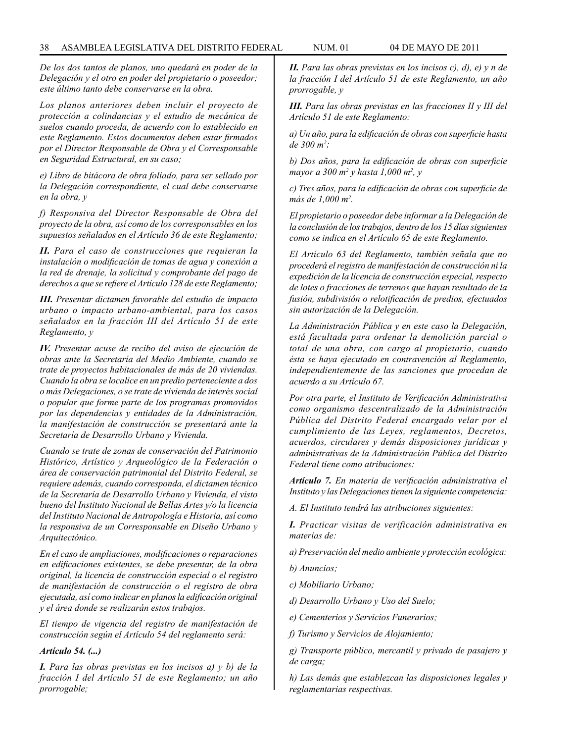*De los dos tantos de planos, uno quedará en poder de la Delegación y el otro en poder del propietario o poseedor; este último tanto debe conservarse en la obra.*

*Los planos anteriores deben incluir el proyecto de protección a colindancias y el estudio de mecánica de suelos cuando proceda, de acuerdo con lo establecido en este Reglamento. Estos documentos deben estar firmados por el Director Responsable de Obra y el Corresponsable en Seguridad Estructural, en su caso;*

*e) Libro de bitácora de obra foliado, para ser sellado por la Delegación correspondiente, el cual debe conservarse en la obra, y*

*f) Responsiva del Director Responsable de Obra del proyecto de la obra, así como de los corresponsables en los supuestos señalados en el Artículo 36 de este Reglamento;*

***II.*** *Para el caso de construcciones que requieran la instalación o modificación de tomas de agua y conexión a la red de drenaje, la solicitud y comprobante del pago de derechos a que se refiere el Artículo 128 de este Reglamento;*

***III.*** *Presentar dictamen favorable del estudio de impacto urbano o impacto urbano-ambiental, para los casos señalados en la fracción III del Artículo 51 de este Reglamento, y*

***IV.*** *Presentar acuse de recibo del aviso de ejecución de obras ante la Secretaría del Medio Ambiente, cuando se trate de proyectos habitacionales de más de 20 viviendas. Cuando la obra se localice en un predio perteneciente a dos o más Delegaciones, o se trate de vivienda de interés social o popular que forme parte de los programas promovidos por las dependencias y entidades de la Administración, la manifestación de construcción se presentará ante la Secretaría de Desarrollo Urbano y Vivienda.*

*Cuando se trate de zonas de conservación del Patrimonio Histórico, Artístico y Arqueológico de la Federación o área de conservación patrimonial del Distrito Federal, se requiere además, cuando corresponda, el dictamen técnico de la Secretaría de Desarrollo Urbano y Vivienda, el visto bueno del Instituto Nacional de Bellas Artes y/o la licencia del Instituto Nacional de Antropología e Historia, así como la responsiva de un Corresponsable en Diseño Urbano y Arquitectónico.*

*En el caso de ampliaciones, modificaciones o reparaciones en edificaciones existentes, se debe presentar, de la obra original, la licencia de construcción especial o el registro de manifestación de construcción o el registro de obra ejecutada, así como indicar en planos la edificación original y el área donde se realizarán estos trabajos.*

*El tiempo de vigencia del registro de manifestación de construcción según el Artículo 54 del reglamento será:*

***Artículo 54. (...)***

***I.*** *Para las obras previstas en los incisos a) y b) de la fracción I del Artículo 51 de este Reglamento; un año prorrogable;*

***II.*** *Para las obras previstas en los incisos c), d), e) y n de la fracción I del Artículo 51 de este Reglamento, un año prorrogable, y*

***III.*** *Para las obras previstas en las fracciones II y III del Artículo 51 de este Reglamento:*

*a) Un año, para la edificación de obras con superficie hasta de 300 m²;*

*b) Dos años, para la edificación de obras con superficie mayor a 300 m² y hasta 1,000 m², y*

*c) Tres años, para la edificación de obras con superficie de más de 1,000 m².*

*El propietario o poseedor debe informar a la Delegación de la conclusión de los trabajos, dentro de los 15 días siguientes como se indica en el Artículo 65 de este Reglamento.*

*El Artículo 63 del Reglamento, también señala que no procederá el registro de manifestación de construcción ni la expedición de la licencia de construcción especial, respecto de lotes o fracciones de terrenos que hayan resultado de la fusión, subdivisión o relotificación de predios, efectuados sin autorización de la Delegación.*

*La Administración Pública y en este caso la Delegación, está facultada para ordenar la demolición parcial o total de una obra, con cargo al propietario, cuando ésta se haya ejecutado en contravención al Reglamento, independientemente de las sanciones que procedan de acuerdo a su Artículo 67.*

*Por otra parte, el Instituto de Verificación Administrativa como organismo descentralizado de la Administración Pública del Distrito Federal encargado velar por el cumplimiento de las Leyes, reglamentos, Decretos, acuerdos, circulares y demás disposiciones jurídicas y administrativas de la Administración Pública del Distrito Federal tiene como atribuciones:*

***Artículo 7.*** *En materia de verificación administrativa el Instituto y las Delegaciones tienen la siguiente competencia:*

*A. El Instituto tendrá las atribuciones siguientes:*

***I.*** *Practicar visitas de verificación administrativa en materias de:*

*a) Preservación del medio ambiente y protección ecológica:*

*b) Anuncios;*

*c) Mobiliario Urbano;*

*d) Desarrollo Urbano y Uso del Suelo;*

*e) Cementerios y Servicios Funerarios;*

*f) Turismo y Servicios de Alojamiento;*

*g) Transporte público, mercantil y privado de pasajero y de carga;*

*h) Las demás que establezcan las disposiciones legales y reglamentarias respectivas.*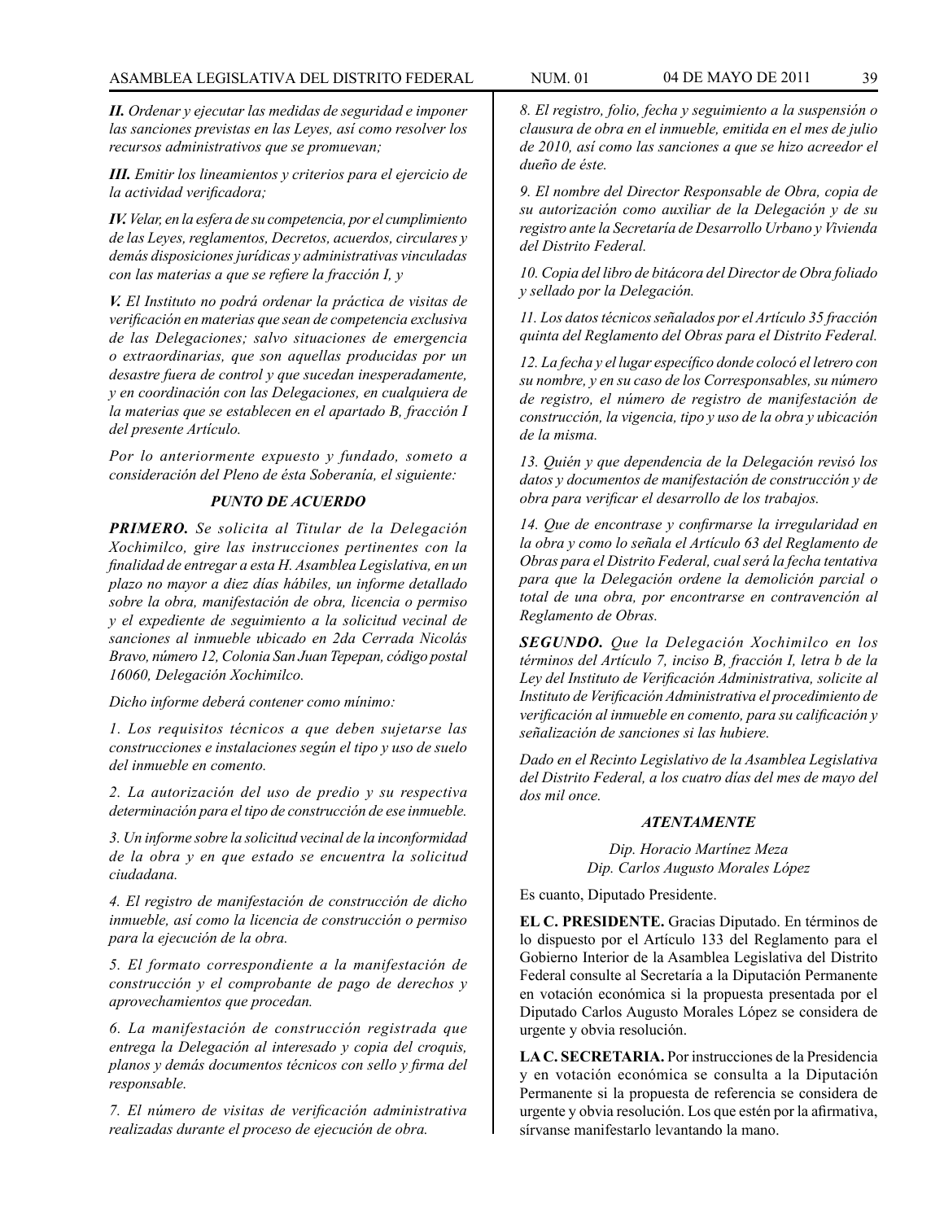***II.*** *Ordenar y ejecutar las medidas de seguridad e imponer las sanciones previstas en las Leyes, así como resolver los recursos administrativos que se promuevan;*

***III.*** *Emitir los lineamientos y criterios para el ejercicio de la actividad verificadora;*

***IV.*** *Velar, en la esfera de su competencia, por el cumplimiento de las Leyes, reglamentos, Decretos, acuerdos, circulares y demás disposiciones jurídicas y administrativas vinculadas con las materias a que se refiere la fracción I, y*

***V.*** *El Instituto no podrá ordenar la práctica de visitas de verificación en materias que sean de competencia exclusiva de las Delegaciones; salvo situaciones de emergencia o extraordinarias, que son aquellas producidas por un desastre fuera de control y que sucedan inesperadamente, y en coordinación con las Delegaciones, en cualquiera de la materias que se establecen en el apartado B, fracción I del presente Artículo.*

*Por lo anteriormente expuesto y fundado, someto a consideración del Pleno de ésta Soberanía, el siguiente:*

***PUNTO DE ACUERDO***

***PRIMERO.*** *Se solicita al Titular de la Delegación Xochimilco, gire las instrucciones pertinentes con la finalidad de entregar a esta H. Asamblea Legislativa, en un plazo no mayor a diez días hábiles, un informe detallado sobre la obra, manifestación de obra, licencia o permiso y el expediente de seguimiento a la solicitud vecinal de sanciones al inmueble ubicado en 2da Cerrada Nicolás Bravo, número 12, Colonia San Juan Tepepan, código postal 16060, Delegación Xochimilco.*

*Dicho informe deberá contener como mínimo:*

*1. Los requisitos técnicos a que deben sujetarse las construcciones e instalaciones según el tipo y uso de suelo del inmueble en comento.*

*2. La autorización del uso de predio y su respectiva determinación para el tipo de construcción de ese inmueble.*

*3. Un informe sobre la solicitud vecinal de la inconformidad de la obra y en que estado se encuentra la solicitud ciudadana.*

*4. El registro de manifestación de construcción de dicho inmueble, así como la licencia de construcción o permiso para la ejecución de la obra.*

*5. El formato correspondiente a la manifestación de construcción y el comprobante de pago de derechos y aprovechamientos que procedan.*

*6. La manifestación de construcción registrada que entrega la Delegación al interesado y copia del croquis, planos y demás documentos técnicos con sello y firma del responsable.*

*7. El número de visitas de verificación administrativa realizadas durante el proceso de ejecución de obra.*

*8. El registro, folio, fecha y seguimiento a la suspensión o clausura de obra en el inmueble, emitida en el mes de julio de 2010, así como las sanciones a que se hizo acreedor el dueño de éste.*

*9. El nombre del Director Responsable de Obra, copia de su autorización como auxiliar de la Delegación y de su registro ante la Secretaría de Desarrollo Urbano y Vivienda del Distrito Federal.*

*10. Copia del libro de bitácora del Director de Obra foliado y sellado por la Delegación.*

*11. Los datos técnicos señalados por el Artículo 35 fracción quinta del Reglamento del Obras para el Distrito Federal.*

*12. La fecha y el lugar específico donde colocó el letrero con su nombre, y en su caso de los Corresponsables, su número de registro, el número de registro de manifestación de construcción, la vigencia, tipo y uso de la obra y ubicación de la misma.*

*13. Quién y que dependencia de la Delegación revisó los datos y documentos de manifestación de construcción y de obra para verificar el desarrollo de los trabajos.*

*14. Que de encontrase y confirmarse la irregularidad en la obra y como lo señala el Artículo 63 del Reglamento de Obras para el Distrito Federal, cual será la fecha tentativa para que la Delegación ordene la demolición parcial o total de una obra, por encontrarse en contravención al Reglamento de Obras.*

***SEGUNDO.*** *Que la Delegación Xochimilco en los términos del Artículo 7, inciso B, fracción I, letra b de la Ley del Instituto de Verificación Administrativa, solicite al Instituto de Verificación Administrativa el procedimiento de verificación al inmueble en comento, para su calificación y señalización de sanciones si las hubiere.*

*Dado en el Recinto Legislativo de la Asamblea Legislativa del Distrito Federal, a los cuatro días del mes de mayo del dos mil once.*

***ATENTAMENTE***

*Dip. Horacio Martínez Meza*
*Dip. Carlos Augusto Morales López*

Es cuanto, Diputado Presidente.

**EL C. PRESIDENTE.** Gracias Diputado. En términos de lo dispuesto por el Artículo 133 del Reglamento para el Gobierno Interior de la Asamblea Legislativa del Distrito Federal consulte al Secretaría a la Diputación Permanente en votación económica si la propuesta presentada por el Diputado Carlos Augusto Morales López se considera de urgente y obvia resolución.

**LA C. SECRETARIA.** Por instrucciones de la Presidencia y en votación económica se consulta a la Diputación Permanente si la propuesta de referencia se considera de urgente y obvia resolución. Los que estén por la afirmativa, sírvanse manifestarlo levantando la mano.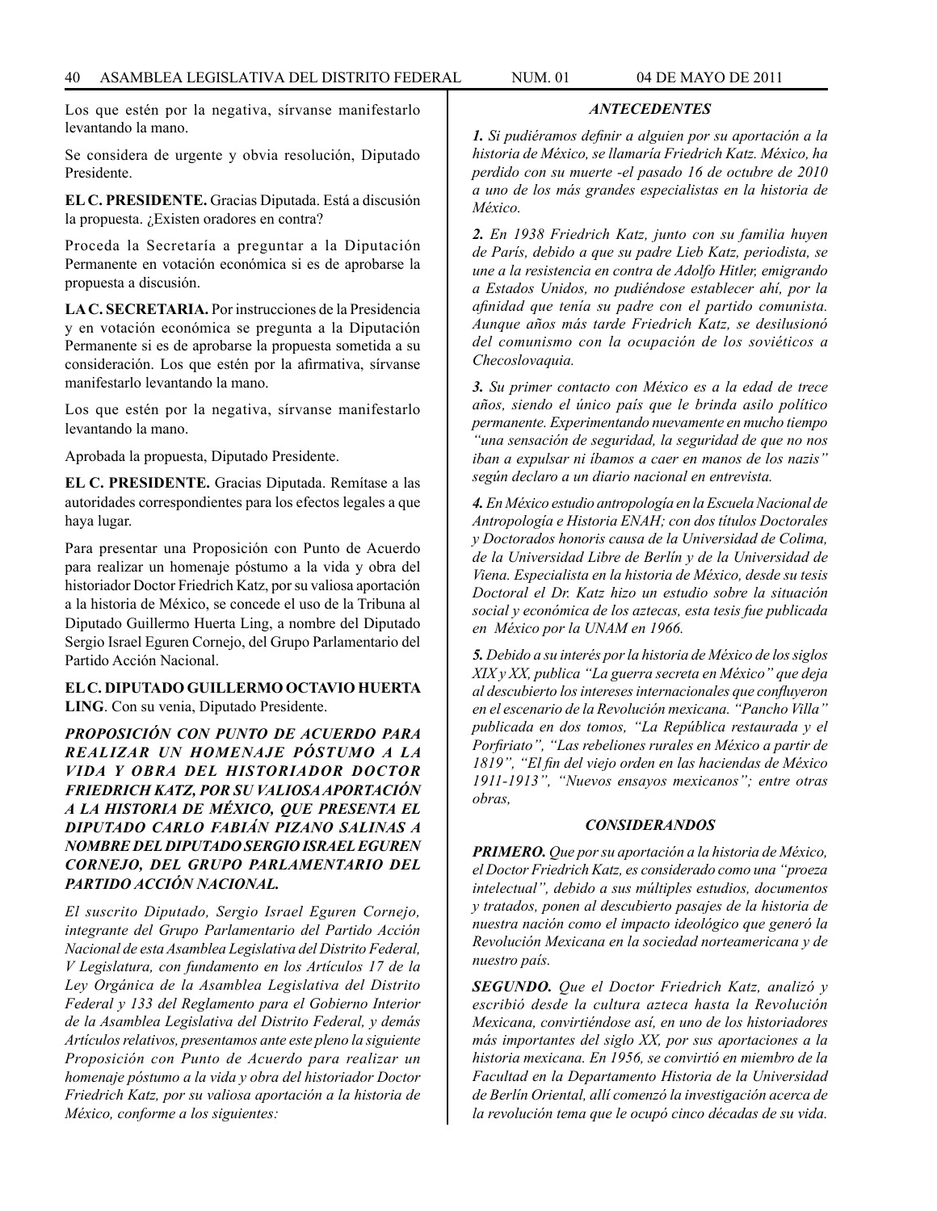Los que estén por la negativa, sírvanse manifestarlo levantando la mano.

Se considera de urgente y obvia resolución, Diputado Presidente.

**EL C. PRESIDENTE.** Gracias Diputada. Está a discusión la propuesta. ¿Existen oradores en contra?

Proceda la Secretaría a preguntar a la Diputación Permanente en votación económica si es de aprobarse la propuesta a discusión.

**LA C. SECRETARIA.** Por instrucciones de la Presidencia y en votación económica se pregunta a la Diputación Permanente si es de aprobarse la propuesta sometida a su consideración. Los que estén por la afirmativa, sírvanse manifestarlo levantando la mano.

Los que estén por la negativa, sírvanse manifestarlo levantando la mano.

Aprobada la propuesta, Diputado Presidente.

**EL C. PRESIDENTE.** Gracias Diputada. Remítase a las autoridades correspondientes para los efectos legales a que haya lugar.

Para presentar una Proposición con Punto de Acuerdo para realizar un homenaje póstumo a la vida y obra del historiador Doctor Friedrich Katz, por su valiosa aportación a la historia de México, se concede el uso de la Tribuna al Diputado Guillermo Huerta Ling, a nombre del Diputado Sergio Israel Eguren Cornejo, del Grupo Parlamentario del Partido Acción Nacional.

**EL C. DIPUTADO GUILLERMO OCTAVIO HUERTA LING**. Con su venia, Diputado Presidente.

***PROPOSICIÓN CON PUNTO DE ACUERDO PARA REALIZAR UN HOMENAJE PÓSTUMO A LA VIDA Y OBRA DEL HISTORIADOR DOCTOR FRIEDRICH KATZ, POR SU VALIOSA APORTACIÓN A LA HISTORIA DE MÉXICO, QUE PRESENTA EL DIPUTADO CARLO FABIÁN PIZANO SALINAS A NOMBRE DEL DIPUTADO SERGIO ISRAEL EGUREN CORNEJO, DEL GRUPO PARLAMENTARIO DEL PARTIDO ACCIÓN NACIONAL.***

*El suscrito Diputado, Sergio Israel Eguren Cornejo, integrante del Grupo Parlamentario del Partido Acción Nacional de esta Asamblea Legislativa del Distrito Federal, V Legislatura, con fundamento en los Artículos 17 de la Ley Orgánica de la Asamblea Legislativa del Distrito Federal y 133 del Reglamento para el Gobierno Interior de la Asamblea Legislativa del Distrito Federal, y demás Artículos relativos, presentamos ante este pleno la siguiente Proposición con Punto de Acuerdo para realizar un homenaje póstumo a la vida y obra del historiador Doctor Friedrich Katz, por su valiosa aportación a la historia de México, conforme a los siguientes:*

***ANTECEDENTES***

***1.*** *Si pudiéramos definir a alguien por su aportación a la historia de México, se llamaría Friedrich Katz. México, ha perdido con su muerte -el pasado 16 de octubre de 2010 a uno de los más grandes especialistas en la historia de México.*

***2.*** *En 1938 Friedrich Katz, junto con su familia huyen de París, debido a que su padre Lieb Katz, periodista, se une a la resistencia en contra de Adolfo Hitler, emigrando a Estados Unidos, no pudiéndose establecer ahí, por la afinidad que tenía su padre con el partido comunista. Aunque años más tarde Friedrich Katz, se desilusionó del comunismo con la ocupación de los soviéticos a Checoslovaquia.*

***3.*** *Su primer contacto con México es a la edad de trece años, siendo el único país que le brinda asilo político permanente. Experimentando nuevamente en mucho tiempo "una sensación de seguridad, la seguridad de que no nos iban a expulsar ni íbamos a caer en manos de los nazis" según declaro a un diario nacional en entrevista.*

***4.*** *En México estudio antropología en la Escuela Nacional de Antropología e Historia ENAH; con dos títulos Doctorales y Doctorados honoris causa de la Universidad de Colima, de la Universidad Libre de Berlín y de la Universidad de Viena. Especialista en la historia de México, desde su tesis Doctoral el Dr. Katz hizo un estudio sobre la situación social y económica de los aztecas, esta tesis fue publicada en México por la UNAM en 1966.*

***5.*** *Debido a su interés por la historia de México de los siglos XIX y XX, publica "La guerra secreta en México" que deja al descubierto los intereses internacionales que confluyeron en el escenario de la Revolución mexicana. "Pancho Villa" publicada en dos tomos, "La República restaurada y el Porfiriato", "Las rebeliones rurales en México a partir de 1819", "El fin del viejo orden en las haciendas de México 1911-1913", "Nuevos ensayos mexicanos"; entre otras obras,*

***CONSIDERANDOS***

***PRIMERO.*** *Que por su aportación a la historia de México, el Doctor Friedrich Katz, es considerado como una "proeza intelectual", debido a sus múltiples estudios, documentos y tratados, ponen al descubierto pasajes de la historia de nuestra nación como el impacto ideológico que generó la Revolución Mexicana en la sociedad norteamericana y de nuestro país.*

***SEGUNDO.*** *Que el Doctor Friedrich Katz, analizó y escribió desde la cultura azteca hasta la Revolución Mexicana, convirtiéndose así, en uno de los historiadores más importantes del siglo XX, por sus aportaciones a la historia mexicana. En 1956, se convirtió en miembro de la Facultad en la Departamento Historia de la Universidad de Berlín Oriental, allí comenzó la investigación acerca de la revolución tema que le ocupó cinco décadas de su vida.*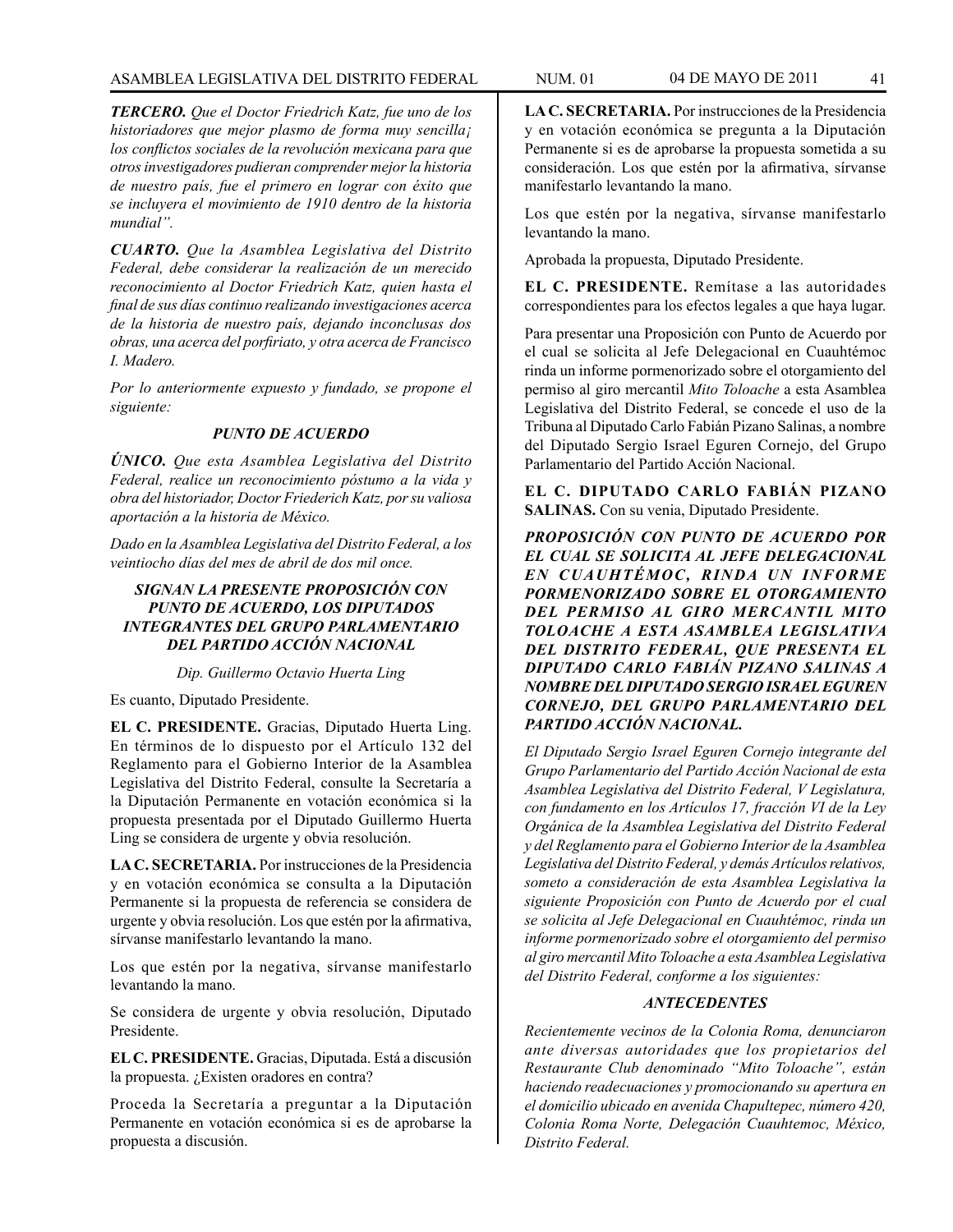***TERCERO.*** *Que el Doctor Friedrich Katz, fue uno de los historiadores que mejor plasmo de forma muy sencilla¡ los conflictos sociales de la revolución mexicana para que otros investigadores pudieran comprender mejor la historia de nuestro país, fue el primero en lograr con éxito que se incluyera el movimiento de 1910 dentro de la historia mundial".*

***CUARTO.*** *Que la Asamblea Legislativa del Distrito Federal, debe considerar la realización de un merecido reconocimiento al Doctor Friedrich Katz, quien hasta el final de sus días continuo realizando investigaciones acerca de la historia de nuestro país, dejando inconclusas dos obras, una acerca del porfiriato, y otra acerca de Francisco I. Madero.*

*Por lo anteriormente expuesto y fundado, se propone el siguiente:*

***PUNTO DE ACUERDO***

***ÚNICO.*** *Que esta Asamblea Legislativa del Distrito Federal, realice un reconocimiento póstumo a la vida y obra del historiador, Doctor Friederich Katz, por su valiosa aportación a la historia de México.*

*Dado en la Asamblea Legislativa del Distrito Federal, a los veintiocho días del mes de abril de dos mil once.*

***SIGNAN LA PRESENTE PROPOSICIÓN CON PUNTO DE ACUERDO, LOS DIPUTADOS INTEGRANTES DEL GRUPO PARLAMENTARIO DEL PARTIDO ACCIÓN NACIONAL***

*Dip. Guillermo Octavio Huerta Ling*

Es cuanto, Diputado Presidente.

**EL C. PRESIDENTE.** Gracias, Diputado Huerta Ling. En términos de lo dispuesto por el Artículo 132 del Reglamento para el Gobierno Interior de la Asamblea Legislativa del Distrito Federal, consulte la Secretaría a la Diputación Permanente en votación económica si la propuesta presentada por el Diputado Guillermo Huerta Ling se considera de urgente y obvia resolución.

**LA C. SECRETARIA.** Por instrucciones de la Presidencia y en votación económica se consulta a la Diputación Permanente si la propuesta de referencia se considera de urgente y obvia resolución. Los que estén por la afirmativa, sírvanse manifestarlo levantando la mano.

Los que estén por la negativa, sírvanse manifestarlo levantando la mano.

Se considera de urgente y obvia resolución, Diputado Presidente.

**EL C. PRESIDENTE.** Gracias, Diputada. Está a discusión la propuesta. ¿Existen oradores en contra?

Proceda la Secretaría a preguntar a la Diputación Permanente en votación económica si es de aprobarse la propuesta a discusión.

**LA C. SECRETARIA.** Por instrucciones de la Presidencia y en votación económica se pregunta a la Diputación Permanente si es de aprobarse la propuesta sometida a su consideración. Los que estén por la afirmativa, sírvanse manifestarlo levantando la mano.

Los que estén por la negativa, sírvanse manifestarlo levantando la mano.

Aprobada la propuesta, Diputado Presidente.

**EL C. PRESIDENTE.** Remítase a las autoridades correspondientes para los efectos legales a que haya lugar.

Para presentar una Proposición con Punto de Acuerdo por el cual se solicita al Jefe Delegacional en Cuauhtémoc rinda un informe pormenorizado sobre el otorgamiento del permiso al giro mercantil *Mito Toloache* a esta Asamblea Legislativa del Distrito Federal, se concede el uso de la Tribuna al Diputado Carlo Fabián Pizano Salinas, a nombre del Diputado Sergio Israel Eguren Cornejo, del Grupo Parlamentario del Partido Acción Nacional.

**EL C. DIPUTADO CARLO FABIÁN PIZANO SALINAS.** Con su venia, Diputado Presidente.

***PROPOSICIÓN CON PUNTO DE ACUERDO POR EL CUAL SE SOLICITA AL JEFE DELEGACIONAL EN CUAUHTÉMOC, RINDA UN INFORME PORMENORIZADO SOBRE EL OTORGAMIENTO DEL PERMISO AL GIRO MERCANTIL MITO TOLOACHE A ESTA ASAMBLEA LEGISLATIVA DEL DISTRITO FEDERAL, QUE PRESENTA EL DIPUTADO CARLO FABIÁN PIZANO SALINAS A NOMBRE DEL DIPUTADO SERGIO ISRAEL EGUREN CORNEJO, DEL GRUPO PARLAMENTARIO DEL PARTIDO ACCIÓN NACIONAL.***

*El Diputado Sergio Israel Eguren Cornejo integrante del Grupo Parlamentario del Partido Acción Nacional de esta Asamblea Legislativa del Distrito Federal, V Legislatura, con fundamento en los Artículos 17, fracción VI de la Ley Orgánica de la Asamblea Legislativa del Distrito Federal y del Reglamento para el Gobierno Interior de la Asamblea Legislativa del Distrito Federal, y demás Artículos relativos, someto a consideración de esta Asamblea Legislativa la siguiente Proposición con Punto de Acuerdo por el cual se solicita al Jefe Delegacional en Cuauhtémoc, rinda un informe pormenorizado sobre el otorgamiento del permiso al giro mercantil Mito Toloache a esta Asamblea Legislativa del Distrito Federal, conforme a los siguientes:*

***ANTECEDENTES***

*Recientemente vecinos de la Colonia Roma, denunciaron ante diversas autoridades que los propietarios del Restaurante Club denominado "Mito Toloache", están haciendo readecuaciones y promocionando su apertura en el domicilio ubicado en avenida Chapultepec, número 420, Colonia Roma Norte, Delegación Cuauhtemoc, México, Distrito Federal.*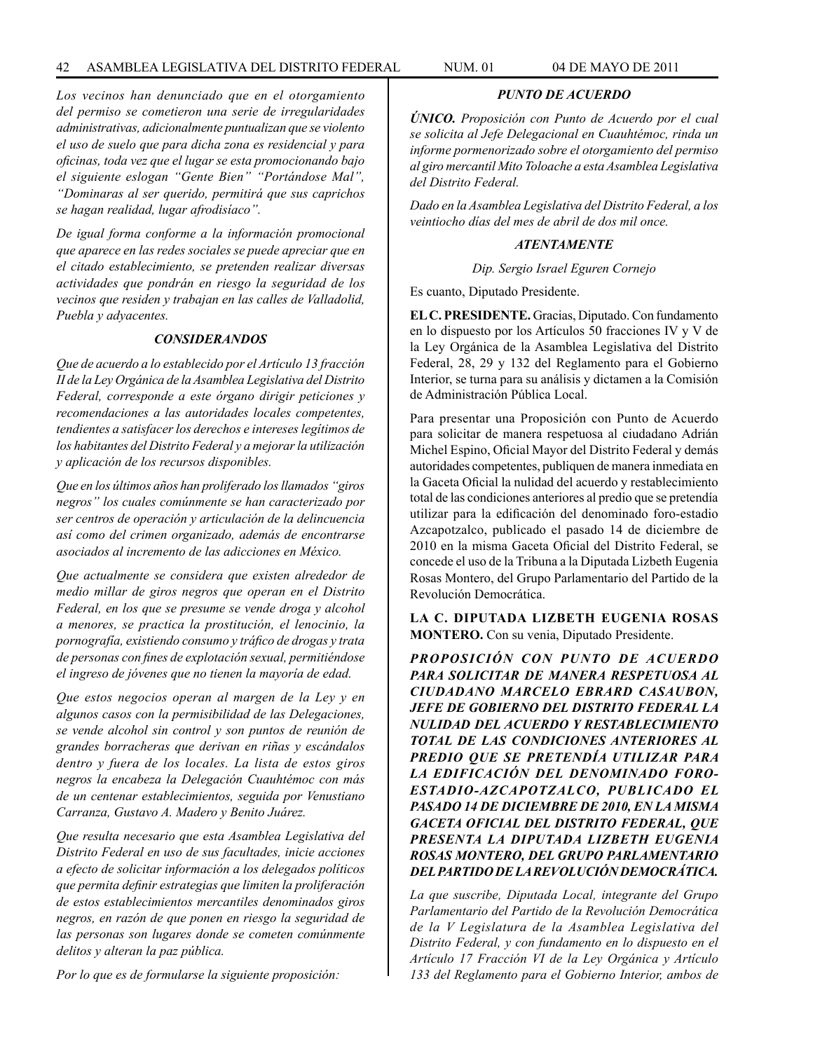*Los vecinos han denunciado que en el otorgamiento del permiso se cometieron una serie de irregularidades administrativas, adicionalmente puntualizan que se violento el uso de suelo que para dicha zona es residencial y para oficinas, toda vez que el lugar se esta promocionando bajo el siguiente eslogan "Gente Bien" "Portándose Mal", "Dominaras al ser querido, permitirá que sus caprichos se hagan realidad, lugar afrodisíaco".*

*De igual forma conforme a la información promocional que aparece en las redes sociales se puede apreciar que en el citado establecimiento, se pretenden realizar diversas actividades que pondrán en riesgo la seguridad de los vecinos que residen y trabajan en las calles de Valladolid, Puebla y adyacentes.*

### *CONSIDERANDOS*

*Que de acuerdo a lo establecido por el Artículo 13 fracción II de la Ley Orgánica de la Asamblea Legislativa del Distrito Federal, corresponde a este órgano dirigir peticiones y recomendaciones a las autoridades locales competentes, tendientes a satisfacer los derechos e intereses legítimos de los habitantes del Distrito Federal y a mejorar la utilización y aplicación de los recursos disponibles.*

*Que en los últimos años han proliferado los llamados "giros negros" los cuales comúnmente se han caracterizado por ser centros de operación y articulación de la delincuencia así como del crimen organizado, además de encontrarse asociados al incremento de las adicciones en México.*

*Que actualmente se considera que existen alrededor de medio millar de giros negros que operan en el Distrito Federal, en los que se presume se vende droga y alcohol a menores, se practica la prostitución, el lenocinio, la pornografía, existiendo consumo y tráfico de drogas y trata de personas con fines de explotación sexual, permitiéndose el ingreso de jóvenes que no tienen la mayoría de edad.*

*Que estos negocios operan al margen de la Ley y en algunos casos con la permisibilidad de las Delegaciones, se vende alcohol sin control y son puntos de reunión de grandes borracheras que derivan en riñas y escándalos dentro y fuera de los locales. La lista de estos giros negros la encabeza la Delegación Cuauhtémoc con más de un centenar establecimientos, seguida por Venustiano Carranza, Gustavo A. Madero y Benito Juárez.*

*Que resulta necesario que esta Asamblea Legislativa del Distrito Federal en uso de sus facultades, inicie acciones a efecto de solicitar información a los delegados políticos que permita definir estrategias que limiten la proliferación de estos establecimientos mercantiles denominados giros negros, en razón de que ponen en riesgo la seguridad de las personas son lugares donde se cometen comúnmente delitos y alteran la paz pública.*

*Por lo que es de formularse la siguiente proposición:*

### *PUNTO DE ACUERDO*

***ÚNICO.** Proposición con Punto de Acuerdo por el cual se solicita al Jefe Delegacional en Cuauhtémoc, rinda un informe pormenorizado sobre el otorgamiento del permiso al giro mercantil Mito Toloache a esta Asamblea Legislativa del Distrito Federal.*

*Dado en la Asamblea Legislativa del Distrito Federal, a los veintiocho días del mes de abril de dos mil once.*

***ATENTAMENTE***

*Dip. Sergio Israel Eguren Cornejo*

Es cuanto, Diputado Presidente.

**EL C. PRESIDENTE.** Gracias, Diputado. Con fundamento en lo dispuesto por los Artículos 50 fracciones IV y V de la Ley Orgánica de la Asamblea Legislativa del Distrito Federal, 28, 29 y 132 del Reglamento para el Gobierno Interior, se turna para su análisis y dictamen a la Comisión de Administración Pública Local.

Para presentar una Proposición con Punto de Acuerdo para solicitar de manera respetuosa al ciudadano Adrián Michel Espino, Oficial Mayor del Distrito Federal y demás autoridades competentes, publiquen de manera inmediata en la Gaceta Oficial la nulidad del acuerdo y restablecimiento total de las condiciones anteriores al predio que se pretendía utilizar para la edificación del denominado foro-estadio Azcapotzalco, publicado el pasado 14 de diciembre de 2010 en la misma Gaceta Oficial del Distrito Federal, se concede el uso de la Tribuna a la Diputada Lizbeth Eugenia Rosas Montero, del Grupo Parlamentario del Partido de la Revolución Democrática.

**LA C. DIPUTADA LIZBETH EUGENIA ROSAS MONTERO.** Con su venia, Diputado Presidente.

***PROPOSICIÓN CON PUNTO DE ACUERDO PARA SOLICITAR DE MANERA RESPETUOSA AL CIUDADANO MARCELO EBRARD CASAUBON, JEFE DE GOBIERNO DEL DISTRITO FEDERAL LA NULIDAD DEL ACUERDO Y RESTABLECIMIENTO TOTAL DE LAS CONDICIONES ANTERIORES AL PREDIO QUE SE PRETENDÍA UTILIZAR PARA LA EDIFICACIÓN DEL DENOMINADO FORO-ESTADIO-AZCAPOTZALCO, PUBLICADO EL PASADO 14 DE DICIEMBRE DE 2010, EN LA MISMA GACETA OFICIAL DEL DISTRITO FEDERAL, QUE PRESENTA LA DIPUTADA LIZBETH EUGENIA ROSAS MONTERO, DEL GRUPO PARLAMENTARIO DEL PARTIDO DE LA REVOLUCIÓN DEMOCRÁTICA.***

*La que suscribe, Diputada Local, integrante del Grupo Parlamentario del Partido de la Revolución Democrática de la V Legislatura de la Asamblea Legislativa del Distrito Federal, y con fundamento en lo dispuesto en el Artículo 17 Fracción VI de la Ley Orgánica y Artículo 133 del Reglamento para el Gobierno Interior, ambos de*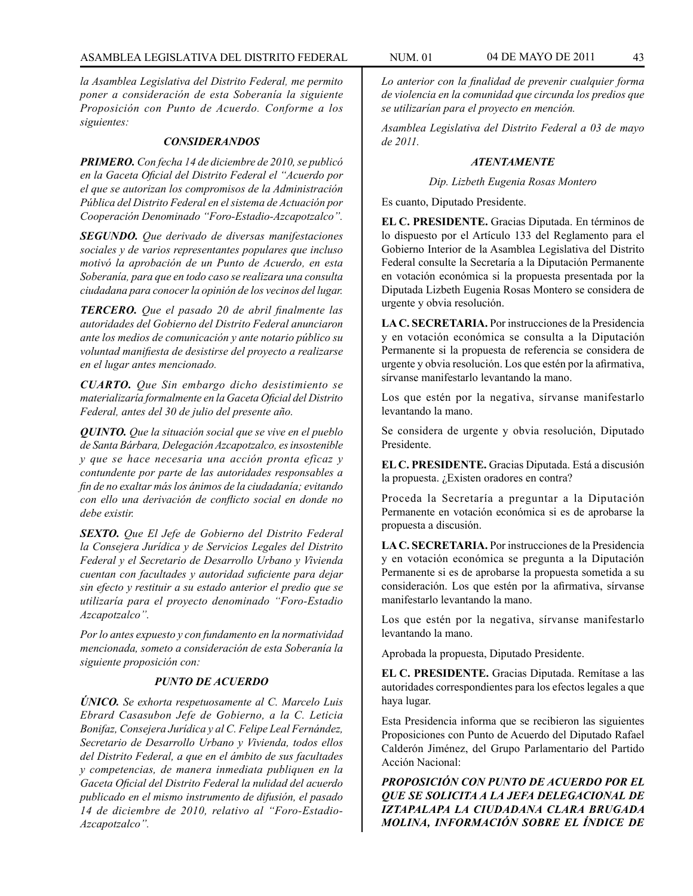*la Asamblea Legislativa del Distrito Federal, me permito poner a consideración de esta Soberanía la siguiente Proposición con Punto de Acuerdo. Conforme a los siguientes:*

### *CONSIDERANDOS*

***PRIMERO.*** *Con fecha 14 de diciembre de 2010, se publicó en la Gaceta Oficial del Distrito Federal el "Acuerdo por el que se autorizan los compromisos de la Administración Pública del Distrito Federal en el sistema de Actuación por Cooperación Denominado "Foro-Estadio-Azcapotzalco".*

***SEGUNDO.*** *Que derivado de diversas manifestaciones sociales y de varios representantes populares que incluso motivó la aprobación de un Punto de Acuerdo, en esta Soberanía, para que en todo caso se realizara una consulta ciudadana para conocer la opinión de los vecinos del lugar.*

***TERCERO.*** *Que el pasado 20 de abril finalmente las autoridades del Gobierno del Distrito Federal anunciaron ante los medios de comunicación y ante notario público su voluntad manifiesta de desistirse del proyecto a realizarse en el lugar antes mencionado.*

***CUARTO.*** *Que Sin embargo dicho desistimiento se materializaría formalmente en la Gaceta Oficial del Distrito Federal, antes del 30 de julio del presente año.*

***QUINTO.*** *Que la situación social que se vive en el pueblo de Santa Bárbara, Delegación Azcapotzalco, es insostenible y que se hace necesaria una acción pronta eficaz y contundente por parte de las autoridades responsables a fin de no exaltar más los ánimos de la ciudadanía; evitando con ello una derivación de conflicto social en donde no debe existir.*

***SEXTO.*** *Que El Jefe de Gobierno del Distrito Federal la Consejera Jurídica y de Servicios Legales del Distrito Federal y el Secretario de Desarrollo Urbano y Vivienda cuentan con facultades y autoridad suficiente para dejar sin efecto y restituir a su estado anterior el predio que se utilizaría para el proyecto denominado "Foro-Estadio Azcapotzalco".*

*Por lo antes expuesto y con fundamento en la normatividad mencionada, someto a consideración de esta Soberanía la siguiente proposición con:*

### *PUNTO DE ACUERDO*

***ÚNICO.*** *Se exhorta respetuosamente al C. Marcelo Luis Ebrard Casasubon Jefe de Gobierno, a la C. Leticia Bonifaz, Consejera Jurídica y al C. Felipe Leal Fernández, Secretario de Desarrollo Urbano y Vivienda, todos ellos del Distrito Federal, a que en el ámbito de sus facultades y competencias, de manera inmediata publiquen en la Gaceta Oficial del Distrito Federal la nulidad del acuerdo publicado en el mismo instrumento de difusión, el pasado 14 de diciembre de 2010, relativo al "Foro-Estadio-Azcapotzalco".*

*Lo anterior con la finalidad de prevenir cualquier forma de violencia en la comunidad que circunda los predios que se utilizarían para el proyecto en mención.*

*Asamblea Legislativa del Distrito Federal a 03 de mayo de 2011.*

***ATENTAMENTE***

*Dip. Lizbeth Eugenia Rosas Montero*

Es cuanto, Diputado Presidente.

**EL C. PRESIDENTE.** Gracias Diputada. En términos de lo dispuesto por el Artículo 133 del Reglamento para el Gobierno Interior de la Asamblea Legislativa del Distrito Federal consulte la Secretaría a la Diputación Permanente en votación económica si la propuesta presentada por la Diputada Lizbeth Eugenia Rosas Montero se considera de urgente y obvia resolución.

**LA C. SECRETARIA.** Por instrucciones de la Presidencia y en votación económica se consulta a la Diputación Permanente si la propuesta de referencia se considera de urgente y obvia resolución. Los que estén por la afirmativa, sírvanse manifestarlo levantando la mano.

Los que estén por la negativa, sírvanse manifestarlo levantando la mano.

Se considera de urgente y obvia resolución, Diputado Presidente.

**EL C. PRESIDENTE.** Gracias Diputada. Está a discusión la propuesta. ¿Existen oradores en contra?

Proceda la Secretaría a preguntar a la Diputación Permanente en votación económica si es de aprobarse la propuesta a discusión.

**LA C. SECRETARIA.** Por instrucciones de la Presidencia y en votación económica se pregunta a la Diputación Permanente si es de aprobarse la propuesta sometida a su consideración. Los que estén por la afirmativa, sírvanse manifestarlo levantando la mano.

Los que estén por la negativa, sírvanse manifestarlo levantando la mano.

Aprobada la propuesta, Diputado Presidente.

**EL C. PRESIDENTE.** Gracias Diputada. Remítase a las autoridades correspondientes para los efectos legales a que haya lugar.

Esta Presidencia informa que se recibieron las siguientes Proposiciones con Punto de Acuerdo del Diputado Rafael Calderón Jiménez, del Grupo Parlamentario del Partido Acción Nacional:

***PROPOSICIÓN CON PUNTO DE ACUERDO POR EL QUE SE SOLICITA A LA JEFA DELEGACIONAL DE IZTAPALAPA LA CIUDADANA CLARA BRUGADA MOLINA, INFORMACIÓN SOBRE EL ÍNDICE DE***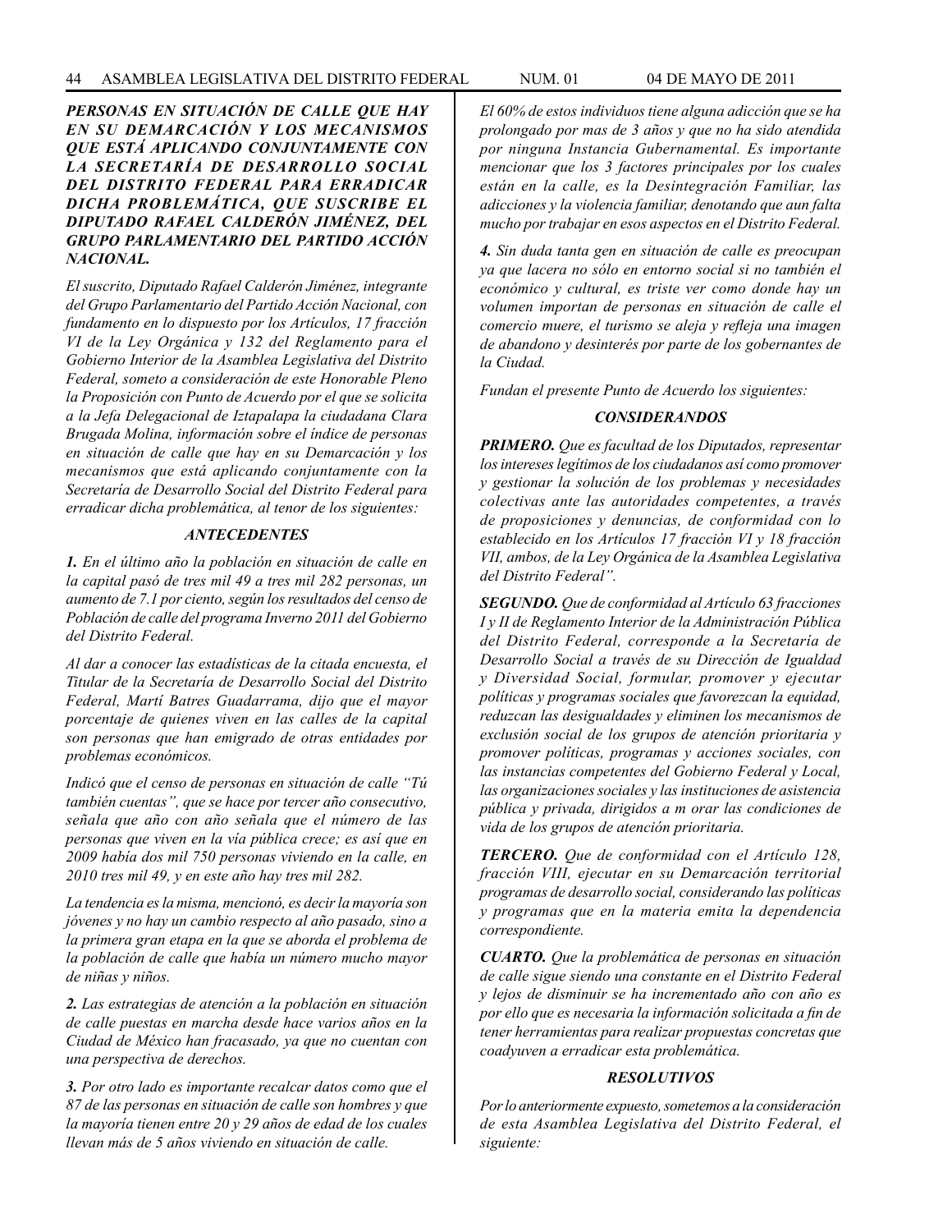***PERSONAS EN SITUACIÓN DE CALLE QUE HAY EN SU DEMARCACIÓN Y LOS MECANISMOS QUE ESTÁ APLICANDO CONJUNTAMENTE CON LA SECRETARÍA DE DESARROLLO SOCIAL DEL DISTRITO FEDERAL PARA ERRADICAR DICHA PROBLEMÁTICA, QUE SUSCRIBE EL DIPUTADO RAFAEL CALDERÓN JIMÉNEZ, DEL GRUPO PARLAMENTARIO DEL PARTIDO ACCIÓN NACIONAL.***

*El suscrito, Diputado Rafael Calderón Jiménez, integrante del Grupo Parlamentario del Partido Acción Nacional, con fundamento en lo dispuesto por los Artículos, 17 fracción VI de la Ley Orgánica y 132 del Reglamento para el Gobierno Interior de la Asamblea Legislativa del Distrito Federal, someto a consideración de este Honorable Pleno la Proposición con Punto de Acuerdo por el que se solicita a la Jefa Delegacional de Iztapalapa la ciudadana Clara Brugada Molina, información sobre el índice de personas en situación de calle que hay en su Demarcación y los mecanismos que está aplicando conjuntamente con la Secretaría de Desarrollo Social del Distrito Federal para erradicar dicha problemática, al tenor de los siguientes:*

***ANTECEDENTES***

***1.*** *En el último año la población en situación de calle en la capital pasó de tres mil 49 a tres mil 282 personas, un aumento de 7.1 por ciento, según los resultados del censo de Población de calle del programa Inverno 2011 del Gobierno del Distrito Federal.*

*Al dar a conocer las estadísticas de la citada encuesta, el Titular de la Secretaría de Desarrollo Social del Distrito Federal, Martí Batres Guadarrama, dijo que el mayor porcentaje de quienes viven en las calles de la capital son personas que han emigrado de otras entidades por problemas económicos.*

*Indicó que el censo de personas en situación de calle "Tú también cuentas", que se hace por tercer año consecutivo, señala que año con año señala que el número de las personas que viven en la vía pública crece; es así que en 2009 había dos mil 750 personas viviendo en la calle, en 2010 tres mil 49, y en este año hay tres mil 282.*

*La tendencia es la misma, mencionó, es decir la mayoría son jóvenes y no hay un cambio respecto al año pasado, sino a la primera gran etapa en la que se aborda el problema de la población de calle que había un número mucho mayor de niñas y niños.*

***2.*** *Las estrategias de atención a la población en situación de calle puestas en marcha desde hace varios años en la Ciudad de México han fracasado, ya que no cuentan con una perspectiva de derechos.*

***3.*** *Por otro lado es importante recalcar datos como que el 87 de las personas en situación de calle son hombres y que la mayoría tienen entre 20 y 29 años de edad de los cuales llevan más de 5 años viviendo en situación de calle.*

*El 60% de estos individuos tiene alguna adicción que se ha prolongado por mas de 3 años y que no ha sido atendida por ninguna Instancia Gubernamental. Es importante mencionar que los 3 factores principales por los cuales están en la calle, es la Desintegración Familiar, las adicciones y la violencia familiar, denotando que aun falta mucho por trabajar en esos aspectos en el Distrito Federal.*

***4.*** *Sin duda tanta gen en situación de calle es preocupan ya que lacera no sólo en entorno social si no también el económico y cultural, es triste ver como donde hay un volumen importan de personas en situación de calle el comercio muere, el turismo se aleja y refleja una imagen de abandono y desinterés por parte de los gobernantes de la Ciudad.*

*Fundan el presente Punto de Acuerdo los siguientes:*

***CONSIDERANDOS***

***PRIMERO.*** *Que es facultad de los Diputados, representar los intereses legítimos de los ciudadanos así como promover y gestionar la solución de los problemas y necesidades colectivas ante las autoridades competentes, a través de proposiciones y denuncias, de conformidad con lo establecido en los Artículos 17 fracción VI y 18 fracción VII, ambos, de la Ley Orgánica de la Asamblea Legislativa del Distrito Federal".*

***SEGUNDO.*** *Que de conformidad al Artículo 63 fracciones I y II de Reglamento Interior de la Administración Pública del Distrito Federal, corresponde a la Secretaría de Desarrollo Social a través de su Dirección de Igualdad y Diversidad Social, formular, promover y ejecutar políticas y programas sociales que favorezcan la equidad, reduzcan las desigualdades y eliminen los mecanismos de exclusión social de los grupos de atención prioritaria y promover políticas, programas y acciones sociales, con las instancias competentes del Gobierno Federal y Local, las organizaciones sociales y las instituciones de asistencia pública y privada, dirigidos a m orar las condiciones de vida de los grupos de atención prioritaria.*

***TERCERO.*** *Que de conformidad con el Artículo 128, fracción VIII, ejecutar en su Demarcación territorial programas de desarrollo social, considerando las políticas y programas que en la materia emita la dependencia correspondiente.*

***CUARTO.*** *Que la problemática de personas en situación de calle sigue siendo una constante en el Distrito Federal y lejos de disminuir se ha incrementado año con año es por ello que es necesaria la información solicitada a fin de tener herramientas para realizar propuestas concretas que coadyuven a erradicar esta problemática.*

***RESOLUTIVOS***

*Por lo anteriormente expuesto, sometemos a la consideración de esta Asamblea Legislativa del Distrito Federal, el siguiente:*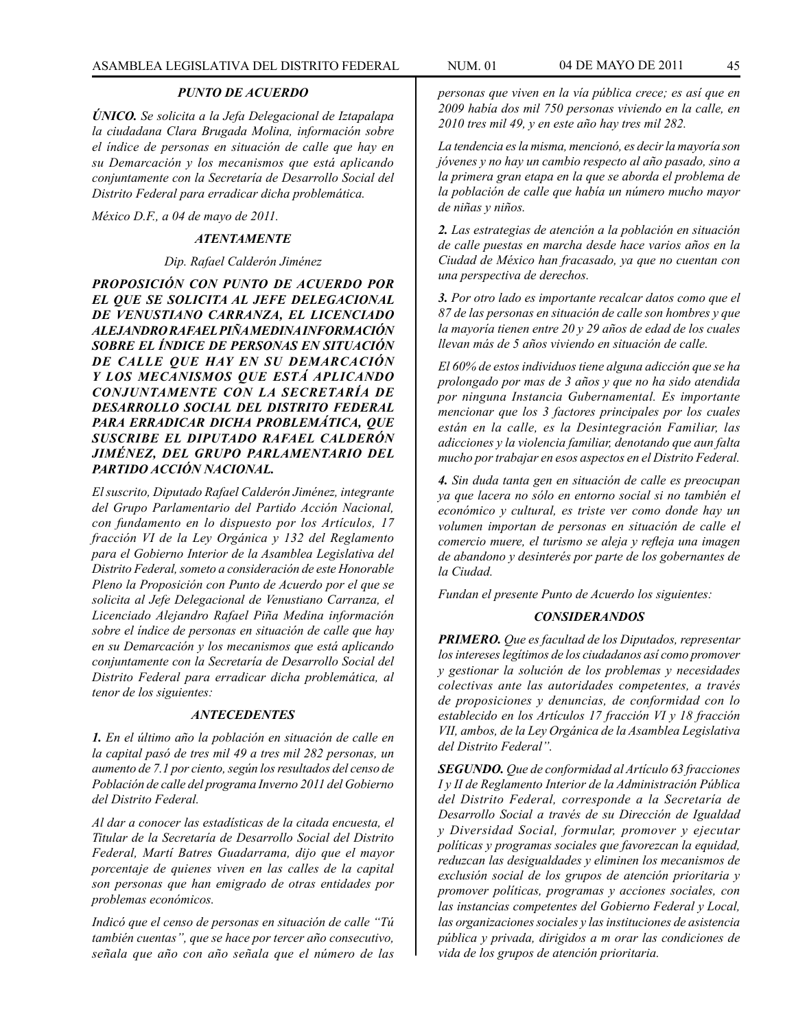### *PUNTO DE ACUERDO*

***ÚNICO.*** *Se solicita a la Jefa Delegacional de Iztapalapa la ciudadana Clara Brugada Molina, información sobre el índice de personas en situación de calle que hay en su Demarcación y los mecanismos que está aplicando conjuntamente con la Secretaría de Desarrollo Social del Distrito Federal para erradicar dicha problemática.*

*México D.F., a 04 de mayo de 2011.*

***ATENTAMENTE***

*Dip. Rafael Calderón Jiménez*

***PROPOSICIÓN CON PUNTO DE ACUERDO POR EL QUE SE SOLICITA AL JEFE DELEGACIONAL DE VENUSTIANO CARRANZA, EL LICENCIADO ALEJANDRO RAFAEL PIÑA MEDINA INFORMACIÓN SOBRE EL ÍNDICE DE PERSONAS EN SITUACIÓN DE CALLE QUE HAY EN SU DEMARCACIÓN Y LOS MECANISMOS QUE ESTÁ APLICANDO CONJUNTAMENTE CON LA SECRETARÍA DE DESARROLLO SOCIAL DEL DISTRITO FEDERAL PARA ERRADICAR DICHA PROBLEMÁTICA, QUE SUSCRIBE EL DIPUTADO RAFAEL CALDERÓN JIMÉNEZ, DEL GRUPO PARLAMENTARIO DEL PARTIDO ACCIÓN NACIONAL.***

*El suscrito, Diputado Rafael Calderón Jiménez, integrante del Grupo Parlamentario del Partido Acción Nacional, con fundamento en lo dispuesto por los Artículos, 17 fracción VI de la Ley Orgánica y 132 del Reglamento para el Gobierno Interior de la Asamblea Legislativa del Distrito Federal, someto a consideración de este Honorable Pleno la Proposición con Punto de Acuerdo por el que se solicita al Jefe Delegacional de Venustiano Carranza, el Licenciado Alejandro Rafael Piña Medina información sobre el índice de personas en situación de calle que hay en su Demarcación y los mecanismos que está aplicando conjuntamente con la Secretaría de Desarrollo Social del Distrito Federal para erradicar dicha problemática, al tenor de los siguientes:*

### *ANTECEDENTES*

***1.*** *En el último año la población en situación de calle en la capital pasó de tres mil 49 a tres mil 282 personas, un aumento de 7.1 por ciento, según los resultados del censo de Población de calle del programa Inverno 2011 del Gobierno del Distrito Federal.*

*Al dar a conocer las estadísticas de la citada encuesta, el Titular de la Secretaría de Desarrollo Social del Distrito Federal, Martí Batres Guadarrama, dijo que el mayor porcentaje de quienes viven en las calles de la capital son personas que han emigrado de otras entidades por problemas económicos.*

*Indicó que el censo de personas en situación de calle "Tú también cuentas", que se hace por tercer año consecutivo, señala que año con año señala que el número de las personas que viven en la vía pública crece; es así que en 2009 había dos mil 750 personas viviendo en la calle, en 2010 tres mil 49, y en este año hay tres mil 282.*

*La tendencia es la misma, mencionó, es decir la mayoría son jóvenes y no hay un cambio respecto al año pasado, sino a la primera gran etapa en la que se aborda el problema de la población de calle que había un número mucho mayor de niñas y niños.*

***2.*** *Las estrategias de atención a la población en situación de calle puestas en marcha desde hace varios años en la Ciudad de México han fracasado, ya que no cuentan con una perspectiva de derechos.*

***3.*** *Por otro lado es importante recalcar datos como que el 87 de las personas en situación de calle son hombres y que la mayoría tienen entre 20 y 29 años de edad de los cuales llevan más de 5 años viviendo en situación de calle.*

*El 60% de estos individuos tiene alguna adicción que se ha prolongado por mas de 3 años y que no ha sido atendida por ninguna Instancia Gubernamental. Es importante mencionar que los 3 factores principales por los cuales están en la calle, es la Desintegración Familiar, las adicciones y la violencia familiar, denotando que aun falta mucho por trabajar en esos aspectos en el Distrito Federal.*

***4.*** *Sin duda tanta gen en situación de calle es preocupan ya que lacera no sólo en entorno social si no también el económico y cultural, es triste ver como donde hay un volumen importan de personas en situación de calle el comercio muere, el turismo se aleja y refleja una imagen de abandono y desinterés por parte de los gobernantes de la Ciudad.*

*Fundan el presente Punto de Acuerdo los siguientes:*

### *CONSIDERANDOS*

***PRIMERO.*** *Que es facultad de los Diputados, representar los intereses legítimos de los ciudadanos así como promover y gestionar la solución de los problemas y necesidades colectivas ante las autoridades competentes, a través de proposiciones y denuncias, de conformidad con lo establecido en los Artículos 17 fracción VI y 18 fracción VII, ambos, de la Ley Orgánica de la Asamblea Legislativa del Distrito Federal".*

***SEGUNDO.*** *Que de conformidad al Artículo 63 fracciones I y II de Reglamento Interior de la Administración Pública del Distrito Federal, corresponde a la Secretaría de Desarrollo Social a través de su Dirección de Igualdad y Diversidad Social, formular, promover y ejecutar políticas y programas sociales que favorezcan la equidad, reduzcan las desigualdades y eliminen los mecanismos de exclusión social de los grupos de atención prioritaria y promover políticas, programas y acciones sociales, con las instancias competentes del Gobierno Federal y Local, las organizaciones sociales y las instituciones de asistencia pública y privada, dirigidos a m orar las condiciones de vida de los grupos de atención prioritaria.*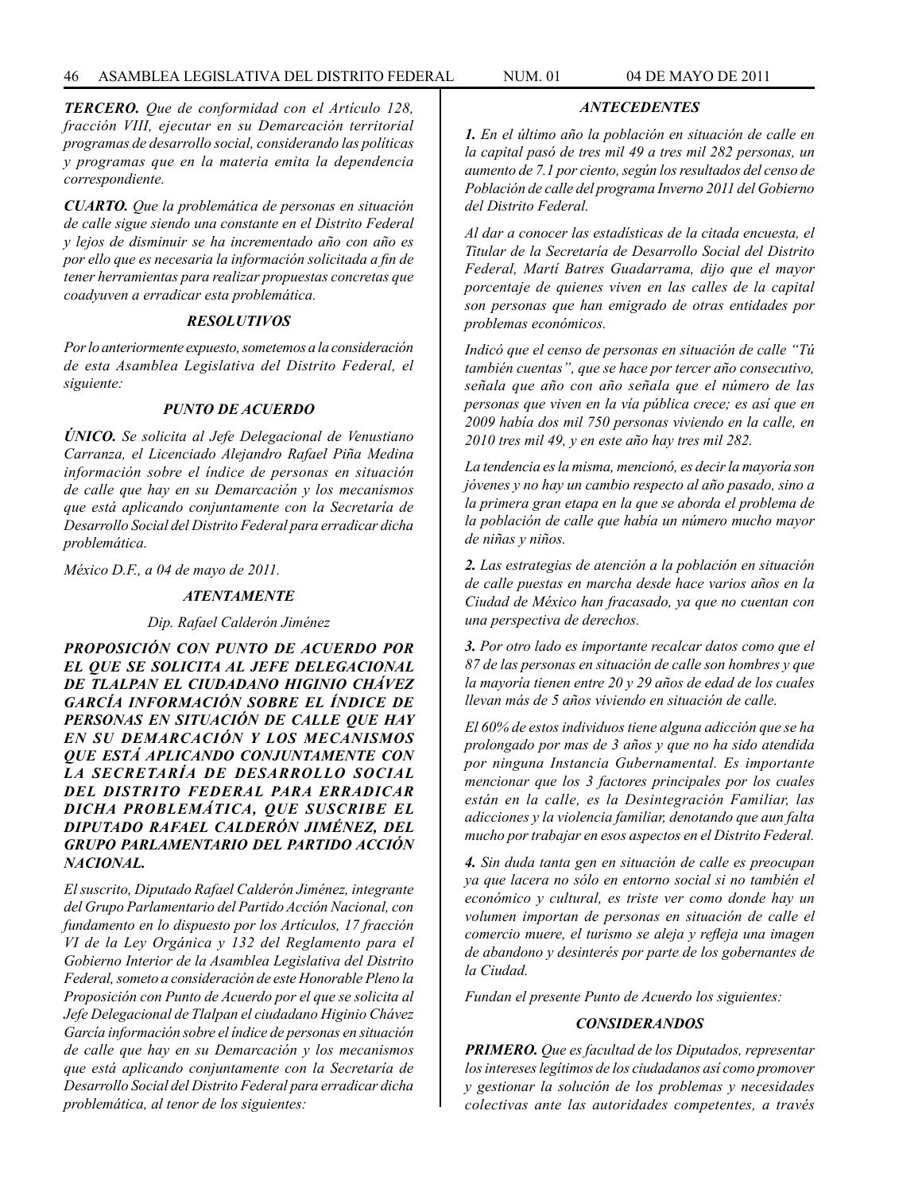*__TERCERO.__ Que de conformidad con el Artículo 128, fracción VIII, ejecutar en su Demarcación territorial programas de desarrollo social, considerando las políticas y programas que en la materia emita la dependencia correspondiente.*

*__CUARTO.__ Que la problemática de personas en situación de calle sigue siendo una constante en el Distrito Federal y lejos de disminuir se ha incrementado año con año es por ello que es necesaria la información solicitada a fin de tener herramientas para realizar propuestas concretas que coadyuven a erradicar esta problemática.*

***RESOLUTIVOS***

*Por lo anteriormente expuesto, sometemos a la consideración de esta Asamblea Legislativa del Distrito Federal, el siguiente:*

***PUNTO DE ACUERDO***

*__ÚNICO.__ Se solicita al Jefe Delegacional de Venustiano Carranza, el Licenciado Alejandro Rafael Piña Medina información sobre el índice de personas en situación de calle que hay en su Demarcación y los mecanismos que está aplicando conjuntamente con la Secretaría de Desarrollo Social del Distrito Federal para erradicar dicha problemática.*

*México D.F., a 04 de mayo de 2011.*

***ATENTAMENTE***

*Dip. Rafael Calderón Jiménez*

***PROPOSICIÓN CON PUNTO DE ACUERDO POR EL QUE SE SOLICITA AL JEFE DELEGACIONAL DE TLALPAN EL CIUDADANO HIGINIO CHÁVEZ GARCÍA INFORMACIÓN SOBRE EL ÍNDICE DE PERSONAS EN SITUACIÓN DE CALLE QUE HAY EN SU DEMARCACIÓN Y LOS MECANISMOS QUE ESTÁ APLICANDO CONJUNTAMENTE CON LA SECRETARÍA DE DESARROLLO SOCIAL DEL DISTRITO FEDERAL PARA ERRADICAR DICHA PROBLEMÁTICA, QUE SUSCRIBE EL DIPUTADO RAFAEL CALDERÓN JIMÉNEZ, DEL GRUPO PARLAMENTARIO DEL PARTIDO ACCIÓN NACIONAL.***

*El suscrito, Diputado Rafael Calderón Jiménez, integrante del Grupo Parlamentario del Partido Acción Nacional, con fundamento en lo dispuesto por los Artículos, 17 fracción VI de la Ley Orgánica y 132 del Reglamento para el Gobierno Interior de la Asamblea Legislativa del Distrito Federal, someto a consideración de este Honorable Pleno la Proposición con Punto de Acuerdo por el que se solicita al Jefe Delegacional de Tlalpan el ciudadano Higinio Chávez García información sobre el índice de personas en situación de calle que hay en su Demarcación y los mecanismos que está aplicando conjuntamente con la Secretaría de Desarrollo Social del Distrito Federal para erradicar dicha problemática, al tenor de los siguientes:*

***ANTECEDENTES***

*__1.__ En el último año la población en situación de calle en la capital pasó de tres mil 49 a tres mil 282 personas, un aumento de 7.1 por ciento, según los resultados del censo de Población de calle del programa Inverno 2011 del Gobierno del Distrito Federal.*

*Al dar a conocer las estadísticas de la citada encuesta, el Titular de la Secretaría de Desarrollo Social del Distrito Federal, Martí Batres Guadarrama, dijo que el mayor porcentaje de quienes viven en las calles de la capital son personas que han emigrado de otras entidades por problemas económicos.*

*Indicó que el censo de personas en situación de calle "Tú también cuentas", que se hace por tercer año consecutivo, señala que año con año señala que el número de las personas que viven en la vía pública crece; es así que en 2009 había dos mil 750 personas viviendo en la calle, en 2010 tres mil 49, y en este año hay tres mil 282.*

*La tendencia es la misma, mencionó, es decir la mayoría son jóvenes y no hay un cambio respecto al año pasado, sino a la primera gran etapa en la que se aborda el problema de la población de calle que había un número mucho mayor de niñas y niños.*

*__2.__ Las estrategias de atención a la población en situación de calle puestas en marcha desde hace varios años en la Ciudad de México han fracasado, ya que no cuentan con una perspectiva de derechos.*

*__3.__ Por otro lado es importante recalcar datos como que el 87 de las personas en situación de calle son hombres y que la mayoría tienen entre 20 y 29 años de edad de los cuales llevan más de 5 años viviendo en situación de calle.*

*El 60% de estos individuos tiene alguna adicción que se ha prolongado por mas de 3 años y que no ha sido atendida por ninguna Instancia Gubernamental. Es importante mencionar que los 3 factores principales por los cuales están en la calle, es la Desintegración Familiar, las adicciones y la violencia familiar, denotando que aun falta mucho por trabajar en esos aspectos en el Distrito Federal.*

*__4.__ Sin duda tanta gen en situación de calle es preocupan ya que lacera no sólo en entorno social si no también el económico y cultural, es triste ver como donde hay un volumen importan de personas en situación de calle el comercio muere, el turismo se aleja y refleja una imagen de abandono y desinterés por parte de los gobernantes de la Ciudad.*

*Fundan el presente Punto de Acuerdo los siguientes:*

***CONSIDERANDOS***

*__PRIMERO.__ Que es facultad de los Diputados, representar los intereses legítimos de los ciudadanos así como promover y gestionar la solución de los problemas y necesidades colectivas ante las autoridades competentes, a través*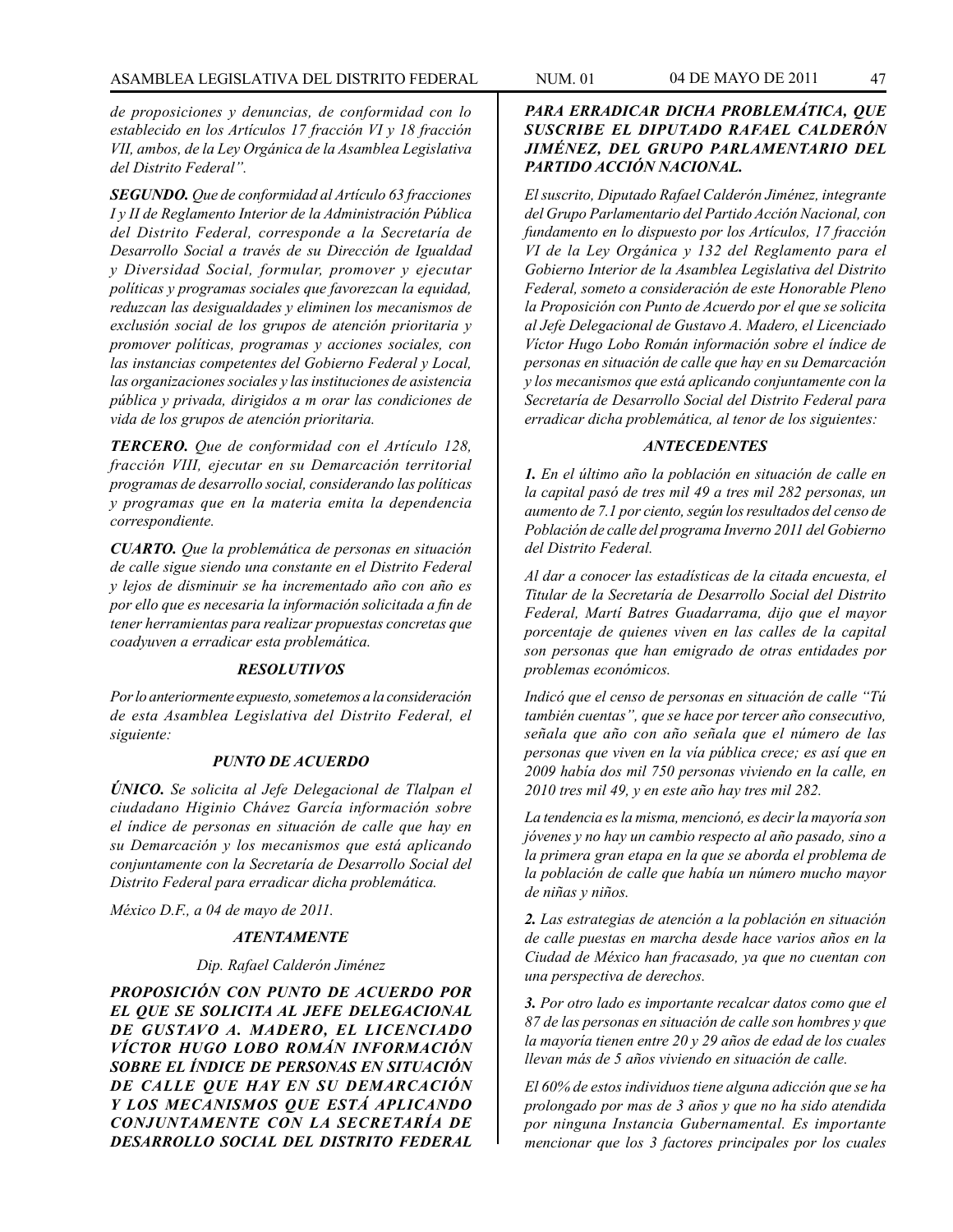*de proposiciones y denuncias, de conformidad con lo establecido en los Artículos 17 fracción VI y 18 fracción VII, ambos, de la Ley Orgánica de la Asamblea Legislativa del Distrito Federal".*

***SEGUNDO.*** *Que de conformidad al Artículo 63 fracciones I y II de Reglamento Interior de la Administración Pública del Distrito Federal, corresponde a la Secretaría de Desarrollo Social a través de su Dirección de Igualdad y Diversidad Social, formular, promover y ejecutar políticas y programas sociales que favorezcan la equidad, reduzcan las desigualdades y eliminen los mecanismos de exclusión social de los grupos de atención prioritaria y promover políticas, programas y acciones sociales, con las instancias competentes del Gobierno Federal y Local, las organizaciones sociales y las instituciones de asistencia pública y privada, dirigidos a m orar las condiciones de vida de los grupos de atención prioritaria.*

***TERCERO.*** *Que de conformidad con el Artículo 128, fracción VIII, ejecutar en su Demarcación territorial programas de desarrollo social, considerando las políticas y programas que en la materia emita la dependencia correspondiente.*

***CUARTO.*** *Que la problemática de personas en situación de calle sigue siendo una constante en el Distrito Federal y lejos de disminuir se ha incrementado año con año es por ello que es necesaria la información solicitada a fin de tener herramientas para realizar propuestas concretas que coadyuven a erradicar esta problemática.*

***RESOLUTIVOS***

*Por lo anteriormente expuesto, sometemos a la consideración de esta Asamblea Legislativa del Distrito Federal, el siguiente:*

***PUNTO DE ACUERDO***

***ÚNICO.*** *Se solicita al Jefe Delegacional de Tlalpan el ciudadano Higinio Chávez García información sobre el índice de personas en situación de calle que hay en su Demarcación y los mecanismos que está aplicando conjuntamente con la Secretaría de Desarrollo Social del Distrito Federal para erradicar dicha problemática.*

*México D.F., a 04 de mayo de 2011.*

***ATENTAMENTE***

*Dip. Rafael Calderón Jiménez*

***PROPOSICIÓN CON PUNTO DE ACUERDO POR EL QUE SE SOLICITA AL JEFE DELEGACIONAL DE GUSTAVO A. MADERO, EL LICENCIADO VÍCTOR HUGO LOBO ROMÁN INFORMACIÓN SOBRE EL ÍNDICE DE PERSONAS EN SITUACIÓN DE CALLE QUE HAY EN SU DEMARCACIÓN Y LOS MECANISMOS QUE ESTÁ APLICANDO CONJUNTAMENTE CON LA SECRETARÍA DE DESARROLLO SOCIAL DEL DISTRITO FEDERAL PARA ERRADICAR DICHA PROBLEMÁTICA, QUE SUSCRIBE EL DIPUTADO RAFAEL CALDERÓN JIMÉNEZ, DEL GRUPO PARLAMENTARIO DEL PARTIDO ACCIÓN NACIONAL.***

*El suscrito, Diputado Rafael Calderón Jiménez, integrante del Grupo Parlamentario del Partido Acción Nacional, con fundamento en lo dispuesto por los Artículos, 17 fracción VI de la Ley Orgánica y 132 del Reglamento para el Gobierno Interior de la Asamblea Legislativa del Distrito Federal, someto a consideración de este Honorable Pleno la Proposición con Punto de Acuerdo por el que se solicita al Jefe Delegacional de Gustavo A. Madero, el Licenciado Víctor Hugo Lobo Román información sobre el índice de personas en situación de calle que hay en su Demarcación y los mecanismos que está aplicando conjuntamente con la Secretaría de Desarrollo Social del Distrito Federal para erradicar dicha problemática, al tenor de los siguientes:*

***ANTECEDENTES***

***1.*** *En el último año la población en situación de calle en la capital pasó de tres mil 49 a tres mil 282 personas, un aumento de 7.1 por ciento, según los resultados del censo de Población de calle del programa Inverno 2011 del Gobierno del Distrito Federal.*

*Al dar a conocer las estadísticas de la citada encuesta, el Titular de la Secretaría de Desarrollo Social del Distrito Federal, Martí Batres Guadarrama, dijo que el mayor porcentaje de quienes viven en las calles de la capital son personas que han emigrado de otras entidades por problemas económicos.*

*Indicó que el censo de personas en situación de calle "Tú también cuentas", que se hace por tercer año consecutivo, señala que año con año señala que el número de las personas que viven en la vía pública crece; es así que en 2009 había dos mil 750 personas viviendo en la calle, en 2010 tres mil 49, y en este año hay tres mil 282.*

*La tendencia es la misma, mencionó, es decir la mayoría son jóvenes y no hay un cambio respecto al año pasado, sino a la primera gran etapa en la que se aborda el problema de la población de calle que había un número mucho mayor de niñas y niños.*

***2.*** *Las estrategias de atención a la población en situación de calle puestas en marcha desde hace varios años en la Ciudad de México han fracasado, ya que no cuentan con una perspectiva de derechos.*

***3.*** *Por otro lado es importante recalcar datos como que el 87 de las personas en situación de calle son hombres y que la mayoría tienen entre 20 y 29 años de edad de los cuales llevan más de 5 años viviendo en situación de calle.*

*El 60% de estos individuos tiene alguna adicción que se ha prolongado por mas de 3 años y que no ha sido atendida por ninguna Instancia Gubernamental. Es importante mencionar que los 3 factores principales por los cuales*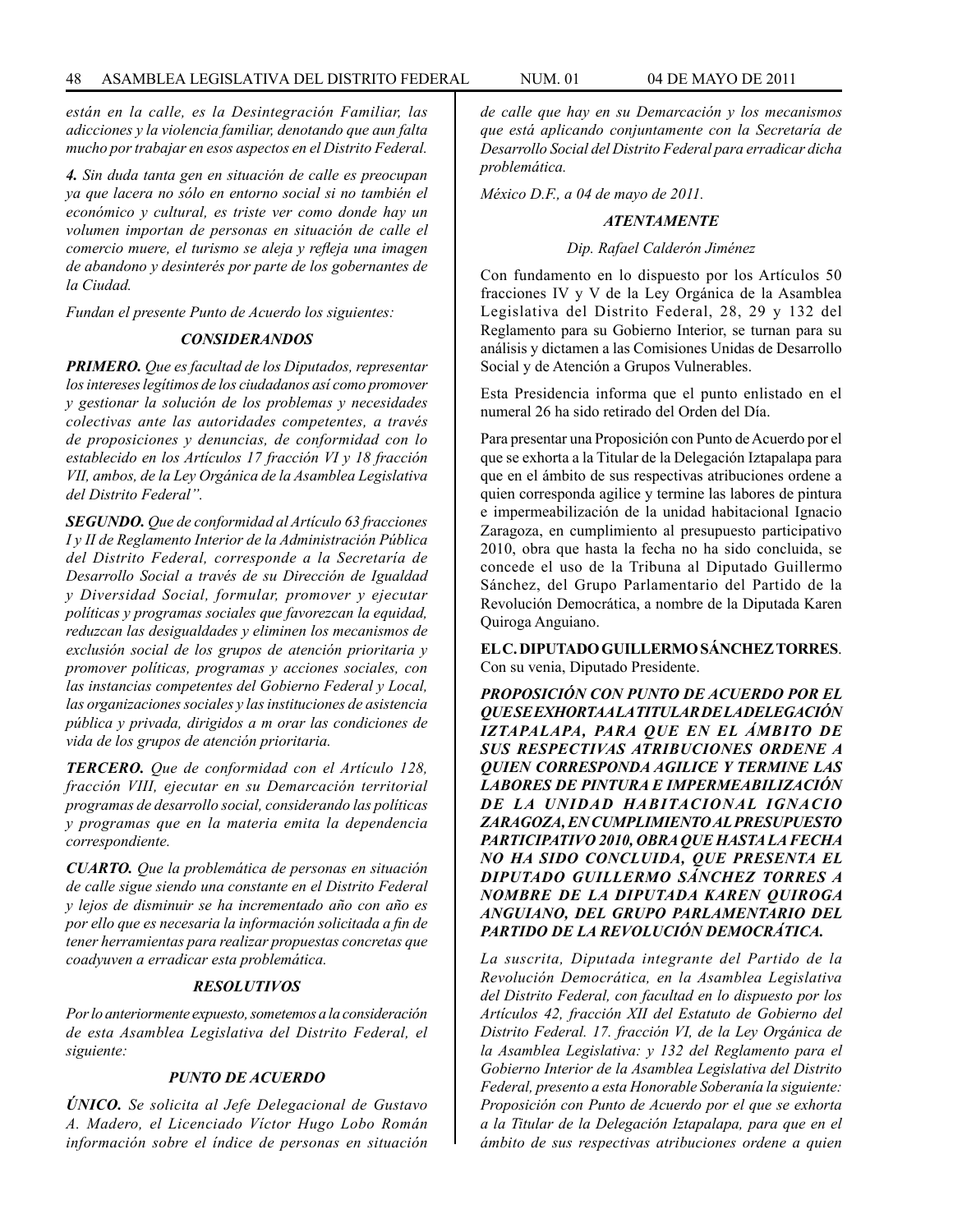*están en la calle, es la Desintegración Familiar, las adicciones y la violencia familiar, denotando que aun falta mucho por trabajar en esos aspectos en el Distrito Federal.*

***4.*** *Sin duda tanta gen en situación de calle es preocupan ya que lacera no sólo en entorno social si no también el económico y cultural, es triste ver como donde hay un volumen importan de personas en situación de calle el comercio muere, el turismo se aleja y refleja una imagen de abandono y desinterés por parte de los gobernantes de la Ciudad.*

*Fundan el presente Punto de Acuerdo los siguientes:*

### *CONSIDERANDOS*

***PRIMERO.*** *Que es facultad de los Diputados, representar los intereses legítimos de los ciudadanos así como promover y gestionar la solución de los problemas y necesidades colectivas ante las autoridades competentes, a través de proposiciones y denuncias, de conformidad con lo establecido en los Artículos 17 fracción VI y 18 fracción VII, ambos, de la Ley Orgánica de la Asamblea Legislativa del Distrito Federal".*

***SEGUNDO.*** *Que de conformidad al Artículo 63 fracciones I y II de Reglamento Interior de la Administración Pública del Distrito Federal, corresponde a la Secretaría de Desarrollo Social a través de su Dirección de Igualdad y Diversidad Social, formular, promover y ejecutar políticas y programas sociales que favorezcan la equidad, reduzcan las desigualdades y eliminen los mecanismos de exclusión social de los grupos de atención prioritaria y promover políticas, programas y acciones sociales, con las instancias competentes del Gobierno Federal y Local, las organizaciones sociales y las instituciones de asistencia pública y privada, dirigidos a m orar las condiciones de vida de los grupos de atención prioritaria.*

***TERCERO.*** *Que de conformidad con el Artículo 128, fracción VIII, ejecutar en su Demarcación territorial programas de desarrollo social, considerando las políticas y programas que en la materia emita la dependencia correspondiente.*

***CUARTO.*** *Que la problemática de personas en situación de calle sigue siendo una constante en el Distrito Federal y lejos de disminuir se ha incrementado año con año es por ello que es necesaria la información solicitada a fin de tener herramientas para realizar propuestas concretas que coadyuven a erradicar esta problemática.*

### *RESOLUTIVOS*

*Por lo anteriormente expuesto, sometemos a la consideración de esta Asamblea Legislativa del Distrito Federal, el siguiente:*

### *PUNTO DE ACUERDO*

***ÚNICO.*** *Se solicita al Jefe Delegacional de Gustavo A. Madero, el Licenciado Víctor Hugo Lobo Román información sobre el índice de personas en situación de calle que hay en su Demarcación y los mecanismos que está aplicando conjuntamente con la Secretaría de Desarrollo Social del Distrito Federal para erradicar dicha problemática.*

*México D.F., a 04 de mayo de 2011.*

***ATENTAMENTE***

*Dip. Rafael Calderón Jiménez*

Con fundamento en lo dispuesto por los Artículos 50 fracciones IV y V de la Ley Orgánica de la Asamblea Legislativa del Distrito Federal, 28, 29 y 132 del Reglamento para su Gobierno Interior, se turnan para su análisis y dictamen a las Comisiones Unidas de Desarrollo Social y de Atención a Grupos Vulnerables.

Esta Presidencia informa que el punto enlistado en el numeral 26 ha sido retirado del Orden del Día.

Para presentar una Proposición con Punto de Acuerdo por el que se exhorta a la Titular de la Delegación Iztapalapa para que en el ámbito de sus respectivas atribuciones ordene a quien corresponda agilice y termine las labores de pintura e impermeabilización de la unidad habitacional Ignacio Zaragoza, en cumplimiento al presupuesto participativo 2010, obra que hasta la fecha no ha sido concluida, se concede el uso de la Tribuna al Diputado Guillermo Sánchez, del Grupo Parlamentario del Partido de la Revolución Democrática, a nombre de la Diputada Karen Quiroga Anguiano.

**EL C. DIPUTADO GUILLERMO SÁNCHEZ TORRES**. Con su venia, Diputado Presidente.

***PROPOSICIÓN CON PUNTO DE ACUERDO POR EL QUE SE EXHORTA A LA TITULAR DE LA DELEGACIÓN IZTAPALAPA, PARA QUE EN EL ÁMBITO DE SUS RESPECTIVAS ATRIBUCIONES ORDENE A QUIEN CORRESPONDA AGILICE Y TERMINE LAS LABORES DE PINTURA E IMPERMEABILIZACIÓN DE LA UNIDAD HABITACIONAL IGNACIO ZARAGOZA, EN CUMPLIMIENTO AL PRESUPUESTO PARTICIPATIVO 2010, OBRA QUE HASTA LA FECHA NO HA SIDO CONCLUIDA, QUE PRESENTA EL DIPUTADO GUILLERMO SÁNCHEZ TORRES A NOMBRE DE LA DIPUTADA KAREN QUIROGA ANGUIANO, DEL GRUPO PARLAMENTARIO DEL PARTIDO DE LA REVOLUCIÓN DEMOCRÁTICA.***

*La suscrita, Diputada integrante del Partido de la Revolución Democrática, en la Asamblea Legislativa del Distrito Federal, con facultad en lo dispuesto por los Artículos 42, fracción XII del Estatuto de Gobierno del Distrito Federal. 17. fracción VI, de la Ley Orgánica de la Asamblea Legislativa: y 132 del Reglamento para el Gobierno Interior de la Asamblea Legislativa del Distrito Federal, presento a esta Honorable Soberanía la siguiente: Proposición con Punto de Acuerdo por el que se exhorta a la Titular de la Delegación Iztapalapa, para que en el ámbito de sus respectivas atribuciones ordene a quien*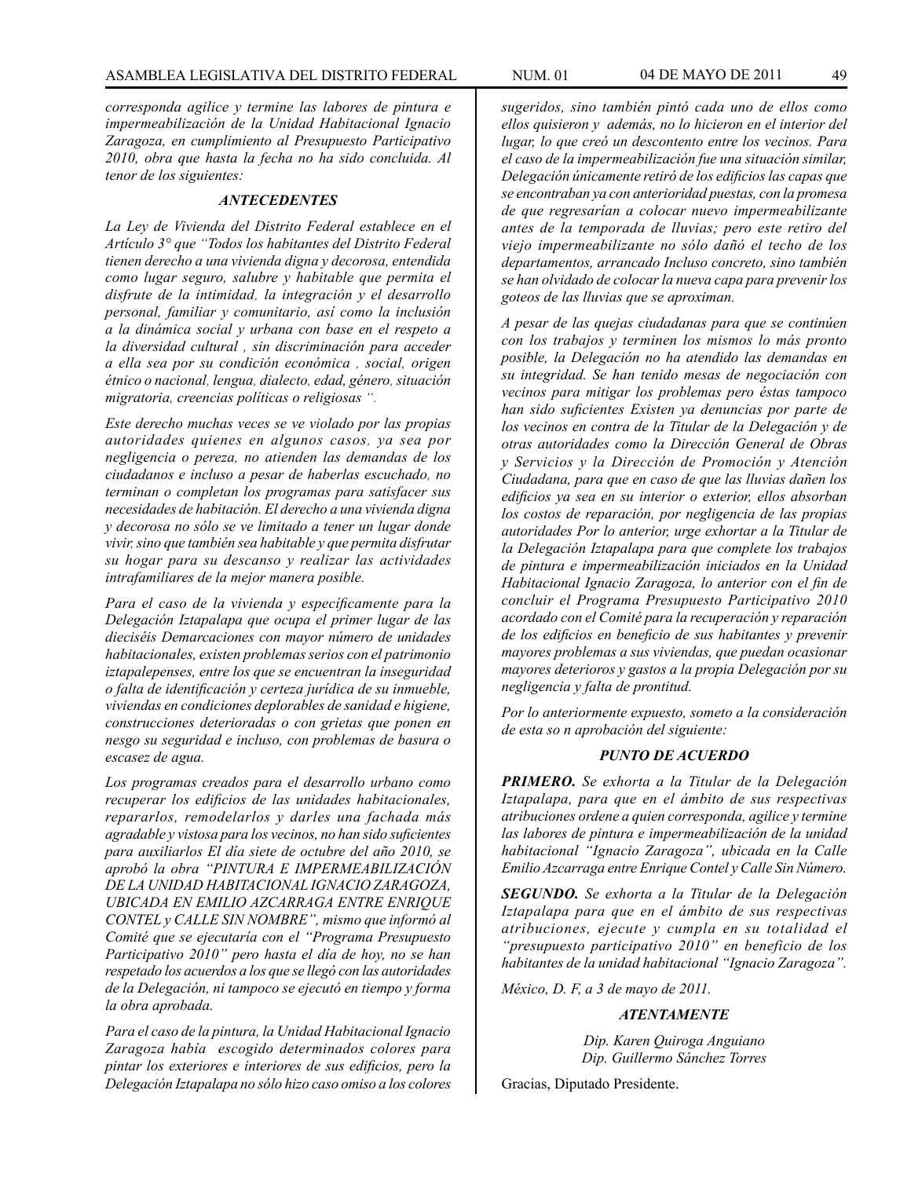*corresponda agilice y termine las labores de pintura e impermeabilización de la Unidad Habitacional Ignacio Zaragoza, en cumplimiento al Presupuesto Participativo 2010, obra que hasta la fecha no ha sido concluida. Al tenor de los siguientes:*

### *ANTECEDENTES*

*La Ley de Vivienda del Distrito Federal establece en el Artículo 3° que "Todos los habitantes del Distrito Federal tienen derecho a una vivienda digna y decorosa, entendida como lugar seguro, salubre y habitable que permita el disfrute de la intimidad, la integración y el desarrollo personal, familiar y comunitario, así como la inclusión a la dinámica social y urbana con base en el respeto a la diversidad cultural , sin discriminación para acceder a ella sea por su condición económica , social, origen étnico o nacional, lengua, dialecto, edad, género, situación migratoria, creencias políticas o religiosas ".*

*Este derecho muchas veces se ve violado por las propias autoridades quienes en algunos casos, ya sea por negligencia o pereza, no atienden las demandas de los ciudadanos e incluso a pesar de haberlas escuchado, no terminan o completan los programas para satisfacer sus necesidades de habitación. El derecho a una vivienda digna y decorosa no sólo se ve limitado a tener un lugar donde vivir, sino que también sea habitable y que permita disfrutar su hogar para su descanso y realizar las actividades intrafamiliares de la mejor manera posible.*

*Para el caso de la vivienda y específicamente para la Delegación Iztapalapa que ocupa el primer lugar de las dieciséis Demarcaciones con mayor número de unidades habitacionales, existen problemas serios con el patrimonio iztapalepenses, entre los que se encuentran la inseguridad o falta de identificación y certeza jurídica de su inmueble, viviendas en condiciones deplorables de sanidad e higiene, construcciones deterioradas o con grietas que ponen en nesgo su seguridad e incluso, con problemas de basura o escasez de agua.*

*Los programas creados para el desarrollo urbano como recuperar los edificios de las unidades habitacionales, repararlos, remodelarlos y darles una fachada más agradable y vistosa para los vecinos, no han sido suficientes para auxiliarlos El día siete de octubre del año 2010, se aprobó la obra "PINTURA E IMPERMEABILIZACIÓN DE LA UNIDAD HABITACIONAL IGNACIO ZARAGOZA, UBICADA EN EMILIO AZCARRAGA ENTRE ENRIQUE CONTEL y CALLE SIN NOMBRE", mismo que informó al Comité que se ejecutaría con el "Programa Presupuesto Participativo 2010" pero hasta el día de hoy, no se han respetado los acuerdos a los que se llegó con las autoridades de la Delegación, ni tampoco se ejecutó en tiempo y forma la obra aprobada.*

*Para el caso de la pintura, la Unidad Habitacional Ignacio Zaragoza había escogido determinados colores para pintar los exteriores e interiores de sus edificios, pero la Delegación Iztapalapa no sólo hizo caso omiso a los colores sugeridos, sino también pintó cada uno de ellos como ellos quisieron y además, no lo hicieron en el interior del lugar, lo que creó un descontento entre los vecinos. Para el caso de la impermeabilización fue una situación similar, Delegación únicamente retiró de los edificios las capas que se encontraban ya con anterioridad puestas, con la promesa de que regresarían a colocar nuevo impermeabilizante antes de la temporada de lluvias; pero este retiro del viejo impermeabilizante no sólo dañó el techo de los departamentos, arrancado Incluso concreto, sino también se han olvidado de colocar la nueva capa para prevenir los goteos de las lluvias que se aproximan.*

*A pesar de las quejas ciudadanas para que se continúen con los trabajos y terminen los mismos lo más pronto posible, la Delegación no ha atendido las demandas en su integridad. Se han tenido mesas de negociación con vecinos para mitigar los problemas pero éstas tampoco han sido suficientes Existen ya denuncias por parte de los vecinos en contra de la Titular de la Delegación y de otras autoridades como la Dirección General de Obras y Servicios y la Dirección de Promoción y Atención Ciudadana, para que en caso de que las lluvias dañen los edificios ya sea en su interior o exterior, ellos absorban los costos de reparación, por negligencia de las propias autoridades Por lo anterior, urge exhortar a la Titular de la Delegación Iztapalapa para que complete los trabajos de pintura e impermeabilización iniciados en la Unidad Habitacional Ignacio Zaragoza, lo anterior con el fin de concluir el Programa Presupuesto Participativo 2010 acordado con el Comité para la recuperación y reparación de los edificios en beneficio de sus habitantes y prevenir mayores problemas a sus viviendas, que puedan ocasionar mayores deterioros y gastos a la propia Delegación por su negligencia y falta de prontitud.*

*Por lo anteriormente expuesto, someto a la consideración de esta so n aprobación del siguiente:*

### *PUNTO DE ACUERDO*

***PRIMERO.** Se exhorta a la Titular de la Delegación Iztapalapa, para que en el ámbito de sus respectivas atribuciones ordene a quien corresponda, agilice y termine las labores de pintura e impermeabilización de la unidad habitacional "Ignacio Zaragoza", ubicada en la Calle Emilio Azcarraga entre Enrique Contel y Calle Sin Número.*

***SEGUNDO.** Se exhorta a la Titular de la Delegación Iztapalapa para que en el ámbito de sus respectivas atribuciones, ejecute y cumpla en su totalidad el "presupuesto participativo 2010" en beneficio de los habitantes de la unidad habitacional "Ignacio Zaragoza".*

*México, D. F, a 3 de mayo de 2011.*

***ATENTAMENTE***

*Dip. Karen Quiroga Anguiano*
*Dip. Guillermo Sánchez Torres*

Gracias, Diputado Presidente.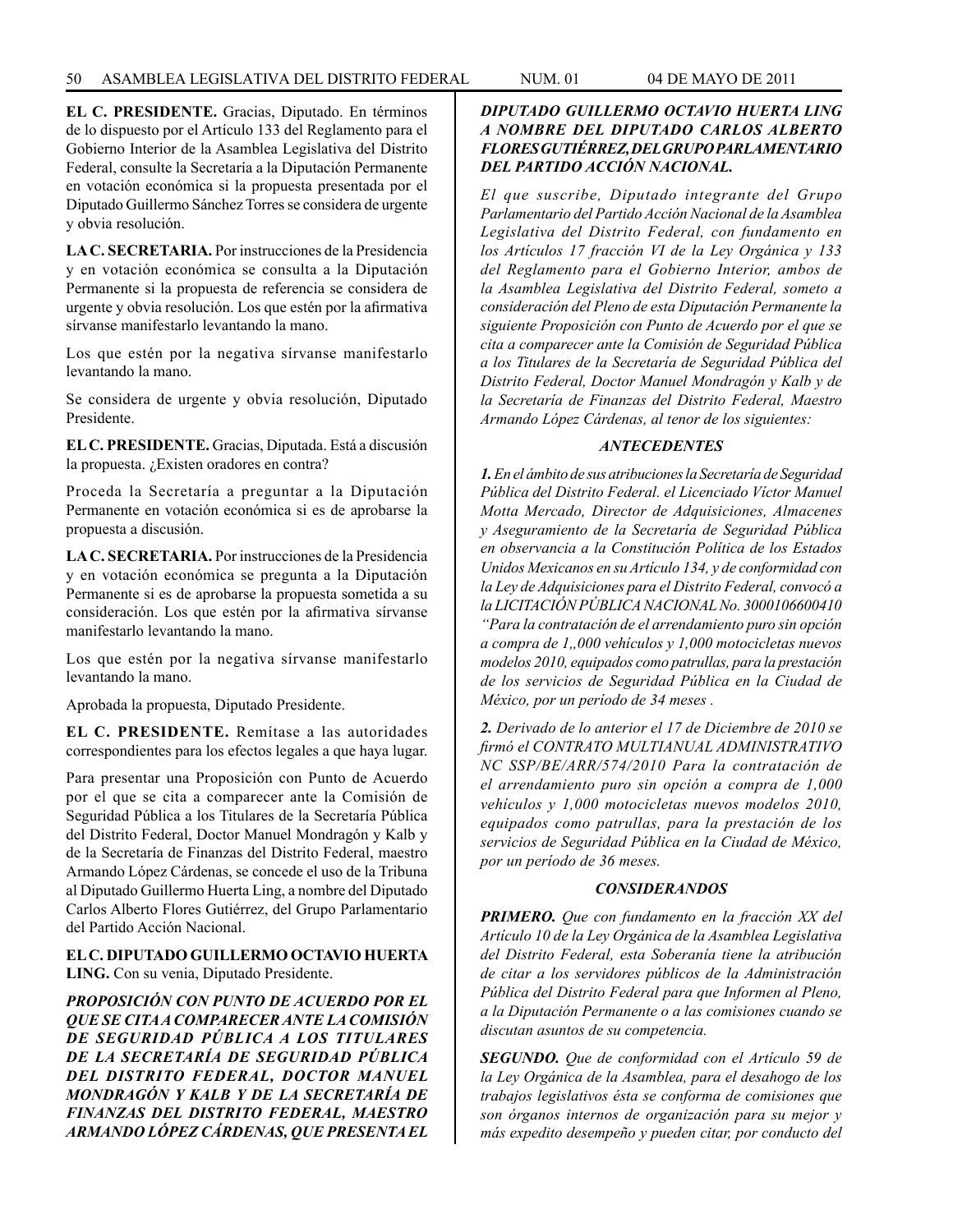**EL C. PRESIDENTE.** Gracias, Diputado. En términos de lo dispuesto por el Artículo 133 del Reglamento para el Gobierno Interior de la Asamblea Legislativa del Distrito Federal, consulte la Secretaría a la Diputación Permanente en votación económica si la propuesta presentada por el Diputado Guillermo Sánchez Torres se considera de urgente y obvia resolución.

**LA C. SECRETARIA.** Por instrucciones de la Presidencia y en votación económica se consulta a la Diputación Permanente si la propuesta de referencia se considera de urgente y obvia resolución. Los que estén por la afirmativa sírvanse manifestarlo levantando la mano.

Los que estén por la negativa sírvanse manifestarlo levantando la mano.

Se considera de urgente y obvia resolución, Diputado Presidente.

**EL C. PRESIDENTE.** Gracias, Diputada. Está a discusión la propuesta. ¿Existen oradores en contra?

Proceda la Secretaría a preguntar a la Diputación Permanente en votación económica si es de aprobarse la propuesta a discusión.

**LA C. SECRETARIA.** Por instrucciones de la Presidencia y en votación económica se pregunta a la Diputación Permanente si es de aprobarse la propuesta sometida a su consideración. Los que estén por la afirmativa sírvanse manifestarlo levantando la mano.

Los que estén por la negativa sírvanse manifestarlo levantando la mano.

Aprobada la propuesta, Diputado Presidente.

**EL C. PRESIDENTE.** Remítase a las autoridades correspondientes para los efectos legales a que haya lugar.

Para presentar una Proposición con Punto de Acuerdo por el que se cita a comparecer ante la Comisión de Seguridad Pública a los Titulares de la Secretaría Pública del Distrito Federal, Doctor Manuel Mondragón y Kalb y de la Secretaría de Finanzas del Distrito Federal, maestro Armando López Cárdenas, se concede el uso de la Tribuna al Diputado Guillermo Huerta Ling, a nombre del Diputado Carlos Alberto Flores Gutiérrez, del Grupo Parlamentario del Partido Acción Nacional.

**EL C. DIPUTADO GUILLERMO OCTAVIO HUERTA LING.** Con su venia, Diputado Presidente.

***PROPOSICIÓN CON PUNTO DE ACUERDO POR EL QUE SE CITA A COMPARECER ANTE LA COMISIÓN DE SEGURIDAD PÚBLICA A LOS TITULARES DE LA SECRETARÍA DE SEGURIDAD PÚBLICA DEL DISTRITO FEDERAL, DOCTOR MANUEL MONDRAGÓN Y KALB Y DE LA SECRETARÍA DE FINANZAS DEL DISTRITO FEDERAL, MAESTRO ARMANDO LÓPEZ CÁRDENAS, QUE PRESENTA EL DIPUTADO GUILLERMO OCTAVIO HUERTA LING A NOMBRE DEL DIPUTADO CARLOS ALBERTO FLORES GUTIÉRREZ, DEL GRUPO PARLAMENTARIO DEL PARTIDO ACCIÓN NACIONAL.***

*El que suscribe, Diputado integrante del Grupo Parlamentario del Partido Acción Nacional de la Asamblea Legislativa del Distrito Federal, con fundamento en los Artículos 17 fracción VI de la Ley Orgánica y 133 del Reglamento para el Gobierno Interior, ambos de la Asamblea Legislativa del Distrito Federal, someto a consideración del Pleno de esta Diputación Permanente la siguiente Proposición con Punto de Acuerdo por el que se cita a comparecer ante la Comisión de Seguridad Pública a los Titulares de la Secretaría de Seguridad Pública del Distrito Federal, Doctor Manuel Mondragón y Kalb y de la Secretaría de Finanzas del Distrito Federal, Maestro Armando López Cárdenas, al tenor de los siguientes:*

***ANTECEDENTES***

***1.*** *En el ámbito de sus atribuciones la Secretaría de Seguridad Pública del Distrito Federal. el Licenciado Víctor Manuel Motta Mercado, Director de Adquisiciones, Almacenes y Aseguramiento de la Secretaría de Seguridad Pública en observancia a la Constitución Política de los Estados Unidos Mexicanos en su Artículo 134, y de conformidad con la Ley de Adquisiciones para el Distrito Federal, convocó a la LICITACIÓN PÚBLICA NACIONAL No. 3000106600410 "Para la contratación de el arrendamiento puro sin opción a compra de 1,,000 vehículos y 1,000 motocicletas nuevos modelos 2010, equipados como patrullas, para la prestación de los servicios de Seguridad Pública en la Ciudad de México, por un período de 34 meses .*

***2.*** *Derivado de lo anterior el 17 de Diciembre de 2010 se firmó el CONTRATO MULTIANUAL ADMINISTRATIVO NC SSP/BE/ARR/574/2010 Para la contratación de el arrendamiento puro sin opción a compra de 1,000 vehículos y 1,000 motocicletas nuevos modelos 2010, equipados como patrullas, para la prestación de los servicios de Seguridad Pública en la Ciudad de México, por un período de 36 meses.*

***CONSIDERANDOS***

***PRIMERO.*** *Que con fundamento en la fracción XX del Artículo 10 de la Ley Orgánica de la Asamblea Legislativa del Distrito Federal, esta Soberanía tiene la atribución de citar a los servidores públicos de la Administración Pública del Distrito Federal para que Informen al Pleno, a la Diputación Permanente o a las comisiones cuando se discutan asuntos de su competencia.*

***SEGUNDO.*** *Que de conformidad con el Artículo 59 de la Ley Orgánica de la Asamblea, para el desahogo de los trabajos legislativos ésta se conforma de comisiones que son órganos internos de organización para su mejor y más expedito desempeño y pueden citar, por conducto del*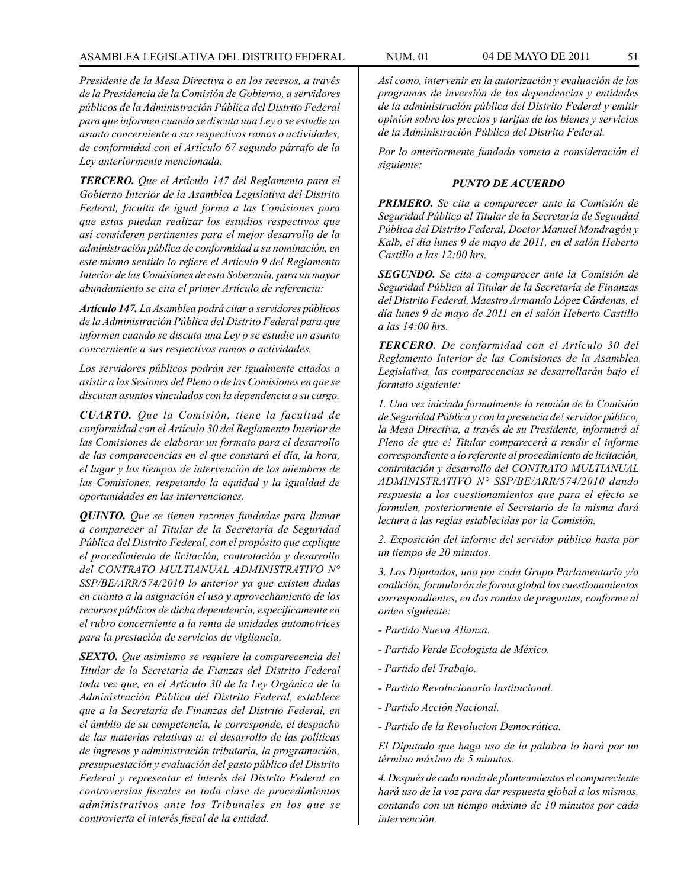*Presidente de la Mesa Directiva o en los recesos, a través de la Presidencia de la Comisión de Gobierno, a servidores públicos de la Administración Pública del Distrito Federal para que informen cuando se discuta una Ley o se estudie un asunto concerniente a sus respectivos ramos o actividades, de conformidad con el Artículo 67 segundo párrafo de la Ley anteriormente mencionada.*

***TERCERO.*** *Que el Artículo 147 del Reglamento para el Gobierno Interior de la Asamblea Legislativa del Distrito Federal, faculta de igual forma a las Comisiones para que estas puedan realizar los estudios respectivos que así consideren pertinentes para el mejor desarrollo de la administración pública de conformidad a su nominación, en este mismo sentido lo refiere el Artículo 9 del Reglamento Interior de las Comisiones de esta Soberanía, para un mayor abundamiento se cita el primer Artículo de referencia:*

***Artículo 147.*** *La Asamblea podrá citar a servidores públicos de la Administración Pública del Distrito Federal para que informen cuando se discuta una Ley o se estudie un asunto concerniente a sus respectivos ramos o actividades.*

*Los servidores públicos podrán ser igualmente citados a asistir a las Sesiones del Pleno o de las Comisiones en que se discutan asuntos vinculados con la dependencia a su cargo.*

***CUARTO.*** *Que la Comisión, tiene la facultad de conformidad con el Artículo 30 del Reglamento Interior de las Comisiones de elaborar un formato para el desarrollo de las comparecencias en el que constará el día, la hora, el lugar y los tiempos de intervención de los miembros de las Comisiones, respetando la equidad y la igualdad de oportunidades en las intervenciones.*

***QUINTO.*** *Que se tienen razones fundadas para llamar a comparecer al Titular de la Secretaría de Seguridad Pública del Distrito Federal, con el propósito que explique el procedimiento de licitación, contratación y desarrollo del CONTRATO MULTIANUAL ADMINISTRATIVO N° SSP/BE/ARR/574/2010 lo anterior ya que existen dudas en cuanto a la asignación el uso y aprovechamiento de los recursos públicos de dicha dependencia, específicamente en el rubro concerniente a la renta de unidades automotrices para la prestación de servicios de vigilancia.*

***SEXTO.*** *Que asimismo se requiere la comparecencia del Titular de la Secretaría de Fianzas del Distrito Federal toda vez que, en el Artículo 30 de la Ley Orgánica de la Administración Pública del Distrito Federal, establece que a la Secretaría de Finanzas del Distrito Federal, en el ámbito de su competencia, le corresponde, el despacho de las materias relativas a: el desarrollo de las políticas de ingresos y administración tributaria, la programación, presupuestación y evaluación del gasto público del Distrito Federal y representar el interés del Distrito Federal en controversias fiscales en toda clase de procedimientos administrativos ante los Tribunales en los que se controvierta el interés fiscal de la entidad.*

*Así como, intervenir en la autorización y evaluación de los programas de inversión de las dependencias y entidades de la administración pública del Distrito Federal y emitir opinión sobre los precios y tarifas de los bienes y servicios de la Administración Pública del Distrito Federal.*

*Por lo anteriormente fundado someto a consideración el siguiente:*

***PUNTO DE ACUERDO***

***PRIMERO.*** *Se cita a comparecer ante la Comisión de Seguridad Pública al Titular de la Secretaría de Segundad Pública del Distrito Federal, Doctor Manuel Mondragón y Kalb, el día lunes 9 de mayo de 2011, en el salón Heberto Castillo a las 12:00 hrs.*

***SEGUNDO.*** *Se cita a comparecer ante la Comisión de Seguridad Pública al Titular de la Secretaría de Finanzas del Distrito Federal, Maestro Armando López Cárdenas, el día lunes 9 de mayo de 2011 en el salón Heberto Castillo a las 14:00 hrs.*

***TERCERO.*** *De conformidad con el Artículo 30 del Reglamento Interior de las Comisiones de la Asamblea Legislativa, las comparecencias se desarrollarán bajo el formato siguiente:*

*1. Una vez iniciada formalmente la reunión de la Comisión de Seguridad Pública y con la presencia de! servidor público, la Mesa Directiva, a través de su Presidente, informará al Pleno de que e! Titular comparecerá a rendir el informe correspondiente a lo referente al procedimiento de licitación, contratación y desarrollo del CONTRATO MULTIANUAL ADMINISTRATIVO N° SSP/BE/ARR/574/2010 dando respuesta a los cuestionamientos que para el efecto se formulen, posteriormente el Secretario de la misma dará lectura a las reglas establecidas por la Comisión.*

*2. Exposición del informe del servidor público hasta por un tiempo de 20 minutos.*

*3. Los Diputados, uno por cada Grupo Parlamentario y/o coalición, formularán de forma global los cuestionamientos correspondientes, en dos rondas de preguntas, conforme al orden siguiente:*

*- Partido Nueva Alianza.*

*- Partido Verde Ecologista de México.*

*- Partido del Trabajo.*

*- Partido Revolucionario Institucional.*

*- Partido Acción Nacional.*

*- Partido de la Revolucion Democrática.*

*El Diputado que haga uso de la palabra lo hará por un término máximo de 5 minutos.*

*4. Después de cada ronda de planteamientos el compareciente hará uso de la voz para dar respuesta global a los mismos, contando con un tiempo máximo de 10 minutos por cada intervención.*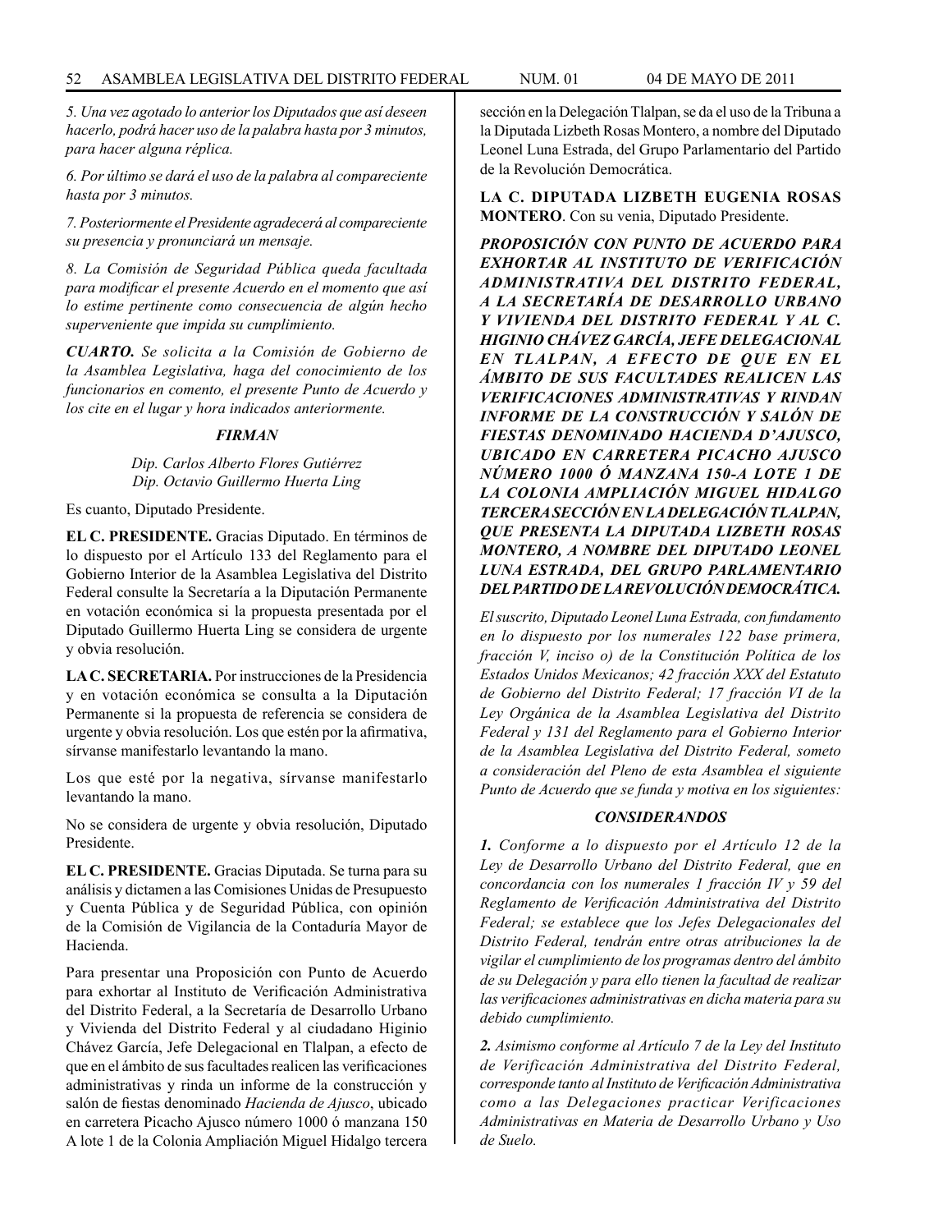*5. Una vez agotado lo anterior los Diputados que así deseen hacerlo, podrá hacer uso de la palabra hasta por 3 minutos, para hacer alguna réplica.*

*6. Por último se dará el uso de la palabra al compareciente hasta por 3 minutos.*

*7. Posteriormente el Presidente agradecerá al compareciente su presencia y pronunciará un mensaje.*

*8. La Comisión de Seguridad Pública queda facultada para modificar el presente Acuerdo en el momento que así lo estime pertinente como consecuencia de algún hecho superveniente que impida su cumplimiento.*

***CUARTO.*** *Se solicita a la Comisión de Gobierno de la Asamblea Legislativa, haga del conocimiento de los funcionarios en comento, el presente Punto de Acuerdo y los cite en el lugar y hora indicados anteriormente.*

***FIRMAN***

*Dip. Carlos Alberto Flores Gutiérrez*
*Dip. Octavio Guillermo Huerta Ling*

Es cuanto, Diputado Presidente.

**EL C. PRESIDENTE.** Gracias Diputado. En términos de lo dispuesto por el Artículo 133 del Reglamento para el Gobierno Interior de la Asamblea Legislativa del Distrito Federal consulte la Secretaría a la Diputación Permanente en votación económica si la propuesta presentada por el Diputado Guillermo Huerta Ling se considera de urgente y obvia resolución.

**LA C. SECRETARIA.** Por instrucciones de la Presidencia y en votación económica se consulta a la Diputación Permanente si la propuesta de referencia se considera de urgente y obvia resolución. Los que estén por la afirmativa, sírvanse manifestarlo levantando la mano.

Los que esté por la negativa, sírvanse manifestarlo levantando la mano.

No se considera de urgente y obvia resolución, Diputado Presidente.

**EL C. PRESIDENTE.** Gracias Diputada. Se turna para su análisis y dictamen a las Comisiones Unidas de Presupuesto y Cuenta Pública y de Seguridad Pública, con opinión de la Comisión de Vigilancia de la Contaduría Mayor de Hacienda.

Para presentar una Proposición con Punto de Acuerdo para exhortar al Instituto de Verificación Administrativa del Distrito Federal, a la Secretaría de Desarrollo Urbano y Vivienda del Distrito Federal y al ciudadano Higinio Chávez García, Jefe Delegacional en Tlalpan, a efecto de que en el ámbito de sus facultades realicen las verificaciones administrativas y rinda un informe de la construcción y salón de fiestas denominado *Hacienda de Ajusco*, ubicado en carretera Picacho Ajusco número 1000 ó manzana 150 A lote 1 de la Colonia Ampliación Miguel Hidalgo tercera sección en la Delegación Tlalpan, se da el uso de la Tribuna a la Diputada Lizbeth Rosas Montero, a nombre del Diputado Leonel Luna Estrada, del Grupo Parlamentario del Partido de la Revolución Democrática.

**LA C. DIPUTADA LIZBETH EUGENIA ROSAS MONTERO**. Con su venia, Diputado Presidente.

***PROPOSICIÓN CON PUNTO DE ACUERDO PARA EXHORTAR AL INSTITUTO DE VERIFICACIÓN ADMINISTRATIVA DEL DISTRITO FEDERAL, A LA SECRETARÍA DE DESARROLLO URBANO Y VIVIENDA DEL DISTRITO FEDERAL Y AL C. HIGINIO CHÁVEZ GARCÍA, JEFE DELEGACIONAL EN TLALPAN, A EFECTO DE QUE EN EL ÁMBITO DE SUS FACULTADES REALICEN LAS VERIFICACIONES ADMINISTRATIVAS Y RINDAN INFORME DE LA CONSTRUCCIÓN Y SALÓN DE FIESTAS DENOMINADO HACIENDA D'AJUSCO, UBICADO EN CARRETERA PICACHO AJUSCO NÚMERO 1000 Ó MANZANA 150-A LOTE 1 DE LA COLONIA AMPLIACIÓN MIGUEL HIDALGO TERCERA SECCIÓN EN LA DELEGACIÓN TLALPAN, QUE PRESENTA LA DIPUTADA LIZBETH ROSAS MONTERO, A NOMBRE DEL DIPUTADO LEONEL LUNA ESTRADA, DEL GRUPO PARLAMENTARIO DEL PARTIDO DE LA REVOLUCIÓN DEMOCRÁTICA.***

*El suscrito, Diputado Leonel Luna Estrada, con fundamento en lo dispuesto por los numerales 122 base primera, fracción V, inciso o) de la Constitución Política de los Estados Unidos Mexicanos; 42 fracción XXX del Estatuto de Gobierno del Distrito Federal; 17 fracción VI de la Ley Orgánica de la Asamblea Legislativa del Distrito Federal y 131 del Reglamento para el Gobierno Interior de la Asamblea Legislativa del Distrito Federal, someto a consideración del Pleno de esta Asamblea el siguiente Punto de Acuerdo que se funda y motiva en los siguientes:*

***CONSIDERANDOS***

***1.*** *Conforme a lo dispuesto por el Artículo 12 de la Ley de Desarrollo Urbano del Distrito Federal, que en concordancia con los numerales 1 fracción IV y 59 del Reglamento de Verificación Administrativa del Distrito Federal; se establece que los Jefes Delegacionales del Distrito Federal, tendrán entre otras atribuciones la de vigilar el cumplimiento de los programas dentro del ámbito de su Delegación y para ello tienen la facultad de realizar las verificaciones administrativas en dicha materia para su debido cumplimiento.*

***2.*** *Asimismo conforme al Artículo 7 de la Ley del Instituto de Verificación Administrativa del Distrito Federal, corresponde tanto al Instituto de Verificación Administrativa como a las Delegaciones practicar Verificaciones Administrativas en Materia de Desarrollo Urbano y Uso de Suelo.*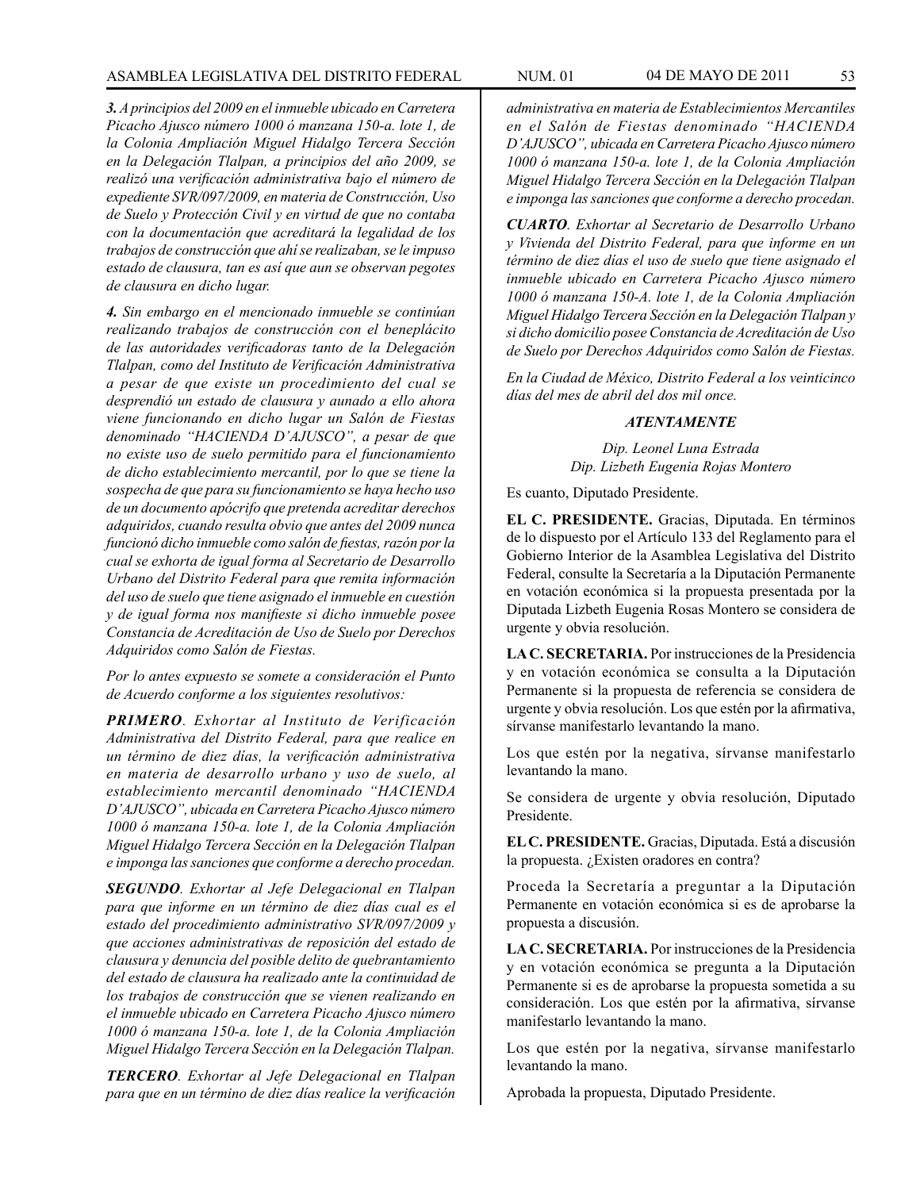***3.** A principios del 2009 en el inmueble ubicado en Carretera Picacho Ajusco número 1000 ó manzana 150-a. lote 1, de la Colonia Ampliación Miguel Hidalgo Tercera Sección en la Delegación Tlalpan, a principios del año 2009, se realizó una verificación administrativa bajo el número de expediente SVR/097/2009, en materia de Construcción, Uso de Suelo y Protección Civil y en virtud de que no contaba con la documentación que acreditará la legalidad de los trabajos de construcción que ahí se realizaban, se le impuso estado de clausura, tan es así que aun se observan pegotes de clausura en dicho lugar.*

***4.** Sin embargo en el mencionado inmueble se continúan realizando trabajos de construcción con el beneplácito de las autoridades verificadoras tanto de la Delegación Tlalpan, como del Instituto de Verificación Administrativa a pesar de que existe un procedimiento del cual se desprendió un estado de clausura y aunado a ello ahora viene funcionando en dicho lugar un Salón de Fiestas denominado "HACIENDA D'AJUSCO", a pesar de que no existe uso de suelo permitido para el funcionamiento de dicho establecimiento mercantil, por lo que se tiene la sospecha de que para su funcionamiento se haya hecho uso de un documento apócrifo que pretenda acreditar derechos adquiridos, cuando resulta obvio que antes del 2009 nunca funcionó dicho inmueble como salón de fiestas, razón por la cual se exhorta de igual forma al Secretario de Desarrollo Urbano del Distrito Federal para que remita información del uso de suelo que tiene asignado el inmueble en cuestión y de igual forma nos manifieste si dicho inmueble posee Constancia de Acreditación de Uso de Suelo por Derechos Adquiridos como Salón de Fiestas.*

*Por lo antes expuesto se somete a consideración el Punto de Acuerdo conforme a los siguientes resolutivos:*

***PRIMERO**. Exhortar al Instituto de Verificación Administrativa del Distrito Federal, para que realice en un término de diez días, la verificación administrativa en materia de desarrollo urbano y uso de suelo, al establecimiento mercantil denominado "HACIENDA D'AJUSCO", ubicada en Carretera Picacho Ajusco número 1000 ó manzana 150-a. lote 1, de la Colonia Ampliación Miguel Hidalgo Tercera Sección en la Delegación Tlalpan e imponga las sanciones que conforme a derecho procedan.*

***SEGUNDO**. Exhortar al Jefe Delegacional en Tlalpan para que informe en un término de diez días cual es el estado del procedimiento administrativo SVR/097/2009 y que acciones administrativas de reposición del estado de clausura y denuncia del posible delito de quebrantamiento del estado de clausura ha realizado ante la continuidad de los trabajos de construcción que se vienen realizando en el inmueble ubicado en Carretera Picacho Ajusco número 1000 ó manzana 150-a. lote 1, de la Colonia Ampliación Miguel Hidalgo Tercera Sección en la Delegación Tlalpan.*

***TERCERO**. Exhortar al Jefe Delegacional en Tlalpan para que en un término de diez días realice la verificación administrativa en materia de Establecimientos Mercantiles en el Salón de Fiestas denominado "HACIENDA D'AJUSCO", ubicada en Carretera Picacho Ajusco número 1000 ó manzana 150-a. lote 1, de la Colonia Ampliación Miguel Hidalgo Tercera Sección en la Delegación Tlalpan e imponga las sanciones que conforme a derecho procedan.*

***CUARTO**. Exhortar al Secretario de Desarrollo Urbano y Vivienda del Distrito Federal, para que informe en un término de diez días el uso de suelo que tiene asignado el inmueble ubicado en Carretera Picacho Ajusco número 1000 ó manzana 150-A. lote 1, de la Colonia Ampliación Miguel Hidalgo Tercera Sección en la Delegación Tlalpan y si dicho domicilio posee Constancia de Acreditación de Uso de Suelo por Derechos Adquiridos como Salón de Fiestas.*

*En la Ciudad de México, Distrito Federal a los veinticinco días del mes de abril del dos mil once.*

***ATENTAMENTE***

*Dip. Leonel Luna Estrada*
*Dip. Lizbeth Eugenia Rojas Montero*

Es cuanto, Diputado Presidente.

**EL C. PRESIDENTE.** Gracias, Diputada. En términos de lo dispuesto por el Artículo 133 del Reglamento para el Gobierno Interior de la Asamblea Legislativa del Distrito Federal, consulte la Secretaría a la Diputación Permanente en votación económica si la propuesta presentada por la Diputada Lizbeth Eugenia Rosas Montero se considera de urgente y obvia resolución.

**LA C. SECRETARIA.** Por instrucciones de la Presidencia y en votación económica se consulta a la Diputación Permanente si la propuesta de referencia se considera de urgente y obvia resolución. Los que estén por la afirmativa, sírvanse manifestarlo levantando la mano.

Los que estén por la negativa, sírvanse manifestarlo levantando la mano.

Se considera de urgente y obvia resolución, Diputado Presidente.

**EL C. PRESIDENTE.** Gracias, Diputada. Está a discusión la propuesta. ¿Existen oradores en contra?

Proceda la Secretaría a preguntar a la Diputación Permanente en votación económica si es de aprobarse la propuesta a discusión.

**LA C. SECRETARIA.** Por instrucciones de la Presidencia y en votación económica se pregunta a la Diputación Permanente si es de aprobarse la propuesta sometida a su consideración. Los que estén por la afirmativa, sírvanse manifestarlo levantando la mano.

Los que estén por la negativa, sírvanse manifestarlo levantando la mano.

Aprobada la propuesta, Diputado Presidente.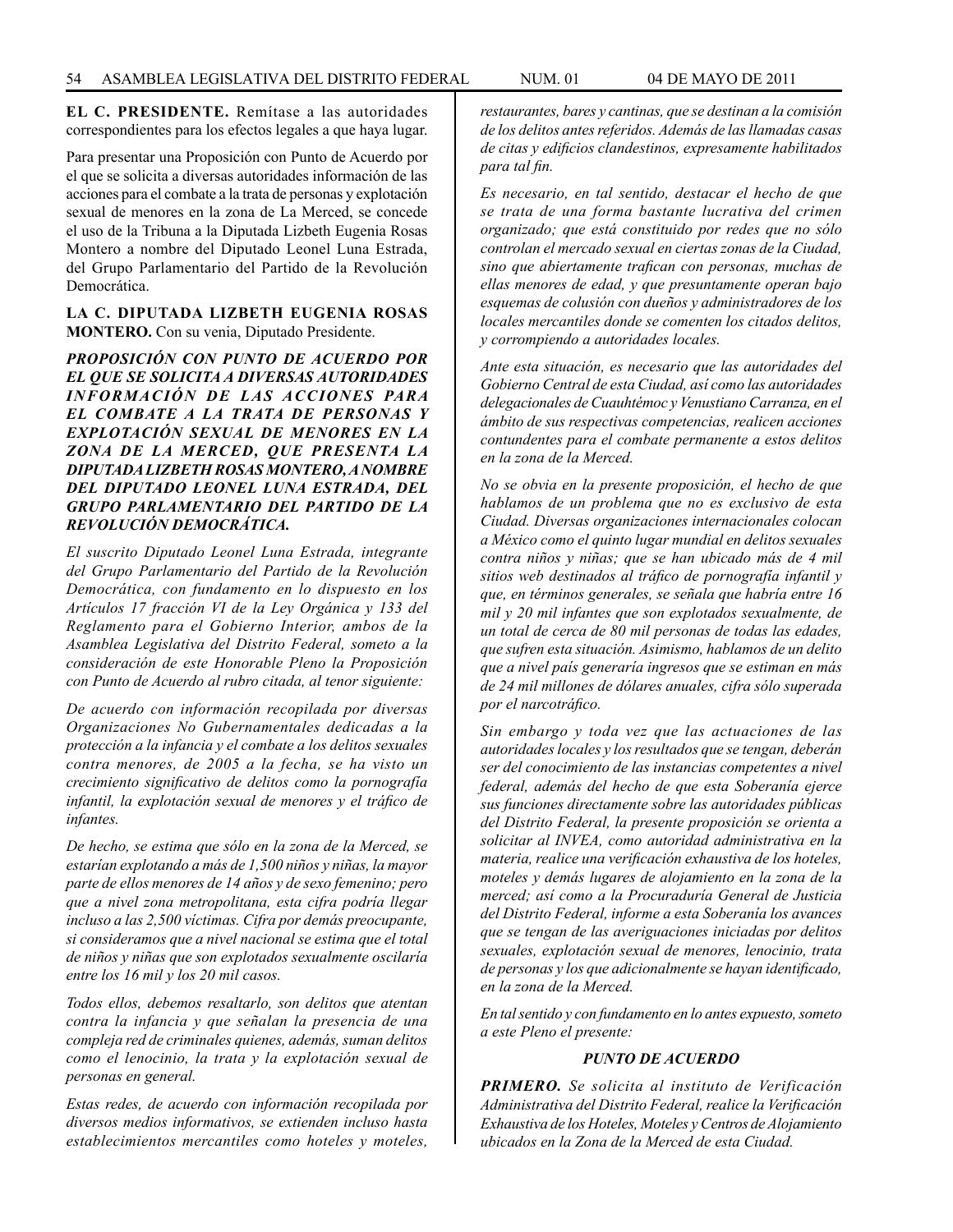**EL C. PRESIDENTE.** Remítase a las autoridades correspondientes para los efectos legales a que haya lugar.

Para presentar una Proposición con Punto de Acuerdo por el que se solicita a diversas autoridades información de las acciones para el combate a la trata de personas y explotación sexual de menores en la zona de La Merced, se concede el uso de la Tribuna a la Diputada Lizbeth Eugenia Rosas Montero a nombre del Diputado Leonel Luna Estrada, del Grupo Parlamentario del Partido de la Revolución Democrática.

**LA C. DIPUTADA LIZBETH EUGENIA ROSAS MONTERO.** Con su venia, Diputado Presidente.

***PROPOSICIÓN CON PUNTO DE ACUERDO POR EL QUE SE SOLICITA A DIVERSAS AUTORIDADES INFORMACIÓN DE LAS ACCIONES PARA EL COMBATE A LA TRATA DE PERSONAS Y EXPLOTACIÓN SEXUAL DE MENORES EN LA ZONA DE LA MERCED, QUE PRESENTA LA DIPUTADA LIZBETH ROSAS MONTERO, A NOMBRE DEL DIPUTADO LEONEL LUNA ESTRADA, DEL GRUPO PARLAMENTARIO DEL PARTIDO DE LA REVOLUCIÓN DEMOCRÁTICA.***

*El suscrito Diputado Leonel Luna Estrada, integrante del Grupo Parlamentario del Partido de la Revolución Democrática, con fundamento en lo dispuesto en los Artículos 17 fracción VI de la Ley Orgánica y 133 del Reglamento para el Gobierno Interior, ambos de la Asamblea Legislativa del Distrito Federal, someto a la consideración de este Honorable Pleno la Proposición con Punto de Acuerdo al rubro citada, al tenor siguiente:*

*De acuerdo con información recopilada por diversas Organizaciones No Gubernamentales dedicadas a la protección a la infancia y el combate a los delitos sexuales contra menores, de 2005 a la fecha, se ha visto un crecimiento significativo de delitos como la pornografía infantil, la explotación sexual de menores y el tráfico de infantes.*

*De hecho, se estima que sólo en la zona de la Merced, se estarían explotando a más de 1,500 niños y niñas, la mayor parte de ellos menores de 14 años y de sexo femenino; pero que a nivel zona metropolitana, esta cifra podría llegar incluso a las 2,500 víctimas. Cifra por demás preocupante, si consideramos que a nivel nacional se estima que el total de niños y niñas que son explotados sexualmente oscilaría entre los 16 mil y los 20 mil casos.*

*Todos ellos, debemos resaltarlo, son delitos que atentan contra la infancia y que señalan la presencia de una compleja red de criminales quienes, además, suman delitos como el lenocinio, la trata y la explotación sexual de personas en general.*

*Estas redes, de acuerdo con información recopilada por diversos medios informativos, se extienden incluso hasta establecimientos mercantiles como hoteles y moteles, restaurantes, bares y cantinas, que se destinan a la comisión de los delitos antes referidos. Además de las llamadas casas de citas y edificios clandestinos, expresamente habilitados para tal fin.*

*Es necesario, en tal sentido, destacar el hecho de que se trata de una forma bastante lucrativa del crimen organizado; que está constituido por redes que no sólo controlan el mercado sexual en ciertas zonas de la Ciudad, sino que abiertamente trafican con personas, muchas de ellas menores de edad, y que presuntamente operan bajo esquemas de colusión con dueños y administradores de los locales mercantiles donde se comenten los citados delitos, y corrompiendo a autoridades locales.*

*Ante esta situación, es necesario que las autoridades del Gobierno Central de esta Ciudad, así como las autoridades delegacionales de Cuauhtémoc y Venustiano Carranza, en el ámbito de sus respectivas competencias, realicen acciones contundentes para el combate permanente a estos delitos en la zona de la Merced.*

*No se obvia en la presente proposición, el hecho de que hablamos de un problema que no es exclusivo de esta Ciudad. Diversas organizaciones internacionales colocan a México como el quinto lugar mundial en delitos sexuales contra niños y niñas; que se han ubicado más de 4 mil sitios web destinados al tráfico de pornografía infantil y que, en términos generales, se señala que habría entre 16 mil y 20 mil infantes que son explotados sexualmente, de un total de cerca de 80 mil personas de todas las edades, que sufren esta situación. Asimismo, hablamos de un delito que a nivel país generaría ingresos que se estiman en más de 24 mil millones de dólares anuales, cifra sólo superada por el narcotráfico.*

*Sin embargo y toda vez que las actuaciones de las autoridades locales y los resultados que se tengan, deberán ser del conocimiento de las instancias competentes a nivel federal, además del hecho de que esta Soberanía ejerce sus funciones directamente sobre las autoridades públicas del Distrito Federal, la presente proposición se orienta a solicitar al INVEA, como autoridad administrativa en la materia, realice una verificación exhaustiva de los hoteles, moteles y demás lugares de alojamiento en la zona de la merced; así como a la Procuraduría General de Justicia del Distrito Federal, informe a esta Soberanía los avances que se tengan de las averiguaciones iniciadas por delitos sexuales, explotación sexual de menores, lenocinio, trata de personas y los que adicionalmente se hayan identificado, en la zona de la Merced.*

*En tal sentido y con fundamento en lo antes expuesto, someto a este Pleno el presente:*

***PUNTO DE ACUERDO***

***PRIMERO.*** *Se solicita al instituto de Verificación Administrativa del Distrito Federal, realice la Verificación Exhaustiva de los Hoteles, Moteles y Centros de Alojamiento ubicados en la Zona de la Merced de esta Ciudad.*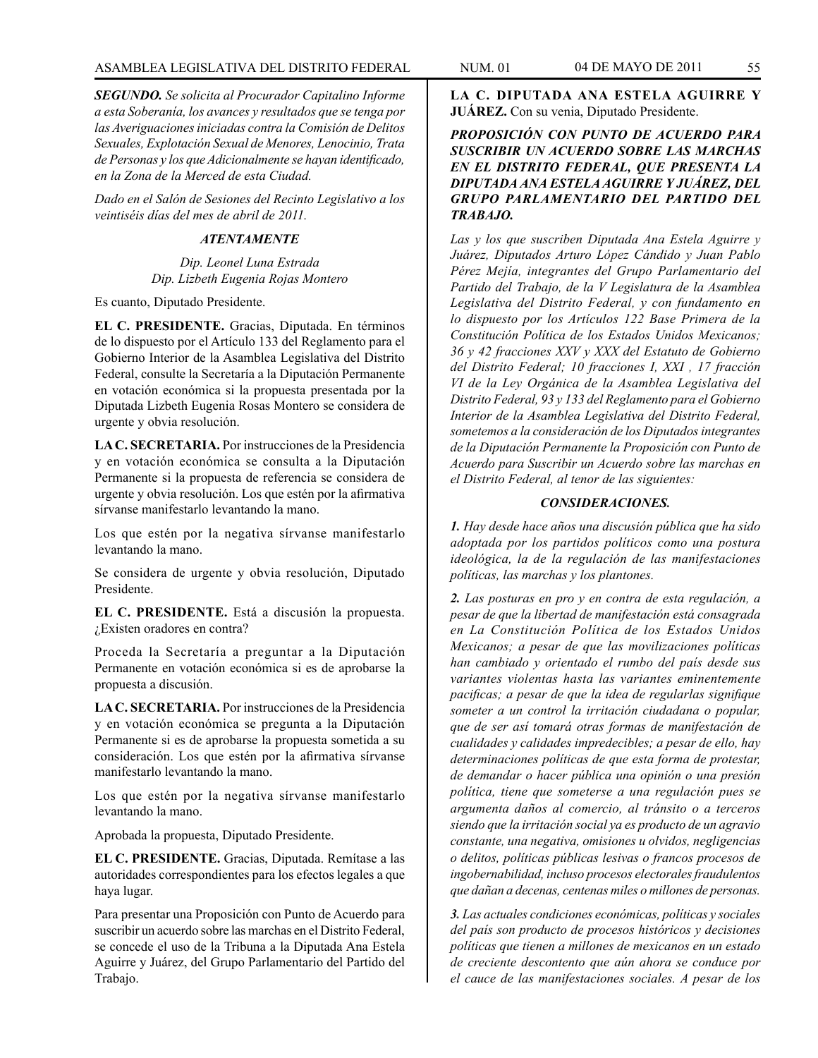***SEGUNDO.*** *Se solicita al Procurador Capitalino Informe a esta Soberanía, los avances y resultados que se tenga por las Averiguaciones iniciadas contra la Comisión de Delitos Sexuales, Explotación Sexual de Menores, Lenocinio, Trata de Personas y los que Adicionalmente se hayan identificado, en la Zona de la Merced de esta Ciudad.*

*Dado en el Salón de Sesiones del Recinto Legislativo a los veintiséis días del mes de abril de 2011.*

***ATENTAMENTE***

*Dip. Leonel Luna Estrada*
*Dip. Lizbeth Eugenia Rojas Montero*

Es cuanto, Diputado Presidente.

**EL C. PRESIDENTE.** Gracias, Diputada. En términos de lo dispuesto por el Artículo 133 del Reglamento para el Gobierno Interior de la Asamblea Legislativa del Distrito Federal, consulte la Secretaría a la Diputación Permanente en votación económica si la propuesta presentada por la Diputada Lizbeth Eugenia Rosas Montero se considera de urgente y obvia resolución.

**LA C. SECRETARIA.** Por instrucciones de la Presidencia y en votación económica se consulta a la Diputación Permanente si la propuesta de referencia se considera de urgente y obvia resolución. Los que estén por la afirmativa sírvanse manifestarlo levantando la mano.

Los que estén por la negativa sírvanse manifestarlo levantando la mano.

Se considera de urgente y obvia resolución, Diputado Presidente.

**EL C. PRESIDENTE.** Está a discusión la propuesta. ¿Existen oradores en contra?

Proceda la Secretaría a preguntar a la Diputación Permanente en votación económica si es de aprobarse la propuesta a discusión.

**LA C. SECRETARIA.** Por instrucciones de la Presidencia y en votación económica se pregunta a la Diputación Permanente si es de aprobarse la propuesta sometida a su consideración. Los que estén por la afirmativa sírvanse manifestarlo levantando la mano.

Los que estén por la negativa sírvanse manifestarlo levantando la mano.

Aprobada la propuesta, Diputado Presidente.

**EL C. PRESIDENTE.** Gracias, Diputada. Remítase a las autoridades correspondientes para los efectos legales a que haya lugar.

Para presentar una Proposición con Punto de Acuerdo para suscribir un acuerdo sobre las marchas en el Distrito Federal, se concede el uso de la Tribuna a la Diputada Ana Estela Aguirre y Juárez, del Grupo Parlamentario del Partido del Trabajo.

**LA C. DIPUTADA ANA ESTELA AGUIRRE Y JUÁREZ.** Con su venia, Diputado Presidente.

***PROPOSICIÓN CON PUNTO DE ACUERDO PARA SUSCRIBIR UN ACUERDO SOBRE LAS MARCHAS EN EL DISTRITO FEDERAL, QUE PRESENTA LA DIPUTADA ANA ESTELA AGUIRRE Y JUÁREZ, DEL GRUPO PARLAMENTARIO DEL PARTIDO DEL TRABAJO.***

*Las y los que suscriben Diputada Ana Estela Aguirre y Juárez, Diputados Arturo López Cándido y Juan Pablo Pérez Mejía, integrantes del Grupo Parlamentario del Partido del Trabajo, de la V Legislatura de la Asamblea Legislativa del Distrito Federal, y con fundamento en lo dispuesto por los Artículos 122 Base Primera de la Constitución Política de los Estados Unidos Mexicanos; 36 y 42 fracciones XXV y XXX del Estatuto de Gobierno del Distrito Federal; 10 fracciones I, XXI , 17 fracción VI de la Ley Orgánica de la Asamblea Legislativa del Distrito Federal, 93 y 133 del Reglamento para el Gobierno Interior de la Asamblea Legislativa del Distrito Federal, sometemos a la consideración de los Diputados integrantes de la Diputación Permanente la Proposición con Punto de Acuerdo para Suscribir un Acuerdo sobre las marchas en el Distrito Federal, al tenor de las siguientes:*

***CONSIDERACIONES.***

***1.*** *Hay desde hace años una discusión pública que ha sido adoptada por los partidos políticos como una postura ideológica, la de la regulación de las manifestaciones políticas, las marchas y los plantones.*

***2.*** *Las posturas en pro y en contra de esta regulación, a pesar de que la libertad de manifestación está consagrada en La Constitución Política de los Estados Unidos Mexicanos; a pesar de que las movilizaciones políticas han cambiado y orientado el rumbo del país desde sus variantes violentas hasta las variantes eminentemente pacíficas; a pesar de que la idea de regularlas signifique someter a un control la irritación ciudadana o popular, que de ser así tomará otras formas de manifestación de cualidades y calidades impredecibles; a pesar de ello, hay determinaciones políticas de que esta forma de protestar, de demandar o hacer pública una opinión o una presión política, tiene que someterse a una regulación pues se argumenta daños al comercio, al tránsito o a terceros siendo que la irritación social ya es producto de un agravio constante, una negativa, omisiones u olvidos, negligencias o delitos, políticas públicas lesivas o francos procesos de ingobernabilidad, incluso procesos electorales fraudulentos que dañan a decenas, centenas miles o millones de personas.*

***3.*** *Las actuales condiciones económicas, políticas y sociales del país son producto de procesos históricos y decisiones políticas que tienen a millones de mexicanos en un estado de creciente descontento que aún ahora se conduce por el cauce de las manifestaciones sociales. A pesar de los*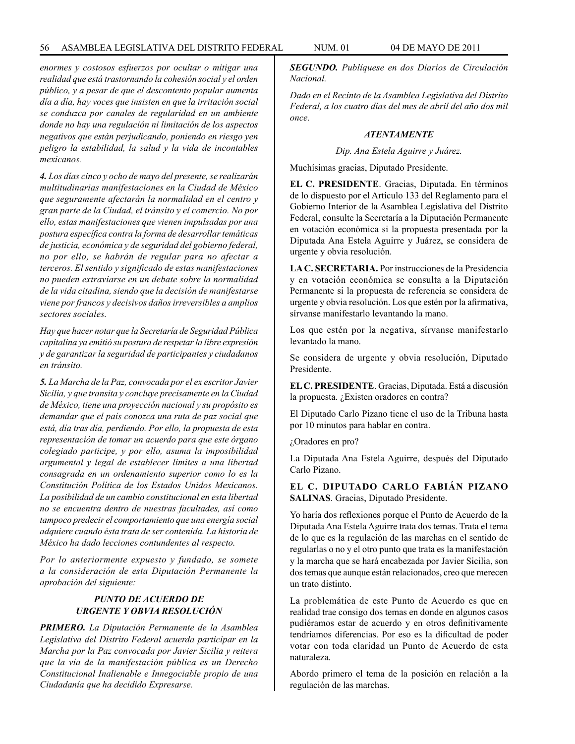*enormes y costosos esfuerzos por ocultar o mitigar una realidad que está trastornando la cohesión social y el orden público, y a pesar de que el descontento popular aumenta día a día, hay voces que insisten en que la irritación social se conduzca por canales de regularidad en un ambiente donde no hay una regulación ni limitación de los aspectos negativos que están perjudicando, poniendo en riesgo yen peligro la estabilidad, la salud y la vida de incontables mexicanos.*

***4.*** *Los días cinco y ocho de mayo del presente, se realizarán multitudinarias manifestaciones en la Ciudad de México que seguramente afectarán la normalidad en el centro y gran parte de la Ciudad, el tránsito y el comercio. No por ello, estas manifestaciones que vienen impulsadas por una postura específica contra la forma de desarrollar temáticas de justicia, económica y de seguridad del gobierno federal, no por ello, se habrán de regular para no afectar a terceros. El sentido y significado de estas manifestaciones no pueden extraviarse en un debate sobre la normalidad de la vida citadina, siendo que la decisión de manifestarse viene por francos y decisivos daños irreversibles a amplios sectores sociales.*

*Hay que hacer notar que la Secretaría de Seguridad Pública capitalina ya emitió su postura de respetar la libre expresión y de garantizar la seguridad de participantes y ciudadanos en tránsito.*

***5.*** *La Marcha de la Paz, convocada por el ex escritor Javier Sicilia, y que transita y concluye precisamente en la Ciudad de México, tiene una proyección nacional y su propósito es demandar que el país conozca una ruta de paz social que está, día tras día, perdiendo. Por ello, la propuesta de esta representación de tomar un acuerdo para que este órgano colegiado participe, y por ello, asuma la imposibilidad argumental y legal de establecer límites a una libertad consagrada en un ordenamiento superior como lo es la Constitución Política de los Estados Unidos Mexicanos. La posibilidad de un cambio constitucional en esta libertad no se encuentra dentro de nuestras facultades, así como tampoco predecir el comportamiento que una energía social adquiere cuando ésta trata de ser contenida. La historia de México ha dado lecciones contundentes al respecto.*

*Por lo anteriormente expuesto y fundado, se somete a la consideración de esta Diputación Permanente la aprobación del siguiente:*

***PUNTO DE ACUERDO DE URGENTE Y OBVIA RESOLUCIÓN***

***PRIMERO.*** *La Diputación Permanente de la Asamblea Legislativa del Distrito Federal acuerda participar en la Marcha por la Paz convocada por Javier Sicilia y reitera que la vía de la manifestación pública es un Derecho Constitucional Inalienable e Innegociable propio de una Ciudadanía que ha decidido Expresarse.*

***SEGUNDO.*** *Publíquese en dos Diarios de Circulación Nacional.*

*Dado en el Recinto de la Asamblea Legislativa del Distrito Federal, a los cuatro días del mes de abril del año dos mil once.*

***ATENTAMENTE***

*Dip. Ana Estela Aguirre y Juárez.*

Muchísimas gracias, Diputado Presidente.

**EL C. PRESIDENTE**. Gracias, Diputada. En términos de lo dispuesto por el Artículo 133 del Reglamento para el Gobierno Interior de la Asamblea Legislativa del Distrito Federal, consulte la Secretaría a la Diputación Permanente en votación económica si la propuesta presentada por la Diputada Ana Estela Aguirre y Juárez, se considera de urgente y obvia resolución.

**LA C. SECRETARIA.** Por instrucciones de la Presidencia y en votación económica se consulta a la Diputación Permanente si la propuesta de referencia se considera de urgente y obvia resolución. Los que estén por la afirmativa, sírvanse manifestarlo levantando la mano.

Los que estén por la negativa, sírvanse manifestarlo levantado la mano.

Se considera de urgente y obvia resolución, Diputado Presidente.

**EL C. PRESIDENTE**. Gracias, Diputada. Está a discusión la propuesta. ¿Existen oradores en contra?

El Diputado Carlo Pizano tiene el uso de la Tribuna hasta por 10 minutos para hablar en contra.

¿Oradores en pro?

La Diputada Ana Estela Aguirre, después del Diputado Carlo Pizano.

**EL C. DIPUTADO CARLO FABIÁN PIZANO SALINAS**. Gracias, Diputado Presidente.

Yo haría dos reflexiones porque el Punto de Acuerdo de la Diputada Ana Estela Aguirre trata dos temas. Trata el tema de lo que es la regulación de las marchas en el sentido de regularlas o no y el otro punto que trata es la manifestación y la marcha que se hará encabezada por Javier Sicilia, son dos temas que aunque están relacionados, creo que merecen un trato distinto.

La problemática de este Punto de Acuerdo es que en realidad trae consigo dos temas en donde en algunos casos pudiéramos estar de acuerdo y en otros definitivamente tendríamos diferencias. Por eso es la dificultad de poder votar con toda claridad un Punto de Acuerdo de esta naturaleza.

Abordo primero el tema de la posición en relación a la regulación de las marchas.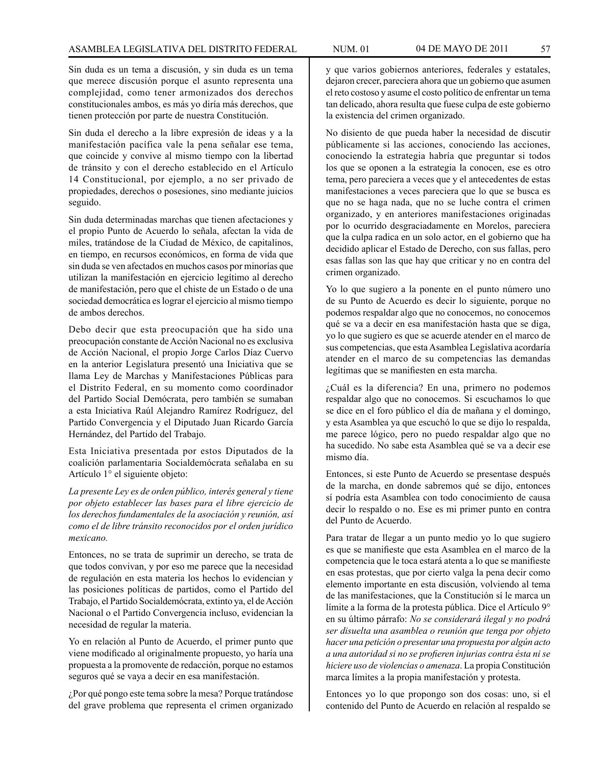Sin duda es un tema a discusión, y sin duda es un tema que merece discusión porque el asunto representa una complejidad, como tener armonizados dos derechos constitucionales ambos, es más yo diría más derechos, que tienen protección por parte de nuestra Constitución.

Sin duda el derecho a la libre expresión de ideas y a la manifestación pacífica vale la pena señalar ese tema, que coincide y convive al mismo tiempo con la libertad de tránsito y con el derecho establecido en el Artículo 14 Constitucional, por ejemplo, a no ser privado de propiedades, derechos o posesiones, sino mediante juicios seguido.

Sin duda determinadas marchas que tienen afectaciones y el propio Punto de Acuerdo lo señala, afectan la vida de miles, tratándose de la Ciudad de México, de capitalinos, en tiempo, en recursos económicos, en forma de vida que sin duda se ven afectados en muchos casos por minorías que utilizan la manifestación en ejercicio legítimo al derecho de manifestación, pero que el chiste de un Estado o de una sociedad democrática es lograr el ejercicio al mismo tiempo de ambos derechos.

Debo decir que esta preocupación que ha sido una preocupación constante de Acción Nacional no es exclusiva de Acción Nacional, el propio Jorge Carlos Díaz Cuervo en la anterior Legislatura presentó una Iniciativa que se llama Ley de Marchas y Manifestaciones Públicas para el Distrito Federal, en su momento como coordinador del Partido Social Demócrata, pero también se sumaban a esta Iniciativa Raúl Alejandro Ramírez Rodríguez, del Partido Convergencia y el Diputado Juan Ricardo García Hernández, del Partido del Trabajo.

Esta Iniciativa presentada por estos Diputados de la coalición parlamentaria Socialdemócrata señalaba en su Artículo 1° el siguiente objeto:

*La presente Ley es de orden público, interés general y tiene por objeto establecer las bases para el libre ejercicio de los derechos fundamentales de la asociación y reunión, así como el de libre tránsito reconocidos por el orden jurídico mexicano.*

Entonces, no se trata de suprimir un derecho, se trata de que todos convivan, y por eso me parece que la necesidad de regulación en esta materia los hechos lo evidencian y las posiciones políticas de partidos, como el Partido del Trabajo, el Partido Socialdemócrata, extinto ya, el de Acción Nacional o el Partido Convergencia incluso, evidencian la necesidad de regular la materia.

Yo en relación al Punto de Acuerdo, el primer punto que viene modificado al originalmente propuesto, yo haría una propuesta a la promovente de redacción, porque no estamos seguros qué se vaya a decir en esa manifestación.

¿Por qué pongo este tema sobre la mesa? Porque tratándose del grave problema que representa el crimen organizado y que varios gobiernos anteriores, federales y estatales, dejaron crecer, pareciera ahora que un gobierno que asumen el reto costoso y asume el costo político de enfrentar un tema tan delicado, ahora resulta que fuese culpa de este gobierno la existencia del crimen organizado.

No disiento de que pueda haber la necesidad de discutir públicamente si las acciones, conociendo las acciones, conociendo la estrategia habría que preguntar si todos los que se oponen a la estrategia la conocen, ese es otro tema, pero pareciera a veces que y el antecedentes de estas manifestaciones a veces pareciera que lo que se busca es que no se haga nada, que no se luche contra el crimen organizado, y en anteriores manifestaciones originadas por lo ocurrido desgraciadamente en Morelos, pareciera que la culpa radica en un solo actor, en el gobierno que ha decidido aplicar el Estado de Derecho, con sus fallas, pero esas fallas son las que hay que criticar y no en contra del crimen organizado.

Yo lo que sugiero a la ponente en el punto número uno de su Punto de Acuerdo es decir lo siguiente, porque no podemos respaldar algo que no conocemos, no conocemos qué se va a decir en esa manifestación hasta que se diga, yo lo que sugiero es que se acuerde atender en el marco de sus competencias, que esta Asamblea Legislativa acordaría atender en el marco de su competencias las demandas legítimas que se manifiesten en esta marcha.

¿Cuál es la diferencia? En una, primero no podemos respaldar algo que no conocemos. Si escuchamos lo que se dice en el foro público el día de mañana y el domingo, y esta Asamblea ya que escuchó lo que se dijo lo respalda, me parece lógico, pero no puedo respaldar algo que no ha sucedido. No sabe esta Asamblea qué se va a decir ese mismo día.

Entonces, si este Punto de Acuerdo se presentase después de la marcha, en donde sabremos qué se dijo, entonces sí podría esta Asamblea con todo conocimiento de causa decir lo respaldo o no. Ese es mi primer punto en contra del Punto de Acuerdo.

Para tratar de llegar a un punto medio yo lo que sugiero es que se manifieste que esta Asamblea en el marco de la competencia que le toca estará atenta a lo que se manifieste en esas protestas, que por cierto valga la pena decir como elemento importante en esta discusión, volviendo al tema de las manifestaciones, que la Constitución sí le marca un límite a la forma de la protesta pública. Dice el Artículo 9° en su último párrafo: *No se considerará ilegal y no podrá ser disuelta una asamblea o reunión que tenga por objeto hacer una petición o presentar una propuesta por algún acto a una autoridad si no se profieren injurias contra ésta ni se hiciere uso de violencias o amenaza*. La propia Constitución marca límites a la propia manifestación y protesta.

Entonces yo lo que propongo son dos cosas: uno, si el contenido del Punto de Acuerdo en relación al respaldo se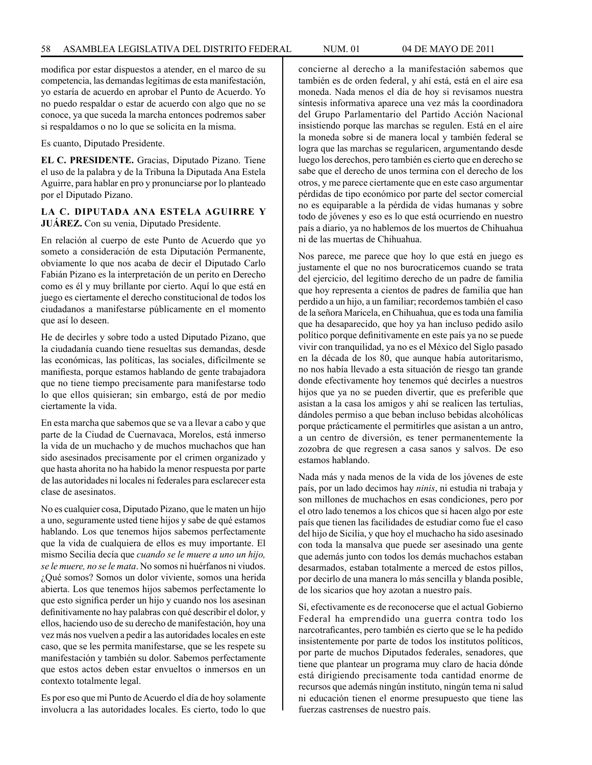modifica por estar dispuestos a atender, en el marco de su competencia, las demandas legítimas de esta manifestación, yo estaría de acuerdo en aprobar el Punto de Acuerdo. Yo no puedo respaldar o estar de acuerdo con algo que no se conoce, ya que suceda la marcha entonces podremos saber si respaldamos o no lo que se solicita en la misma.

Es cuanto, Diputado Presidente.

**EL C. PRESIDENTE.** Gracias, Diputado Pizano. Tiene el uso de la palabra y de la Tribuna la Diputada Ana Estela Aguirre, para hablar en pro y pronunciarse por lo planteado por el Diputado Pizano.

**LA C. DIPUTADA ANA ESTELA AGUIRRE Y JUÁREZ.** Con su venia, Diputado Presidente.

En relación al cuerpo de este Punto de Acuerdo que yo someto a consideración de esta Diputación Permanente, obviamente lo que nos acaba de decir el Diputado Carlo Fabián Pizano es la interpretación de un perito en Derecho como es él y muy brillante por cierto. Aquí lo que está en juego es ciertamente el derecho constitucional de todos los ciudadanos a manifestarse públicamente en el momento que así lo deseen.

He de decirles y sobre todo a usted Diputado Pizano, que la ciudadanía cuando tiene resueltas sus demandas, desde las económicas, las políticas, las sociales, difícilmente se manifiesta, porque estamos hablando de gente trabajadora que no tiene tiempo precisamente para manifestarse todo lo que ellos quisieran; sin embargo, está de por medio ciertamente la vida.

En esta marcha que sabemos que se va a llevar a cabo y que parte de la Ciudad de Cuernavaca, Morelos, está inmerso la vida de un muchacho y de muchos muchachos que han sido asesinados precisamente por el crimen organizado y que hasta ahorita no ha habido la menor respuesta por parte de las autoridades ni locales ni federales para esclarecer esta clase de asesinatos.

No es cualquier cosa, Diputado Pizano, que le maten un hijo a uno, seguramente usted tiene hijos y sabe de qué estamos hablando. Los que tenemos hijos sabemos perfectamente que la vida de cualquiera de ellos es muy importante. El mismo Secilia decía que *cuando se le muere a uno un hijo, se le muere, no se le mata*. No somos ni huérfanos ni viudos. ¿Qué somos? Somos un dolor viviente, somos una herida abierta. Los que tenemos hijos sabemos perfectamente lo que esto significa perder un hijo y cuando nos los asesinan definitivamente no hay palabras con qué describir el dolor, y ellos, haciendo uso de su derecho de manifestación, hoy una vez más nos vuelven a pedir a las autoridades locales en este caso, que se les permita manifestarse, que se les respete su manifestación y también su dolor. Sabemos perfectamente que estos actos deben estar envueltos o inmersos en un contexto totalmente legal.

Es por eso que mi Punto de Acuerdo el día de hoy solamente involucra a las autoridades locales. Es cierto, todo lo que concierne al derecho a la manifestación sabemos que también es de orden federal, y ahí está, está en el aire esa moneda. Nada menos el día de hoy si revisamos nuestra síntesis informativa aparece una vez más la coordinadora del Grupo Parlamentario del Partido Acción Nacional insistiendo porque las marchas se regulen. Está en el aire la moneda sobre si de manera local y también federal se logra que las marchas se regularicen, argumentando desde luego los derechos, pero también es cierto que en derecho se sabe que el derecho de unos termina con el derecho de los otros, y me parece ciertamente que en este caso argumentar pérdidas de tipo económico por parte del sector comercial no es equiparable a la pérdida de vidas humanas y sobre todo de jóvenes y eso es lo que está ocurriendo en nuestro país a diario, ya no hablemos de los muertos de Chihuahua ni de las muertas de Chihuahua.

Nos parece, me parece que hoy lo que está en juego es justamente el que no nos burocraticemos cuando se trata del ejercicio, del legítimo derecho de un padre de familia que hoy representa a cientos de padres de familia que han perdido a un hijo, a un familiar; recordemos también el caso de la señora Maricela, en Chihuahua, que es toda una familia que ha desaparecido, que hoy ya han incluso pedido asilo político porque definitivamente en este país ya no se puede vivir con tranquilidad, ya no es el México del Siglo pasado en la década de los 80, que aunque había autoritarismo, no nos había llevado a esta situación de riesgo tan grande donde efectivamente hoy tenemos qué decirles a nuestros hijos que ya no se pueden divertir, que es preferible que asistan a la casa los amigos y ahí se realicen las tertulias, dándoles permiso a que beban incluso bebidas alcohólicas porque prácticamente el permitirles que asistan a un antro, a un centro de diversión, es tener permanentemente la zozobra de que regresen a casa sanos y salvos. De eso estamos hablando.

Nada más y nada menos de la vida de los jóvenes de este país, por un lado decimos hay *ninis*, ni estudia ni trabaja y son millones de muchachos en esas condiciones, pero por el otro lado tenemos a los chicos que si hacen algo por este país que tienen las facilidades de estudiar como fue el caso del hijo de Sicilia, y que hoy el muchacho ha sido asesinado con toda la mansalva que puede ser asesinado una gente que además junto con todos los demás muchachos estaban desarmados, estaban totalmente a merced de estos pillos, por decirlo de una manera lo más sencilla y blanda posible, de los sicarios que hoy azotan a nuestro país.

Sí, efectivamente es de reconocerse que el actual Gobierno Federal ha emprendido una guerra contra todo los narcotraficantes, pero también es cierto que se le ha pedido insistentemente por parte de todos los institutos políticos, por parte de muchos Diputados federales, senadores, que tiene que plantear un programa muy claro de hacia dónde está dirigiendo precisamente toda cantidad enorme de recursos que además ningún instituto, ningún tema ni salud ni educación tienen el enorme presupuesto que tiene las fuerzas castrenses de nuestro país.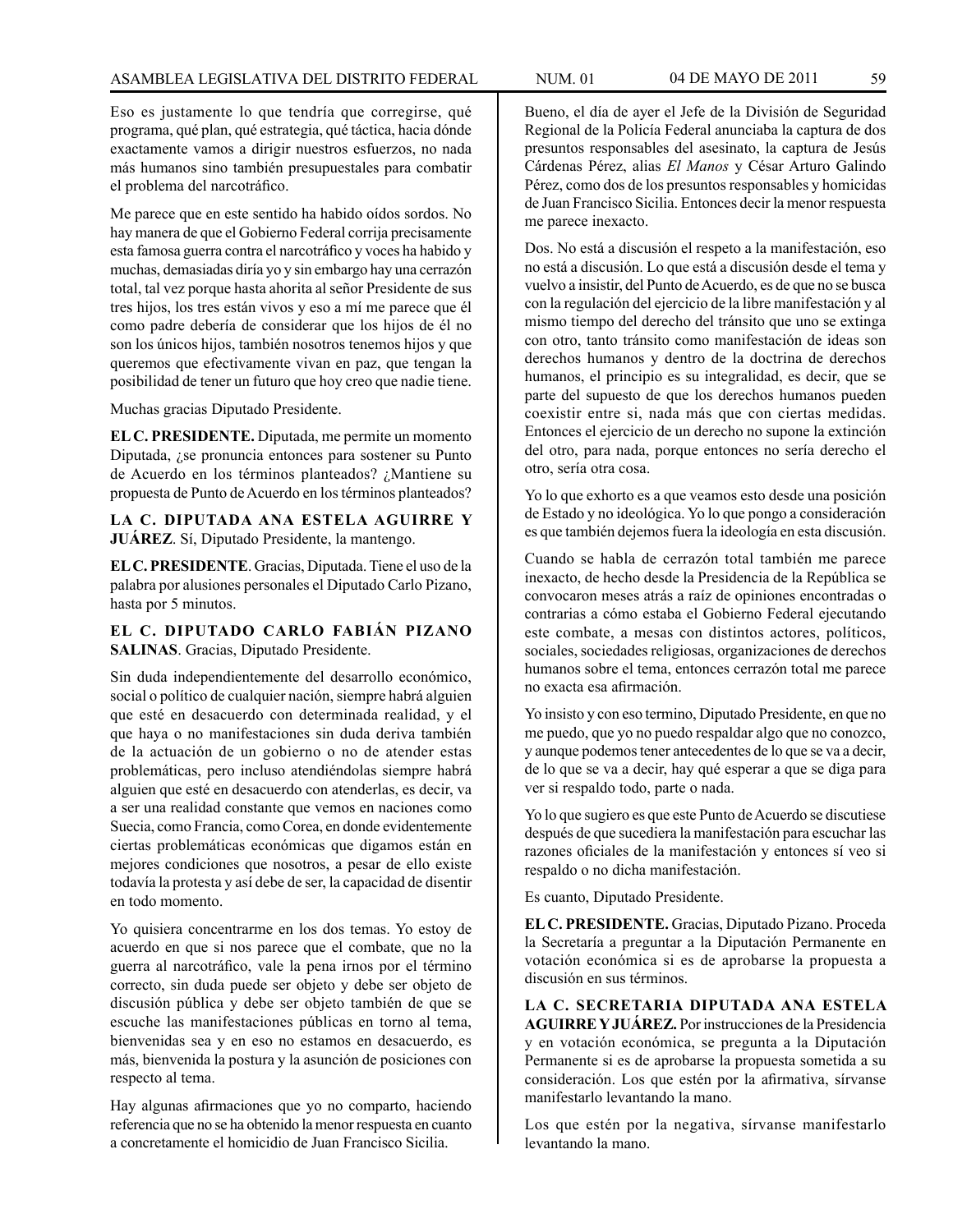Eso es justamente lo que tendría que corregirse, qué programa, qué plan, qué estrategia, qué táctica, hacia dónde exactamente vamos a dirigir nuestros esfuerzos, no nada más humanos sino también presupuestales para combatir el problema del narcotráfico.

Me parece que en este sentido ha habido oídos sordos. No hay manera de que el Gobierno Federal corrija precisamente esta famosa guerra contra el narcotráfico y voces ha habido y muchas, demasiadas diría yo y sin embargo hay una cerrazón total, tal vez porque hasta ahorita al señor Presidente de sus tres hijos, los tres están vivos y eso a mí me parece que él como padre debería de considerar que los hijos de él no son los únicos hijos, también nosotros tenemos hijos y que queremos que efectivamente vivan en paz, que tengan la posibilidad de tener un futuro que hoy creo que nadie tiene.

Muchas gracias Diputado Presidente.

**EL C. PRESIDENTE.** Diputada, me permite un momento Diputada, ¿se pronuncia entonces para sostener su Punto de Acuerdo en los términos planteados? ¿Mantiene su propuesta de Punto de Acuerdo en los términos planteados?

**LA C. DIPUTADA ANA ESTELA AGUIRRE Y JUÁREZ**. Sí, Diputado Presidente, la mantengo.

**EL C. PRESIDENTE**. Gracias, Diputada. Tiene el uso de la palabra por alusiones personales el Diputado Carlo Pizano, hasta por 5 minutos.

**EL C. DIPUTADO CARLO FABIÁN PIZANO SALINAS**. Gracias, Diputado Presidente.

Sin duda independientemente del desarrollo económico, social o político de cualquier nación, siempre habrá alguien que esté en desacuerdo con determinada realidad, y el que haya o no manifestaciones sin duda deriva también de la actuación de un gobierno o no de atender estas problemáticas, pero incluso atendiéndolas siempre habrá alguien que esté en desacuerdo con atenderlas, es decir, va a ser una realidad constante que vemos en naciones como Suecia, como Francia, como Corea, en donde evidentemente ciertas problemáticas económicas que digamos están en mejores condiciones que nosotros, a pesar de ello existe todavía la protesta y así debe de ser, la capacidad de disentir en todo momento.

Yo quisiera concentrarme en los dos temas. Yo estoy de acuerdo en que si nos parece que el combate, que no la guerra al narcotráfico, vale la pena irnos por el término correcto, sin duda puede ser objeto y debe ser objeto de discusión pública y debe ser objeto también de que se escuche las manifestaciones públicas en torno al tema, bienvenidas sea y en eso no estamos en desacuerdo, es más, bienvenida la postura y la asunción de posiciones con respecto al tema.

Hay algunas afirmaciones que yo no comparto, haciendo referencia que no se ha obtenido la menor respuesta en cuanto a concretamente el homicidio de Juan Francisco Sicilia.

Bueno, el día de ayer el Jefe de la División de Seguridad Regional de la Policía Federal anunciaba la captura de dos presuntos responsables del asesinato, la captura de Jesús Cárdenas Pérez, alias *El Manos* y César Arturo Galindo Pérez, como dos de los presuntos responsables y homicidas de Juan Francisco Sicilia. Entonces decir la menor respuesta me parece inexacto.

Dos. No está a discusión el respeto a la manifestación, eso no está a discusión. Lo que está a discusión desde el tema y vuelvo a insistir, del Punto de Acuerdo, es de que no se busca con la regulación del ejercicio de la libre manifestación y al mismo tiempo del derecho del tránsito que uno se extinga con otro, tanto tránsito como manifestación de ideas son derechos humanos y dentro de la doctrina de derechos humanos, el principio es su integralidad, es decir, que se parte del supuesto de que los derechos humanos pueden coexistir entre si, nada más que con ciertas medidas. Entonces el ejercicio de un derecho no supone la extinción del otro, para nada, porque entonces no sería derecho el otro, sería otra cosa.

Yo lo que exhorto es a que veamos esto desde una posición de Estado y no ideológica. Yo lo que pongo a consideración es que también dejemos fuera la ideología en esta discusión.

Cuando se habla de cerrazón total también me parece inexacto, de hecho desde la Presidencia de la República se convocaron meses atrás a raíz de opiniones encontradas o contrarias a cómo estaba el Gobierno Federal ejecutando este combate, a mesas con distintos actores, políticos, sociales, sociedades religiosas, organizaciones de derechos humanos sobre el tema, entonces cerrazón total me parece no exacta esa afirmación.

Yo insisto y con eso termino, Diputado Presidente, en que no me puedo, que yo no puedo respaldar algo que no conozco, y aunque podemos tener antecedentes de lo que se va a decir, de lo que se va a decir, hay qué esperar a que se diga para ver si respaldo todo, parte o nada.

Yo lo que sugiero es que este Punto de Acuerdo se discutiese después de que sucediera la manifestación para escuchar las razones oficiales de la manifestación y entonces sí veo si respaldo o no dicha manifestación.

Es cuanto, Diputado Presidente.

**EL C. PRESIDENTE.** Gracias, Diputado Pizano. Proceda la Secretaría a preguntar a la Diputación Permanente en votación económica si es de aprobarse la propuesta a discusión en sus términos.

**LA C. SECRETARIA DIPUTADA ANA ESTELA AGUIRRE Y JUÁREZ.** Por instrucciones de la Presidencia y en votación económica, se pregunta a la Diputación Permanente si es de aprobarse la propuesta sometida a su consideración. Los que estén por la afirmativa, sírvanse manifestarlo levantando la mano.

Los que estén por la negativa, sírvanse manifestarlo levantando la mano.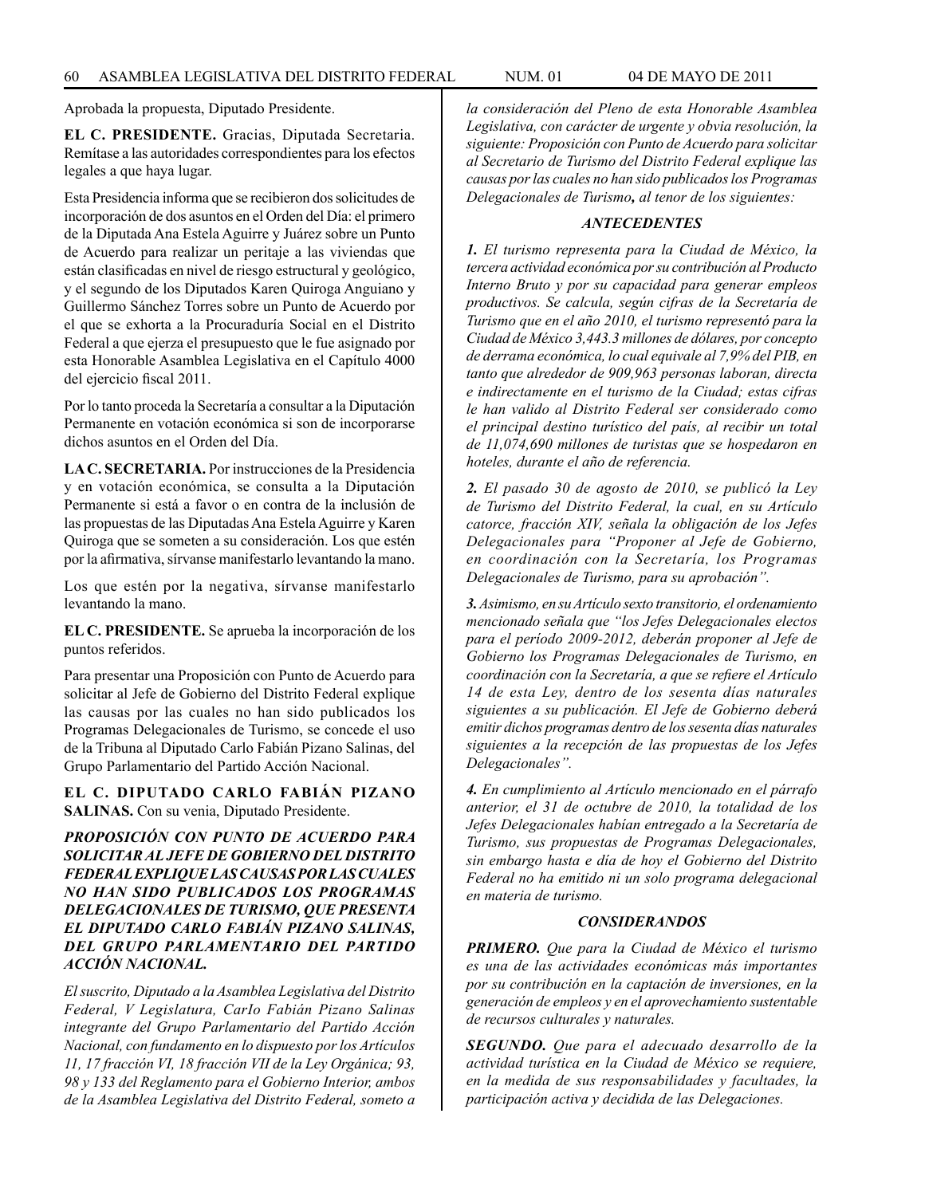Aprobada la propuesta, Diputado Presidente.

**EL C. PRESIDENTE.** Gracias, Diputada Secretaria. Remítase a las autoridades correspondientes para los efectos legales a que haya lugar.

Esta Presidencia informa que se recibieron dos solicitudes de incorporación de dos asuntos en el Orden del Día: el primero de la Diputada Ana Estela Aguirre y Juárez sobre un Punto de Acuerdo para realizar un peritaje a las viviendas que están clasificadas en nivel de riesgo estructural y geológico, y el segundo de los Diputados Karen Quiroga Anguiano y Guillermo Sánchez Torres sobre un Punto de Acuerdo por el que se exhorta a la Procuraduría Social en el Distrito Federal a que ejerza el presupuesto que le fue asignado por esta Honorable Asamblea Legislativa en el Capítulo 4000 del ejercicio fiscal 2011.

Por lo tanto proceda la Secretaría a consultar a la Diputación Permanente en votación económica si son de incorporarse dichos asuntos en el Orden del Día.

**LA C. SECRETARIA.** Por instrucciones de la Presidencia y en votación económica, se consulta a la Diputación Permanente si está a favor o en contra de la inclusión de las propuestas de las Diputadas Ana Estela Aguirre y Karen Quiroga que se someten a su consideración. Los que estén por la afirmativa, sírvanse manifestarlo levantando la mano.

Los que estén por la negativa, sírvanse manifestarlo levantando la mano.

**EL C. PRESIDENTE.** Se aprueba la incorporación de los puntos referidos.

Para presentar una Proposición con Punto de Acuerdo para solicitar al Jefe de Gobierno del Distrito Federal explique las causas por las cuales no han sido publicados los Programas Delegacionales de Turismo, se concede el uso de la Tribuna al Diputado Carlo Fabián Pizano Salinas, del Grupo Parlamentario del Partido Acción Nacional.

**EL C. DIPUTADO CARLO FABIÁN PIZANO SALINAS.** Con su venia, Diputado Presidente.

***PROPOSICIÓN CON PUNTO DE ACUERDO PARA SOLICITAR AL JEFE DE GOBIERNO DEL DISTRITO FEDERAL EXPLIQUE LAS CAUSAS POR LAS CUALES NO HAN SIDO PUBLICADOS LOS PROGRAMAS DELEGACIONALES DE TURISMO, QUE PRESENTA EL DIPUTADO CARLO FABIÁN PIZANO SALINAS, DEL GRUPO PARLAMENTARIO DEL PARTIDO ACCIÓN NACIONAL.***

*El suscrito, Diputado a la Asamblea Legislativa del Distrito Federal, V Legislatura, CarIo Fabián Pizano Salinas integrante del Grupo Parlamentario del Partido Acción Nacional, con fundamento en lo dispuesto por los Artículos 11, 17 fracción VI, 18 fracción VII de la Ley Orgánica; 93, 98 y 133 del Reglamento para el Gobierno Interior, ambos de la Asamblea Legislativa del Distrito Federal, someto a la consideración del Pleno de esta Honorable Asamblea Legislativa, con carácter de urgente y obvia resolución, la siguiente: Proposición con Punto de Acuerdo para solicitar al Secretario de Turismo del Distrito Federal explique las causas por las cuales no han sido publicados los Programas Delegacionales de Turismo**,** al tenor de los siguientes:*

***ANTECEDENTES***

***1.*** *El turismo representa para la Ciudad de México, la tercera actividad económica por su contribución al Producto Interno Bruto y por su capacidad para generar empleos productivos. Se calcula, según cifras de la Secretaría de Turismo que en el año 2010, el turismo representó para la Ciudad de México 3,443.3 millones de dólares, por concepto de derrama económica, lo cual equivale al 7,9% del PIB, en tanto que alrededor de 909,963 personas laboran, directa e indirectamente en el turismo de la Ciudad; estas cifras le han valido al Distrito Federal ser considerado como el principal destino turístico del país, al recibir un total de 11,074,690 millones de turistas que se hospedaron en hoteles, durante el año de referencia.*

***2.*** *El pasado 30 de agosto de 2010, se publicó la Ley de Turismo del Distrito Federal, la cual, en su Artículo catorce, fracción XIV, señala la obligación de los Jefes Delegacionales para "Proponer al Jefe de Gobierno, en coordinación con la Secretaría, los Programas Delegacionales de Turismo, para su aprobación".*

***3.*** *Asimismo, en su Artículo sexto transitorio, el ordenamiento mencionado señala que "los Jefes Delegacionales electos para el período 2009-2012, deberán proponer al Jefe de Gobierno los Programas Delegacionales de Turismo, en coordinación con la Secretaría, a que se refiere el Artículo 14 de esta Ley, dentro de los sesenta días naturales siguientes a su publicación. El Jefe de Gobierno deberá emitir dichos programas dentro de los sesenta días naturales siguientes a la recepción de las propuestas de los Jefes Delegacionales".*

***4.*** *En cumplimiento al Artículo mencionado en el párrafo anterior, el 31 de octubre de 2010, la totalidad de los Jefes Delegacionales habían entregado a la Secretaría de Turismo, sus propuestas de Programas Delegacionales, sin embargo hasta e día de hoy el Gobierno del Distrito Federal no ha emitido ni un solo programa delegacional en materia de turismo.*

***CONSIDERANDOS***

***PRIMERO.*** *Que para la Ciudad de México el turismo es una de las actividades económicas más importantes por su contribución en la captación de inversiones, en la generación de empleos y en el aprovechamiento sustentable de recursos culturales y naturales.*

***SEGUNDO.*** *Que para el adecuado desarrollo de la actividad turística en la Ciudad de México se requiere, en la medida de sus responsabilidades y facultades, la participación activa y decidida de las Delegaciones.*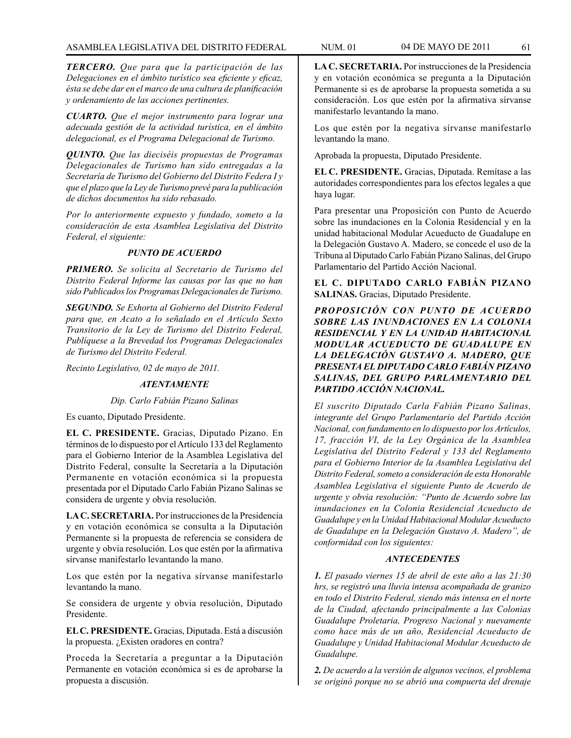*TERCERO. Que para que la participación de las Delegaciones en el ámbito turístico sea eficiente y eficaz, ésta se debe dar en el marco de una cultura de planificación y ordenamiento de las acciones pertinentes.*

*CUARTO. Que el mejor instrumento para lograr una adecuada gestión de la actividad turística, en el ámbito delegacional, es el Programa Delegacional de Turismo.*

*QUINTO. Que las dieciséis propuestas de Programas Delegacionales de Turismo han sido entregadas a la Secretaría de Turismo del Gobierno del Distrito Federa l y que el plazo que la Ley de Turismo prevé para la publicación de dichos documentos ha sido rebasado.*

*Por lo anteriormente expuesto y fundado, someto a la consideración de esta Asamblea Legislativa del Distrito Federal, el siguiente:*

***PUNTO DE ACUERDO***

***PRIMERO.*** *Se solicita al Secretario de Turismo del Distrito Federal Informe las causas por las que no han sido Publicados los Programas Delegacionales de Turismo.*

***SEGUNDO.*** *Se Exhorta al Gobierno del Distrito Federal para que, en Acato a lo señalado en el Artículo Sexto Transitorio de la Ley de Turismo del Distrito Federal, Publíquese a la Brevedad los Programas Delegacionales de Turismo del Distrito Federal.*

*Recinto Legislativo, 02 de mayo de 2011.*

***ATENTAMENTE***

*Dip. Carlo Fabián Pizano Salinas*

Es cuanto, Diputado Presidente.

**EL C. PRESIDENTE.** Gracias, Diputado Pizano. En términos de lo dispuesto por el Artículo 133 del Reglamento para el Gobierno Interior de la Asamblea Legislativa del Distrito Federal, consulte la Secretaría a la Diputación Permanente en votación económica si la propuesta presentada por el Diputado Carlo Fabián Pizano Salinas se considera de urgente y obvia resolución.

**LA C. SECRETARIA.** Por instrucciones de la Presidencia y en votación económica se consulta a la Diputación Permanente si la propuesta de referencia se considera de urgente y obvia resolución. Los que estén por la afirmativa sírvanse manifestarlo levantando la mano.

Los que estén por la negativa sírvanse manifestarlo levantando la mano.

Se considera de urgente y obvia resolución, Diputado Presidente.

**EL C. PRESIDENTE.** Gracias, Diputada. Está a discusión la propuesta. ¿Existen oradores en contra?

Proceda la Secretaría a preguntar a la Diputación Permanente en votación económica si es de aprobarse la propuesta a discusión.

**LA C. SECRETARIA.** Por instrucciones de la Presidencia y en votación económica se pregunta a la Diputación Permanente si es de aprobarse la propuesta sometida a su consideración. Los que estén por la afirmativa sírvanse manifestarlo levantando la mano.

Los que estén por la negativa sírvanse manifestarlo levantando la mano.

Aprobada la propuesta, Diputado Presidente.

**EL C. PRESIDENTE.** Gracias, Diputada. Remítase a las autoridades correspondientes para los efectos legales a que haya lugar.

Para presentar una Proposición con Punto de Acuerdo sobre las inundaciones en la Colonia Residencial y en la unidad habitacional Modular Acueducto de Guadalupe en la Delegación Gustavo A. Madero, se concede el uso de la Tribuna al Diputado Carlo Fabián Pizano Salinas, del Grupo Parlamentario del Partido Acción Nacional.

**EL C. DIPUTADO CARLO FABIÁN PIZANO SALINAS.** Gracias, Diputado Presidente.

***PROPOSICIÓN CON PUNTO DE ACUERDO SOBRE LAS INUNDACIONES EN LA COLONIA RESIDENCIAL Y EN LA UNIDAD HABITACIONAL MODULAR ACUEDUCTO DE GUADALUPE EN LA DELEGACIÓN GUSTAVO A. MADERO, QUE PRESENTA EL DIPUTADO CARLO FABIÁN PIZANO SALINAS, DEL GRUPO PARLAMENTARIO DEL PARTIDO ACCIÓN NACIONAL.***

*El suscrito Diputado Carla Fabián Pizano Salinas, integrante del Grupo Parlamentario del Partido Acción Nacional, con fundamento en lo dispuesto por los Artículos, 17, fracción VI, de la Ley Orgánica de la Asamblea Legislativa del Distrito Federal y 133 del Reglamento para el Gobierno Interior de la Asamblea Legislativa del Distrito Federal, someto a consideración de esta Honorable Asamblea Legislativa el siguiente Punto de Acuerdo de urgente y obvia resolución: "Punto de Acuerdo sobre las inundaciones en la Colonia Residencial Acueducto de Guadalupe y en la Unidad Habitacional Modular Acueducto de Guadalupe en la Delegación Gustavo A. Madero", de conformidad con los siguientes:*

***ANTECEDENTES***

***1.*** *El pasado viernes 15 de abril de este año a las 21:30 hrs, se registró una lluvia intensa acompañada de granizo en todo el Distrito Federal, siendo más intensa en el norte de la Ciudad, afectando principalmente a las Colonias Guadalupe Proletaria, Progreso Nacional y nuevamente como hace más de un año, Residencial Acueducto de Guadalupe y Unidad Habitacional Modular Acueducto de Guadalupe.*

***2.*** *De acuerdo a la versión de algunos vecinos, el problema se originó porque no se abrió una compuerta del drenaje*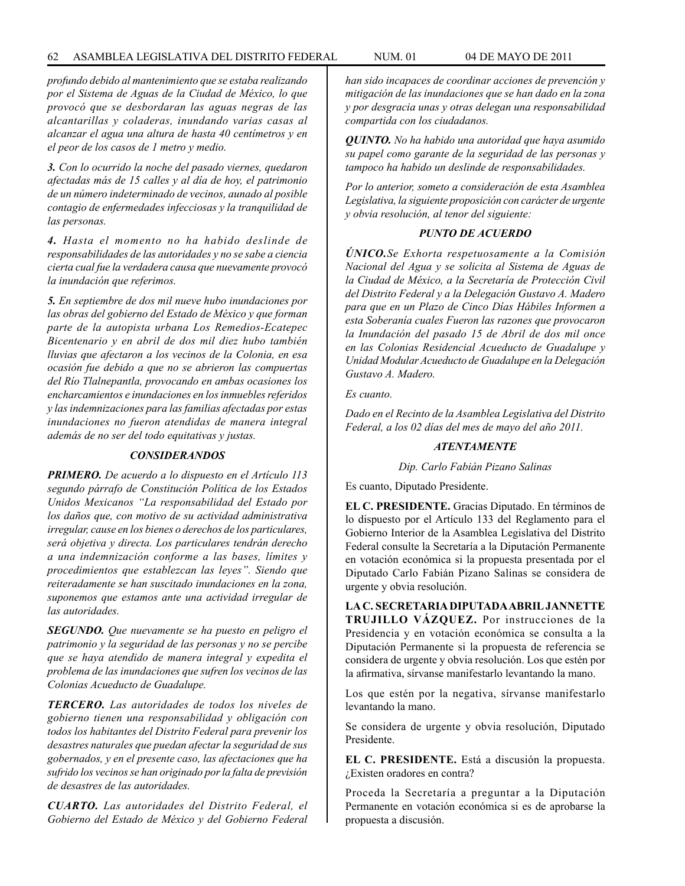*profundo debido al mantenimiento que se estaba realizando por el Sistema de Aguas de la Ciudad de México, lo que provocó que se desbordaran las aguas negras de las alcantarillas y coladeras, inundando varias casas al alcanzar el agua una altura de hasta 40 centímetros y en el peor de los casos de 1 metro y medio.*

***3.** Con lo ocurrido la noche del pasado viernes, quedaron afectadas más de 15 calles y al día de hoy, el patrimonio de un número indeterminado de vecinos, aunado al posible contagio de enfermedades infecciosas y la tranquilidad de las personas.*

***4.** Hasta el momento no ha habido deslinde de responsabilidades de las autoridades y no se sabe a ciencia cierta cual fue la verdadera causa que nuevamente provocó la inundación que referimos.*

***5.** En septiembre de dos mil nueve hubo inundaciones por las obras del gobierno del Estado de México y que forman parte de la autopista urbana Los Remedios-Ecatepec Bicentenario y en abril de dos mil diez hubo también lluvias que afectaron a los vecinos de la Colonia, en esa ocasión fue debido a que no se abrieron las compuertas del Río Tlalnepantla, provocando en ambas ocasiones los encharcamientos e inundaciones en los inmuebles referidos y las indemnizaciones para las familias afectadas por estas inundaciones no fueron atendidas de manera integral además de no ser del todo equitativas y justas.*

### *CONSIDERANDOS*

***PRIMERO.** De acuerdo a lo dispuesto en el Artículo 113 segundo párrafo de Constitución Política de los Estados Unidos Mexicanos "La responsabilidad del Estado por los daños que, con motivo de su actividad administrativa irregular, cause en los bienes o derechos de los particulares, será objetiva y directa. Los particulares tendrán derecho a una indemnización conforme a las bases, límites y procedimientos que establezcan las leyes". Siendo que reiteradamente se han suscitado inundaciones en la zona, suponemos que estamos ante una actividad irregular de las autoridades.*

***SEGUNDO.** Que nuevamente se ha puesto en peligro el patrimonio y la seguridad de las personas y no se percibe que se haya atendido de manera integral y expedita el problema de las inundaciones que sufren los vecinos de las Colonias Acueducto de Guadalupe.*

***TERCERO.** Las autoridades de todos los niveles de gobierno tienen una responsabilidad y obligación con todos los habitantes del Distrito Federal para prevenir los desastres naturales que puedan afectar la seguridad de sus gobernados, y en el presente caso, las afectaciones que ha sufrido los vecinos se han originado por la falta de previsión de desastres de las autoridades.*

***CUARTO.** Las autoridades del Distrito Federal, el Gobierno del Estado de México y del Gobierno Federal han sido incapaces de coordinar acciones de prevención y mitigación de las inundaciones que se han dado en la zona y por desgracia unas y otras delegan una responsabilidad compartida con los ciudadanos.*

***QUINTO.** No ha habido una autoridad que haya asumido su papel como garante de la seguridad de las personas y tampoco ha habido un deslinde de responsabilidades.*

*Por lo anterior, someto a consideración de esta Asamblea Legislativa, la siguiente proposición con carácter de urgente y obvia resolución, al tenor del siguiente:*

### *PUNTO DE ACUERDO*

***ÚNICO.** Se Exhorta respetuosamente a la Comisión Nacional del Agua y se solicita al Sistema de Aguas de la Ciudad de México, a la Secretaría de Protección Civil del Distrito Federal y a la Delegación Gustavo A. Madero para que en un Plazo de Cinco Días Hábiles Informen a esta Soberanía cuales Fueron las razones que provocaron la Inundación del pasado 15 de Abril de dos mil once en las Colonias Residencial Acueducto de Guadalupe y Unidad Modular Acueducto de Guadalupe en la Delegación Gustavo A. Madero.*

*Es cuanto.*

*Dado en el Recinto de la Asamblea Legislativa del Distrito Federal, a los 02 días del mes de mayo del año 2011.*

*ATENTAMENTE*

*Dip. Carlo Fabián Pizano Salinas*

Es cuanto, Diputado Presidente.

**EL C. PRESIDENTE.** Gracias Diputado. En términos de lo dispuesto por el Artículo 133 del Reglamento para el Gobierno Interior de la Asamblea Legislativa del Distrito Federal consulte la Secretaría a la Diputación Permanente en votación económica si la propuesta presentada por el Diputado Carlo Fabián Pizano Salinas se considera de urgente y obvia resolución.

**LA C. SECRETARIA DIPUTADA ABRIL JANNETTE TRUJILLO VÁZQUEZ.** Por instrucciones de la Presidencia y en votación económica se consulta a la Diputación Permanente si la propuesta de referencia se considera de urgente y obvia resolución. Los que estén por la afirmativa, sírvanse manifestarlo levantando la mano.

Los que estén por la negativa, sírvanse manifestarlo levantando la mano.

Se considera de urgente y obvia resolución, Diputado Presidente.

**EL C. PRESIDENTE.** Está a discusión la propuesta. ¿Existen oradores en contra?

Proceda la Secretaría a preguntar a la Diputación Permanente en votación económica si es de aprobarse la propuesta a discusión.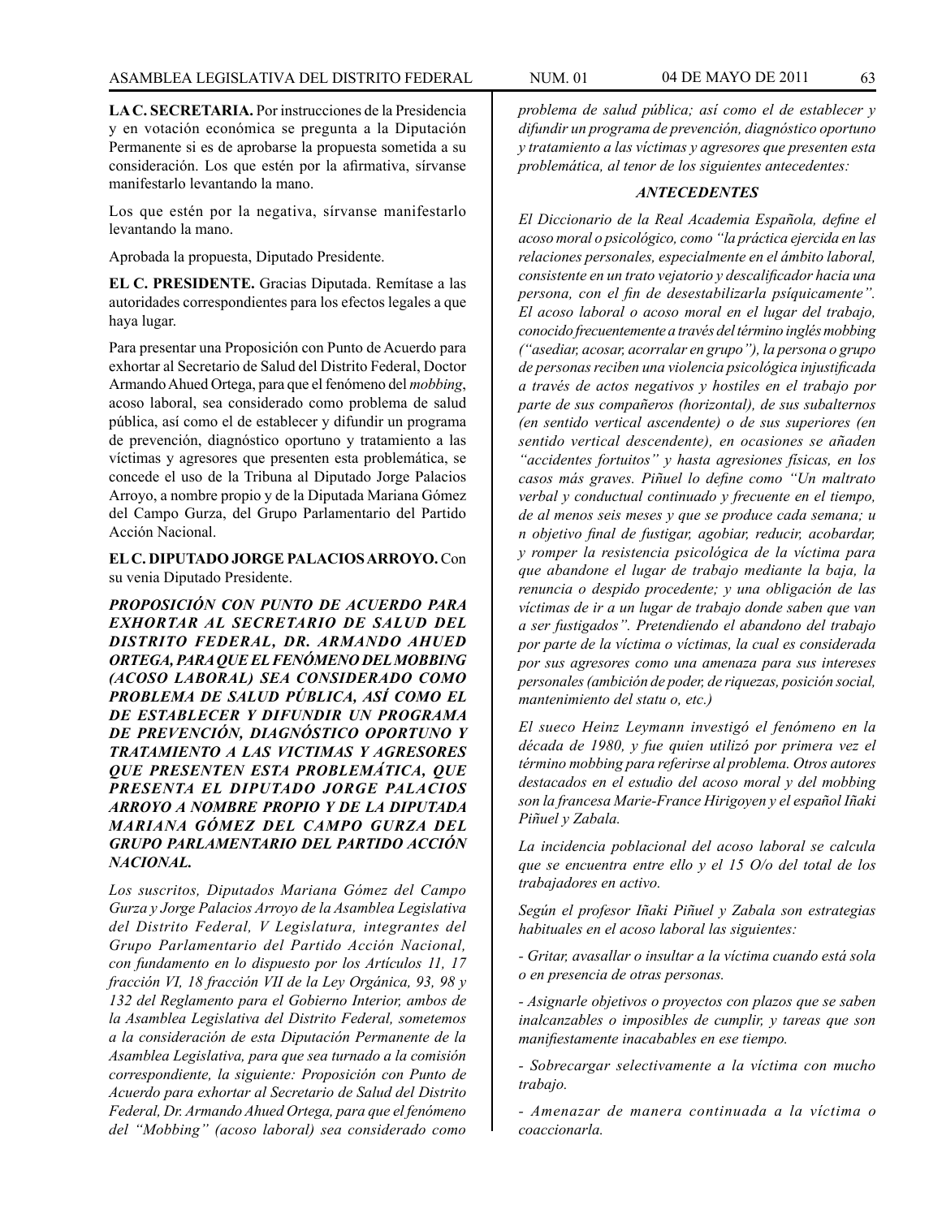**LA C. SECRETARIA.** Por instrucciones de la Presidencia y en votación económica se pregunta a la Diputación Permanente si es de aprobarse la propuesta sometida a su consideración. Los que estén por la afirmativa, sírvanse manifestarlo levantando la mano.

Los que estén por la negativa, sírvanse manifestarlo levantando la mano.

Aprobada la propuesta, Diputado Presidente.

**EL C. PRESIDENTE.** Gracias Diputada. Remítase a las autoridades correspondientes para los efectos legales a que haya lugar.

Para presentar una Proposición con Punto de Acuerdo para exhortar al Secretario de Salud del Distrito Federal, Doctor Armando Ahued Ortega, para que el fenómeno del *mobbing*, acoso laboral, sea considerado como problema de salud pública, así como el de establecer y difundir un programa de prevención, diagnóstico oportuno y tratamiento a las víctimas y agresores que presenten esta problemática, se concede el uso de la Tribuna al Diputado Jorge Palacios Arroyo, a nombre propio y de la Diputada Mariana Gómez del Campo Gurza, del Grupo Parlamentario del Partido Acción Nacional.

**EL C. DIPUTADO JORGE PALACIOS ARROYO.** Con su venia Diputado Presidente.

***PROPOSICIÓN CON PUNTO DE ACUERDO PARA EXHORTAR AL SECRETARIO DE SALUD DEL DISTRITO FEDERAL, DR. ARMANDO AHUED ORTEGA, PARA QUE EL FENÓMENO DEL MOBBING (ACOSO LABORAL) SEA CONSIDERADO COMO PROBLEMA DE SALUD PÚBLICA, ASÍ COMO EL DE ESTABLECER Y DIFUNDIR UN PROGRAMA DE PREVENCIÓN, DIAGNÓSTICO OPORTUNO Y TRATAMIENTO A LAS VICTIMAS Y AGRESORES QUE PRESENTEN ESTA PROBLEMÁTICA, QUE PRESENTA EL DIPUTADO JORGE PALACIOS ARROYO A NOMBRE PROPIO Y DE LA DIPUTADA MARIANA GÓMEZ DEL CAMPO GURZA DEL GRUPO PARLAMENTARIO DEL PARTIDO ACCIÓN NACIONAL.***

*Los suscritos, Diputados Mariana Gómez del Campo Gurza y Jorge Palacios Arroyo de la Asamblea Legislativa del Distrito Federal, V Legislatura, integrantes del Grupo Parlamentario del Partido Acción Nacional, con fundamento en lo dispuesto por los Artículos 11, 17 fracción VI, 18 fracción VII de la Ley Orgánica, 93, 98 y 132 del Reglamento para el Gobierno Interior, ambos de la Asamblea Legislativa del Distrito Federal, sometemos a la consideración de esta Diputación Permanente de la Asamblea Legislativa, para que sea turnado a la comisión correspondiente, la siguiente: Proposición con Punto de Acuerdo para exhortar al Secretario de Salud del Distrito Federal, Dr. Armando Ahued Ortega, para que el fenómeno del "Mobbing" (acoso laboral) sea considerado como problema de salud pública; así como el de establecer y difundir un programa de prevención, diagnóstico oportuno y tratamiento a las víctimas y agresores que presenten esta problemática, al tenor de los siguientes antecedentes:*

***ANTECEDENTES***

*El Diccionario de la Real Academia Española, define el acoso moral o psicológico, como "la práctica ejercida en las relaciones personales, especialmente en el ámbito laboral, consistente en un trato vejatorio y descalificador hacia una persona, con el fin de desestabilizarla psíquicamente". El acoso laboral o acoso moral en el lugar del trabajo, conocido frecuentemente a través del término inglés mobbing ("asediar, acosar, acorralar en grupo"), la persona o grupo de personas reciben una violencia psicológica injustificada a través de actos negativos y hostiles en el trabajo por parte de sus compañeros (horizontal), de sus subalternos (en sentido vertical ascendente) o de sus superiores (en sentido vertical descendente), en ocasiones se añaden "accidentes fortuitos" y hasta agresiones físicas, en los casos más graves. Piñuel lo define como "Un maltrato verbal y conductual continuado y frecuente en el tiempo, de al menos seis meses y que se produce cada semana; u n objetivo final de fustigar, agobiar, reducir, acobardar, y romper la resistencia psicológica de la víctima para que abandone el lugar de trabajo mediante la baja, la renuncia o despido procedente; y una obligación de las víctimas de ir a un lugar de trabajo donde saben que van a ser fustigados". Pretendiendo el abandono del trabajo por parte de la víctima o víctimas, la cual es considerada por sus agresores como una amenaza para sus intereses personales (ambición de poder, de riquezas, posición social, mantenimiento del statu o, etc.)*

*El sueco Heinz Leymann investigó el fenómeno en la década de 1980, y fue quien utilizó por primera vez el término mobbing para referirse al problema. Otros autores destacados en el estudio del acoso moral y del mobbing son la francesa Marie-France Hirigoyen y el español Iñaki Piñuel y Zabala.*

*La incidencia poblacional del acoso laboral se calcula que se encuentra entre ello y el 15 O/o del total de los trabajadores en activo.*

*Según el profesor Iñaki Piñuel y Zabala son estrategias habituales en el acoso laboral las siguientes:*

*- Gritar, avasallar o insultar a la víctima cuando está sola o en presencia de otras personas.*

*- Asignarle objetivos o proyectos con plazos que se saben inalcanzables o imposibles de cumplir, y tareas que son manifiestamente inacabables en ese tiempo.*

*- Sobrecargar selectivamente a la víctima con mucho trabajo.*

*- Amenazar de manera continuada a la víctima o coaccionarla.*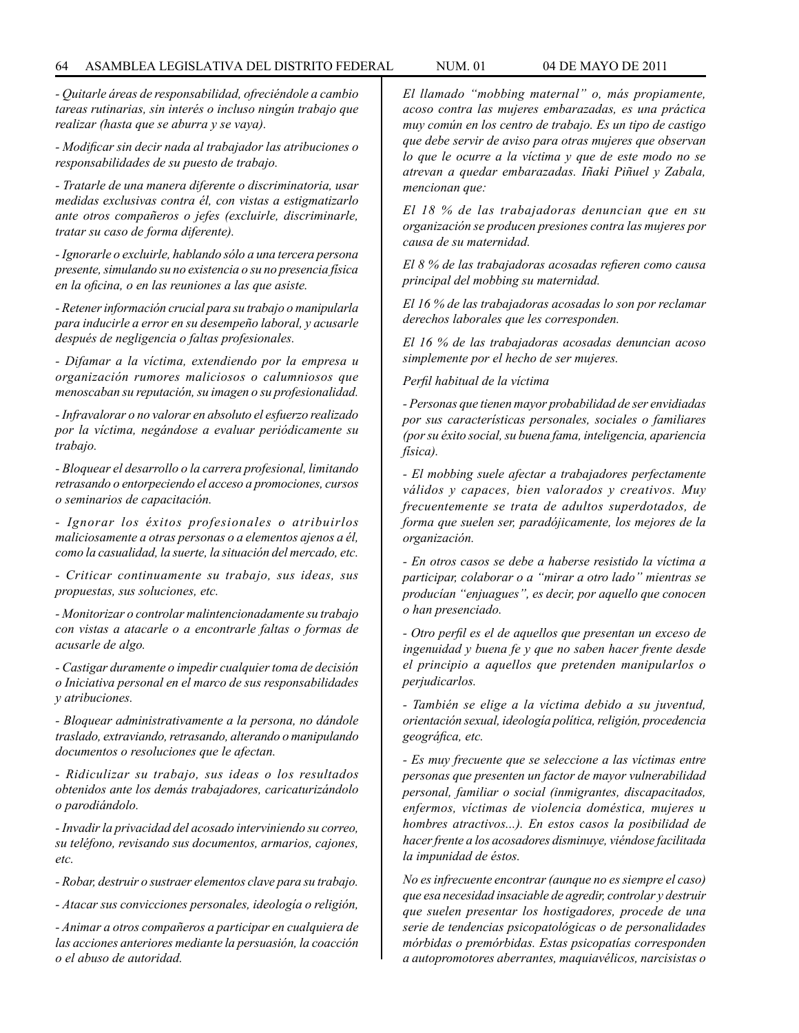*- Quitarle áreas de responsabilidad, ofreciéndole a cambio tareas rutinarias, sin interés o incluso ningún trabajo que realizar (hasta que se aburra y se vaya).*

*- Modificar sin decir nada al trabajador las atribuciones o responsabilidades de su puesto de trabajo.*

*- Tratarle de una manera diferente o discriminatoria, usar medidas exclusivas contra él, con vistas a estigmatizarlo ante otros compañeros o jefes (excluirle, discriminarle, tratar su caso de forma diferente).*

*- Ignorarle o excluirle, hablando sólo a una tercera persona presente, simulando su no existencia o su no presencia física en la oficina, o en las reuniones a las que asiste.*

*- Retener información crucial para su trabajo o manipularla para inducirle a error en su desempeño laboral, y acusarle después de negligencia o faltas profesionales.*

*- Difamar a la víctima, extendiendo por la empresa u organización rumores maliciosos o calumniosos que menoscaban su reputación, su imagen o su profesionalidad.*

*- Infravalorar o no valorar en absoluto el esfuerzo realizado por la víctima, negándose a evaluar periódicamente su trabajo.*

*- Bloquear el desarrollo o la carrera profesional, limitando retrasando o entorpeciendo el acceso a promociones, cursos o seminarios de capacitación.*

*- Ignorar los éxitos profesionales o atribuirlos maliciosamente a otras personas o a elementos ajenos a él, como la casualidad, la suerte, la situación del mercado, etc.*

*- Criticar continuamente su trabajo, sus ideas, sus propuestas, sus soluciones, etc.*

*- Monitorizar o controlar malintencionadamente su trabajo con vistas a atacarle o a encontrarle faltas o formas de acusarle de algo.*

*- Castigar duramente o impedir cualquier toma de decisión o Iniciativa personal en el marco de sus responsabilidades y atribuciones.*

*- Bloquear administrativamente a la persona, no dándole traslado, extraviando, retrasando, alterando o manipulando documentos o resoluciones que le afectan.*

*- Ridiculizar su trabajo, sus ideas o los resultados obtenidos ante los demás trabajadores, caricaturizándolo o parodiándolo.*

*- Invadir la privacidad del acosado interviniendo su correo, su teléfono, revisando sus documentos, armarios, cajones, etc.*

*- Robar, destruir o sustraer elementos clave para su trabajo.*

*- Atacar sus convicciones personales, ideología o religión,*

*- Animar a otros compañeros a participar en cualquiera de las acciones anteriores mediante la persuasión, la coacción o el abuso de autoridad.*

*El llamado "mobbing maternal" o, más propiamente, acoso contra las mujeres embarazadas, es una práctica muy común en los centro de trabajo. Es un tipo de castigo que debe servir de aviso para otras mujeres que observan lo que le ocurre a la víctima y que de este modo no se atrevan a quedar embarazadas. Iñaki Piñuel y Zabala, mencionan que:*

*El 18 % de las trabajadoras denuncian que en su organización se producen presiones contra las mujeres por causa de su maternidad.*

*El 8 % de las trabajadoras acosadas refieren como causa principal del mobbing su maternidad.*

*El 16 % de las trabajadoras acosadas lo son por reclamar derechos laborales que les corresponden.*

*El 16 % de las trabajadoras acosadas denuncian acoso simplemente por el hecho de ser mujeres.*

*Perfil habitual de la víctima*

*- Personas que tienen mayor probabilidad de ser envidiadas por sus características personales, sociales o familiares (por su éxito social, su buena fama, inteligencia, apariencia física).*

*- El mobbing suele afectar a trabajadores perfectamente válidos y capaces, bien valorados y creativos. Muy frecuentemente se trata de adultos superdotados, de forma que suelen ser, paradójicamente, los mejores de la organización.*

*- En otros casos se debe a haberse resistido la víctima a participar, colaborar o a "mirar a otro lado" mientras se producían "enjuagues", es decir, por aquello que conocen o han presenciado.*

*- Otro perfil es el de aquellos que presentan un exceso de ingenuidad y buena fe y que no saben hacer frente desde el principio a aquellos que pretenden manipularlos o perjudicarlos.*

*- También se elige a la víctima debido a su juventud, orientación sexual, ideología política, religión, procedencia geográfica, etc.*

*- Es muy frecuente que se seleccione a las víctimas entre personas que presenten un factor de mayor vulnerabilidad personal, familiar o social (inmigrantes, discapacitados, enfermos, víctimas de violencia doméstica, mujeres u hombres atractivos...). En estos casos la posibilidad de hacer frente a los acosadores disminuye, viéndose facilitada la impunidad de éstos.*

*No es infrecuente encontrar (aunque no es siempre el caso) que esa necesidad insaciable de agredir, controlar y destruir que suelen presentar los hostigadores, procede de una serie de tendencias psicopatológicas o de personalidades mórbidas o premórbidas. Estas psicopatías corresponden a autopromotores aberrantes, maquiavélicos, narcisistas o*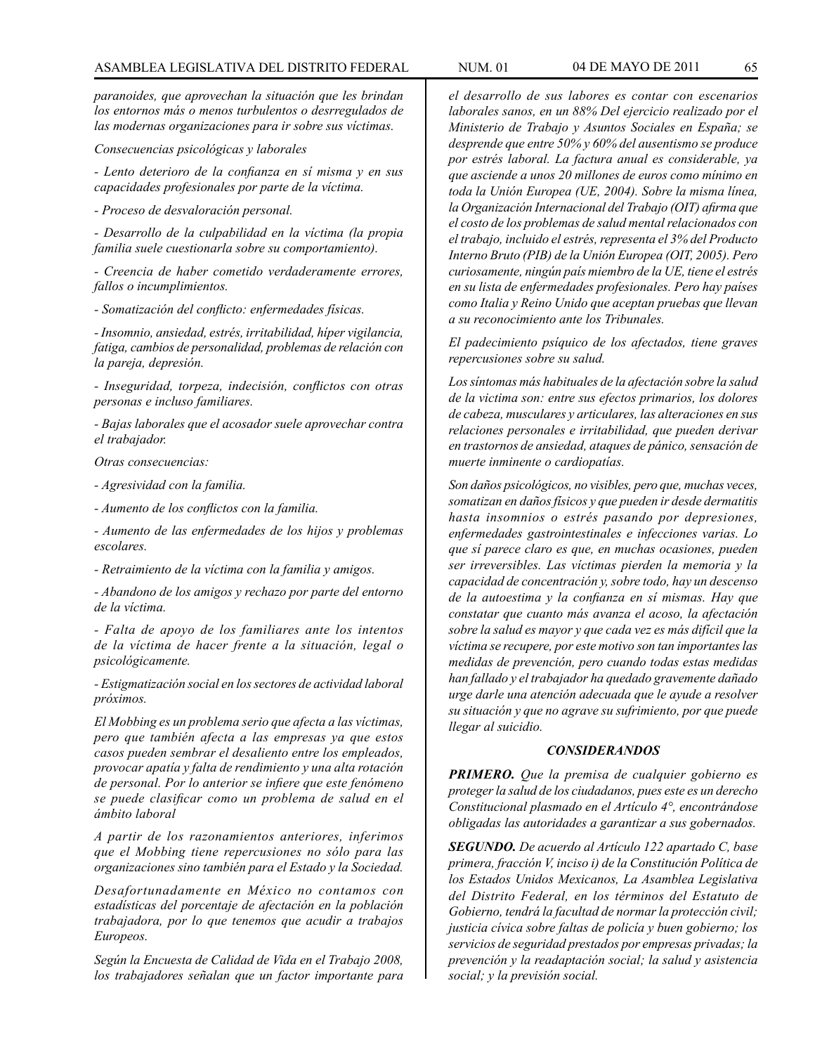*paranoides, que aprovechan la situación que les brindan los entornos más o menos turbulentos o desrregulados de las modernas organizaciones para ir sobre sus víctimas.*

*Consecuencias psicológicas y laborales*

*- Lento deterioro de la confianza en sí misma y en sus capacidades profesionales por parte de la víctima.*

*- Proceso de desvaloración personal.*

*- Desarrollo de la culpabilidad en la víctima (la propia familia suele cuestionarla sobre su comportamiento).*

*- Creencia de haber cometido verdaderamente errores, fallos o incumplimientos.*

*- Somatización del conflicto: enfermedades físicas.*

*- Insomnio, ansiedad, estrés, irritabilidad, híper vigilancia, fatiga, cambios de personalidad, problemas de relación con la pareja, depresión.*

*- Inseguridad, torpeza, indecisión, conflictos con otras personas e incluso familiares.*

*- Bajas laborales que el acosador suele aprovechar contra el trabajador.*

*Otras consecuencias:*

*- Agresividad con la familia.*

*- Aumento de los conflictos con la familia.*

*- Aumento de las enfermedades de los hijos y problemas escolares.*

*- Retraimiento de la víctima con la familia y amigos.*

*- Abandono de los amigos y rechazo por parte del entorno de la víctima.*

*- Falta de apoyo de los familiares ante los intentos de la víctima de hacer frente a la situación, legal o psicológicamente.*

*- Estigmatización social en los sectores de actividad laboral próximos.*

*El Mobbing es un problema serio que afecta a las víctimas, pero que también afecta a las empresas ya que estos casos pueden sembrar el desaliento entre los empleados, provocar apatía y falta de rendimiento y una alta rotación de personal. Por lo anterior se infiere que este fenómeno se puede clasificar como un problema de salud en el ámbito laboral*

*A partir de los razonamientos anteriores, inferimos que el Mobbing tiene repercusiones no sólo para las organizaciones sino también para el Estado y la Sociedad.*

*Desafortunadamente en México no contamos con estadísticas del porcentaje de afectación en la población trabajadora, por lo que tenemos que acudir a trabajos Europeos.*

*Según la Encuesta de Calidad de Vida en el Trabajo 2008, los trabajadores señalan que un factor importante para el desarrollo de sus labores es contar con escenarios laborales sanos, en un 88% Del ejercicio realizado por el Ministerio de Trabajo y Asuntos Sociales en España; se desprende que entre 50% y 60% del ausentismo se produce por estrés laboral. La factura anual es considerable, ya que asciende a unos 20 millones de euros como mínimo en toda la Unión Europea (UE, 2004). Sobre la misma línea, la Organización Internacional del Trabajo (OIT) afirma que el costo de los problemas de salud mental relacionados con el trabajo, incluido el estrés, representa el 3% del Producto Interno Bruto (PIB) de la Unión Europea (OIT, 2005). Pero curiosamente, ningún país miembro de la UE, tiene el estrés en su lista de enfermedades profesionales. Pero hay países como Italia y Reino Unido que aceptan pruebas que llevan a su reconocimiento ante los Tribunales.*

*El padecimiento psíquico de los afectados, tiene graves repercusiones sobre su salud.*

*Los síntomas más habituales de la afectación sobre la salud de la victima son: entre sus efectos primarios, los dolores de cabeza, musculares y articulares, las alteraciones en sus relaciones personales e irritabilidad, que pueden derivar en trastornos de ansiedad, ataques de pánico, sensación de muerte inminente o cardiopatías.*

*Son daños psicológicos, no visibles, pero que, muchas veces, somatizan en daños físicos y que pueden ir desde dermatitis hasta insomnios o estrés pasando por depresiones, enfermedades gastrointestinales e infecciones varias. Lo que sí parece claro es que, en muchas ocasiones, pueden ser irreversibles. Las víctimas pierden la memoria y la capacidad de concentración y, sobre todo, hay un descenso de la autoestima y la confianza en sí mismas. Hay que constatar que cuanto más avanza el acoso, la afectación sobre la salud es mayor y que cada vez es más difícil que la víctima se recupere, por este motivo son tan importantes las medidas de prevención, pero cuando todas estas medidas han fallado y el trabajador ha quedado gravemente dañado urge darle una atención adecuada que le ayude a resolver su situación y que no agrave su sufrimiento, por que puede llegar al suicidio.*

### *CONSIDERANDOS*

***PRIMERO.** Que la premisa de cualquier gobierno es proteger la salud de los ciudadanos, pues este es un derecho Constitucional plasmado en el Artículo 4°, encontrándose obligadas las autoridades a garantizar a sus gobernados.*

***SEGUNDO.** De acuerdo al Artículo 122 apartado C, base primera, fracción V, inciso i) de la Constitución Política de los Estados Unidos Mexicanos, La Asamblea Legislativa del Distrito Federal, en los términos del Estatuto de Gobierno, tendrá la facultad de normar la protección civil; justicia cívica sobre faltas de policía y buen gobierno; los servicios de seguridad prestados por empresas privadas; la prevención y la readaptación social; la salud y asistencia social; y la previsión social.*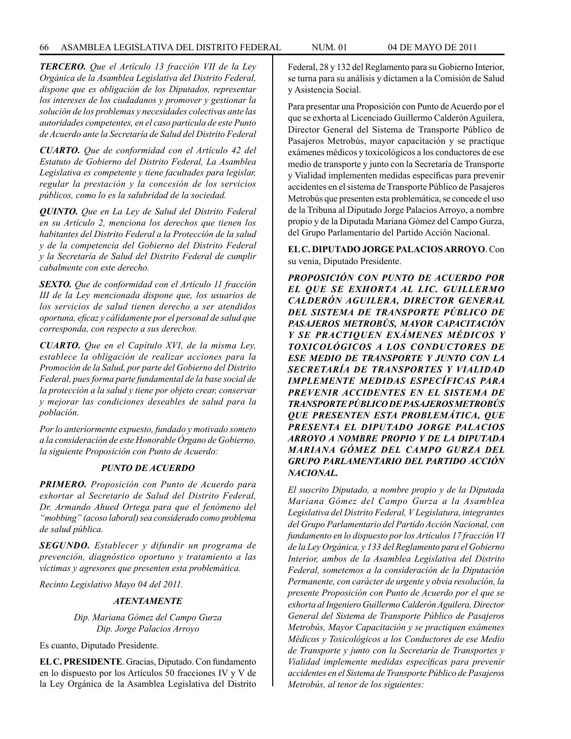***TERCERO.** Que el Artículo 13 fracción VII de la Ley Orgánica de la Asamblea Legislativa del Distrito Federal, dispone que es obligación de los Diputados, representar los intereses de los ciudadanos y promover y gestionar la solución de los problemas y necesidades colectivas ante las autoridades competentes, en el caso partícula de este Punto de Acuerdo ante la Secretaría de Salud del Distrito Federal*

***CUARTO.** Que de conformidad con el Artículo 42 del Estatuto de Gobierno del Distrito Federal, La Asamblea Legislativa es competente y tiene facultades para legislar, regular la prestación y la concesión de los servicios públicos, como lo es la salubridad de la sociedad.*

***QUINTO.** Que en La Ley de Salud del Distrito Federal en su Artículo 2, menciona los derechos que tienen los habitantes del Distrito Federal a la Protección de la salud y de la competencia del Gobierno del Distrito Federal y la Secretaría de Salud del Distrito Federal de cumplir cabalmente con este derecho.*

***SEXTO.** Que de conformidad con el Artículo 11 fracción III de la Ley mencionada dispone que, los usuarios de los servicios de salud tienen derecho a ser atendidos oportuna, eficaz y cálidamente por el personal de salud que corresponda, con respecto a sus derechos.*

***CUARTO.** Que en el Capítulo XVI, de la misma Ley, establece la obligación de realizar acciones para la Promoción de la Salud, por parte del Gobierno del Distrito Federal, pues forma parte fundamental de la base social de la protección a la salud y tiene por objeto crear, conservar y mejorar las condiciones deseables de salud para la población.*

*Por lo anteriormente expuesto, fundado y motivado someto a la consideración de este Honorable Órgano de Gobierno, la siguiente Proposición con Punto de Acuerdo:*

***PUNTO DE ACUERDO***

***PRIMERO.** Proposición con Punto de Acuerdo para exhortar al Secretario de Salud del Distrito Federal, Dr. Armando Ahued Ortega para que el fenómeno del "mobbing" (acoso laboral) sea considerado como problema de salud pública.*

***SEGUNDO.** Establecer y difundir un programa de prevención, diagnóstico oportuno y tratamiento a las víctimas y agresores que presenten esta problemática.*

*Recinto Legislativo Mayo 04 del 2011.*

***ATENTAMENTE***

*Dip. Mariana Gómez del Campo Gurza*
*Dip. Jorge Palacios Arroyo*

Es cuanto, Diputado Presidente.

**EL C. PRESIDENTE**. Gracias, Diputado. Con fundamento en lo dispuesto por los Artículos 50 fracciones IV y V de la Ley Orgánica de la Asamblea Legislativa del Distrito Federal, 28 y 132 del Reglamento para su Gobierno Interior, se turna para su análisis y dictamen a la Comisión de Salud y Asistencia Social.

Para presentar una Proposición con Punto de Acuerdo por el que se exhorta al Licenciado Guillermo Calderón Aguilera, Director General del Sistema de Transporte Público de Pasajeros Metrobús, mayor capacitación y se practique exámenes médicos y toxicológicos a los conductores de ese medio de transporte y junto con la Secretaría de Transporte y Vialidad implementen medidas específicas para prevenir accidentes en el sistema de Transporte Público de Pasajeros Metrobús que presenten esta problemática, se concede el uso de la Tribuna al Diputado Jorge Palacios Arroyo, a nombre propio y de la Diputada Mariana Gómez del Campo Gurza, del Grupo Parlamentario del Partido Acción Nacional.

**EL C. DIPUTADO JORGE PALACIOS ARROYO**. Con su venia, Diputado Presidente.

***PROPOSICIÓN CON PUNTO DE ACUERDO POR EL QUE SE EXHORTA AL LIC. GUILLERMO CALDERÓN AGUILERA, DIRECTOR GENERAL DEL SISTEMA DE TRANSPORTE PÚBLICO DE PASAJEROS METROBÚS, MAYOR CAPACITACIÓN Y SE PRACTIQUEN EXÁMENES MÉDICOS Y TOXICOLÓGICOS A LOS CONDUCTORES DE ESE MEDIO DE TRANSPORTE Y JUNTO CON LA SECRETARÍA DE TRANSPORTES Y VIALIDAD IMPLEMENTE MEDIDAS ESPECÍFICAS PARA PREVENIR ACCIDENTES EN EL SISTEMA DE TRANSPORTE PÚBLICO DE PASAJEROS METROBÚS QUE PRESENTEN ESTA PROBLEMÁTICA, QUE PRESENTA EL DIPUTADO JORGE PALACIOS ARROYO A NOMBRE PROPIO Y DE LA DIPUTADA MARIANA GÓMEZ DEL CAMPO GURZA DEL GRUPO PARLAMENTARIO DEL PARTIDO ACCIÓN NACIONAL.***

*El suscrito Diputado, a nombre propio y de la Diputada Mariana Gómez del Campo Gurza a la Asamblea Legislativa del Distrito Federal, V Legislatura, integrantes del Grupo Parlamentario del Partido Acción Nacional, con fundamento en lo dispuesto por los Artículos 17 fracción VI de la Ley Orgánica, y 133 del Reglamento para el Gobierno Interior, ambos de la Asamblea Legislativa del Distrito Federal, sometemos a la consideración de la Diputación Permanente, con carácter de urgente y obvia resolución, la presente Proposición con Punto de Acuerdo por el que se exhorta al Ingeniero Guillermo Calderón Aguilera, Director General del Sistema de Transporte Público de Pasajeros Metrobús, Mayor Capacitación y se practiquen exámenes Médicos y Toxicológicos a los Conductores de ese Medio de Transporte y junto con la Secretaría de Transportes y Vialidad implemente medidas específicas para prevenir accidentes en el Sistema de Transporte Público de Pasajeros Metrobús, al tenor de los siguientes:*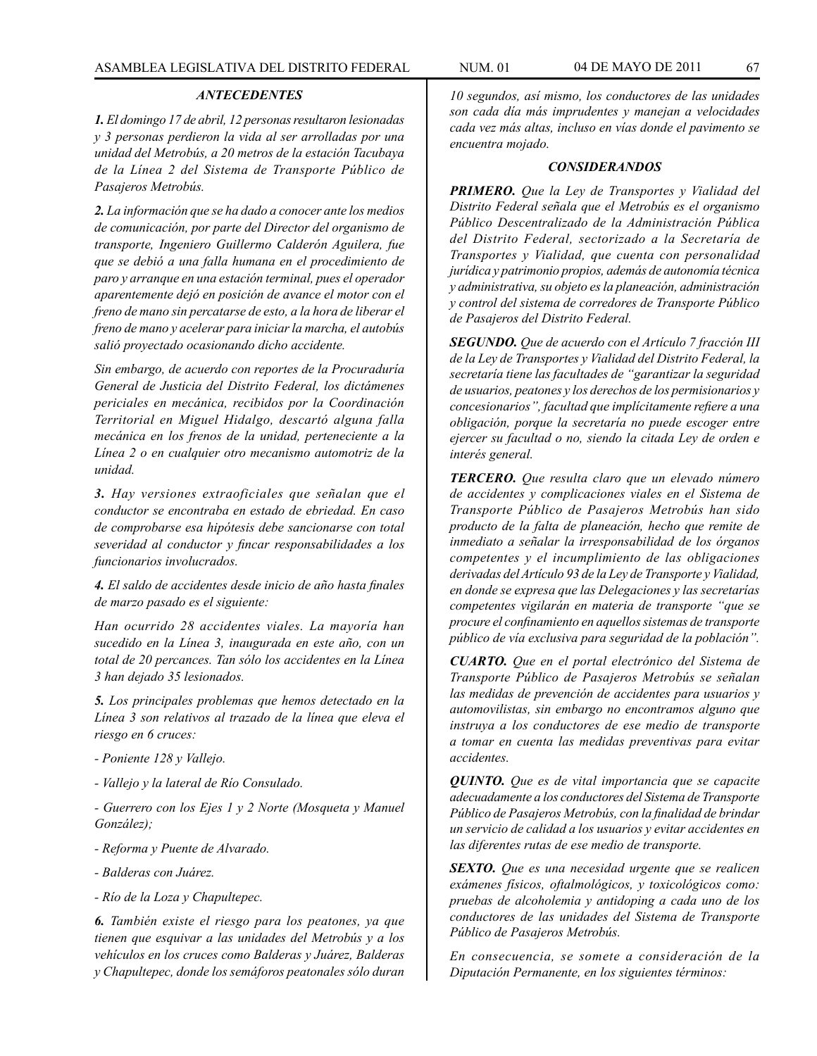***ANTECEDENTES***

***1.*** *El domingo 17 de abril, 12 personas resultaron lesionadas y 3 personas perdieron la vida al ser arrolladas por una unidad del Metrobús, a 20 metros de la estación Tacubaya de la Línea 2 del Sistema de Transporte Público de Pasajeros Metrobús.*

***2.*** *La información que se ha dado a conocer ante los medios de comunicación, por parte del Director del organismo de transporte, Ingeniero Guillermo Calderón Aguilera, fue que se debió a una falla humana en el procedimiento de paro y arranque en una estación terminal, pues el operador aparentemente dejó en posición de avance el motor con el freno de mano sin percatarse de esto, a la hora de liberar el freno de mano y acelerar para iniciar la marcha, el autobús salió proyectado ocasionando dicho accidente.*

*Sin embargo, de acuerdo con reportes de la Procuraduría General de Justicia del Distrito Federal, los dictámenes periciales en mecánica, recibidos por la Coordinación Territorial en Miguel Hidalgo, descartó alguna falla mecánica en los frenos de la unidad, perteneciente a la Línea 2 o en cualquier otro mecanismo automotriz de la unidad.*

***3.*** *Hay versiones extraoficiales que señalan que el conductor se encontraba en estado de ebriedad. En caso de comprobarse esa hipótesis debe sancionarse con total severidad al conductor y fincar responsabilidades a los funcionarios involucrados.*

***4.*** *El saldo de accidentes desde inicio de año hasta finales de marzo pasado es el siguiente:*

*Han ocurrido 28 accidentes viales. La mayoría han sucedido en la Línea 3, inaugurada en este año, con un total de 20 percances. Tan sólo los accidentes en la Línea 3 han dejado 35 lesionados.*

***5.*** *Los principales problemas que hemos detectado en la Línea 3 son relativos al trazado de la línea que eleva el riesgo en 6 cruces:*

- *Poniente 128 y Vallejo.*
- *Vallejo y la lateral de Río Consulado.*
- *Guerrero con los Ejes 1 y 2 Norte (Mosqueta y Manuel González);*
- *Reforma y Puente de Alvarado.*
- *Balderas con Juárez.*
- *Río de la Loza y Chapultepec.*

***6.*** *También existe el riesgo para los peatones, ya que tienen que esquivar a las unidades del Metrobús y a los vehículos en los cruces como Balderas y Juárez, Balderas y Chapultepec, donde los semáforos peatonales sólo duran 10 segundos, así mismo, los conductores de las unidades son cada día más imprudentes y manejan a velocidades cada vez más altas, incluso en vías donde el pavimento se encuentra mojado.*

***CONSIDERANDOS***

***PRIMERO.*** *Que la Ley de Transportes y Vialidad del Distrito Federal señala que el Metrobús es el organismo Público Descentralizado de la Administración Pública del Distrito Federal, sectorizado a la Secretaría de Transportes y Vialidad, que cuenta con personalidad jurídica y patrimonio propios, además de autonomía técnica y administrativa, su objeto es la planeación, administración y control del sistema de corredores de Transporte Público de Pasajeros del Distrito Federal.*

***SEGUNDO.*** *Que de acuerdo con el Artículo 7 fracción III de la Ley de Transportes y Vialidad del Distrito Federal, la secretaría tiene las facultades de "garantizar la seguridad de usuarios, peatones y los derechos de los permisionarios y concesionarios", facultad que implícitamente refiere a una obligación, porque la secretaría no puede escoger entre ejercer su facultad o no, siendo la citada Ley de orden e interés general.*

***TERCERO.*** *Que resulta claro que un elevado número de accidentes y complicaciones viales en el Sistema de Transporte Público de Pasajeros Metrobús han sido producto de la falta de planeación, hecho que remite de inmediato a señalar la irresponsabilidad de los órganos competentes y el incumplimiento de las obligaciones derivadas del Artículo 93 de la Ley de Transporte y Vialidad, en donde se expresa que las Delegaciones y las secretarías competentes vigilarán en materia de transporte "que se procure el confinamiento en aquellos sistemas de transporte público de vía exclusiva para seguridad de la población".*

***CUARTO.*** *Que en el portal electrónico del Sistema de Transporte Público de Pasajeros Metrobús se señalan las medidas de prevención de accidentes para usuarios y automovilistas, sin embargo no encontramos alguno que instruya a los conductores de ese medio de transporte a tomar en cuenta las medidas preventivas para evitar accidentes.*

***QUINTO.*** *Que es de vital importancia que se capacite adecuadamente a los conductores del Sistema de Transporte Público de Pasajeros Metrobús, con la finalidad de brindar un servicio de calidad a los usuarios y evitar accidentes en las diferentes rutas de ese medio de transporte.*

***SEXTO.*** *Que es una necesidad urgente que se realicen exámenes físicos, oftalmológicos, y toxicológicos como: pruebas de alcoholemia y antidoping a cada uno de los conductores de las unidades del Sistema de Transporte Público de Pasajeros Metrobús.*

*En consecuencia, se somete a consideración de la Diputación Permanente, en los siguientes términos:*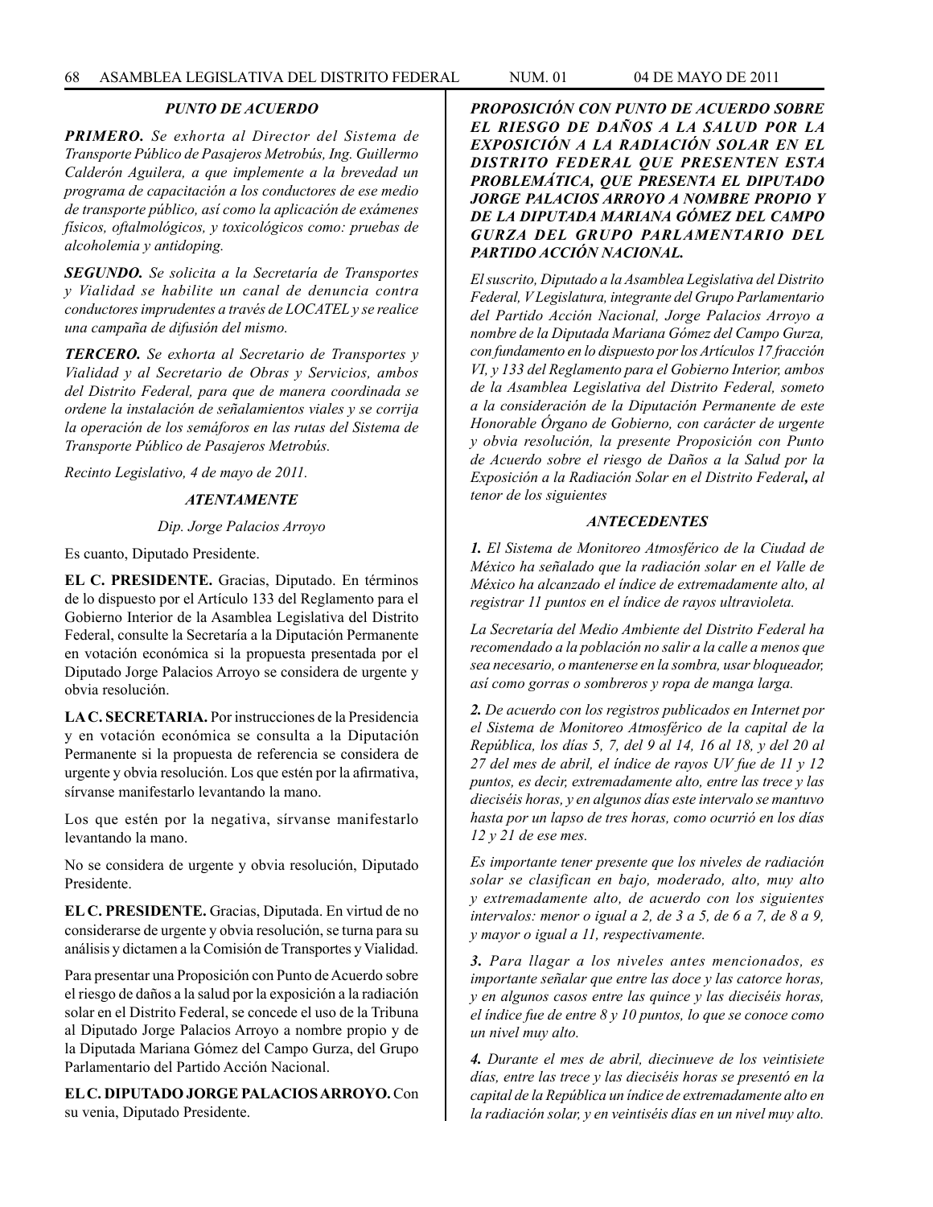### *PUNTO DE ACUERDO*

***PRIMERO.*** *Se exhorta al Director del Sistema de Transporte Público de Pasajeros Metrobús, Ing. Guillermo Calderón Aguilera, a que implemente a la brevedad un programa de capacitación a los conductores de ese medio de transporte público, así como la aplicación de exámenes físicos, oftalmológicos, y toxicológicos como: pruebas de alcoholemia y antidoping.*

***SEGUNDO.*** *Se solicita a la Secretaría de Transportes y Vialidad se habilite un canal de denuncia contra conductores imprudentes a través de LOCATEL y se realice una campaña de difusión del mismo.*

***TERCERO.*** *Se exhorta al Secretario de Transportes y Vialidad y al Secretario de Obras y Servicios, ambos del Distrito Federal, para que de manera coordinada se ordene la instalación de señalamientos viales y se corrija la operación de los semáforos en las rutas del Sistema de Transporte Público de Pasajeros Metrobús.*

*Recinto Legislativo, 4 de mayo de 2011.*

***ATENTAMENTE***

*Dip. Jorge Palacios Arroyo*

Es cuanto, Diputado Presidente.

**EL C. PRESIDENTE.** Gracias, Diputado. En términos de lo dispuesto por el Artículo 133 del Reglamento para el Gobierno Interior de la Asamblea Legislativa del Distrito Federal, consulte la Secretaría a la Diputación Permanente en votación económica si la propuesta presentada por el Diputado Jorge Palacios Arroyo se considera de urgente y obvia resolución.

**LA C. SECRETARIA.** Por instrucciones de la Presidencia y en votación económica se consulta a la Diputación Permanente si la propuesta de referencia se considera de urgente y obvia resolución. Los que estén por la afirmativa, sírvanse manifestarlo levantando la mano.

Los que estén por la negativa, sírvanse manifestarlo levantando la mano.

No se considera de urgente y obvia resolución, Diputado Presidente.

**EL C. PRESIDENTE.** Gracias, Diputada. En virtud de no considerarse de urgente y obvia resolución, se turna para su análisis y dictamen a la Comisión de Transportes y Vialidad.

Para presentar una Proposición con Punto de Acuerdo sobre el riesgo de daños a la salud por la exposición a la radiación solar en el Distrito Federal, se concede el uso de la Tribuna al Diputado Jorge Palacios Arroyo a nombre propio y de la Diputada Mariana Gómez del Campo Gurza, del Grupo Parlamentario del Partido Acción Nacional.

**EL C. DIPUTADO JORGE PALACIOS ARROYO.** Con su venia, Diputado Presidente.

***PROPOSICIÓN CON PUNTO DE ACUERDO SOBRE EL RIESGO DE DAÑOS A LA SALUD POR LA EXPOSICIÓN A LA RADIACIÓN SOLAR EN EL DISTRITO FEDERAL QUE PRESENTEN ESTA PROBLEMÁTICA, QUE PRESENTA EL DIPUTADO JORGE PALACIOS ARROYO A NOMBRE PROPIO Y DE LA DIPUTADA MARIANA GÓMEZ DEL CAMPO GURZA DEL GRUPO PARLAMENTARIO DEL PARTIDO ACCIÓN NACIONAL.***

*El suscrito, Diputado a la Asamblea Legislativa del Distrito Federal, V Legislatura, integrante del Grupo Parlamentario del Partido Acción Nacional, Jorge Palacios Arroyo a nombre de la Diputada Mariana Gómez del Campo Gurza, con fundamento en lo dispuesto por los Artículos 17 fracción VI, y 133 del Reglamento para el Gobierno Interior, ambos de la Asamblea Legislativa del Distrito Federal, someto a la consideración de la Diputación Permanente de este Honorable Órgano de Gobierno, con carácter de urgente y obvia resolución, la presente Proposición con Punto de Acuerdo sobre el riesgo de Daños a la Salud por la Exposición a la Radiación Solar en el Distrito Federal**,** al tenor de los siguientes*

***ANTECEDENTES***

***1.*** *El Sistema de Monitoreo Atmosférico de la Ciudad de México ha señalado que la radiación solar en el Valle de México ha alcanzado el índice de extremadamente alto, al registrar 11 puntos en el índice de rayos ultravioleta.*

*La Secretaría del Medio Ambiente del Distrito Federal ha recomendado a la población no salir a la calle a menos que sea necesario, o mantenerse en la sombra, usar bloqueador, así como gorras o sombreros y ropa de manga larga.*

***2.*** *De acuerdo con los registros publicados en Internet por el Sistema de Monitoreo Atmosférico de la capital de la República, los días 5, 7, del 9 al 14, 16 al 18, y del 20 al 27 del mes de abril, el índice de rayos UV fue de 11 y 12 puntos, es decir, extremadamente alto, entre las trece y las dieciséis horas, y en algunos días este intervalo se mantuvo hasta por un lapso de tres horas, como ocurrió en los días 12 y 21 de ese mes.*

*Es importante tener presente que los niveles de radiación solar se clasifican en bajo, moderado, alto, muy alto y extremadamente alto, de acuerdo con los siguientes intervalos: menor o igual a 2, de 3 a 5, de 6 a 7, de 8 a 9, y mayor o igual a 11, respectivamente.*

***3.*** *Para llagar a los niveles antes mencionados, es importante señalar que entre las doce y las catorce horas, y en algunos casos entre las quince y las dieciséis horas, el índice fue de entre 8 y 10 puntos, lo que se conoce como un nivel muy alto.*

***4.*** *Durante el mes de abril, diecinueve de los veintisiete días, entre las trece y las dieciséis horas se presentó en la capital de la República un índice de extremadamente alto en la radiación solar, y en veintiséis días en un nivel muy alto.*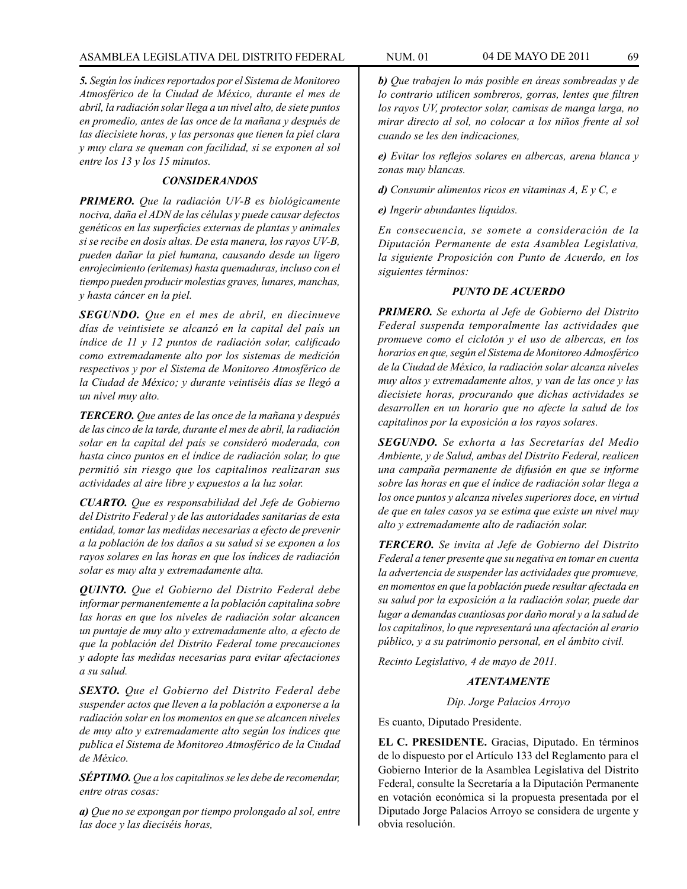***5.*** *Según los índices reportados por el Sistema de Monitoreo Atmosférico de la Ciudad de México, durante el mes de abril, la radiación solar llega a un nivel alto, de siete puntos en promedio, antes de las once de la mañana y después de las diecisiete horas, y las personas que tienen la piel clara y muy clara se queman con facilidad, si se exponen al sol entre los 13 y los 15 minutos.*

### *CONSIDERANDOS*

***PRIMERO.*** *Que la radiación UV-B es biológicamente nociva, daña el ADN de las células y puede causar defectos genéticos en las superficies externas de plantas y animales si se recibe en dosis altas. De esta manera, los rayos UV-B, pueden dañar la piel humana, causando desde un ligero enrojecimiento (eritemas) hasta quemaduras, incluso con el tiempo pueden producir molestias graves, lunares, manchas, y hasta cáncer en la piel.*

***SEGUNDO.*** *Que en el mes de abril, en diecinueve días de veintisiete se alcanzó en la capital del país un índice de 11 y 12 puntos de radiación solar, calificado como extremadamente alto por los sistemas de medición respectivos y por el Sistema de Monitoreo Atmosférico de la Ciudad de México; y durante veintiséis días se llegó a un nivel muy alto.*

***TERCERO.*** *Que antes de las once de la mañana y después de las cinco de la tarde, durante el mes de abril, la radiación solar en la capital del país se consideró moderada, con hasta cinco puntos en el índice de radiación solar, lo que permitió sin riesgo que los capitalinos realizaran sus actividades al aire libre y expuestos a la luz solar.*

***CUARTO.*** *Que es responsabilidad del Jefe de Gobierno del Distrito Federal y de las autoridades sanitarias de esta entidad, tomar las medidas necesarias a efecto de prevenir a la población de los daños a su salud si se exponen a los rayos solares en las horas en que los índices de radiación solar es muy alta y extremadamente alta.*

***QUINTO.*** *Que el Gobierno del Distrito Federal debe informar permanentemente a la población capitalina sobre las horas en que los niveles de radiación solar alcancen un puntaje de muy alto y extremadamente alto, a efecto de que la población del Distrito Federal tome precauciones y adopte las medidas necesarias para evitar afectaciones a su salud.*

***SEXTO.*** *Que el Gobierno del Distrito Federal debe suspender actos que lleven a la población a exponerse a la radiación solar en los momentos en que se alcancen niveles de muy alto y extremadamente alto según los índices que publica el Sistema de Monitoreo Atmosférico de la Ciudad de México.*

***SÉPTIMO.*** *Que a los capitalinos se les debe de recomendar, entre otras cosas:*

***a)*** *Que no se expongan por tiempo prolongado al sol, entre las doce y las dieciséis horas,*

***b)*** *Que trabajen lo más posible en áreas sombreadas y de lo contrario utilicen sombreros, gorras, lentes que filtren los rayos UV, protector solar, camisas de manga larga, no mirar directo al sol, no colocar a los niños frente al sol cuando se les den indicaciones,*

***e)*** *Evitar los reflejos solares en albercas, arena blanca y zonas muy blancas.*

***d)*** *Consumir alimentos ricos en vitaminas A, E y C, e*

***e)*** *Ingerir abundantes líquidos.*

*En consecuencia, se somete a consideración de la Diputación Permanente de esta Asamblea Legislativa, la siguiente Proposición con Punto de Acuerdo, en los siguientes términos:*

### *PUNTO DE ACUERDO*

***PRIMERO.*** *Se exhorta al Jefe de Gobierno del Distrito Federal suspenda temporalmente las actividades que promueve como el ciclotón y el uso de albercas, en los horarios en que, según el Sistema de Monitoreo Admosférico de la Ciudad de México, la radiación solar alcanza niveles muy altos y extremadamente altos, y van de las once y las diecisiete horas, procurando que dichas actividades se desarrollen en un horario que no afecte la salud de los capitalinos por la exposición a los rayos solares.*

***SEGUNDO.*** *Se exhorta a las Secretarías del Medio Ambiente, y de Salud, ambas del Distrito Federal, realicen una campaña permanente de difusión en que se informe sobre las horas en que el índice de radiación solar llega a los once puntos y alcanza niveles superiores doce, en virtud de que en tales casos ya se estima que existe un nivel muy alto y extremadamente alto de radiación solar.*

***TERCERO.*** *Se invita al Jefe de Gobierno del Distrito Federal a tener presente que su negativa en tomar en cuenta la advertencia de suspender las actividades que promueve, en momentos en que la población puede resultar afectada en su salud por la exposición a la radiación solar, puede dar lugar a demandas cuantiosas por daño moral y a la salud de los capitalinos, lo que representará una afectación al erario público, y a su patrimonio personal, en el ámbito civil.*

*Recinto Legislativo, 4 de mayo de 2011.*

***ATENTAMENTE***

*Dip. Jorge Palacios Arroyo*

Es cuanto, Diputado Presidente.

**EL C. PRESIDENTE.** Gracias, Diputado. En términos de lo dispuesto por el Artículo 133 del Reglamento para el Gobierno Interior de la Asamblea Legislativa del Distrito Federal, consulte la Secretaría a la Diputación Permanente en votación económica si la propuesta presentada por el Diputado Jorge Palacios Arroyo se considera de urgente y obvia resolución.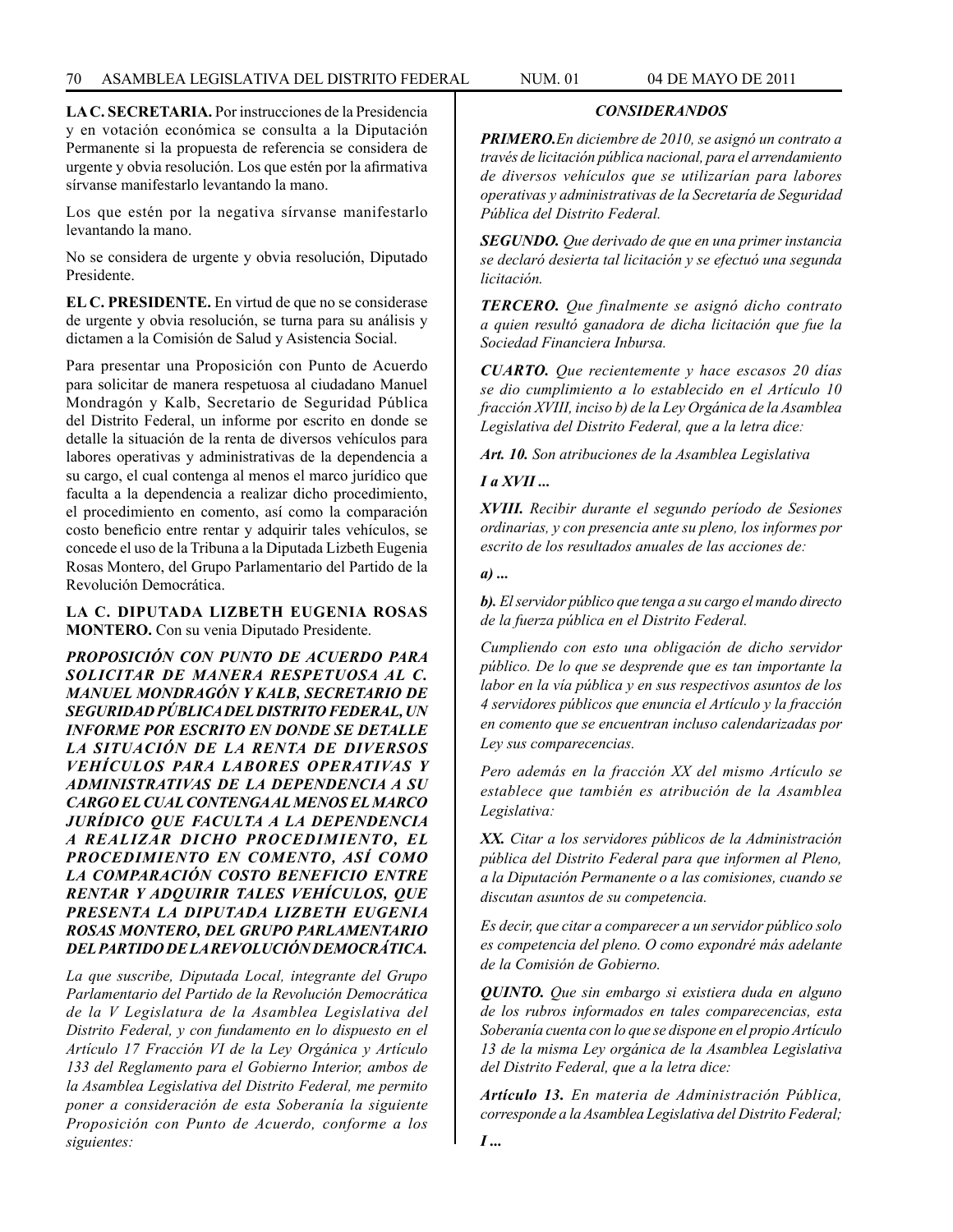**LA C. SECRETARIA.** Por instrucciones de la Presidencia y en votación económica se consulta a la Diputación Permanente si la propuesta de referencia se considera de urgente y obvia resolución. Los que estén por la afirmativa sírvanse manifestarlo levantando la mano.

Los que estén por la negativa sírvanse manifestarlo levantando la mano.

No se considera de urgente y obvia resolución, Diputado Presidente.

**EL C. PRESIDENTE.** En virtud de que no se considerase de urgente y obvia resolución, se turna para su análisis y dictamen a la Comisión de Salud y Asistencia Social.

Para presentar una Proposición con Punto de Acuerdo para solicitar de manera respetuosa al ciudadano Manuel Mondragón y Kalb, Secretario de Seguridad Pública del Distrito Federal, un informe por escrito en donde se detalle la situación de la renta de diversos vehículos para labores operativas y administrativas de la dependencia a su cargo, el cual contenga al menos el marco jurídico que faculta a la dependencia a realizar dicho procedimiento, el procedimiento en comento, así como la comparación costo beneficio entre rentar y adquirir tales vehículos, se concede el uso de la Tribuna a la Diputada Lizbeth Eugenia Rosas Montero, del Grupo Parlamentario del Partido de la Revolución Democrática.

**LA C. DIPUTADA LIZBETH EUGENIA ROSAS MONTERO.** Con su venia Diputado Presidente.

***PROPOSICIÓN CON PUNTO DE ACUERDO PARA SOLICITAR DE MANERA RESPETUOSA AL C. MANUEL MONDRAGÓN Y KALB, SECRETARIO DE SEGURIDAD PÚBLICA DEL DISTRITO FEDERAL, UN INFORME POR ESCRITO EN DONDE SE DETALLE LA SITUACIÓN DE LA RENTA DE DIVERSOS VEHÍCULOS PARA LABORES OPERATIVAS Y ADMINISTRATIVAS DE LA DEPENDENCIA A SU CARGO EL CUAL CONTENGA AL MENOS EL MARCO JURÍDICO QUE FACULTA A LA DEPENDENCIA A REALIZAR DICHO PROCEDIMIENTO, EL PROCEDIMIENTO EN COMENTO, ASÍ COMO LA COMPARACIÓN COSTO BENEFICIO ENTRE RENTAR Y ADQUIRIR TALES VEHÍCULOS, QUE PRESENTA LA DIPUTADA LIZBETH EUGENIA ROSAS MONTERO, DEL GRUPO PARLAMENTARIO DEL PARTIDO DE LA REVOLUCIÓN DEMOCRÁTICA.***

*La que suscribe, Diputada Local, integrante del Grupo Parlamentario del Partido de la Revolución Democrática de la V Legislatura de la Asamblea Legislativa del Distrito Federal, y con fundamento en lo dispuesto en el Artículo 17 Fracción VI de la Ley Orgánica y Artículo 133 del Reglamento para el Gobierno Interior, ambos de la Asamblea Legislativa del Distrito Federal, me permito poner a consideración de esta Soberanía la siguiente Proposición con Punto de Acuerdo, conforme a los siguientes:*

***CONSIDERANDOS***

***PRIMERO.*** *En diciembre de 2010, se asignó un contrato a través de licitación pública nacional, para el arrendamiento de diversos vehículos que se utilizarían para labores operativas y administrativas de la Secretaría de Seguridad Pública del Distrito Federal.*

***SEGUNDO.*** *Que derivado de que en una primer instancia se declaró desierta tal licitación y se efectuó una segunda licitación.*

***TERCERO.*** *Que finalmente se asignó dicho contrato a quien resultó ganadora de dicha licitación que fue la Sociedad Financiera Inbursa.*

***CUARTO.*** *Que recientemente y hace escasos 20 días se dio cumplimiento a lo establecido en el Artículo 10 fracción XVIII, inciso b) de la Ley Orgánica de la Asamblea Legislativa del Distrito Federal, que a la letra dice:*

*Art. 10. Son atribuciones de la Asamblea Legislativa*

***I a XVII ...***

***XVIII.*** *Recibir durante el segundo período de Sesiones ordinarias, y con presencia ante su pleno, los informes por escrito de los resultados anuales de las acciones de:*

***a) ...***

***b).*** *El servidor público que tenga a su cargo el mando directo de la fuerza pública en el Distrito Federal.*

*Cumpliendo con esto una obligación de dicho servidor público. De lo que se desprende que es tan importante la labor en la vía pública y en sus respectivos asuntos de los 4 servidores públicos que enuncia el Artículo y la fracción en comento que se encuentran incluso calendarizadas por Ley sus comparecencias.*

*Pero además en la fracción XX del mismo Artículo se establece que también es atribución de la Asamblea Legislativa:*

***XX.*** *Citar a los servidores públicos de la Administración pública del Distrito Federal para que informen al Pleno, a la Diputación Permanente o a las comisiones, cuando se discutan asuntos de su competencia.*

*Es decir, que citar a comparecer a un servidor público solo es competencia del pleno. O como expondré más adelante de la Comisión de Gobierno.*

***QUINTO.*** *Que sin embargo si existiera duda en alguno de los rubros informados en tales comparecencias, esta Soberanía cuenta con lo que se dispone en el propio Artículo 13 de la misma Ley orgánica de la Asamblea Legislativa del Distrito Federal, que a la letra dice:*

***Artículo 13.*** *En materia de Administración Pública, corresponde a la Asamblea Legislativa del Distrito Federal;*

***I ...***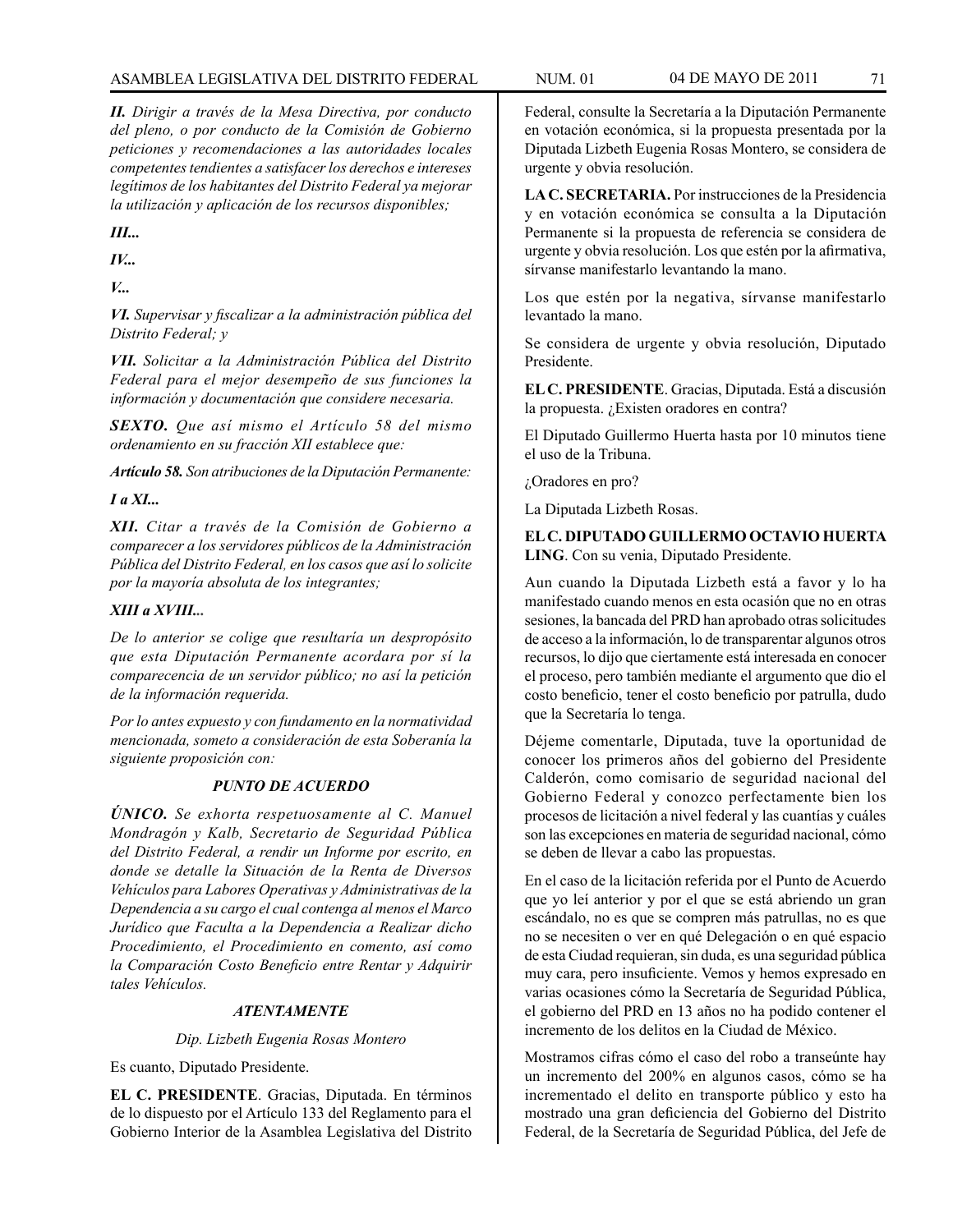*II. Dirigir a través de la Mesa Directiva, por conducto del pleno, o por conducto de la Comisión de Gobierno peticiones y recomendaciones a las autoridades locales competentes tendientes a satisfacer los derechos e intereses legítimos de los habitantes del Distrito Federal ya mejorar la utilización y aplicación de los recursos disponibles;*

***III...***

***IV...***

***V...***

***VI.** Supervisar y fiscalizar a la administración pública del Distrito Federal; y*

***VII.** Solicitar a la Administración Pública del Distrito Federal para el mejor desempeño de sus funciones la información y documentación que considere necesaria.*

***SEXTO.** Que así mismo el Artículo 58 del mismo ordenamiento en su fracción XII establece que:*

***Artículo 58.** Son atribuciones de la Diputación Permanente:*

***I a XI...***

***XII.** Citar a través de la Comisión de Gobierno a comparecer a los servidores públicos de la Administración Pública del Distrito Federal, en los casos que así lo solicite por la mayoría absoluta de los integrantes;*

***XIII a XVIII...***

*De lo anterior se colige que resultaría un despropósito que esta Diputación Permanente acordara por sí la comparecencia de un servidor público; no así la petición de la información requerida.*

*Por lo antes expuesto y con fundamento en la normatividad mencionada, someto a consideración de esta Soberanía la siguiente proposición con:*

***PUNTO DE ACUERDO***

***ÚNICO.** Se exhorta respetuosamente al C. Manuel Mondragón y Kalb, Secretario de Seguridad Pública del Distrito Federal, a rendir un Informe por escrito, en donde se detalle la Situación de la Renta de Diversos Vehículos para Labores Operativas y Administrativas de la Dependencia a su cargo el cual contenga al menos el Marco Jurídico que Faculta a la Dependencia a Realizar dicho Procedimiento, el Procedimiento en comento, así como la Comparación Costo Beneficio entre Rentar y Adquirir tales Vehículos.*

***ATENTAMENTE***

*Dip. Lizbeth Eugenia Rosas Montero*

Es cuanto, Diputado Presidente.

**EL C. PRESIDENTE**. Gracias, Diputada. En términos de lo dispuesto por el Artículo 133 del Reglamento para el Gobierno Interior de la Asamblea Legislativa del Distrito Federal, consulte la Secretaría a la Diputación Permanente en votación económica, si la propuesta presentada por la Diputada Lizbeth Eugenia Rosas Montero, se considera de urgente y obvia resolución.

**LA C. SECRETARIA.** Por instrucciones de la Presidencia y en votación económica se consulta a la Diputación Permanente si la propuesta de referencia se considera de urgente y obvia resolución. Los que estén por la afirmativa, sírvanse manifestarlo levantando la mano.

Los que estén por la negativa, sírvanse manifestarlo levantado la mano.

Se considera de urgente y obvia resolución, Diputado Presidente.

**EL C. PRESIDENTE**. Gracias, Diputada. Está a discusión la propuesta. ¿Existen oradores en contra?

El Diputado Guillermo Huerta hasta por 10 minutos tiene el uso de la Tribuna.

¿Oradores en pro?

La Diputada Lizbeth Rosas.

**EL C. DIPUTADO GUILLERMO OCTAVIO HUERTA LING**. Con su venia, Diputado Presidente.

Aun cuando la Diputada Lizbeth está a favor y lo ha manifestado cuando menos en esta ocasión que no en otras sesiones, la bancada del PRD han aprobado otras solicitudes de acceso a la información, lo de transparentar algunos otros recursos, lo dijo que ciertamente está interesada en conocer el proceso, pero también mediante el argumento que dio el costo beneficio, tener el costo beneficio por patrulla, dudo que la Secretaría lo tenga.

Déjeme comentarle, Diputada, tuve la oportunidad de conocer los primeros años del gobierno del Presidente Calderón, como comisario de seguridad nacional del Gobierno Federal y conozco perfectamente bien los procesos de licitación a nivel federal y las cuantías y cuáles son las excepciones en materia de seguridad nacional, cómo se deben de llevar a cabo las propuestas.

En el caso de la licitación referida por el Punto de Acuerdo que yo leí anterior y por el que se está abriendo un gran escándalo, no es que se compren más patrullas, no es que no se necesiten o ver en qué Delegación o en qué espacio de esta Ciudad requieran, sin duda, es una seguridad pública muy cara, pero insuficiente. Vemos y hemos expresado en varias ocasiones cómo la Secretaría de Seguridad Pública, el gobierno del PRD en 13 años no ha podido contener el incremento de los delitos en la Ciudad de México.

Mostramos cifras cómo el caso del robo a transeúnte hay un incremento del 200% en algunos casos, cómo se ha incrementado el delito en transporte público y esto ha mostrado una gran deficiencia del Gobierno del Distrito Federal, de la Secretaría de Seguridad Pública, del Jefe de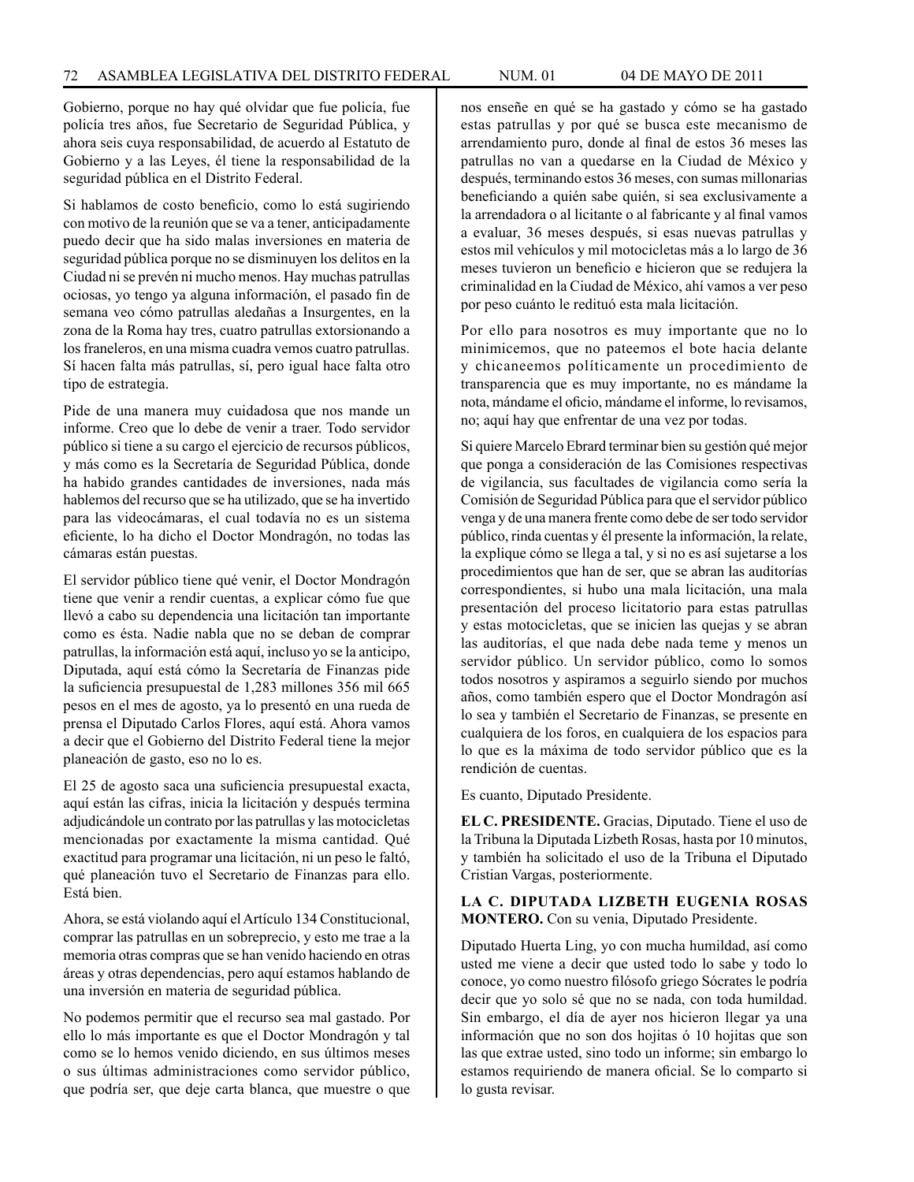Gobierno, porque no hay qué olvidar que fue policía, fue policía tres años, fue Secretario de Seguridad Pública, y ahora seis cuya responsabilidad, de acuerdo al Estatuto de Gobierno y a las Leyes, él tiene la responsabilidad de la seguridad pública en el Distrito Federal.

Si hablamos de costo beneficio, como lo está sugiriendo con motivo de la reunión que se va a tener, anticipadamente puedo decir que ha sido malas inversiones en materia de seguridad pública porque no se disminuyen los delitos en la Ciudad ni se prevén ni mucho menos. Hay muchas patrullas ociosas, yo tengo ya alguna información, el pasado fin de semana veo cómo patrullas aledañas a Insurgentes, en la zona de la Roma hay tres, cuatro patrullas extorsionando a los franeleros, en una misma cuadra vemos cuatro patrullas. Sí hacen falta más patrullas, sí, pero igual hace falta otro tipo de estrategia.

Pide de una manera muy cuidadosa que nos mande un informe. Creo que lo debe de venir a traer. Todo servidor público si tiene a su cargo el ejercicio de recursos públicos, y más como es la Secretaría de Seguridad Pública, donde ha habido grandes cantidades de inversiones, nada más hablemos del recurso que se ha utilizado, que se ha invertido para las videocámaras, el cual todavía no es un sistema eficiente, lo ha dicho el Doctor Mondragón, no todas las cámaras están puestas.

El servidor público tiene qué venir, el Doctor Mondragón tiene que venir a rendir cuentas, a explicar cómo fue que llevó a cabo su dependencia una licitación tan importante como es ésta. Nadie nabla que no se deban de comprar patrullas, la información está aquí, incluso yo se la anticipo, Diputada, aquí está cómo la Secretaría de Finanzas pide la suficiencia presupuestal de 1,283 millones 356 mil 665 pesos en el mes de agosto, ya lo presentó en una rueda de prensa el Diputado Carlos Flores, aquí está. Ahora vamos a decir que el Gobierno del Distrito Federal tiene la mejor planeación de gasto, eso no lo es.

El 25 de agosto saca una suficiencia presupuestal exacta, aquí están las cifras, inicia la licitación y después termina adjudicándole un contrato por las patrullas y las motocicletas mencionadas por exactamente la misma cantidad. Qué exactitud para programar una licitación, ni un peso le faltó, qué planeación tuvo el Secretario de Finanzas para ello. Está bien.

Ahora, se está violando aquí el Artículo 134 Constitucional, comprar las patrullas en un sobreprecio, y esto me trae a la memoria otras compras que se han venido haciendo en otras áreas y otras dependencias, pero aquí estamos hablando de una inversión en materia de seguridad pública.

No podemos permitir que el recurso sea mal gastado. Por ello lo más importante es que el Doctor Mondragón y tal como se lo hemos venido diciendo, en sus últimos meses o sus últimas administraciones como servidor público, que podría ser, que deje carta blanca, que muestre o que nos enseñe en qué se ha gastado y cómo se ha gastado estas patrullas y por qué se busca este mecanismo de arrendamiento puro, donde al final de estos 36 meses las patrullas no van a quedarse en la Ciudad de México y después, terminando estos 36 meses, con sumas millonarias beneficiando a quién sabe quién, si sea exclusivamente a la arrendadora o al licitante o al fabricante y al final vamos a evaluar, 36 meses después, si esas nuevas patrullas y estos mil vehículos y mil motocicletas más a lo largo de 36 meses tuvieron un beneficio e hicieron que se redujera la criminalidad en la Ciudad de México, ahí vamos a ver peso por peso cuánto le redituó esta mala licitación.

Por ello para nosotros es muy importante que no lo minimicemos, que no pateemos el bote hacia delante y chicaneemos políticamente un procedimiento de transparencia que es muy importante, no es mándame la nota, mándame el oficio, mándame el informe, lo revisamos, no; aquí hay que enfrentar de una vez por todas.

Si quiere Marcelo Ebrard terminar bien su gestión qué mejor que ponga a consideración de las Comisiones respectivas de vigilancia, sus facultades de vigilancia como sería la Comisión de Seguridad Pública para que el servidor público venga y de una manera frente como debe de ser todo servidor público, rinda cuentas y él presente la información, la relate, la explique cómo se llega a tal, y si no es así sujetarse a los procedimientos que han de ser, que se abran las auditorías correspondientes, si hubo una mala licitación, una mala presentación del proceso licitatorio para estas patrullas y estas motocicletas, que se inicien las quejas y se abran las auditorías, el que nada debe nada teme y menos un servidor público. Un servidor público, como lo somos todos nosotros y aspiramos a seguirlo siendo por muchos años, como también espero que el Doctor Mondragón así lo sea y también el Secretario de Finanzas, se presente en cualquiera de los foros, en cualquiera de los espacios para lo que es la máxima de todo servidor público que es la rendición de cuentas.

Es cuanto, Diputado Presidente.

**EL C. PRESIDENTE.** Gracias, Diputado. Tiene el uso de la Tribuna la Diputada Lizbeth Rosas, hasta por 10 minutos, y también ha solicitado el uso de la Tribuna el Diputado Cristian Vargas, posteriormente.

**LA C. DIPUTADA LIZBETH EUGENIA ROSAS MONTERO.** Con su venia, Diputado Presidente.

Diputado Huerta Ling, yo con mucha humildad, así como usted me viene a decir que usted todo lo sabe y todo lo conoce, yo como nuestro filósofo griego Sócrates le podría decir que yo solo sé que no se nada, con toda humildad. Sin embargo, el día de ayer nos hicieron llegar ya una información que no son dos hojitas ó 10 hojitas que son las que extrae usted, sino todo un informe; sin embargo lo estamos requiriendo de manera oficial. Se lo comparto si lo gusta revisar.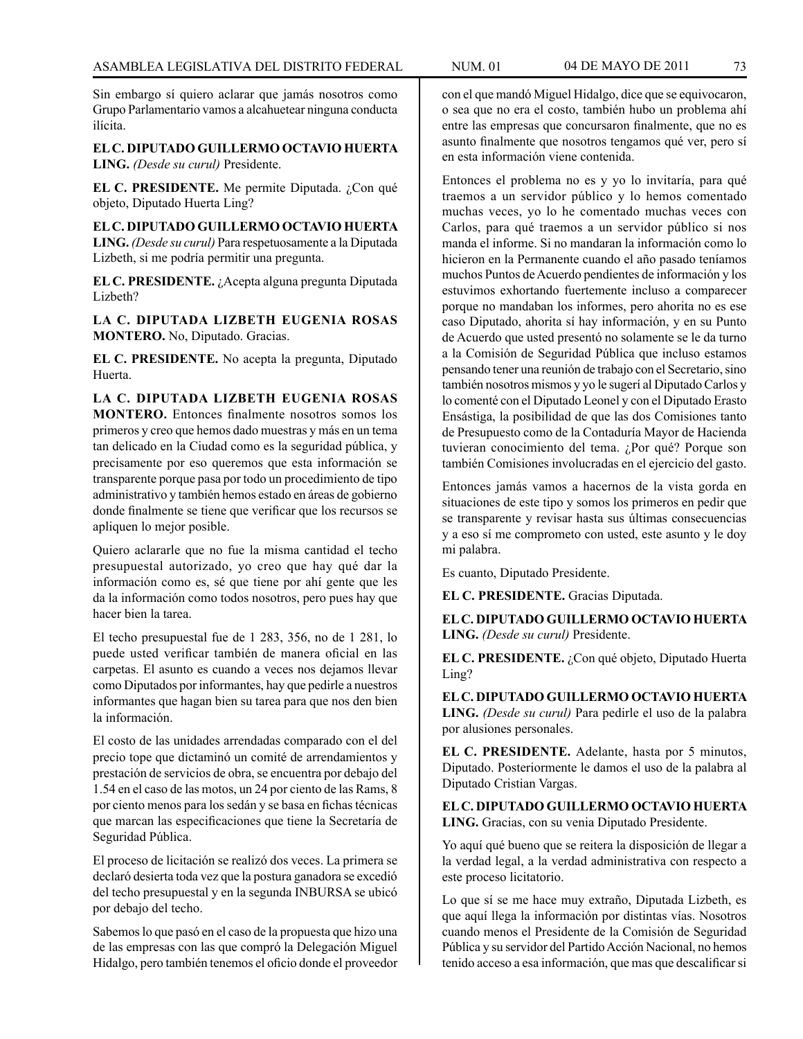Sin embargo sí quiero aclarar que jamás nosotros como Grupo Parlamentario vamos a alcahuetear ninguna conducta ilícita.

**EL C. DIPUTADO GUILLERMO OCTAVIO HUERTA LING.** *(Desde su curul)* Presidente.

**EL C. PRESIDENTE.** Me permite Diputada. ¿Con qué objeto, Diputado Huerta Ling?

**EL C. DIPUTADO GUILLERMO OCTAVIO HUERTA LING.** *(Desde su curul)* Para respetuosamente a la Diputada Lizbeth, si me podría permitir una pregunta.

**EL C. PRESIDENTE.** ¿Acepta alguna pregunta Diputada Lizbeth?

**LA C. DIPUTADA LIZBETH EUGENIA ROSAS MONTERO.** No, Diputado. Gracias.

**EL C. PRESIDENTE.** No acepta la pregunta, Diputado Huerta.

**LA C. DIPUTADA LIZBETH EUGENIA ROSAS MONTERO.** Entonces finalmente nosotros somos los primeros y creo que hemos dado muestras y más en un tema tan delicado en la Ciudad como es la seguridad pública, y precisamente por eso queremos que esta información se transparente porque pasa por todo un procedimiento de tipo administrativo y también hemos estado en áreas de gobierno donde finalmente se tiene que verificar que los recursos se apliquen lo mejor posible.

Quiero aclararle que no fue la misma cantidad el techo presupuestal autorizado, yo creo que hay qué dar la información como es, sé que tiene por ahí gente que les da la información como todos nosotros, pero pues hay que hacer bien la tarea.

El techo presupuestal fue de 1 283, 356, no de 1 281, lo puede usted verificar también de manera oficial en las carpetas. El asunto es cuando a veces nos dejamos llevar como Diputados por informantes, hay que pedirle a nuestros informantes que hagan bien su tarea para que nos den bien la información.

El costo de las unidades arrendadas comparado con el del precio tope que dictaminó un comité de arrendamientos y prestación de servicios de obra, se encuentra por debajo del 1.54 en el caso de las motos, un 24 por ciento de las Rams, 8 por ciento menos para los sedán y se basa en fichas técnicas que marcan las especificaciones que tiene la Secretaría de Seguridad Pública.

El proceso de licitación se realizó dos veces. La primera se declaró desierta toda vez que la postura ganadora se excedió del techo presupuestal y en la segunda INBURSA se ubicó por debajo del techo.

Sabemos lo que pasó en el caso de la propuesta que hizo una de las empresas con las que compró la Delegación Miguel Hidalgo, pero también tenemos el oficio donde el proveedor con el que mandó Miguel Hidalgo, dice que se equivocaron, o sea que no era el costo, también hubo un problema ahí entre las empresas que concursaron finalmente, que no es asunto finalmente que nosotros tengamos qué ver, pero sí en esta información viene contenida.

Entonces el problema no es y yo lo invitaría, para qué traemos a un servidor público y lo hemos comentado muchas veces, yo lo he comentado muchas veces con Carlos, para qué traemos a un servidor público si nos manda el informe. Si no mandaran la información como lo hicieron en la Permanente cuando el año pasado teníamos muchos Puntos de Acuerdo pendientes de información y los estuvimos exhortando fuertemente incluso a comparecer porque no mandaban los informes, pero ahorita no es ese caso Diputado, ahorita sí hay información, y en su Punto de Acuerdo que usted presentó no solamente se le da turno a la Comisión de Seguridad Pública que incluso estamos pensando tener una reunión de trabajo con el Secretario, sino también nosotros mismos y yo le sugerí al Diputado Carlos y lo comenté con el Diputado Leonel y con el Diputado Erasto Ensástiga, la posibilidad de que las dos Comisiones tanto de Presupuesto como de la Contaduría Mayor de Hacienda tuvieran conocimiento del tema. ¿Por qué? Porque son también Comisiones involucradas en el ejercicio del gasto.

Entonces jamás vamos a hacernos de la vista gorda en situaciones de este tipo y somos los primeros en pedir que se transparente y revisar hasta sus últimas consecuencias y a eso sí me comprometo con usted, este asunto y le doy mi palabra.

Es cuanto, Diputado Presidente.

**EL C. PRESIDENTE.** Gracias Diputada.

**EL C. DIPUTADO GUILLERMO OCTAVIO HUERTA LING.** *(Desde su curul)* Presidente.

**EL C. PRESIDENTE.** ¿Con qué objeto, Diputado Huerta Ling?

**EL C. DIPUTADO GUILLERMO OCTAVIO HUERTA LING.** *(Desde su curul)* Para pedirle el uso de la palabra por alusiones personales.

**EL C. PRESIDENTE.** Adelante, hasta por 5 minutos, Diputado. Posteriormente le damos el uso de la palabra al Diputado Cristian Vargas.

**EL C. DIPUTADO GUILLERMO OCTAVIO HUERTA LING.** Gracias, con su venia Diputado Presidente.

Yo aquí qué bueno que se reitera la disposición de llegar a la verdad legal, a la verdad administrativa con respecto a este proceso licitatorio.

Lo que sí se me hace muy extraño, Diputada Lizbeth, es que aquí llega la información por distintas vías. Nosotros cuando menos el Presidente de la Comisión de Seguridad Pública y su servidor del Partido Acción Nacional, no hemos tenido acceso a esa información, que mas que descalificar si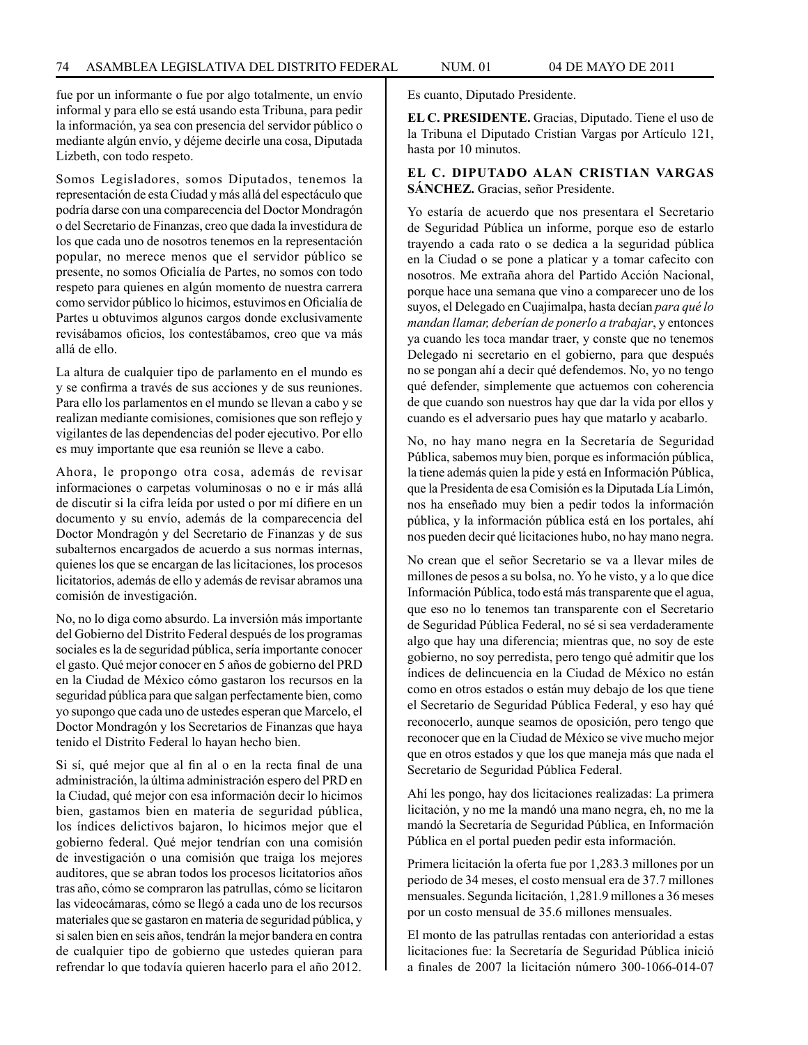fue por un informante o fue por algo totalmente, un envío informal y para ello se está usando esta Tribuna, para pedir la información, ya sea con presencia del servidor público o mediante algún envío, y déjeme decirle una cosa, Diputada Lizbeth, con todo respeto.

Somos Legisladores, somos Diputados, tenemos la representación de esta Ciudad y más allá del espectáculo que podría darse con una comparecencia del Doctor Mondragón o del Secretario de Finanzas, creo que dada la investidura de los que cada uno de nosotros tenemos en la representación popular, no merece menos que el servidor público se presente, no somos Oficialía de Partes, no somos con todo respeto para quienes en algún momento de nuestra carrera como servidor público lo hicimos, estuvimos en Oficialía de Partes u obtuvimos algunos cargos donde exclusivamente revisábamos oficios, los contestábamos, creo que va más allá de ello.

La altura de cualquier tipo de parlamento en el mundo es y se confirma a través de sus acciones y de sus reuniones. Para ello los parlamentos en el mundo se llevan a cabo y se realizan mediante comisiones, comisiones que son reflejo y vigilantes de las dependencias del poder ejecutivo. Por ello es muy importante que esa reunión se lleve a cabo.

Ahora, le propongo otra cosa, además de revisar informaciones o carpetas voluminosas o no e ir más allá de discutir si la cifra leída por usted o por mí difiere en un documento y su envío, además de la comparecencia del Doctor Mondragón y del Secretario de Finanzas y de sus subalternos encargados de acuerdo a sus normas internas, quienes los que se encargan de las licitaciones, los procesos licitatorios, además de ello y además de revisar abramos una comisión de investigación.

No, no lo diga como absurdo. La inversión más importante del Gobierno del Distrito Federal después de los programas sociales es la de seguridad pública, sería importante conocer el gasto. Qué mejor conocer en 5 años de gobierno del PRD en la Ciudad de México cómo gastaron los recursos en la seguridad pública para que salgan perfectamente bien, como yo supongo que cada uno de ustedes esperan que Marcelo, el Doctor Mondragón y los Secretarios de Finanzas que haya tenido el Distrito Federal lo hayan hecho bien.

Si sí, qué mejor que al fin al o en la recta final de una administración, la última administración espero del PRD en la Ciudad, qué mejor con esa información decir lo hicimos bien, gastamos bien en materia de seguridad pública, los índices delictivos bajaron, lo hicimos mejor que el gobierno federal. Qué mejor tendrían con una comisión de investigación o una comisión que traiga los mejores auditores, que se abran todos los procesos licitatorios años tras año, cómo se compraron las patrullas, cómo se licitaron las videocámaras, cómo se llegó a cada uno de los recursos materiales que se gastaron en materia de seguridad pública, y si salen bien en seis años, tendrán la mejor bandera en contra de cualquier tipo de gobierno que ustedes quieran para refrendar lo que todavía quieren hacerlo para el año 2012.

Es cuanto, Diputado Presidente.

**EL C. PRESIDENTE.** Gracias, Diputado. Tiene el uso de la Tribuna el Diputado Cristian Vargas por Artículo 121, hasta por 10 minutos.

**EL C. DIPUTADO ALAN CRISTIAN VARGAS SÁNCHEZ.** Gracias, señor Presidente.

Yo estaría de acuerdo que nos presentara el Secretario de Seguridad Pública un informe, porque eso de estarlo trayendo a cada rato o se dedica a la seguridad pública en la Ciudad o se pone a platicar y a tomar cafecito con nosotros. Me extraña ahora del Partido Acción Nacional, porque hace una semana que vino a comparecer uno de los suyos, el Delegado en Cuajimalpa, hasta decían *para qué lo mandan llamar, deberían de ponerlo a trabajar*, y entonces ya cuando les toca mandar traer, y conste que no tenemos Delegado ni secretario en el gobierno, para que después no se pongan ahí a decir qué defendemos. No, yo no tengo qué defender, simplemente que actuemos con coherencia de que cuando son nuestros hay que dar la vida por ellos y cuando es el adversario pues hay que matarlo y acabarlo.

No, no hay mano negra en la Secretaría de Seguridad Pública, sabemos muy bien, porque es información pública, la tiene además quien la pide y está en Información Pública, que la Presidenta de esa Comisión es la Diputada Lía Limón, nos ha enseñado muy bien a pedir todos la información pública, y la información pública está en los portales, ahí nos pueden decir qué licitaciones hubo, no hay mano negra.

No crean que el señor Secretario se va a llevar miles de millones de pesos a su bolsa, no. Yo he visto, y a lo que dice Información Pública, todo está más transparente que el agua, que eso no lo tenemos tan transparente con el Secretario de Seguridad Pública Federal, no sé si sea verdaderamente algo que hay una diferencia; mientras que, no soy de este gobierno, no soy perredista, pero tengo qué admitir que los índices de delincuencia en la Ciudad de México no están como en otros estados o están muy debajo de los que tiene el Secretario de Seguridad Pública Federal, y eso hay qué reconocerlo, aunque seamos de oposición, pero tengo que reconocer que en la Ciudad de México se vive mucho mejor que en otros estados y que los que maneja más que nada el Secretario de Seguridad Pública Federal.

Ahí les pongo, hay dos licitaciones realizadas: La primera licitación, y no me la mandó una mano negra, eh, no me la mandó la Secretaría de Seguridad Pública, en Información Pública en el portal pueden pedir esta información.

Primera licitación la oferta fue por 1,283.3 millones por un periodo de 34 meses, el costo mensual era de 37.7 millones mensuales. Segunda licitación, 1,281.9 millones a 36 meses por un costo mensual de 35.6 millones mensuales.

El monto de las patrullas rentadas con anterioridad a estas licitaciones fue: la Secretaría de Seguridad Pública inició a finales de 2007 la licitación número 300-1066-014-07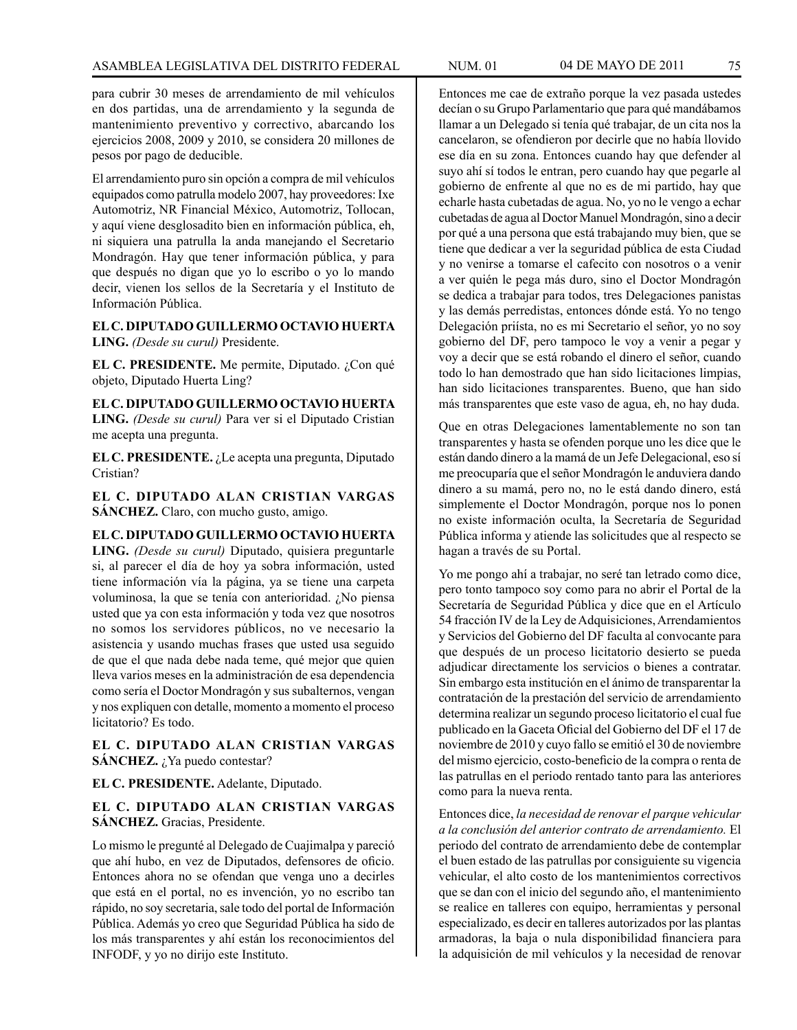para cubrir 30 meses de arrendamiento de mil vehículos en dos partidas, una de arrendamiento y la segunda de mantenimiento preventivo y correctivo, abarcando los ejercicios 2008, 2009 y 2010, se considera 20 millones de pesos por pago de deducible.

El arrendamiento puro sin opción a compra de mil vehículos equipados como patrulla modelo 2007, hay proveedores: Ixe Automotriz, NR Financial México, Automotriz, Tollocan, y aquí viene desglosadito bien en información pública, eh, ni siquiera una patrulla la anda manejando el Secretario Mondragón. Hay que tener información pública, y para que después no digan que yo lo escribo o yo lo mando decir, vienen los sellos de la Secretaría y el Instituto de Información Pública.

**EL C. DIPUTADO GUILLERMO OCTAVIO HUERTA LING.** *(Desde su curul)* Presidente.

**EL C. PRESIDENTE.** Me permite, Diputado. ¿Con qué objeto, Diputado Huerta Ling?

**EL C. DIPUTADO GUILLERMO OCTAVIO HUERTA LING.** *(Desde su curul)* Para ver si el Diputado Cristian me acepta una pregunta.

**EL C. PRESIDENTE.** ¿Le acepta una pregunta, Diputado Cristian?

**EL C. DIPUTADO ALAN CRISTIAN VARGAS SÁNCHEZ.** Claro, con mucho gusto, amigo.

**EL C. DIPUTADO GUILLERMO OCTAVIO HUERTA LING.** *(Desde su curul)* Diputado, quisiera preguntarle si, al parecer el día de hoy ya sobra información, usted tiene información vía la página, ya se tiene una carpeta voluminosa, la que se tenía con anterioridad. ¿No piensa usted que ya con esta información y toda vez que nosotros no somos los servidores públicos, no ve necesario la asistencia y usando muchas frases que usted usa seguido de que el que nada debe nada teme, qué mejor que quien lleva varios meses en la administración de esa dependencia como sería el Doctor Mondragón y sus subalternos, vengan y nos expliquen con detalle, momento a momento el proceso licitatorio? Es todo.

**EL C. DIPUTADO ALAN CRISTIAN VARGAS SÁNCHEZ.** ¿Ya puedo contestar?

**EL C. PRESIDENTE.** Adelante, Diputado.

**EL C. DIPUTADO ALAN CRISTIAN VARGAS SÁNCHEZ.** Gracias, Presidente.

Lo mismo le pregunté al Delegado de Cuajimalpa y pareció que ahí hubo, en vez de Diputados, defensores de oficio. Entonces ahora no se ofendan que venga uno a decirles que está en el portal, no es invención, yo no escribo tan rápido, no soy secretaria, sale todo del portal de Información Pública. Además yo creo que Seguridad Pública ha sido de los más transparentes y ahí están los reconocimientos del INFODF, y yo no dirijo este Instituto.

Entonces me cae de extraño porque la vez pasada ustedes decían o su Grupo Parlamentario que para qué mandábamos llamar a un Delegado si tenía qué trabajar, de un cita nos la cancelaron, se ofendieron por decirle que no había llovido ese día en su zona. Entonces cuando hay que defender al suyo ahí sí todos le entran, pero cuando hay que pegarle al gobierno de enfrente al que no es de mi partido, hay que echarle hasta cubetadas de agua. No, yo no le vengo a echar cubetadas de agua al Doctor Manuel Mondragón, sino a decir por qué a una persona que está trabajando muy bien, que se tiene que dedicar a ver la seguridad pública de esta Ciudad y no venirse a tomarse el cafecito con nosotros o a venir a ver quién le pega más duro, sino el Doctor Mondragón se dedica a trabajar para todos, tres Delegaciones panistas y las demás perredistas, entonces dónde está. Yo no tengo Delegación priísta, no es mi Secretario el señor, yo no soy gobierno del DF, pero tampoco le voy a venir a pegar y voy a decir que se está robando el dinero el señor, cuando todo lo han demostrado que han sido licitaciones limpias, han sido licitaciones transparentes. Bueno, que han sido más transparentes que este vaso de agua, eh, no hay duda.

Que en otras Delegaciones lamentablemente no son tan transparentes y hasta se ofenden porque uno les dice que le están dando dinero a la mamá de un Jefe Delegacional, eso sí me preocuparía que el señor Mondragón le anduviera dando dinero a su mamá, pero no, no le está dando dinero, está simplemente el Doctor Mondragón, porque nos lo ponen no existe información oculta, la Secretaría de Seguridad Pública informa y atiende las solicitudes que al respecto se hagan a través de su Portal.

Yo me pongo ahí a trabajar, no seré tan letrado como dice, pero tonto tampoco soy como para no abrir el Portal de la Secretaría de Seguridad Pública y dice que en el Artículo 54 fracción IV de la Ley de Adquisiciones, Arrendamientos y Servicios del Gobierno del DF faculta al convocante para que después de un proceso licitatorio desierto se pueda adjudicar directamente los servicios o bienes a contratar. Sin embargo esta institución en el ánimo de transparentar la contratación de la prestación del servicio de arrendamiento determina realizar un segundo proceso licitatorio el cual fue publicado en la Gaceta Oficial del Gobierno del DF el 17 de noviembre de 2010 y cuyo fallo se emitió el 30 de noviembre del mismo ejercicio, costo-beneficio de la compra o renta de las patrullas en el periodo rentado tanto para las anteriores como para la nueva renta.

Entonces dice, *la necesidad de renovar el parque vehicular a la conclusión del anterior contrato de arrendamiento.* El periodo del contrato de arrendamiento debe de contemplar el buen estado de las patrullas por consiguiente su vigencia vehicular, el alto costo de los mantenimientos correctivos que se dan con el inicio del segundo año, el mantenimiento se realice en talleres con equipo, herramientas y personal especializado, es decir en talleres autorizados por las plantas armadoras, la baja o nula disponibilidad financiera para la adquisición de mil vehículos y la necesidad de renovar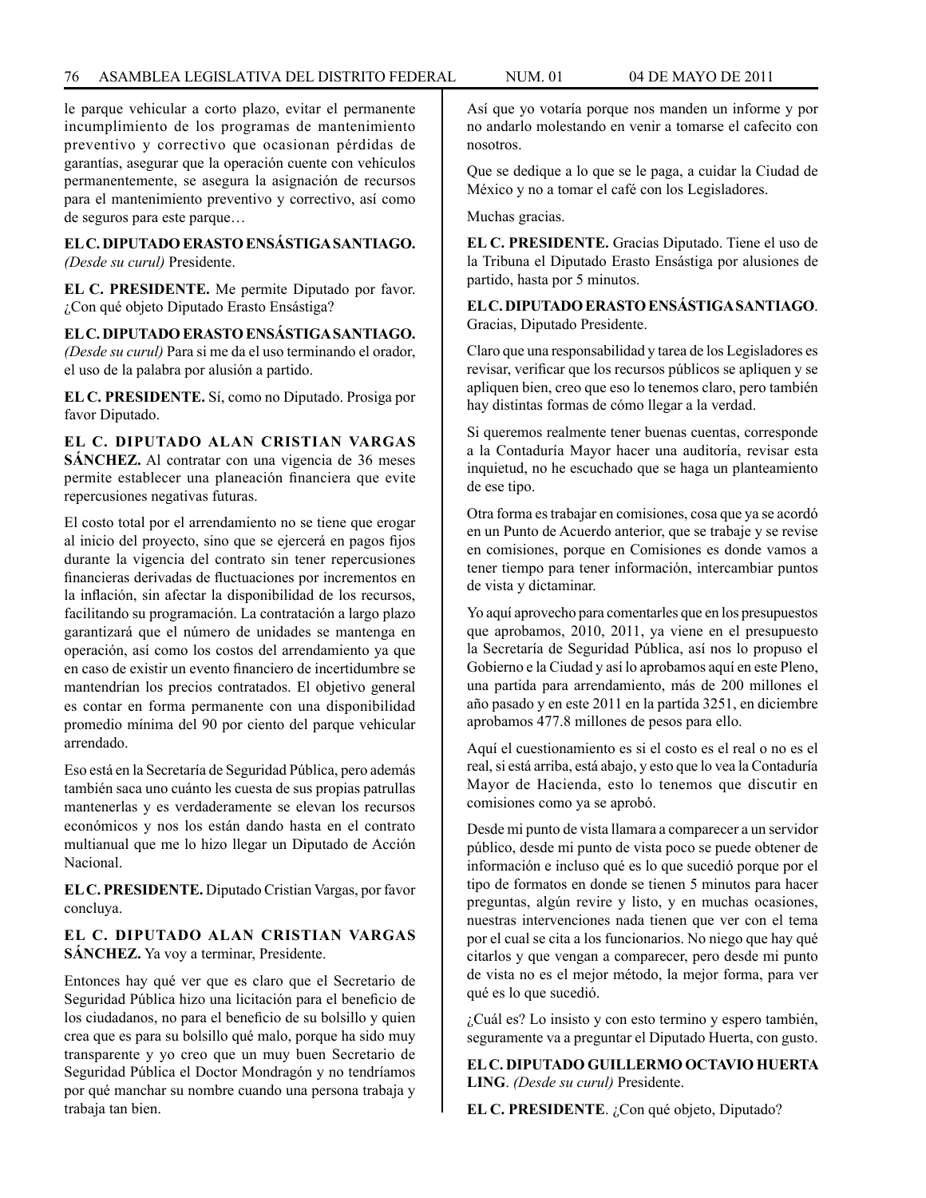le parque vehicular a corto plazo, evitar el permanente incumplimiento de los programas de mantenimiento preventivo y correctivo que ocasionan pérdidas de garantías, asegurar que la operación cuente con vehículos permanentemente, se asegura la asignación de recursos para el mantenimiento preventivo y correctivo, así como de seguros para este parque…

**EL C. DIPUTADO ERASTO ENSÁSTIGA SANTIAGO.** *(Desde su curul)* Presidente.

**EL C. PRESIDENTE.** Me permite Diputado por favor. ¿Con qué objeto Diputado Erasto Ensástiga?

**EL C. DIPUTADO ERASTO ENSÁSTIGA SANTIAGO.** *(Desde su curul)* Para si me da el uso terminando el orador, el uso de la palabra por alusión a partido.

**EL C. PRESIDENTE.** Sí, como no Diputado. Prosiga por favor Diputado.

**EL C. DIPUTADO ALAN CRISTIAN VARGAS SÁNCHEZ.** Al contratar con una vigencia de 36 meses permite establecer una planeación financiera que evite repercusiones negativas futuras.

El costo total por el arrendamiento no se tiene que erogar al inicio del proyecto, sino que se ejercerá en pagos fijos durante la vigencia del contrato sin tener repercusiones financieras derivadas de fluctuaciones por incrementos en la inflación, sin afectar la disponibilidad de los recursos, facilitando su programación. La contratación a largo plazo garantizará que el número de unidades se mantenga en operación, así como los costos del arrendamiento ya que en caso de existir un evento financiero de incertidumbre se mantendrían los precios contratados. El objetivo general es contar en forma permanente con una disponibilidad promedio mínima del 90 por ciento del parque vehicular arrendado.

Eso está en la Secretaría de Seguridad Pública, pero además también saca uno cuánto les cuesta de sus propias patrullas mantenerlas y es verdaderamente se elevan los recursos económicos y nos los están dando hasta en el contrato multianual que me lo hizo llegar un Diputado de Acción Nacional.

**EL C. PRESIDENTE.** Diputado Cristian Vargas, por favor concluya.

**EL C. DIPUTADO ALAN CRISTIAN VARGAS SÁNCHEZ.** Ya voy a terminar, Presidente.

Entonces hay qué ver que es claro que el Secretario de Seguridad Pública hizo una licitación para el beneficio de los ciudadanos, no para el beneficio de su bolsillo y quien crea que es para su bolsillo qué malo, porque ha sido muy transparente y yo creo que un muy buen Secretario de Seguridad Pública el Doctor Mondragón y no tendríamos por qué manchar su nombre cuando una persona trabaja y trabaja tan bien.

Así que yo votaría porque nos manden un informe y por no andarlo molestando en venir a tomarse el cafecito con nosotros.

Que se dedique a lo que se le paga, a cuidar la Ciudad de México y no a tomar el café con los Legisladores.

Muchas gracias.

**EL C. PRESIDENTE.** Gracias Diputado. Tiene el uso de la Tribuna el Diputado Erasto Ensástiga por alusiones de partido, hasta por 5 minutos.

**EL C. DIPUTADO ERASTO ENSÁSTIGA SANTIAGO**. Gracias, Diputado Presidente.

Claro que una responsabilidad y tarea de los Legisladores es revisar, verificar que los recursos públicos se apliquen y se apliquen bien, creo que eso lo tenemos claro, pero también hay distintas formas de cómo llegar a la verdad.

Si queremos realmente tener buenas cuentas, corresponde a la Contaduría Mayor hacer una auditoría, revisar esta inquietud, no he escuchado que se haga un planteamiento de ese tipo.

Otra forma es trabajar en comisiones, cosa que ya se acordó en un Punto de Acuerdo anterior, que se trabaje y se revise en comisiones, porque en Comisiones es donde vamos a tener tiempo para tener información, intercambiar puntos de vista y dictaminar.

Yo aquí aprovecho para comentarles que en los presupuestos que aprobamos, 2010, 2011, ya viene en el presupuesto la Secretaría de Seguridad Pública, así nos lo propuso el Gobierno e la Ciudad y así lo aprobamos aquí en este Pleno, una partida para arrendamiento, más de 200 millones el año pasado y en este 2011 en la partida 3251, en diciembre aprobamos 477.8 millones de pesos para ello.

Aquí el cuestionamiento es si el costo es el real o no es el real, si está arriba, está abajo, y esto que lo vea la Contaduría Mayor de Hacienda, esto lo tenemos que discutir en comisiones como ya se aprobó.

Desde mi punto de vista llamara a comparecer a un servidor público, desde mi punto de vista poco se puede obtener de información e incluso qué es lo que sucedió porque por el tipo de formatos en donde se tienen 5 minutos para hacer preguntas, algún revire y listo, y en muchas ocasiones, nuestras intervenciones nada tienen que ver con el tema por el cual se cita a los funcionarios. No niego que hay qué citarlos y que vengan a comparecer, pero desde mi punto de vista no es el mejor método, la mejor forma, para ver qué es lo que sucedió.

¿Cuál es? Lo insisto y con esto termino y espero también, seguramente va a preguntar el Diputado Huerta, con gusto.

**EL C. DIPUTADO GUILLERMO OCTAVIO HUERTA LING**. *(Desde su curul)* Presidente.

**EL C. PRESIDENTE**. ¿Con qué objeto, Diputado?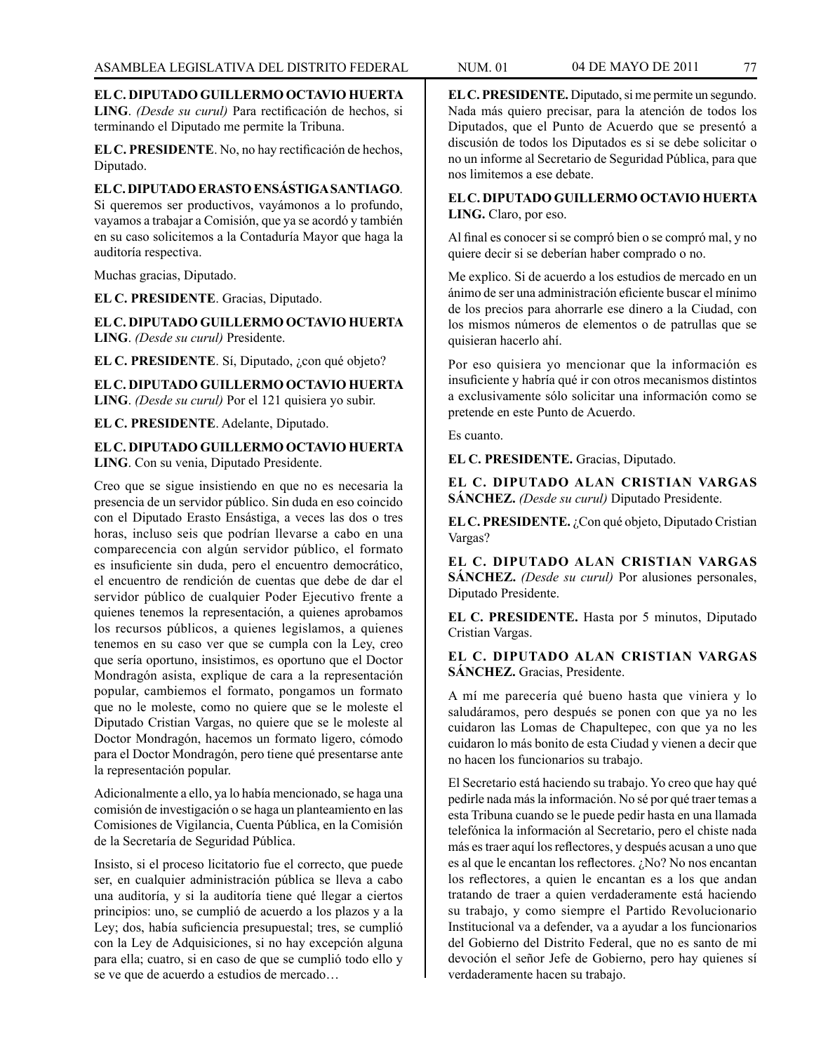**EL C. DIPUTADO GUILLERMO OCTAVIO HUERTA LING**. *(Desde su curul)* Para rectificación de hechos, si terminando el Diputado me permite la Tribuna.

**EL C. PRESIDENTE**. No, no hay rectificación de hechos, Diputado.

**EL C. DIPUTADO ERASTO ENSÁSTIGA SANTIAGO**. Si queremos ser productivos, vayámonos a lo profundo, vayamos a trabajar a Comisión, que ya se acordó y también en su caso solicitemos a la Contaduría Mayor que haga la auditoría respectiva.

Muchas gracias, Diputado.

**EL C. PRESIDENTE**. Gracias, Diputado.

**EL C. DIPUTADO GUILLERMO OCTAVIO HUERTA LING**. *(Desde su curul)* Presidente.

**EL C. PRESIDENTE**. Sí, Diputado, ¿con qué objeto?

**EL C. DIPUTADO GUILLERMO OCTAVIO HUERTA LING**. *(Desde su curul)* Por el 121 quisiera yo subir.

**EL C. PRESIDENTE**. Adelante, Diputado.

**EL C. DIPUTADO GUILLERMO OCTAVIO HUERTA LING**. Con su venia, Diputado Presidente.

Creo que se sigue insistiendo en que no es necesaria la presencia de un servidor público. Sin duda en eso coincido con el Diputado Erasto Ensástiga, a veces las dos o tres horas, incluso seis que podrían llevarse a cabo en una comparecencia con algún servidor público, el formato es insuficiente sin duda, pero el encuentro democrático, el encuentro de rendición de cuentas que debe de dar el servidor público de cualquier Poder Ejecutivo frente a quienes tenemos la representación, a quienes aprobamos los recursos públicos, a quienes legislamos, a quienes tenemos en su caso ver que se cumpla con la Ley, creo que sería oportuno, insistimos, es oportuno que el Doctor Mondragón asista, explique de cara a la representación popular, cambiemos el formato, pongamos un formato que no le moleste, como no quiere que se le moleste el Diputado Cristian Vargas, no quiere que se le moleste al Doctor Mondragón, hacemos un formato ligero, cómodo para el Doctor Mondragón, pero tiene qué presentarse ante la representación popular.

Adicionalmente a ello, ya lo había mencionado, se haga una comisión de investigación o se haga un planteamiento en las Comisiones de Vigilancia, Cuenta Pública, en la Comisión de la Secretaría de Seguridad Pública.

Insisto, si el proceso licitatorio fue el correcto, que puede ser, en cualquier administración pública se lleva a cabo una auditoría, y si la auditoría tiene qué llegar a ciertos principios: uno, se cumplió de acuerdo a los plazos y a la Ley; dos, había suficiencia presupuestal; tres, se cumplió con la Ley de Adquisiciones, si no hay excepción alguna para ella; cuatro, si en caso de que se cumplió todo ello y se ve que de acuerdo a estudios de mercado…

**EL C. PRESIDENTE.** Diputado, si me permite un segundo. Nada más quiero precisar, para la atención de todos los Diputados, que el Punto de Acuerdo que se presentó a discusión de todos los Diputados es si se debe solicitar o no un informe al Secretario de Seguridad Pública, para que nos limitemos a ese debate.

**EL C. DIPUTADO GUILLERMO OCTAVIO HUERTA LING.** Claro, por eso.

Al final es conocer si se compró bien o se compró mal, y no quiere decir si se deberían haber comprado o no.

Me explico. Si de acuerdo a los estudios de mercado en un ánimo de ser una administración eficiente buscar el mínimo de los precios para ahorrarle ese dinero a la Ciudad, con los mismos números de elementos o de patrullas que se quisieran hacerlo ahí.

Por eso quisiera yo mencionar que la información es insuficiente y habría qué ir con otros mecanismos distintos a exclusivamente sólo solicitar una información como se pretende en este Punto de Acuerdo.

Es cuanto.

**EL C. PRESIDENTE.** Gracias, Diputado.

**EL C. DIPUTADO ALAN CRISTIAN VARGAS SÁNCHEZ.** *(Desde su curul)* Diputado Presidente.

**EL C. PRESIDENTE.** ¿Con qué objeto, Diputado Cristian Vargas?

**EL C. DIPUTADO ALAN CRISTIAN VARGAS SÁNCHEZ.** *(Desde su curul)* Por alusiones personales, Diputado Presidente.

**EL C. PRESIDENTE.** Hasta por 5 minutos, Diputado Cristian Vargas.

**EL C. DIPUTADO ALAN CRISTIAN VARGAS SÁNCHEZ.** Gracias, Presidente.

A mí me parecería qué bueno hasta que viniera y lo saludáramos, pero después se ponen con que ya no les cuidaron las Lomas de Chapultepec, con que ya no les cuidaron lo más bonito de esta Ciudad y vienen a decir que no hacen los funcionarios su trabajo.

El Secretario está haciendo su trabajo. Yo creo que hay qué pedirle nada más la información. No sé por qué traer temas a esta Tribuna cuando se le puede pedir hasta en una llamada telefónica la información al Secretario, pero el chiste nada más es traer aquí los reflectores, y después acusan a uno que es al que le encantan los reflectores. ¿No? No nos encantan los reflectores, a quien le encantan es a los que andan tratando de traer a quien verdaderamente está haciendo su trabajo, y como siempre el Partido Revolucionario Institucional va a defender, va a ayudar a los funcionarios del Gobierno del Distrito Federal, que no es santo de mi devoción el señor Jefe de Gobierno, pero hay quienes sí verdaderamente hacen su trabajo.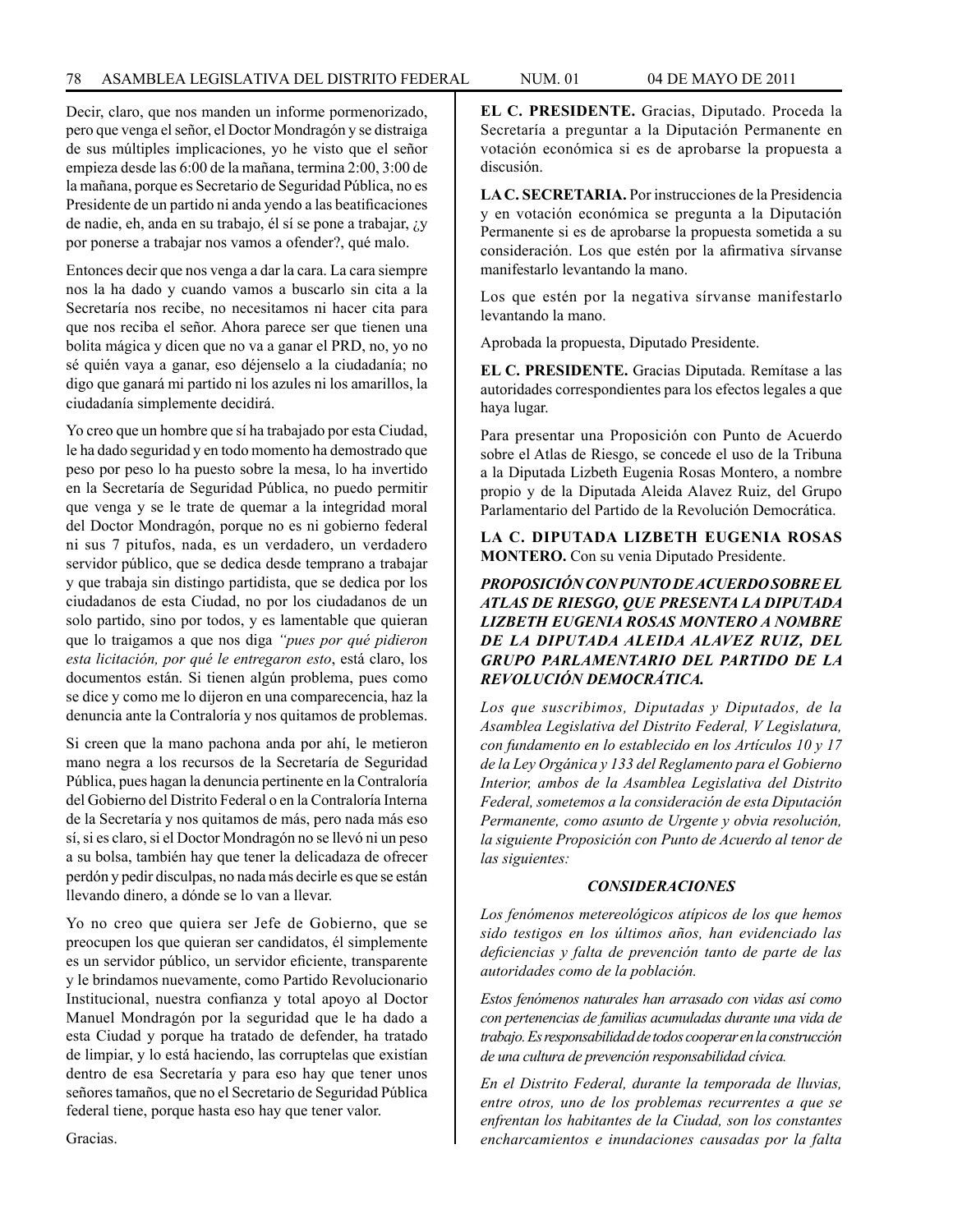Decir, claro, que nos manden un informe pormenorizado, pero que venga el señor, el Doctor Mondragón y se distraiga de sus múltiples implicaciones, yo he visto que el señor empieza desde las 6:00 de la mañana, termina 2:00, 3:00 de la mañana, porque es Secretario de Seguridad Pública, no es Presidente de un partido ni anda yendo a las beatificaciones de nadie, eh, anda en su trabajo, él sí se pone a trabajar, ¿y por ponerse a trabajar nos vamos a ofender?, qué malo.

Entonces decir que nos venga a dar la cara. La cara siempre nos la ha dado y cuando vamos a buscarlo sin cita a la Secretaría nos recibe, no necesitamos ni hacer cita para que nos reciba el señor. Ahora parece ser que tienen una bolita mágica y dicen que no va a ganar el PRD, no, yo no sé quién vaya a ganar, eso déjenselo a la ciudadanía; no digo que ganará mi partido ni los azules ni los amarillos, la ciudadanía simplemente decidirá.

Yo creo que un hombre que sí ha trabajado por esta Ciudad, le ha dado seguridad y en todo momento ha demostrado que peso por peso lo ha puesto sobre la mesa, lo ha invertido en la Secretaría de Seguridad Pública, no puedo permitir que venga y se le trate de quemar a la integridad moral del Doctor Mondragón, porque no es ni gobierno federal ni sus 7 pitufos, nada, es un verdadero, un verdadero servidor público, que se dedica desde temprano a trabajar y que trabaja sin distingo partidista, que se dedica por los ciudadanos de esta Ciudad, no por los ciudadanos de un solo partido, sino por todos, y es lamentable que quieran que lo traigamos a que nos diga *"pues por qué pidieron esta licitación, por qué le entregaron esto*, está claro, los documentos están. Si tienen algún problema, pues como se dice y como me lo dijeron en una comparecencia, haz la denuncia ante la Contraloría y nos quitamos de problemas.

Si creen que la mano pachona anda por ahí, le metieron mano negra a los recursos de la Secretaría de Seguridad Pública, pues hagan la denuncia pertinente en la Contraloría del Gobierno del Distrito Federal o en la Contraloría Interna de la Secretaría y nos quitamos de más, pero nada más eso sí, si es claro, si el Doctor Mondragón no se llevó ni un peso a su bolsa, también hay que tener la delicadaza de ofrecer perdón y pedir disculpas, no nada más decirle es que se están llevando dinero, a dónde se lo van a llevar.

Yo no creo que quiera ser Jefe de Gobierno, que se preocupen los que quieran ser candidatos, él simplemente es un servidor público, un servidor eficiente, transparente y le brindamos nuevamente, como Partido Revolucionario Institucional, nuestra confianza y total apoyo al Doctor Manuel Mondragón por la seguridad que le ha dado a esta Ciudad y porque ha tratado de defender, ha tratado de limpiar, y lo está haciendo, las corruptelas que existían dentro de esa Secretaría y para eso hay que tener unos señores tamaños, que no el Secretario de Seguridad Pública federal tiene, porque hasta eso hay que tener valor.

Gracias.

**EL C. PRESIDENTE.** Gracias, Diputado. Proceda la Secretaría a preguntar a la Diputación Permanente en votación económica si es de aprobarse la propuesta a discusión.

**LA C. SECRETARIA.** Por instrucciones de la Presidencia y en votación económica se pregunta a la Diputación Permanente si es de aprobarse la propuesta sometida a su consideración. Los que estén por la afirmativa sírvanse manifestarlo levantando la mano.

Los que estén por la negativa sírvanse manifestarlo levantando la mano.

Aprobada la propuesta, Diputado Presidente.

**EL C. PRESIDENTE.** Gracias Diputada. Remítase a las autoridades correspondientes para los efectos legales a que haya lugar.

Para presentar una Proposición con Punto de Acuerdo sobre el Atlas de Riesgo, se concede el uso de la Tribuna a la Diputada Lizbeth Eugenia Rosas Montero, a nombre propio y de la Diputada Aleida Alavez Ruiz, del Grupo Parlamentario del Partido de la Revolución Democrática.

**LA C. DIPUTADA LIZBETH EUGENIA ROSAS MONTERO.** Con su venia Diputado Presidente.

***PROPOSICIÓN CON PUNTO DE ACUERDO SOBRE EL ATLAS DE RIESGO, QUE PRESENTA LA DIPUTADA LIZBETH EUGENIA ROSAS MONTERO A NOMBRE DE LA DIPUTADA ALEIDA ALAVEZ RUIZ, DEL GRUPO PARLAMENTARIO DEL PARTIDO DE LA REVOLUCIÓN DEMOCRÁTICA.***

*Los que suscribimos, Diputadas y Diputados, de la Asamblea Legislativa del Distrito Federal, V Legislatura, con fundamento en lo establecido en los Artículos 10 y 17 de la Ley Orgánica y 133 del Reglamento para el Gobierno Interior, ambos de la Asamblea Legislativa del Distrito Federal, sometemos a la consideración de esta Diputación Permanente, como asunto de Urgente y obvia resolución, la siguiente Proposición con Punto de Acuerdo al tenor de las siguientes:*

***CONSIDERACIONES***

*Los fenómenos metereológicos atípicos de los que hemos sido testigos en los últimos años, han evidenciado las deficiencias y falta de prevención tanto de parte de las autoridades como de la población.*

*Estos fenómenos naturales han arrasado con vidas así como con pertenencias de familias acumuladas durante una vida de trabajo. Es responsabilidad de todos cooperar en la construcción de una cultura de prevención responsabilidad cívica.*

*En el Distrito Federal, durante la temporada de lluvias, entre otros, uno de los problemas recurrentes a que se enfrentan los habitantes de la Ciudad, son los constantes encharcamientos e inundaciones causadas por la falta*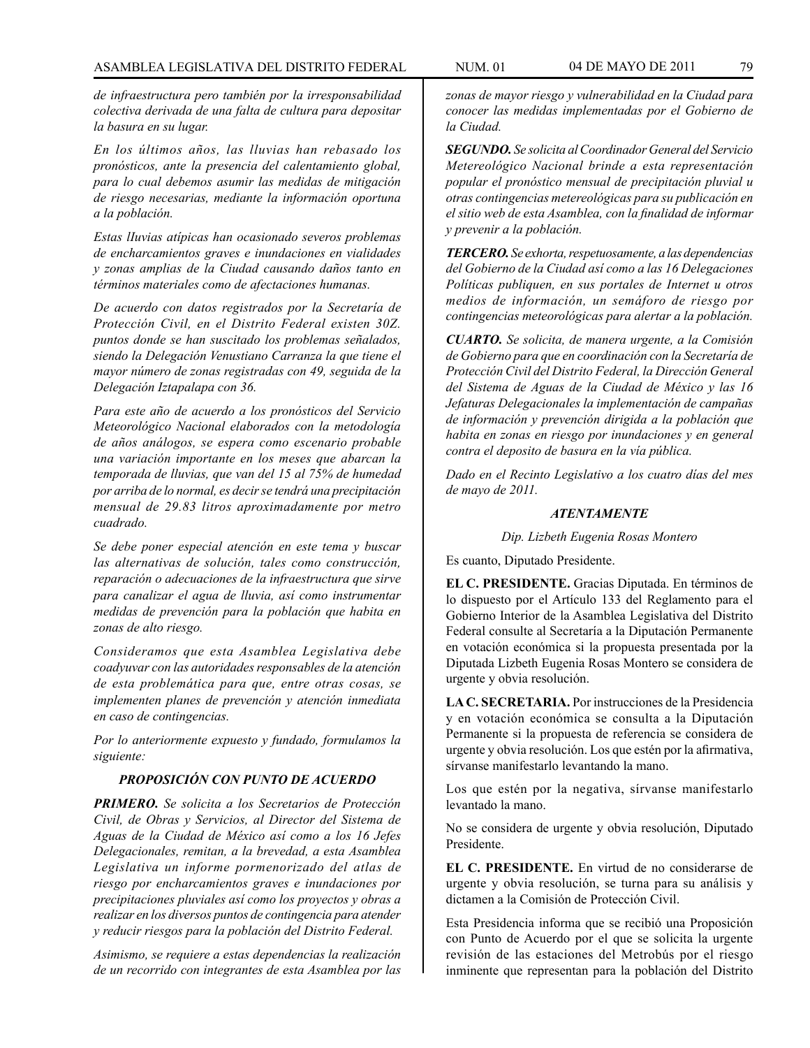*de infraestructura pero también por la irresponsabilidad colectiva derivada de una falta de cultura para depositar la basura en su lugar.*

*En los últimos años, las lluvias han rebasado los pronósticos, ante la presencia del calentamiento global, para lo cual debemos asumir las medidas de mitigación de riesgo necesarias, mediante la información oportuna a la población.*

*Estas lIuvias atípicas han ocasionado severos problemas de encharcamientos graves e inundaciones en vialidades y zonas amplias de la Ciudad causando daños tanto en términos materiales como de afectaciones humanas.*

*De acuerdo con datos registrados por la Secretaría de Protección Civil, en el Distrito Federal existen 30Z. puntos donde se han suscitado los problemas señalados, siendo la Delegación Venustiano Carranza la que tiene el mayor número de zonas registradas con 49, seguida de la Delegación Iztapalapa con 36.*

*Para este año de acuerdo a los pronósticos del Servicio Meteorológico Nacional elaborados con la metodología de años análogos, se espera como escenario probable una variación importante en los meses que abarcan la temporada de lluvias, que van del 15 al 75% de humedad por arriba de lo normal, es decir se tendrá una precipitación mensual de 29.83 litros aproximadamente por metro cuadrado.*

*Se debe poner especial atención en este tema y buscar las alternativas de solución, tales como construcción, reparación o adecuaciones de la infraestructura que sirve para canalizar el agua de lluvia, así como instrumentar medidas de prevención para la población que habita en zonas de alto riesgo.*

*Consideramos que esta Asamblea Legislativa debe coadyuvar con las autoridades responsables de la atención de esta problemática para que, entre otras cosas, se implementen planes de prevención y atención inmediata en caso de contingencias.*

*Por lo anteriormente expuesto y fundado, formulamos la siguiente:*

***PROPOSICIÓN CON PUNTO DE ACUERDO***

***PRIMERO.*** *Se solicita a los Secretarios de Protección Civil, de Obras y Servicios, al Director del Sistema de Aguas de la Ciudad de México así como a los 16 Jefes Delegacionales, remitan, a la brevedad, a esta Asamblea Legislativa un informe pormenorizado del atlas de riesgo por encharcamientos graves e inundaciones por precipitaciones pluviales así como los proyectos y obras a realizar en los diversos puntos de contingencia para atender y reducir riesgos para la población del Distrito Federal.*

*Asimismo, se requiere a estas dependencias la realización de un recorrido con integrantes de esta Asamblea por las zonas de mayor riesgo y vulnerabilidad en la Ciudad para conocer las medidas implementadas por el Gobierno de la Ciudad.*

***SEGUNDO.*** *Se solicita al Coordinador General del Servicio Metereológico Nacional brinde a esta representación popular el pronóstico mensual de precipitación pluvial u otras contingencias metereológicas para su publicación en el sitio web de esta Asamblea, con la finalidad de informar y prevenir a la población.*

***TERCERO.*** *Se exhorta, respetuosamente, a las dependencias del Gobierno de la Ciudad así como a las 16 Delegaciones Políticas publiquen, en sus portales de Internet u otros medios de información, un semáforo de riesgo por contingencias meteorológicas para alertar a la población.*

***CUARTO.*** *Se solicita, de manera urgente, a la Comisión de Gobierno para que en coordinación con la Secretaría de Protección Civil del Distrito Federal, la Dirección General del Sistema de Aguas de la Ciudad de México y las 16 Jefaturas Delegacionales la implementación de campañas de información y prevención dirigida a la población que habita en zonas en riesgo por inundaciones y en general contra el deposito de basura en la vía pública.*

*Dado en el Recinto Legislativo a los cuatro días del mes de mayo de 2011.*

***ATENTAMENTE***

*Dip. Lizbeth Eugenia Rosas Montero*

Es cuanto, Diputado Presidente.

**EL C. PRESIDENTE.** Gracias Diputada. En términos de lo dispuesto por el Artículo 133 del Reglamento para el Gobierno Interior de la Asamblea Legislativa del Distrito Federal consulte al Secretaría a la Diputación Permanente en votación económica si la propuesta presentada por la Diputada Lizbeth Eugenia Rosas Montero se considera de urgente y obvia resolución.

**LA C. SECRETARIA.** Por instrucciones de la Presidencia y en votación económica se consulta a la Diputación Permanente si la propuesta de referencia se considera de urgente y obvia resolución. Los que estén por la afirmativa, sírvanse manifestarlo levantando la mano.

Los que estén por la negativa, sírvanse manifestarlo levantado la mano.

No se considera de urgente y obvia resolución, Diputado Presidente.

**EL C. PRESIDENTE.** En virtud de no considerarse de urgente y obvia resolución, se turna para su análisis y dictamen a la Comisión de Protección Civil.

Esta Presidencia informa que se recibió una Proposición con Punto de Acuerdo por el que se solicita la urgente revisión de las estaciones del Metrobús por el riesgo inminente que representan para la población del Distrito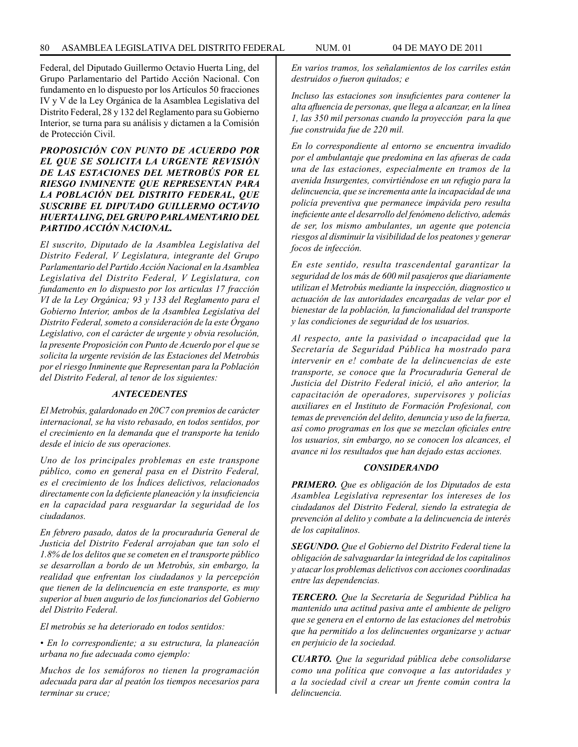Federal, del Diputado Guillermo Octavio Huerta Ling, del Grupo Parlamentario del Partido Acción Nacional. Con fundamento en lo dispuesto por los Artículos 50 fracciones IV y V de la Ley Orgánica de la Asamblea Legislativa del Distrito Federal, 28 y 132 del Reglamento para su Gobierno Interior, se turna para su análisis y dictamen a la Comisión de Protección Civil.

***PROPOSICIÓN CON PUNTO DE ACUERDO POR EL QUE SE SOLICITA LA URGENTE REVISIÓN DE LAS ESTACIONES DEL METROBÚS POR EL RIESGO INMINENTE QUE REPRESENTAN PARA LA POBLACIÓN DEL DISTRITO FEDERAL, QUE SUSCRIBE EL DIPUTADO GUILLERMO OCTAVIO HUERTA LING, DEL GRUPO PARLAMENTARIO DEL PARTIDO ACCIÓN NACIONAL.***

*El suscrito, Diputado de la Asamblea Legislativa del Distrito Federal, V Legislatura, integrante del Grupo Parlamentario del Partido Acción Nacional en la Asamblea Legislativa del Distrito Federal, V Legislatura, con fundamento en lo dispuesto por los articulas 17 fracción VI de la Ley Orgánica; 93 y 133 del Reglamento para el Gobierno Interior, ambos de la Asamblea Legislativa del Distrito Federal, someto a consideración de la este Órgano Legislativo, con el carácter de urgente y obvia resolución, la presente Proposición con Punto de Acuerdo por el que se solicita la urgente revisión de las Estaciones del Metrobús por el riesgo Inminente que Representan para la Población del Distrito Federal, al tenor de los siguientes:*

***ANTECEDENTES***

*El Metrobús, galardonado en 20C7 con premios de carácter internacional, se ha visto rebasado, en todos sentidos, por el crecimiento en la demanda que el transporte ha tenido desde el inicio de sus operaciones.*

*Uno de los principales problemas en este transpone público, como en general pasa en el Distrito Federal, es el crecimiento de los Índices delictivos, relacionados directamente con la deficiente planeación y la insuficiencia en la capacidad para resguardar la seguridad de los ciudadanos.*

*En febrero pasado, datos de la procuraduría General de Justicia del Distrito Federal arrojaban que tan solo el 1.8% de los delitos que se cometen en el transporte público se desarrollan a bordo de un Metrobús, sin embargo, la realidad que enfrentan los ciudadanos y la percepción que tienen de la delincuencia en este transporte, es muy superior al buen augurio de los funcionarios del Gobierno del Distrito Federal.*

*El metrobús se ha deteriorado en todos sentidos:*

*• En lo correspondiente; a su estructura, la planeación urbana no fue adecuada como ejemplo:*

*Muchos de los semáforos no tienen la programación adecuada para dar al peatón los tiempos necesarios para terminar su cruce;*

*En varios tramos, los señalamientos de los carriles están destruidos o fueron quitados; e*

*Incluso las estaciones son insuficientes para contener la alta afluencia de personas, que llega a alcanzar, en la línea 1, las 350 mil personas cuando la proyección para la que fue construida fue de 220 mil.*

*En lo correspondiente al entorno se encuentra invadido por el ambulantaje que predomina en las afueras de cada una de las estaciones, especialmente en tramos de la avenida Insurgentes, convirtiéndose en un refugio para la delincuencia, que se incrementa ante la incapacidad de una policía preventiva que permanece impávida pero resulta ineficiente ante el desarrollo del fenómeno delictivo, además de ser, los mismo ambulantes, un agente que potencia riesgos al disminuir la visibilidad de los peatones y generar focos de infección.*

*En este sentido, resulta trascendental garantizar la seguridad de los más de 600 mil pasajeros que diariamente utilizan el Metrobús mediante la inspección, diagnostico u actuación de las autoridades encargadas de velar por el bienestar de la población, la funcionalidad del transporte y las condiciones de seguridad de los usuarios.*

*Al respecto, ante la pasividad o incapacidad que la Secretaría de Seguridad Pública ha mostrado para intervenir en e! combate de la delincuencias de este transporte, se conoce que la Procuraduría General de Justicia del Distrito Federal inició, el año anterior, la capacitación de operadores, supervisores y policías auxiliares en el Instituto de Formación Profesional, con temas de prevención del delito, denuncia y uso de la fuerza, así como programas en los que se mezclan oficiales entre los usuarios, sin embargo, no se conocen los alcances, el avance ni los resultados que han dejado estas acciones.*

***CONSIDERANDO***

***PRIMERO.*** *Que es obligación de los Diputados de esta Asamblea Legislativa representar los intereses de los ciudadanos del Distrito Federal, siendo la estrategia de prevención al delito y combate a la delincuencia de interés de los capitalinos.*

***SEGUNDO.*** *Que el Gobierno del Distrito Federal tiene la obligación de salvaguardar la integridad de los capitalinos y atacar los problemas delictivos con acciones coordinadas entre las dependencias.*

***TERCERO.*** *Que la Secretaría de Seguridad Pública ha mantenido una actitud pasiva ante el ambiente de peligro que se genera en el entorno de las estaciones del metrobús que ha permitido a los delincuentes organizarse y actuar en perjuicio de la sociedad.*

***CUARTO.*** *Que la seguridad pública debe consolidarse como una política que convoque a las autoridades y a la sociedad civil a crear un frente común contra la delincuencia.*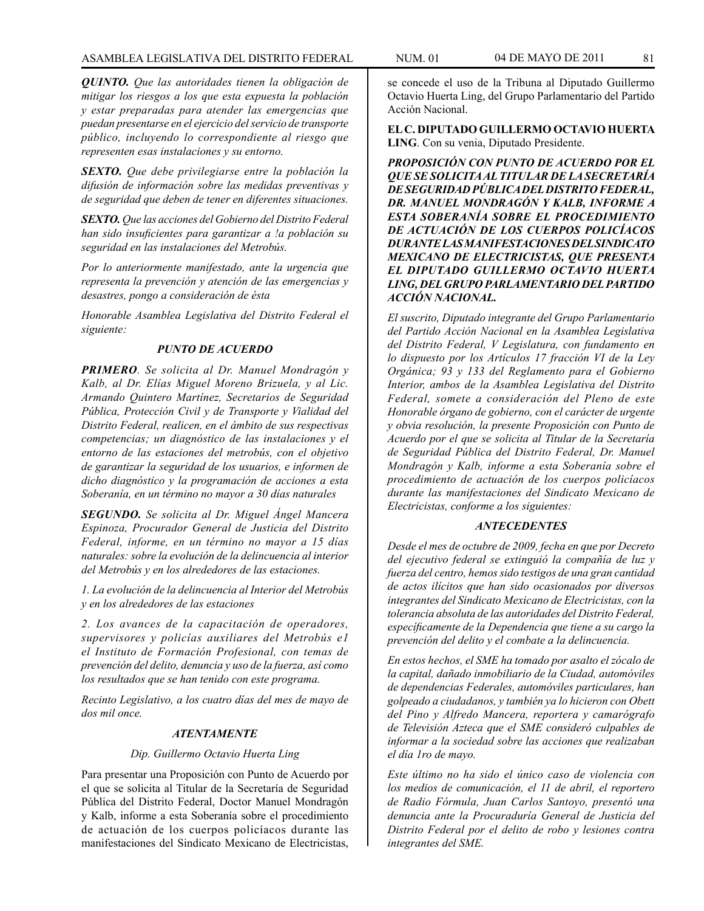***QUINTO.*** *Que las autoridades tienen la obligación de mitigar los riesgos a los que esta expuesta la población y estar preparadas para atender las emergencias que puedan presentarse en el ejercicio del servicio de transporte público, incluyendo lo correspondiente al riesgo que representen esas instalaciones y su entorno.*

***SEXTO.*** *Que debe privilegiarse entre la población la difusión de información sobre las medidas preventivas y de seguridad que deben de tener en diferentes situaciones.*

***SEXTO.*** *Que las acciones del Gobierno del Distrito Federal han sido insuficientes para garantizar a !a población su seguridad en las instalaciones del Metrobús.*

*Por lo anteriormente manifestado, ante la urgencia que representa la prevención y atención de las emergencias y desastres, pongo a consideración de ésta*

*Honorable Asamblea Legislativa del Distrito Federal el siguiente:*

***PUNTO DE ACUERDO***

***PRIMERO****. Se solicita al Dr. Manuel Mondragón y Kalb, al Dr. Elías Miguel Moreno Brizuela, y al Lic. Armando Quintero Martínez, Secretarios de Seguridad Pública, Protección Civil y de Transporte y Vialidad del Distrito Federal, realicen, en el ámbito de sus respectivas competencias; un diagnóstico de las instalaciones y el entorno de las estaciones del metrobús, con el objetivo de garantizar la seguridad de los usuarios, e informen de dicho diagnóstico y la programación de acciones a esta Soberanía, en un término no mayor a 30 días naturales*

***SEGUNDO.*** *Se solicita al Dr. Miguel Ángel Mancera Espinoza, Procurador General de Justicia del Distrito Federal, informe, en un término no mayor a 15 días naturales: sobre la evolución de la delincuencia al interior del Metrobús y en los alrededores de las estaciones.*

*1. La evolución de la delincuencia al Interior del Metrobús y en los alrededores de las estaciones*

*2. Los avances de la capacitación de operadores, supervisores y policías auxiliares del Metrobús e1 el Instituto de Formación Profesional, con temas de prevención del delito, denuncia y uso de la fuerza, así como los resultados que se han tenido con este programa.*

*Recinto Legislativo, a los cuatro días del mes de mayo de dos mil once.*

***ATENTAMENTE***

*Dip. Guillermo Octavio Huerta Ling*

Para presentar una Proposición con Punto de Acuerdo por el que se solicita al Titular de la Secretaría de Seguridad Pública del Distrito Federal, Doctor Manuel Mondragón y Kalb, informe a esta Soberanía sobre el procedimiento de actuación de los cuerpos policíacos durante las manifestaciones del Sindicato Mexicano de Electricistas, se concede el uso de la Tribuna al Diputado Guillermo Octavio Huerta Ling, del Grupo Parlamentario del Partido Acción Nacional.

**EL C. DIPUTADO GUILLERMO OCTAVIO HUERTA LING**. Con su venia, Diputado Presidente.

***PROPOSICIÓN CON PUNTO DE ACUERDO POR EL QUE SE SOLICITA AL TITULAR DE LA SECRETARÍA DE SEGURIDAD PÚBLICA DEL DISTRITO FEDERAL, DR. MANUEL MONDRAGÓN Y KALB, INFORME A ESTA SOBERANÍA SOBRE EL PROCEDIMIENTO DE ACTUACIÓN DE LOS CUERPOS POLICÍACOS DURANTE LAS MANIFESTACIONES DEL SINDICATO MEXICANO DE ELECTRICISTAS, QUE PRESENTA EL DIPUTADO GUILLERMO OCTAVIO HUERTA LING, DEL GRUPO PARLAMENTARIO DEL PARTIDO ACCIÓN NACIONAL.***

*El suscrito, Diputado integrante del Grupo Parlamentario del Partido Acción Nacional en la Asamblea Legislativa del Distrito Federal, V Legislatura, con fundamento en lo dispuesto por los Artículos 17 fracción VI de la Ley Orgánica; 93 y 133 del Reglamento para el Gobierno Interior, ambos de la Asamblea Legislativa del Distrito Federal, somete a consideración del Pleno de este Honorable órgano de gobierno, con el carácter de urgente y obvia resolución, la presente Proposición con Punto de Acuerdo por el que se solicita al Titular de la Secretaría de Seguridad Pública del Distrito Federal, Dr. Manuel Mondragón y Kalb, informe a esta Soberanía sobre el procedimiento de actuación de los cuerpos policíacos durante las manifestaciones del Sindicato Mexicano de Electricistas, conforme a los siguientes:*

***ANTECEDENTES***

*Desde el mes de octubre de 2009, fecha en que por Decreto del ejecutivo federal se extinguió la compañía de luz y fuerza del centro, hemos sido testigos de una gran cantidad de actos ilícitos que han sido ocasionados por diversos integrantes del Sindicato Mexicano de Electricistas, con la tolerancia absoluta de las autoridades del Distrito Federal, específicamente de la Dependencia que tiene a su cargo la prevención del delito y el combate a la delincuencia.*

*En estos hechos, el SME ha tomado por asalto el zócalo de la capital, dañado inmobiliario de la Ciudad, automóviles de dependencias Federales, automóviles particulares, han golpeado a ciudadanos, y también ya lo hicieron con Obett del Pino y Alfredo Mancera, reportera y camarógrafo de Televisión Azteca que el SME consideró culpables de informar a la sociedad sobre las acciones que realizaban el día 1ro de mayo.*

*Este último no ha sido el único caso de violencia con los medios de comunicación, el 11 de abril, el reportero de Radio Fórmula, Juan Carlos Santoyo, presentó una denuncia ante la Procuraduría General de Justicia del Distrito Federal por el delito de robo y lesiones contra integrantes del SME.*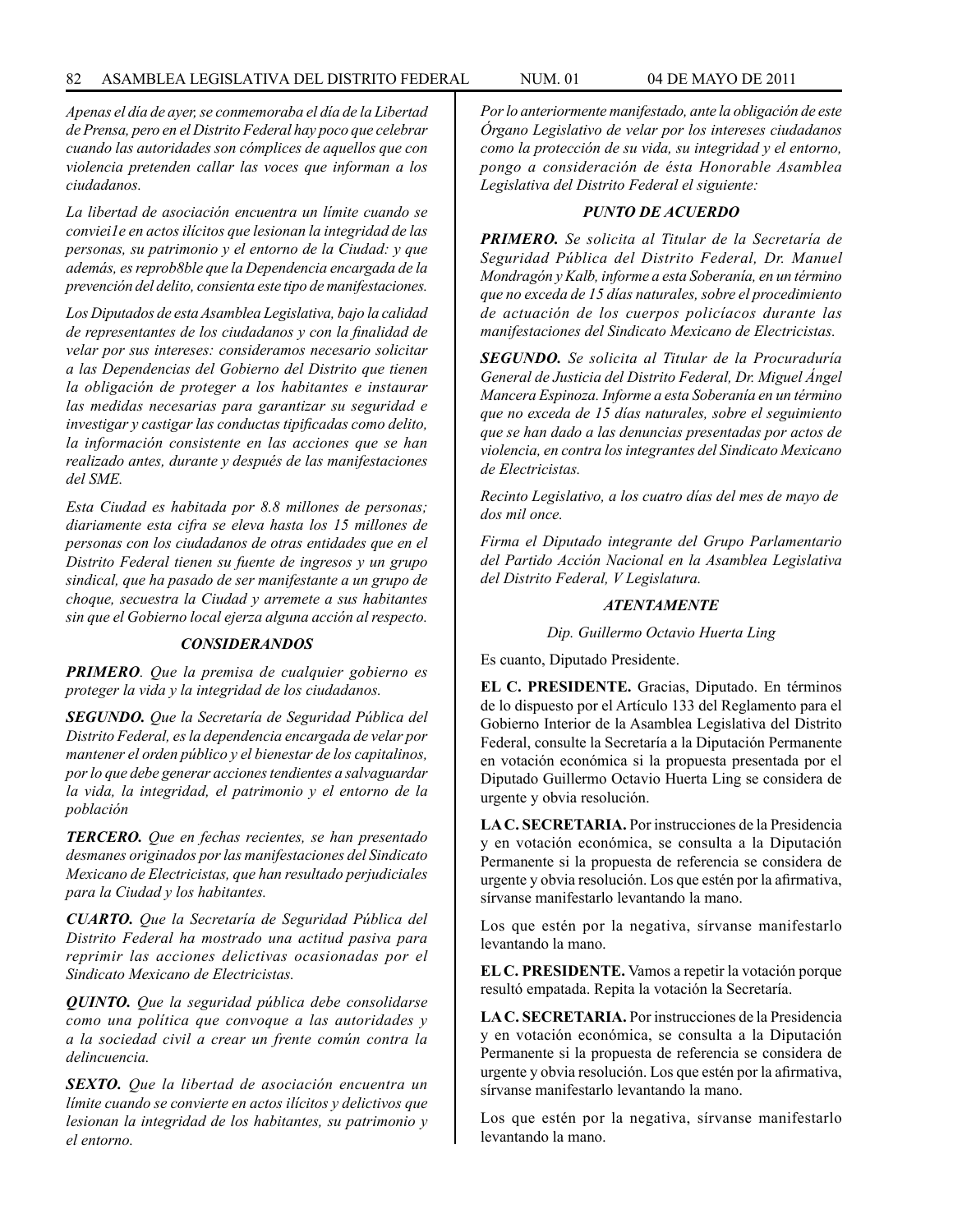*Apenas el día de ayer, se conmemoraba el día de la Libertad de Prensa, pero en el Distrito Federal hay poco que celebrar cuando las autoridades son cómplices de aquellos que con violencia pretenden callar las voces que informan a los ciudadanos.*

*La libertad de asociación encuentra un límite cuando se conviei1e en actos ilícitos que lesionan la integridad de las personas, su patrimonio y el entorno de la Ciudad: y que además, es reprob8ble que la Dependencia encargada de la prevención del delito, consienta este tipo de manifestaciones.*

*Los Diputados de esta Asamblea Legislativa, bajo la calidad de representantes de los ciudadanos y con la finalidad de velar por sus intereses: consideramos necesario solicitar a las Dependencias del Gobierno del Distrito que tienen la obligación de proteger a los habitantes e instaurar las medidas necesarias para garantizar su seguridad e investigar y castigar las conductas tipificadas como delito, la información consistente en las acciones que se han realizado antes, durante y después de las manifestaciones del SME.*

*Esta Ciudad es habitada por 8.8 millones de personas; diariamente esta cifra se eleva hasta los 15 millones de personas con los ciudadanos de otras entidades que en el Distrito Federal tienen su fuente de ingresos y un grupo sindical, que ha pasado de ser manifestante a un grupo de choque, secuestra la Ciudad y arremete a sus habitantes sin que el Gobierno local ejerza alguna acción al respecto.*

***CONSIDERANDOS***

***PRIMERO**. Que la premisa de cualquier gobierno es proteger la vida y la integridad de los ciudadanos.*

***SEGUNDO.** Que la Secretaría de Seguridad Pública del Distrito Federal, es la dependencia encargada de velar por mantener el orden público y el bienestar de los capitalinos, por lo que debe generar acciones tendientes a salvaguardar la vida, la integridad, el patrimonio y el entorno de la población*

***TERCERO.** Que en fechas recientes, se han presentado desmanes originados por las manifestaciones del Sindicato Mexicano de Electricistas, que han resultado perjudiciales para la Ciudad y los habitantes.*

***CUARTO.** Que la Secretaría de Seguridad Pública del Distrito Federal ha mostrado una actitud pasiva para reprimir las acciones delictivas ocasionadas por el Sindicato Mexicano de Electricistas.*

***QUINTO.** Que la seguridad pública debe consolidarse como una política que convoque a las autoridades y a la sociedad civil a crear un frente común contra la delincuencia.*

***SEXTO.** Que la libertad de asociación encuentra un límite cuando se convierte en actos ilícitos y delictivos que lesionan la integridad de los habitantes, su patrimonio y el entorno.*

*Por lo anteriormente manifestado, ante la obligación de este Órgano Legislativo de velar por los intereses ciudadanos como la protección de su vida, su integridad y el entorno, pongo a consideración de ésta Honorable Asamblea Legislativa del Distrito Federal el siguiente:*

***PUNTO DE ACUERDO***

***PRIMERO.** Se solicita al Titular de la Secretaría de Seguridad Pública del Distrito Federal, Dr. Manuel Mondragón y Kalb, informe a esta Soberanía, en un término que no exceda de 15 días naturales, sobre el procedimiento de actuación de los cuerpos policíacos durante las manifestaciones del Sindicato Mexicano de Electricistas.*

***SEGUNDO.** Se solicita al Titular de la Procuraduría General de Justicia del Distrito Federal, Dr. Miguel Ángel Mancera Espinoza. Informe a esta Soberanía en un término que no exceda de 15 días naturales, sobre el seguimiento que se han dado a las denuncias presentadas por actos de violencia, en contra los integrantes del Sindicato Mexicano de Electricistas.*

*Recinto Legislativo, a los cuatro días del mes de mayo de dos mil once.*

*Firma el Diputado integrante del Grupo Parlamentario del Partido Acción Nacional en la Asamblea Legislativa del Distrito Federal, V Legislatura.*

***ATENTAMENTE***

*Dip. Guillermo Octavio Huerta Ling*

Es cuanto, Diputado Presidente.

**EL C. PRESIDENTE.** Gracias, Diputado. En términos de lo dispuesto por el Artículo 133 del Reglamento para el Gobierno Interior de la Asamblea Legislativa del Distrito Federal, consulte la Secretaría a la Diputación Permanente en votación económica si la propuesta presentada por el Diputado Guillermo Octavio Huerta Ling se considera de urgente y obvia resolución.

**LA C. SECRETARIA.** Por instrucciones de la Presidencia y en votación económica, se consulta a la Diputación Permanente si la propuesta de referencia se considera de urgente y obvia resolución. Los que estén por la afirmativa, sírvanse manifestarlo levantando la mano.

Los que estén por la negativa, sírvanse manifestarlo levantando la mano.

**EL C. PRESIDENTE.** Vamos a repetir la votación porque resultó empatada. Repita la votación la Secretaría.

**LA C. SECRETARIA.** Por instrucciones de la Presidencia y en votación económica, se consulta a la Diputación Permanente si la propuesta de referencia se considera de urgente y obvia resolución. Los que estén por la afirmativa, sírvanse manifestarlo levantando la mano.

Los que estén por la negativa, sírvanse manifestarlo levantando la mano.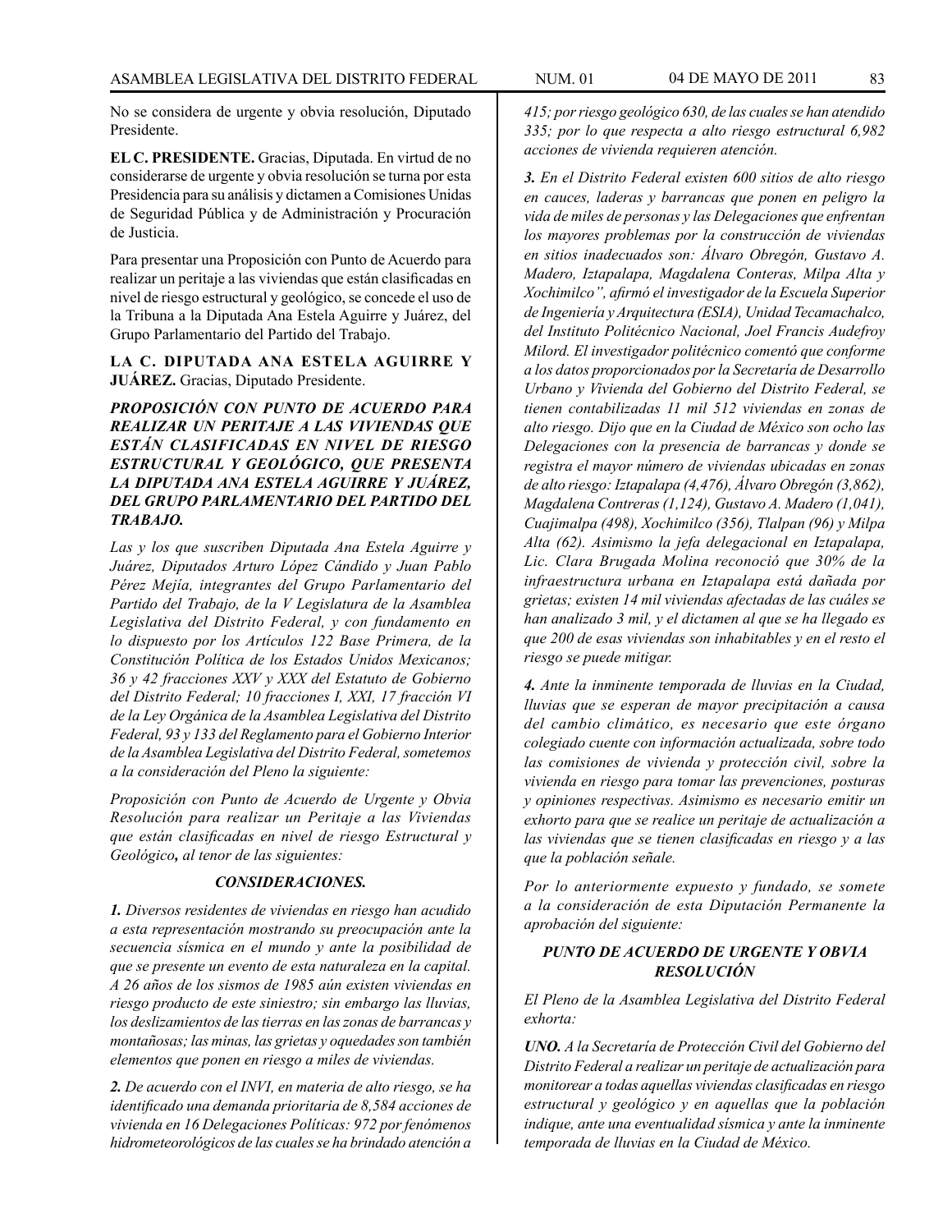No se considera de urgente y obvia resolución, Diputado Presidente.

**EL C. PRESIDENTE.** Gracias, Diputada. En virtud de no considerarse de urgente y obvia resolución se turna por esta Presidencia para su análisis y dictamen a Comisiones Unidas de Seguridad Pública y de Administración y Procuración de Justicia.

Para presentar una Proposición con Punto de Acuerdo para realizar un peritaje a las viviendas que están clasificadas en nivel de riesgo estructural y geológico, se concede el uso de la Tribuna a la Diputada Ana Estela Aguirre y Juárez, del Grupo Parlamentario del Partido del Trabajo.

**LA C. DIPUTADA ANA ESTELA AGUIRRE Y JUÁREZ.** Gracias, Diputado Presidente.

***PROPOSICIÓN CON PUNTO DE ACUERDO PARA REALIZAR UN PERITAJE A LAS VIVIENDAS QUE ESTÁN CLASIFICADAS EN NIVEL DE RIESGO ESTRUCTURAL Y GEOLÓGICO, QUE PRESENTA LA DIPUTADA ANA ESTELA AGUIRRE Y JUÁREZ, DEL GRUPO PARLAMENTARIO DEL PARTIDO DEL TRABAJO.***

*Las y los que suscriben Diputada Ana Estela Aguirre y Juárez, Diputados Arturo López Cándido y Juan Pablo Pérez Mejía, integrantes del Grupo Parlamentario del Partido del Trabajo, de la V Legislatura de la Asamblea Legislativa del Distrito Federal, y con fundamento en lo dispuesto por los Artículos 122 Base Primera, de la Constitución Política de los Estados Unidos Mexicanos; 36 y 42 fracciones XXV y XXX del Estatuto de Gobierno del Distrito Federal; 10 fracciones I, XXI, 17 fracción VI de la Ley Orgánica de la Asamblea Legislativa del Distrito Federal, 93 y 133 del Reglamento para el Gobierno Interior de la Asamblea Legislativa del Distrito Federal, sometemos a la consideración del Pleno la siguiente:*

*Proposición con Punto de Acuerdo de Urgente y Obvia Resolución para realizar un Peritaje a las Viviendas que están clasificadas en nivel de riesgo Estructural y Geológico*, *al tenor de las siguientes:*

***CONSIDERACIONES.***

***1.*** *Diversos residentes de viviendas en riesgo han acudido a esta representación mostrando su preocupación ante la secuencia sísmica en el mundo y ante la posibilidad de que se presente un evento de esta naturaleza en la capital. A 26 años de los sismos de 1985 aún existen viviendas en riesgo producto de este siniestro; sin embargo las lluvias, los deslizamientos de las tierras en las zonas de barrancas y montañosas; las minas, las grietas y oquedades son también elementos que ponen en riesgo a miles de viviendas.*

***2.*** *De acuerdo con el INVI, en materia de alto riesgo, se ha identificado una demanda prioritaria de 8,584 acciones de vivienda en 16 Delegaciones Políticas: 972 por fenómenos hidrometeorológicos de las cuales se ha brindado atención a 415; por riesgo geológico 630, de las cuales se han atendido 335; por lo que respecta a alto riesgo estructural 6,982 acciones de vivienda requieren atención.*

***3.*** *En el Distrito Federal existen 600 sitios de alto riesgo en cauces, laderas y barrancas que ponen en peligro la vida de miles de personas y las Delegaciones que enfrentan los mayores problemas por la construcción de viviendas en sitios inadecuados son: Álvaro Obregón, Gustavo A. Madero, Iztapalapa, Magdalena Conteras, Milpa Alta y Xochimilco", afirmó el investigador de la Escuela Superior de Ingeniería y Arquitectura (ESIA), Unidad Tecamachalco, del Instituto Politécnico Nacional, Joel Francis Audefroy Milord. El investigador politécnico comentó que conforme a los datos proporcionados por la Secretaría de Desarrollo Urbano y Vivienda del Gobierno del Distrito Federal, se tienen contabilizadas 11 mil 512 viviendas en zonas de alto riesgo. Dijo que en la Ciudad de México son ocho las Delegaciones con la presencia de barrancas y donde se registra el mayor número de viviendas ubicadas en zonas de alto riesgo: Iztapalapa (4,476), Álvaro Obregón (3,862), Magdalena Contreras (1,124), Gustavo A. Madero (1,041), Cuajimalpa (498), Xochimilco (356), Tlalpan (96) y Milpa Alta (62). Asimismo la jefa delegacional en Iztapalapa, Lic. Clara Brugada Molina reconoció que 30% de la infraestructura urbana en Iztapalapa está dañada por grietas; existen 14 mil viviendas afectadas de las cuáles se han analizado 3 mil, y el dictamen al que se ha llegado es que 200 de esas viviendas son inhabitables y en el resto el riesgo se puede mitigar.*

***4.*** *Ante la inminente temporada de lluvias en la Ciudad, lluvias que se esperan de mayor precipitación a causa del cambio climático, es necesario que este órgano colegiado cuente con información actualizada, sobre todo las comisiones de vivienda y protección civil, sobre la vivienda en riesgo para tomar las prevenciones, posturas y opiniones respectivas. Asimismo es necesario emitir un exhorto para que se realice un peritaje de actualización a las viviendas que se tienen clasificadas en riesgo y a las que la población señale.*

*Por lo anteriormente expuesto y fundado, se somete a la consideración de esta Diputación Permanente la aprobación del siguiente:*

***PUNTO DE ACUERDO DE URGENTE Y OBVIA RESOLUCIÓN***

*El Pleno de la Asamblea Legislativa del Distrito Federal exhorta:*

***UNO.*** *A la Secretaría de Protección Civil del Gobierno del Distrito Federal a realizar un peritaje de actualización para monitorear a todas aquellas viviendas clasificadas en riesgo estructural y geológico y en aquellas que la población indique, ante una eventualidad sísmica y ante la inminente temporada de lluvias en la Ciudad de México.*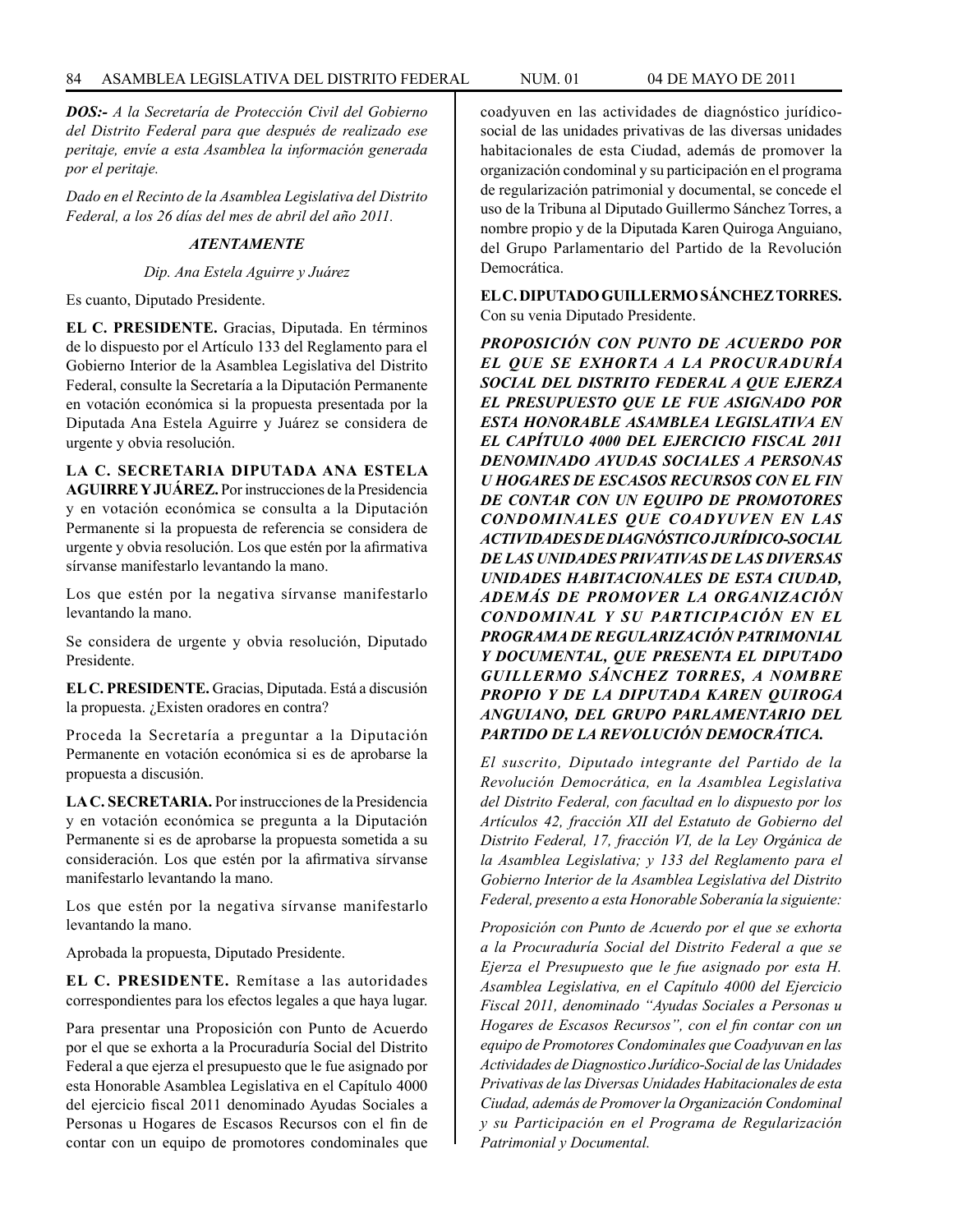*DOS:- A la Secretaría de Protección Civil del Gobierno del Distrito Federal para que después de realizado ese peritaje, envíe a esta Asamblea la información generada por el peritaje.*

*Dado en el Recinto de la Asamblea Legislativa del Distrito Federal, a los 26 días del mes de abril del año 2011.*

***ATENTAMENTE***

*Dip. Ana Estela Aguirre y Juárez*

Es cuanto, Diputado Presidente.

**EL C. PRESIDENTE.** Gracias, Diputada. En términos de lo dispuesto por el Artículo 133 del Reglamento para el Gobierno Interior de la Asamblea Legislativa del Distrito Federal, consulte la Secretaría a la Diputación Permanente en votación económica si la propuesta presentada por la Diputada Ana Estela Aguirre y Juárez se considera de urgente y obvia resolución.

**LA C. SECRETARIA DIPUTADA ANA ESTELA AGUIRRE Y JUÁREZ.** Por instrucciones de la Presidencia y en votación económica se consulta a la Diputación Permanente si la propuesta de referencia se considera de urgente y obvia resolución. Los que estén por la afirmativa sírvanse manifestarlo levantando la mano.

Los que estén por la negativa sírvanse manifestarlo levantando la mano.

Se considera de urgente y obvia resolución, Diputado Presidente.

**EL C. PRESIDENTE.** Gracias, Diputada. Está a discusión la propuesta. ¿Existen oradores en contra?

Proceda la Secretaría a preguntar a la Diputación Permanente en votación económica si es de aprobarse la propuesta a discusión.

**LA C. SECRETARIA.** Por instrucciones de la Presidencia y en votación económica se pregunta a la Diputación Permanente si es de aprobarse la propuesta sometida a su consideración. Los que estén por la afirmativa sírvanse manifestarlo levantando la mano.

Los que estén por la negativa sírvanse manifestarlo levantando la mano.

Aprobada la propuesta, Diputado Presidente.

**EL C. PRESIDENTE.** Remítase a las autoridades correspondientes para los efectos legales a que haya lugar.

Para presentar una Proposición con Punto de Acuerdo por el que se exhorta a la Procuraduría Social del Distrito Federal a que ejerza el presupuesto que le fue asignado por esta Honorable Asamblea Legislativa en el Capítulo 4000 del ejercicio fiscal 2011 denominado Ayudas Sociales a Personas u Hogares de Escasos Recursos con el fin de contar con un equipo de promotores condominales que coadyuven en las actividades de diagnóstico jurídico-social de las unidades privativas de las diversas unidades habitacionales de esta Ciudad, además de promover la organización condominal y su participación en el programa de regularización patrimonial y documental, se concede el uso de la Tribuna al Diputado Guillermo Sánchez Torres, a nombre propio y de la Diputada Karen Quiroga Anguiano, del Grupo Parlamentario del Partido de la Revolución Democrática.

**EL C. DIPUTADO GUILLERMO SÁNCHEZ TORRES.** Con su venia Diputado Presidente.

***PROPOSICIÓN CON PUNTO DE ACUERDO POR EL QUE SE EXHORTA A LA PROCURADURÍA SOCIAL DEL DISTRITO FEDERAL A QUE EJERZA EL PRESUPUESTO QUE LE FUE ASIGNADO POR ESTA HONORABLE ASAMBLEA LEGISLATIVA EN EL CAPÍTULO 4000 DEL EJERCICIO FISCAL 2011 DENOMINADO AYUDAS SOCIALES A PERSONAS U HOGARES DE ESCASOS RECURSOS CON EL FIN DE CONTAR CON UN EQUIPO DE PROMOTORES CONDOMINALES QUE COADYUVEN EN LAS ACTIVIDADES DE DIAGNÓSTICO JURÍDICO-SOCIAL DE LAS UNIDADES PRIVATIVAS DE LAS DIVERSAS UNIDADES HABITACIONALES DE ESTA CIUDAD, ADEMÁS DE PROMOVER LA ORGANIZACIÓN CONDOMINAL Y SU PARTICIPACIÓN EN EL PROGRAMA DE REGULARIZACIÓN PATRIMONIAL Y DOCUMENTAL, QUE PRESENTA EL DIPUTADO GUILLERMO SÁNCHEZ TORRES, A NOMBRE PROPIO Y DE LA DIPUTADA KAREN QUIROGA ANGUIANO, DEL GRUPO PARLAMENTARIO DEL PARTIDO DE LA REVOLUCIÓN DEMOCRÁTICA.***

*El suscrito, Diputado integrante del Partido de la Revolución Democrática, en la Asamblea Legislativa del Distrito Federal, con facultad en lo dispuesto por los Artículos 42, fracción XII del Estatuto de Gobierno del Distrito Federal, 17, fracción VI, de la Ley Orgánica de la Asamblea Legislativa; y 133 del Reglamento para el Gobierno Interior de la Asamblea Legislativa del Distrito Federal, presento a esta Honorable Soberanía la siguiente:*

*Proposición con Punto de Acuerdo por el que se exhorta a la Procuraduría Social del Distrito Federal a que se Ejerza el Presupuesto que le fue asignado por esta H. Asamblea Legislativa, en el Capítulo 4000 del Ejercicio Fiscal 2011, denominado "Ayudas Sociales a Personas u Hogares de Escasos Recursos", con el fin contar con un equipo de Promotores Condominales que Coadyuvan en las Actividades de Diagnostico Jurídico-Social de las Unidades Privativas de las Diversas Unidades Habitacionales de esta Ciudad, además de Promover la Organización Condominal y su Participación en el Programa de Regularización Patrimonial y Documental.*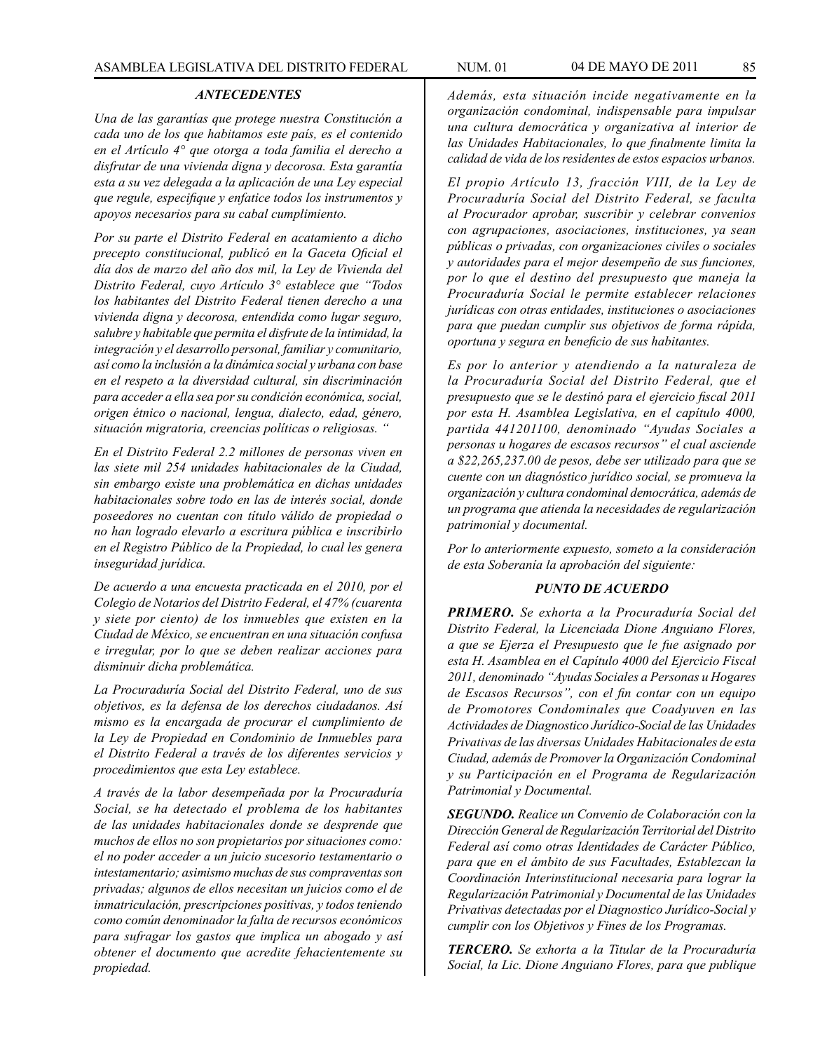### *ANTECEDENTES*

*Una de las garantías que protege nuestra Constitución a cada uno de los que habitamos este país, es el contenido en el Artículo 4° que otorga a toda familia el derecho a disfrutar de una vivienda digna y decorosa. Esta garantía esta a su vez delegada a la aplicación de una Ley especial que regule, especifique y enfatice todos los instrumentos y apoyos necesarios para su cabal cumplimiento.*

*Por su parte el Distrito Federal en acatamiento a dicho precepto constitucional, publicó en la Gaceta Oficial el día dos de marzo del año dos mil, la Ley de Vivienda del Distrito Federal, cuyo Artículo 3° establece que "Todos los habitantes del Distrito Federal tienen derecho a una vivienda digna y decorosa, entendida como lugar seguro, salubre y habitable que permita el disfrute de la intimidad, la integración y el desarrollo personal, familiar y comunitario, así como la inclusión a la dinámica social y urbana con base en el respeto a la diversidad cultural, sin discriminación para acceder a ella sea por su condición económica, social, origen étnico o nacional, lengua, dialecto, edad, género, situación migratoria, creencias políticas o religiosas. "*

*En el Distrito Federal 2.2 millones de personas viven en las siete mil 254 unidades habitacionales de la Ciudad, sin embargo existe una problemática en dichas unidades habitacionales sobre todo en las de interés social, donde poseedores no cuentan con título válido de propiedad o no han logrado elevarlo a escritura pública e inscribirlo en el Registro Público de la Propiedad, lo cual les genera inseguridad jurídica.*

*De acuerdo a una encuesta practicada en el 2010, por el Colegio de Notarios del Distrito Federal, el 47% (cuarenta y siete por ciento) de los inmuebles que existen en la Ciudad de México, se encuentran en una situación confusa e irregular, por lo que se deben realizar acciones para disminuir dicha problemática.*

*La Procuraduría Social del Distrito Federal, uno de sus objetivos, es la defensa de los derechos ciudadanos. Así mismo es la encargada de procurar el cumplimiento de la Ley de Propiedad en Condominio de Inmuebles para el Distrito Federal a través de los diferentes servicios y procedimientos que esta Ley establece.*

*A través de la labor desempeñada por la Procuraduría Social, se ha detectado el problema de los habitantes de las unidades habitacionales donde se desprende que muchos de ellos no son propietarios por situaciones como: el no poder acceder a un juicio sucesorio testamentario o intestamentario; asimismo muchas de sus compraventas son privadas; algunos de ellos necesitan un juicios como el de inmatriculación, prescripciones positivas, y todos teniendo como común denominador la falta de recursos económicos para sufragar los gastos que implica un abogado y así obtener el documento que acredite fehacientemente su propiedad.*

*Además, esta situación incide negativamente en la organización condominal, indispensable para impulsar una cultura democrática y organizativa al interior de las Unidades Habitacionales, lo que finalmente limita la calidad de vida de los residentes de estos espacios urbanos.*

*El propio Artículo 13, fracción VIII, de la Ley de Procuraduría Social del Distrito Federal, se faculta al Procurador aprobar, suscribir y celebrar convenios con agrupaciones, asociaciones, instituciones, ya sean públicas o privadas, con organizaciones civiles o sociales y autoridades para el mejor desempeño de sus funciones, por lo que el destino del presupuesto que maneja la Procuraduría Social le permite establecer relaciones jurídicas con otras entidades, instituciones o asociaciones para que puedan cumplir sus objetivos de forma rápida, oportuna y segura en beneficio de sus habitantes.*

*Es por lo anterior y atendiendo a la naturaleza de la Procuraduría Social del Distrito Federal, que el presupuesto que se le destinó para el ejercicio fiscal 2011 por esta H. Asamblea Legislativa, en el capítulo 4000, partida 441201100, denominado "Ayudas Sociales a personas u hogares de escasos recursos" el cual asciende a $22,265,237.00 de pesos, debe ser utilizado para que se cuente con un diagnóstico jurídico social, se promueva la organización y cultura condominal democrática, además de un programa que atienda la necesidades de regularización patrimonial y documental.*

*Por lo anteriormente expuesto, someto a la consideración de esta Soberanía la aprobación del siguiente:*

### *PUNTO DE ACUERDO*

***PRIMERO.*** *Se exhorta a la Procuraduría Social del Distrito Federal, la Licenciada Dione Anguiano Flores, a que se Ejerza el Presupuesto que le fue asignado por esta H. Asamblea en el Capítulo 4000 del Ejercicio Fiscal 2011, denominado "Ayudas Sociales a Personas u Hogares de Escasos Recursos", con el fin contar con un equipo de Promotores Condominales que Coadyuven en las Actividades de Diagnostico Jurídico-Social de las Unidades Privativas de las diversas Unidades Habitacionales de esta Ciudad, además de Promover la Organización Condominal y su Participación en el Programa de Regularización Patrimonial y Documental.*

***SEGUNDO.*** *Realice un Convenio de Colaboración con la Dirección General de Regularización Territorial del Distrito Federal así como otras Identidades de Carácter Público, para que en el ámbito de sus Facultades, Establezcan la Coordinación Interinstitucional necesaria para lograr la Regularización Patrimonial y Documental de las Unidades Privativas detectadas por el Diagnostico Jurídico-Social y cumplir con los Objetivos y Fines de los Programas.*

***TERCERO.*** *Se exhorta a la Titular de la Procuraduría Social, la Lic. Dione Anguiano Flores, para que publique*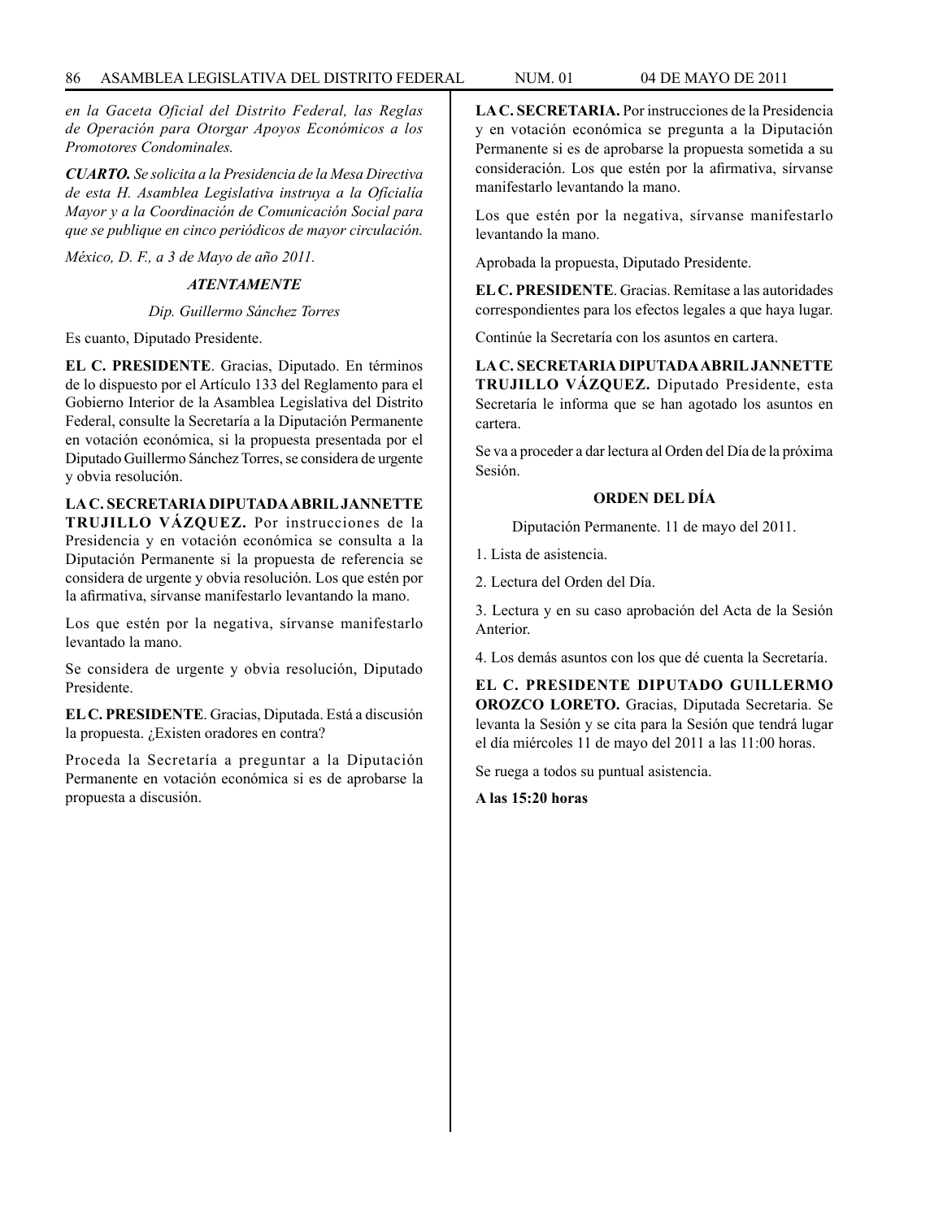*en la Gaceta Oficial del Distrito Federal, las Reglas de Operación para Otorgar Apoyos Económicos a los Promotores Condominales.*

***CUARTO.*** *Se solicita a la Presidencia de la Mesa Directiva de esta H. Asamblea Legislativa instruya a la Oficialía Mayor y a la Coordinación de Comunicación Social para que se publique en cinco periódicos de mayor circulación.*

*México, D. F., a 3 de Mayo de año 2011.*

***ATENTAMENTE***

*Dip. Guillermo Sánchez Torres*

Es cuanto, Diputado Presidente.

**EL C. PRESIDENTE**. Gracias, Diputado. En términos de lo dispuesto por el Artículo 133 del Reglamento para el Gobierno Interior de la Asamblea Legislativa del Distrito Federal, consulte la Secretaría a la Diputación Permanente en votación económica, si la propuesta presentada por el Diputado Guillermo Sánchez Torres, se considera de urgente y obvia resolución.

**LA C. SECRETARIA DIPUTADA ABRIL JANNETTE TRUJILLO VÁZQUEZ.** Por instrucciones de la Presidencia y en votación económica se consulta a la Diputación Permanente si la propuesta de referencia se considera de urgente y obvia resolución. Los que estén por la afirmativa, sírvanse manifestarlo levantando la mano.

Los que estén por la negativa, sírvanse manifestarlo levantado la mano.

Se considera de urgente y obvia resolución, Diputado Presidente.

**EL C. PRESIDENTE**. Gracias, Diputada. Está a discusión la propuesta. ¿Existen oradores en contra?

Proceda la Secretaría a preguntar a la Diputación Permanente en votación económica si es de aprobarse la propuesta a discusión.

**LA C. SECRETARIA.** Por instrucciones de la Presidencia y en votación económica se pregunta a la Diputación Permanente si es de aprobarse la propuesta sometida a su consideración. Los que estén por la afirmativa, sírvanse manifestarlo levantando la mano.

Los que estén por la negativa, sírvanse manifestarlo levantando la mano.

Aprobada la propuesta, Diputado Presidente.

**EL C. PRESIDENTE**. Gracias. Remítase a las autoridades correspondientes para los efectos legales a que haya lugar.

Continúe la Secretaría con los asuntos en cartera.

**LA C. SECRETARIA DIPUTADA ABRIL JANNETTE TRUJILLO VÁZQUEZ.** Diputado Presidente, esta Secretaría le informa que se han agotado los asuntos en cartera.

Se va a proceder a dar lectura al Orden del Día de la próxima Sesión.

**ORDEN DEL DÍA**

Diputación Permanente. 11 de mayo del 2011.

1. Lista de asistencia.

2. Lectura del Orden del Día.

3. Lectura y en su caso aprobación del Acta de la Sesión Anterior.

4. Los demás asuntos con los que dé cuenta la Secretaría.

**EL C. PRESIDENTE DIPUTADO GUILLERMO OROZCO LORETO.** Gracias, Diputada Secretaria. Se levanta la Sesión y se cita para la Sesión que tendrá lugar el día miércoles 11 de mayo del 2011 a las 11:00 horas.

Se ruega a todos su puntual asistencia.

**A las 15:20 horas**